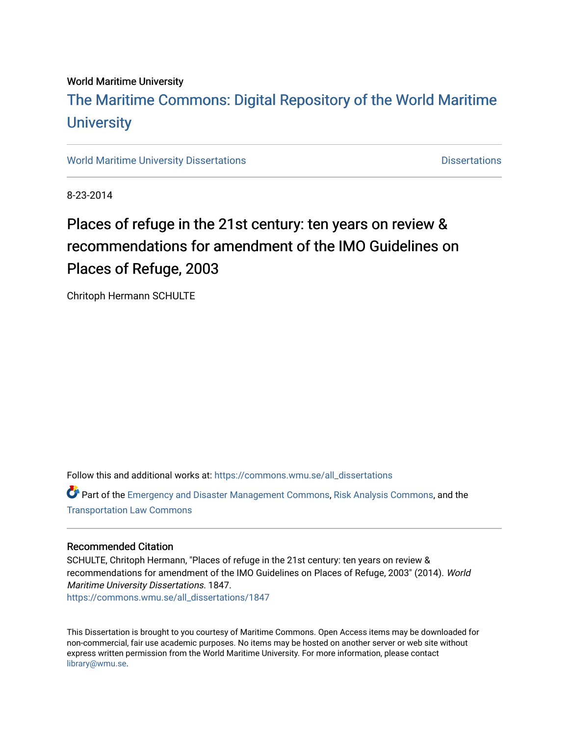World Maritime University

# The Maritime Commons: Digital Repository of the World Maritime University

World Maritime University Dissertations

Dissertations

8-23-2014

# Places of refuge in the 21st century: ten years on review & recommendations for amendment of the IMO Guidelines on Places of Refuge, 2003

Chritoph Hermann SCHULTE

Follow this and additional works at: https://commons.wmu.se/all_dissertations

Part of the Emergency and Disaster Management Commons, Risk Analysis Commons, and the Transportation Law Commons

## Recommended Citation

SCHULTE, Chritoph Hermann, "Places of refuge in the 21st century: ten years on review & recommendations for amendment of the IMO Guidelines on Places of Refuge, 2003" (2014). *World Maritime University Dissertations*. 1847.
https://commons.wmu.se/all_dissertations/1847

This Dissertation is brought to you courtesy of Maritime Commons. Open Access items may be downloaded for non-commercial, fair use academic purposes. No items may be hosted on another server or web site without express written permission from the World Maritime University. For more information, please contact library@wmu.se.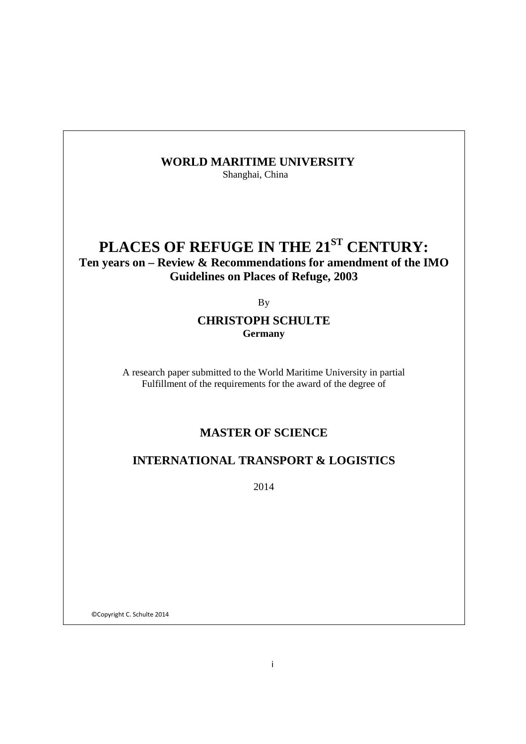**WORLD MARITIME UNIVERSITY**
Shanghai, China

# PLACES OF REFUGE IN THE 21ST CENTURY:

## Ten years on – Review & Recommendations for amendment of the IMO Guidelines on Places of Refuge, 2003

By

**CHRISTOPH SCHULTE**
**Germany**

A research paper submitted to the World Maritime University in partial Fulfillment of the requirements for the award of the degree of

## MASTER OF SCIENCE

## INTERNATIONAL TRANSPORT & LOGISTICS

2014

©Copyright C. Schulte 2014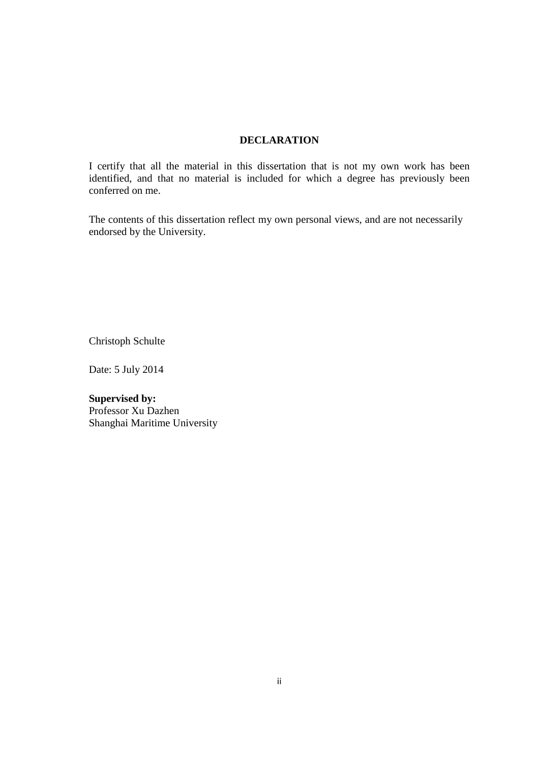# DECLARATION

I certify that all the material in this dissertation that is not my own work has been identified, and that no material is included for which a degree has previously been conferred on me.

The contents of this dissertation reflect my own personal views, and are not necessarily endorsed by the University.

Christoph Schulte

Date: 5 July 2014

**Supervised by:**
Professor Xu Dazhen
Shanghai Maritime University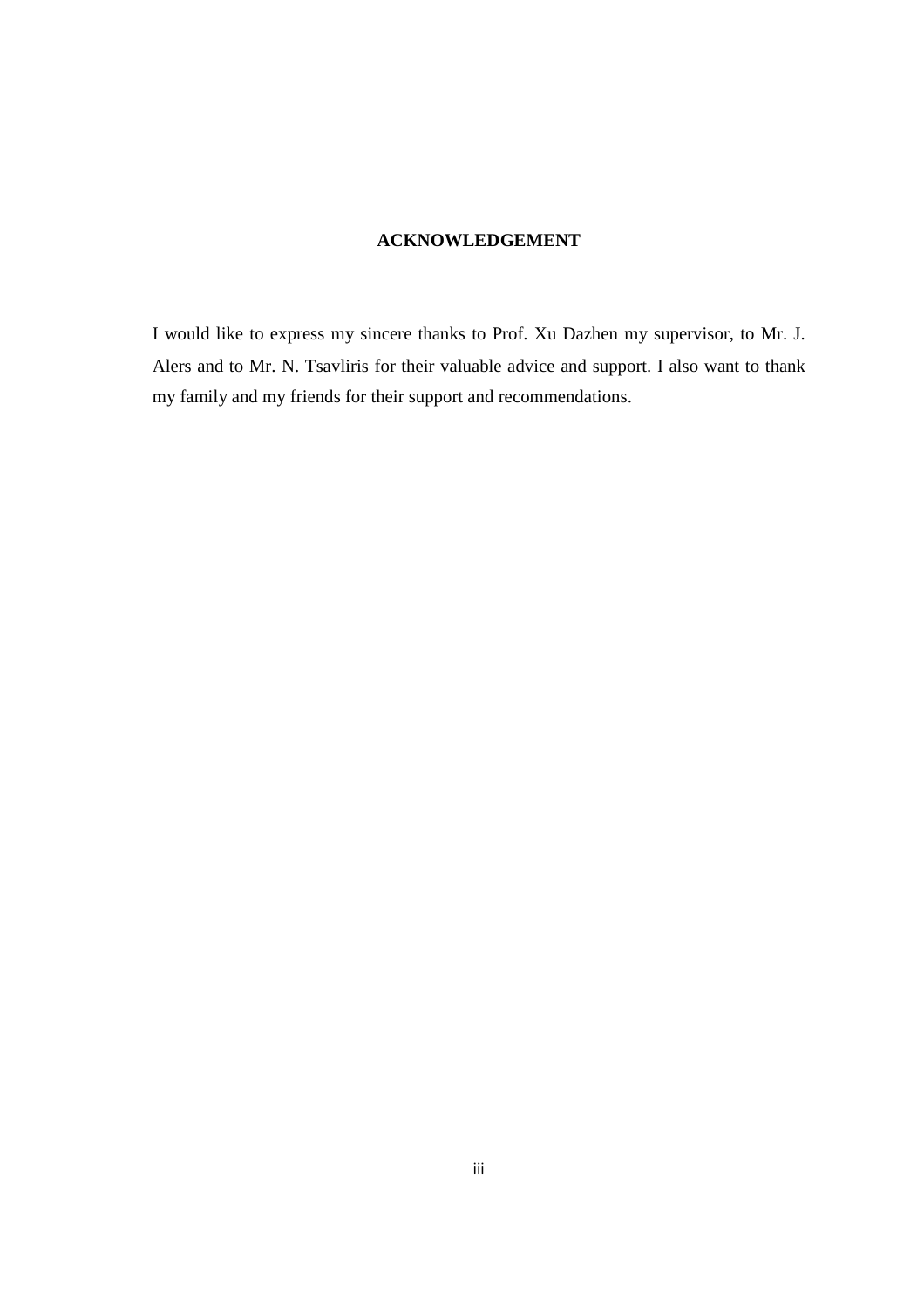# ACKNOWLEDGEMENT

I would like to express my sincere thanks to Prof. Xu Dazhen my supervisor, to Mr. J. Alers and to Mr. N. Tsavliris for their valuable advice and support. I also want to thank my family and my friends for their support and recommendations.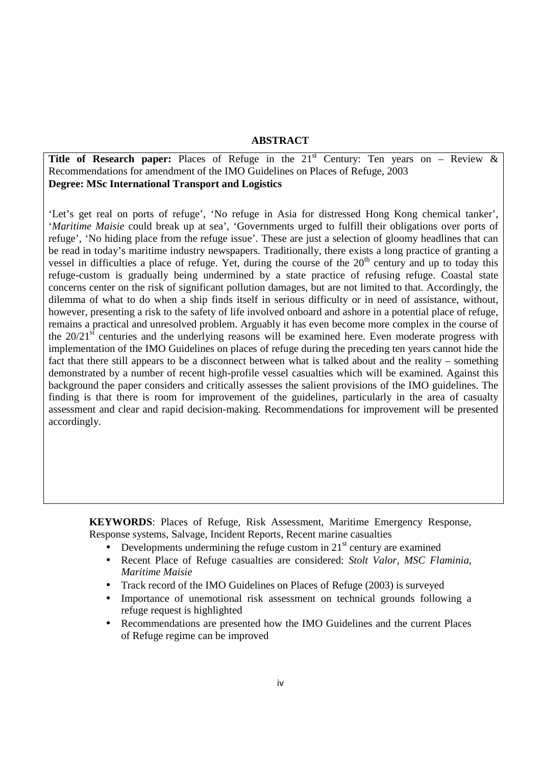## ABSTRACT

**Title of Research paper:** Places of Refuge in the 21st Century: Ten years on – Review & Recommendations for amendment of the IMO Guidelines on Places of Refuge, 2003
**Degree: MSc International Transport and Logistics**

'Let's get real on ports of refuge', 'No refuge in Asia for distressed Hong Kong chemical tanker', '*Maritime Maisie* could break up at sea', 'Governments urged to fulfill their obligations over ports of refuge', 'No hiding place from the refuge issue'. These are just a selection of gloomy headlines that can be read in today's maritime industry newspapers. Traditionally, there exists a long practice of granting a vessel in difficulties a place of refuge. Yet, during the course of the 20th century and up to today this refuge-custom is gradually being undermined by a state practice of refusing refuge. Coastal state concerns center on the risk of significant pollution damages, but are not limited to that. Accordingly, the dilemma of what to do when a ship finds itself in serious difficulty or in need of assistance, without, however, presenting a risk to the safety of life involved onboard and ashore in a potential place of refuge, remains a practical and unresolved problem. Arguably it has even become more complex in the course of the 20/21st centuries and the underlying reasons will be examined here. Even moderate progress with implementation of the IMO Guidelines on places of refuge during the preceding ten years cannot hide the fact that there still appears to be a disconnect between what is talked about and the reality – something demonstrated by a number of recent high-profile vessel casualties which will be examined. Against this background the paper considers and critically assesses the salient provisions of the IMO guidelines. The finding is that there is room for improvement of the guidelines, particularly in the area of casualty assessment and clear and rapid decision-making. Recommendations for improvement will be presented accordingly.

**KEYWORDS**: Places of Refuge, Risk Assessment, Maritime Emergency Response, Response systems, Salvage, Incident Reports, Recent marine casualties

- Developments undermining the refuge custom in 21st century are examined
- Recent Place of Refuge casualties are considered: *Stolt Valor*, *MSC Flaminia*, *Maritime Maisie*
- Track record of the IMO Guidelines on Places of Refuge (2003) is surveyed
- Importance of unemotional risk assessment on technical grounds following a refuge request is highlighted
- Recommendations are presented how the IMO Guidelines and the current Places of Refuge regime can be improved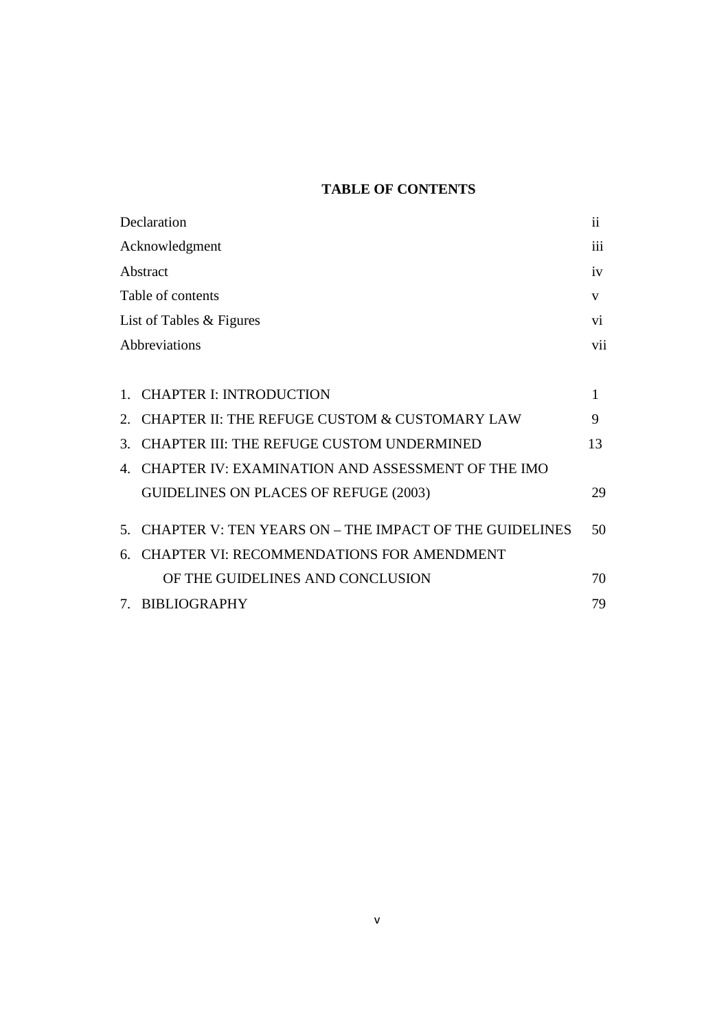# TABLE OF CONTENTS

| | |
|---|---|
| Declaration | ii |
| Acknowledgment | iii |
| Abstract | iv |
| Table of contents | v |
| List of Tables & Figures | vi |
| Abbreviations | vii |
| 1. CHAPTER I: INTRODUCTION | 1 |
| 2. CHAPTER II: THE REFUGE CUSTOM & CUSTOMARY LAW | 9 |
| 3. CHAPTER III: THE REFUGE CUSTOM UNDERMINED | 13 |
| 4. CHAPTER IV: EXAMINATION AND ASSESSMENT OF THE IMO GUIDELINES ON PLACES OF REFUGE (2003) | 29 |
| 5. CHAPTER V: TEN YEARS ON – THE IMPACT OF THE GUIDELINES | 50 |
| 6. CHAPTER VI: RECOMMENDATIONS FOR AMENDMENT OF THE GUIDELINES AND CONCLUSION | 70 |
| 7. BIBLIOGRAPHY | 79 |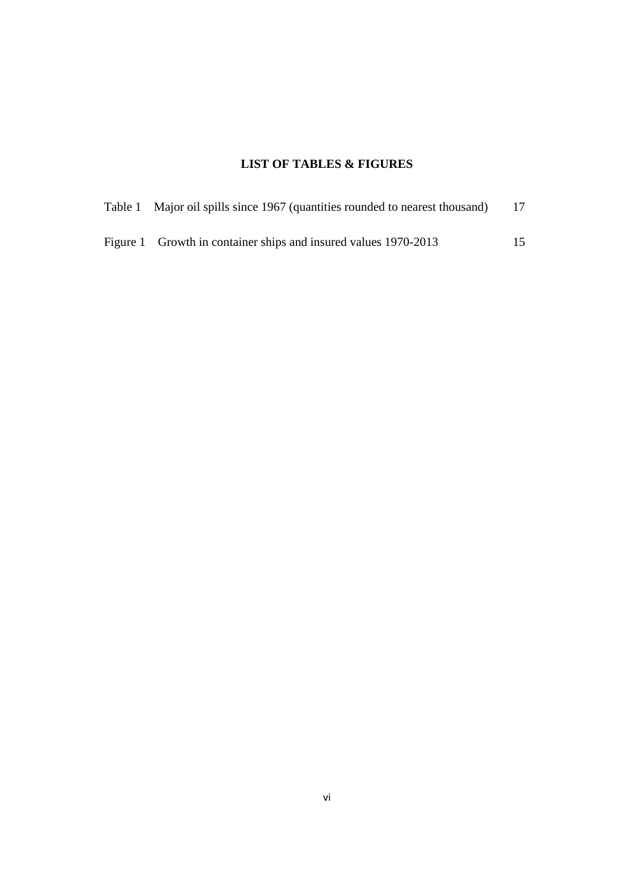## LIST OF TABLES & FIGURES

Table 1 Major oil spills since 1967 (quantities rounded to nearest thousand) 17

Figure 1 Growth in container ships and insured values 1970-2013 15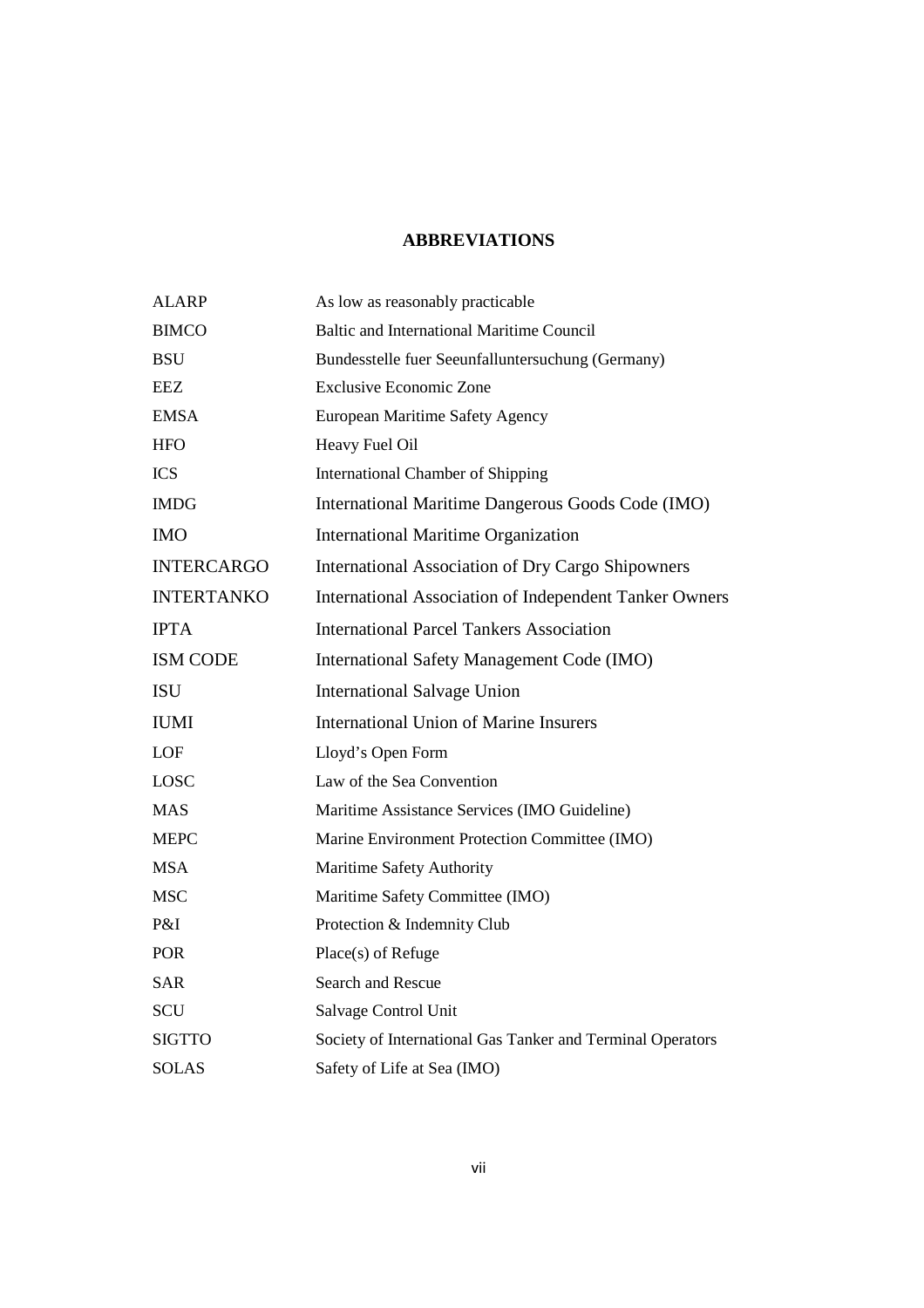## ABBREVIATIONS

| | |
|---|---|
| ALARP | As low as reasonably practicable |
| BIMCO | Baltic and International Maritime Council |
| BSU | Bundesstelle fuer Seeunfalluntersuchung (Germany) |
| EEZ | Exclusive Economic Zone |
| EMSA | European Maritime Safety Agency |
| HFO | Heavy Fuel Oil |
| ICS | International Chamber of Shipping |
| IMDG | International Maritime Dangerous Goods Code (IMO) |
| IMO | International Maritime Organization |
| INTERCARGO | International Association of Dry Cargo Shipowners |
| INTERTANKO | International Association of Independent Tanker Owners |
| IPTA | International Parcel Tankers Association |
| ISM CODE | International Safety Management Code (IMO) |
| ISU | International Salvage Union |
| IUMI | International Union of Marine Insurers |
| LOF | Lloyd's Open Form |
| LOSC | Law of the Sea Convention |
| MAS | Maritime Assistance Services (IMO Guideline) |
| MEPC | Marine Environment Protection Committee (IMO) |
| MSA | Maritime Safety Authority |
| MSC | Maritime Safety Committee (IMO) |
| P&I | Protection & Indemnity Club |
| POR | Place(s) of Refuge |
| SAR | Search and Rescue |
| SCU | Salvage Control Unit |
| SIGTTO | Society of International Gas Tanker and Terminal Operators |
| SOLAS | Safety of Life at Sea (IMO) |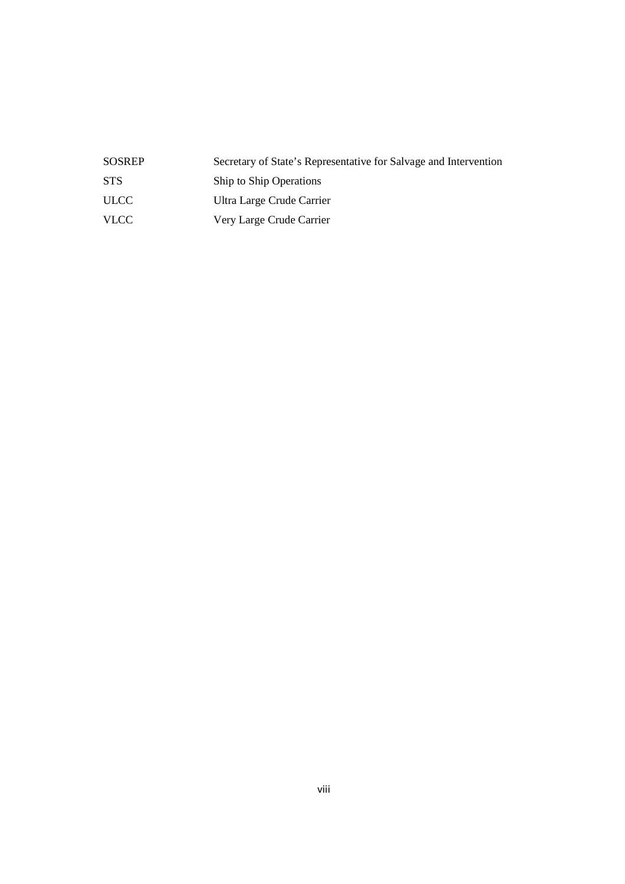| | |
|---|---|
| SOSREP | Secretary of State’s Representative for Salvage and Intervention |
| STS | Ship to Ship Operations |
| ULCC | Ultra Large Crude Carrier |
| VLCC | Very Large Crude Carrier |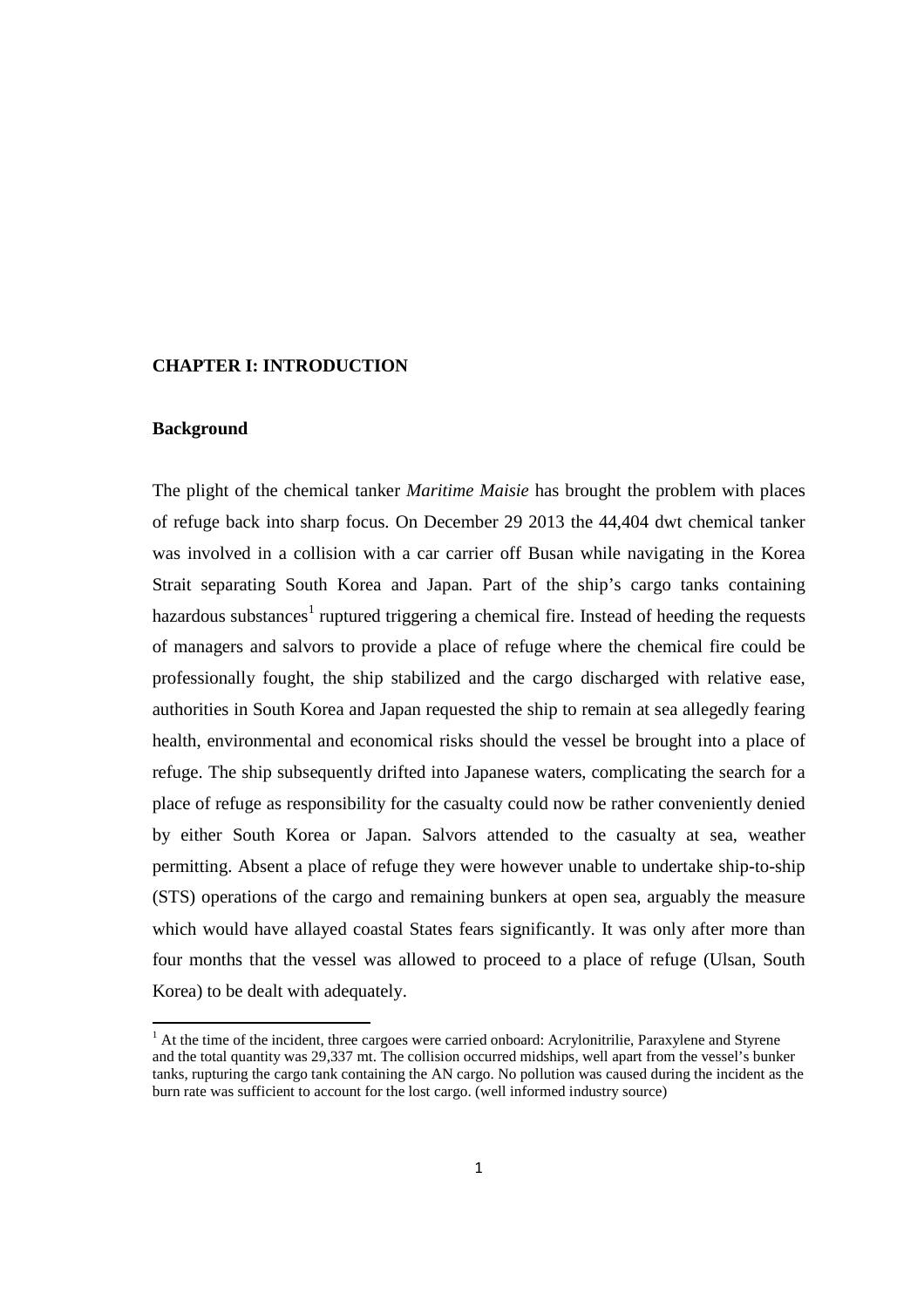# CHAPTER I: INTRODUCTION

## Background

The plight of the chemical tanker *Maritime Maisie* has brought the problem with places of refuge back into sharp focus. On December 29 2013 the 44,404 dwt chemical tanker was involved in a collision with a car carrier off Busan while navigating in the Korea Strait separating South Korea and Japan. Part of the ship's cargo tanks containing hazardous substances[1] ruptured triggering a chemical fire. Instead of heeding the requests of managers and salvors to provide a place of refuge where the chemical fire could be professionally fought, the ship stabilized and the cargo discharged with relative ease, authorities in South Korea and Japan requested the ship to remain at sea allegedly fearing health, environmental and economical risks should the vessel be brought into a place of refuge. The ship subsequently drifted into Japanese waters, complicating the search for a place of refuge as responsibility for the casualty could now be rather conveniently denied by either South Korea or Japan. Salvors attended to the casualty at sea, weather permitting. Absent a place of refuge they were however unable to undertake ship-to-ship (STS) operations of the cargo and remaining bunkers at open sea, arguably the measure which would have allayed coastal States fears significantly. It was only after more than four months that the vessel was allowed to proceed to a place of refuge (Ulsan, South Korea) to be dealt with adequately.

[1] At the time of the incident, three cargoes were carried onboard: Acrylonitrilie, Paraxylene and Styrene and the total quantity was 29,337 mt. The collision occurred midships, well apart from the vessel's bunker tanks, rupturing the cargo tank containing the AN cargo. No pollution was caused during the incident as the burn rate was sufficient to account for the lost cargo. (well informed industry source)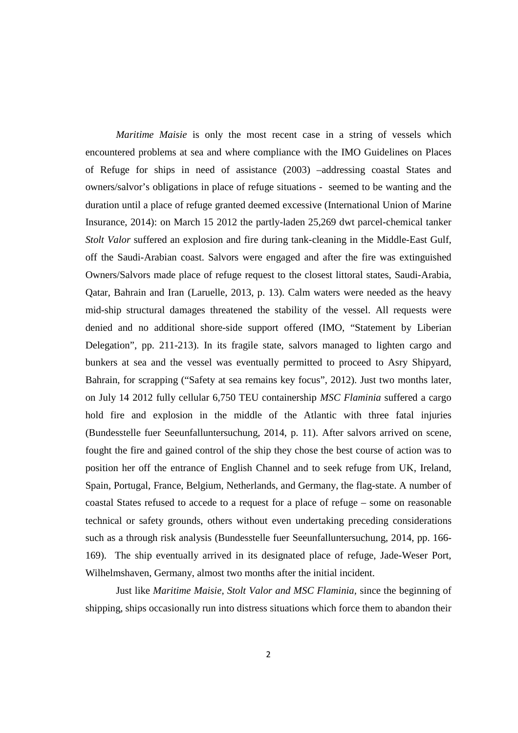*Maritime Maisie* is only the most recent case in a string of vessels which encountered problems at sea and where compliance with the IMO Guidelines on Places of Refuge for ships in need of assistance (2003) –addressing coastal States and owners/salvor's obligations in place of refuge situations - seemed to be wanting and the duration until a place of refuge granted deemed excessive (International Union of Marine Insurance, 2014): on March 15 2012 the partly-laden 25,269 dwt parcel-chemical tanker *Stolt Valor* suffered an explosion and fire during tank-cleaning in the Middle-East Gulf, off the Saudi-Arabian coast. Salvors were engaged and after the fire was extinguished Owners/Salvors made place of refuge request to the closest littoral states, Saudi-Arabia, Qatar, Bahrain and Iran (Laruelle, 2013, p. 13). Calm waters were needed as the heavy mid-ship structural damages threatened the stability of the vessel. All requests were denied and no additional shore-side support offered (IMO, "Statement by Liberian Delegation", pp. 211-213). In its fragile state, salvors managed to lighten cargo and bunkers at sea and the vessel was eventually permitted to proceed to Asry Shipyard, Bahrain, for scrapping ("Safety at sea remains key focus", 2012). Just two months later, on July 14 2012 fully cellular 6,750 TEU containership *MSC Flaminia* suffered a cargo hold fire and explosion in the middle of the Atlantic with three fatal injuries (Bundesstelle fuer Seeunfalluntersuchung, 2014, p. 11). After salvors arrived on scene, fought the fire and gained control of the ship they chose the best course of action was to position her off the entrance of English Channel and to seek refuge from UK, Ireland, Spain, Portugal, France, Belgium, Netherlands, and Germany, the flag-state. A number of coastal States refused to accede to a request for a place of refuge – some on reasonable technical or safety grounds, others without even undertaking preceding considerations such as a through risk analysis (Bundesstelle fuer Seeunfalluntersuchung, 2014, pp. 166-169). The ship eventually arrived in its designated place of refuge, Jade-Weser Port, Wilhelmshaven, Germany, almost two months after the initial incident.

Just like *Maritime Maisie, Stolt Valor and MSC Flaminia,* since the beginning of shipping, ships occasionally run into distress situations which force them to abandon their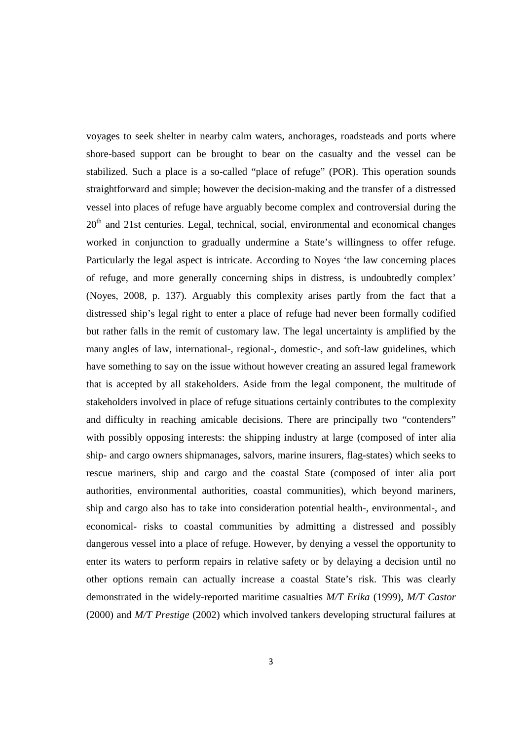voyages to seek shelter in nearby calm waters, anchorages, roadsteads and ports where shore-based support can be brought to bear on the casualty and the vessel can be stabilized. Such a place is a so-called "place of refuge" (POR). This operation sounds straightforward and simple; however the decision-making and the transfer of a distressed vessel into places of refuge have arguably become complex and controversial during the 20th and 21st centuries. Legal, technical, social, environmental and economical changes worked in conjunction to gradually undermine a State's willingness to offer refuge. Particularly the legal aspect is intricate. According to Noyes 'the law concerning places of refuge, and more generally concerning ships in distress, is undoubtedly complex' (Noyes, 2008, p. 137). Arguably this complexity arises partly from the fact that a distressed ship's legal right to enter a place of refuge had never been formally codified but rather falls in the remit of customary law. The legal uncertainty is amplified by the many angles of law, international-, regional-, domestic-, and soft-law guidelines, which have something to say on the issue without however creating an assured legal framework that is accepted by all stakeholders. Aside from the legal component, the multitude of stakeholders involved in place of refuge situations certainly contributes to the complexity and difficulty in reaching amicable decisions. There are principally two "contenders" with possibly opposing interests: the shipping industry at large (composed of inter alia ship- and cargo owners shipmanages, salvors, marine insurers, flag-states) which seeks to rescue mariners, ship and cargo and the coastal State (composed of inter alia port authorities, environmental authorities, coastal communities), which beyond mariners, ship and cargo also has to take into consideration potential health-, environmental-, and economical- risks to coastal communities by admitting a distressed and possibly dangerous vessel into a place of refuge. However, by denying a vessel the opportunity to enter its waters to perform repairs in relative safety or by delaying a decision until no other options remain can actually increase a coastal State's risk. This was clearly demonstrated in the widely-reported maritime casualties *M/T Erika* (1999), *M/T Castor* (2000) and *M/T Prestige* (2002) which involved tankers developing structural failures at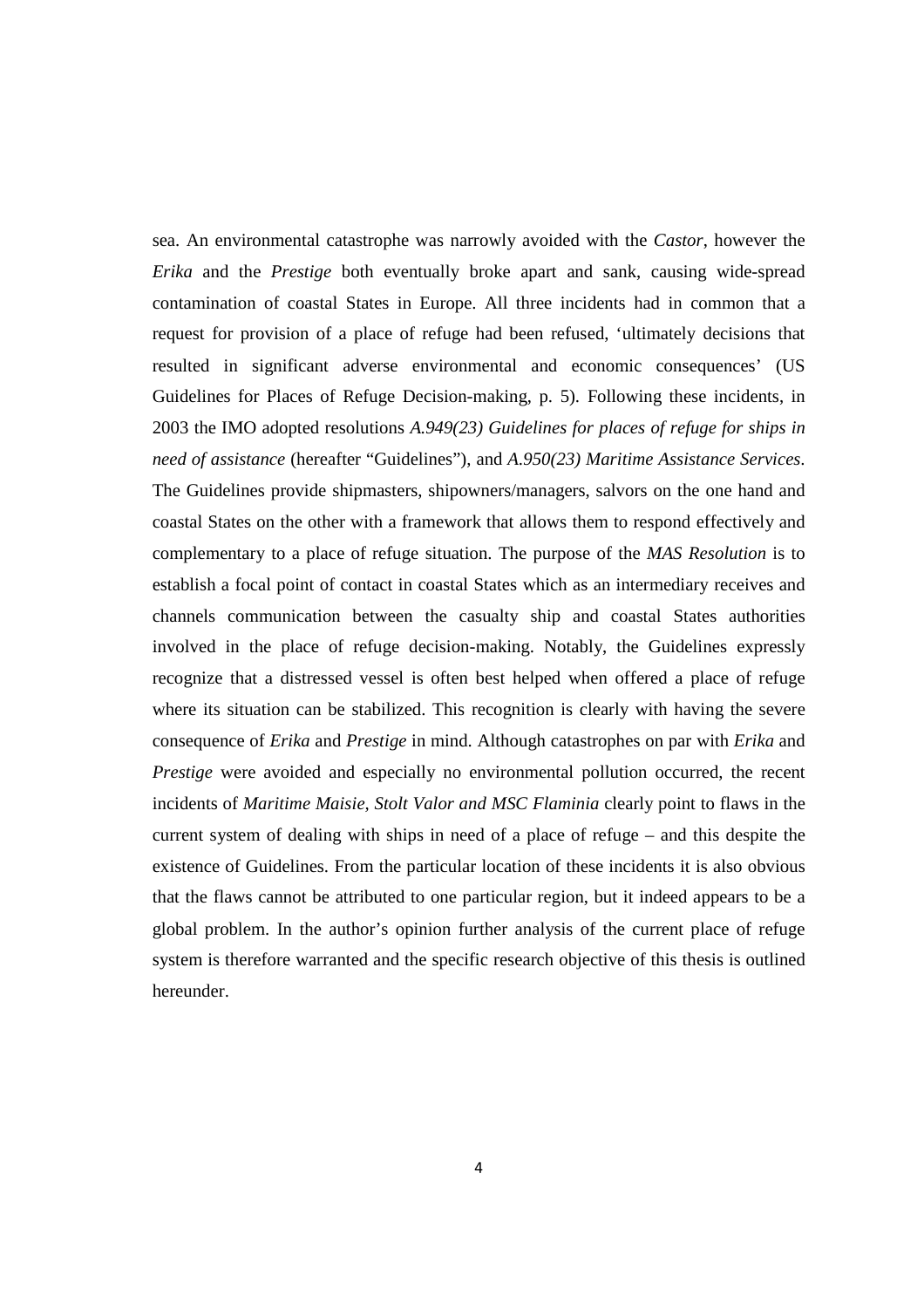sea. An environmental catastrophe was narrowly avoided with the *Castor*, however the *Erika* and the *Prestige* both eventually broke apart and sank, causing wide-spread contamination of coastal States in Europe. All three incidents had in common that a request for provision of a place of refuge had been refused, 'ultimately decisions that resulted in significant adverse environmental and economic consequences' (US Guidelines for Places of Refuge Decision-making, p. 5). Following these incidents, in 2003 the IMO adopted resolutions *A.949(23) Guidelines for places of refuge for ships in need of assistance* (hereafter "Guidelines"), and *A.950(23) Maritime Assistance Services*. The Guidelines provide shipmasters, shipowners/managers, salvors on the one hand and coastal States on the other with a framework that allows them to respond effectively and complementary to a place of refuge situation. The purpose of the *MAS Resolution* is to establish a focal point of contact in coastal States which as an intermediary receives and channels communication between the casualty ship and coastal States authorities involved in the place of refuge decision-making. Notably, the Guidelines expressly recognize that a distressed vessel is often best helped when offered a place of refuge where its situation can be stabilized. This recognition is clearly with having the severe consequence of *Erika* and *Prestige* in mind. Although catastrophes on par with *Erika* and *Prestige* were avoided and especially no environmental pollution occurred, the recent incidents of *Maritime Maisie, Stolt Valor and MSC Flaminia* clearly point to flaws in the current system of dealing with ships in need of a place of refuge – and this despite the existence of Guidelines. From the particular location of these incidents it is also obvious that the flaws cannot be attributed to one particular region, but it indeed appears to be a global problem. In the author's opinion further analysis of the current place of refuge system is therefore warranted and the specific research objective of this thesis is outlined hereunder.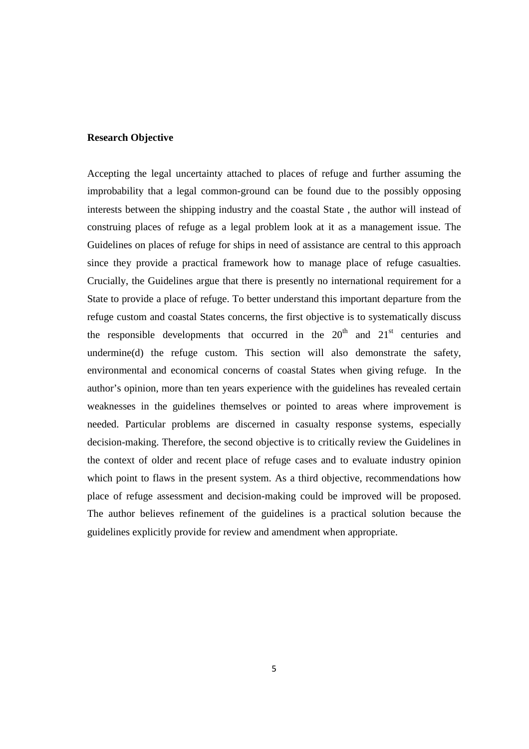**Research Objective**

Accepting the legal uncertainty attached to places of refuge and further assuming the improbability that a legal common-ground can be found due to the possibly opposing interests between the shipping industry and the coastal State , the author will instead of construing places of refuge as a legal problem look at it as a management issue. The Guidelines on places of refuge for ships in need of assistance are central to this approach since they provide a practical framework how to manage place of refuge casualties. Crucially, the Guidelines argue that there is presently no international requirement for a State to provide a place of refuge. To better understand this important departure from the refuge custom and coastal States concerns, the first objective is to systematically discuss the responsible developments that occurred in the 20th and 21st centuries and undermine(d) the refuge custom. This section will also demonstrate the safety, environmental and economical concerns of coastal States when giving refuge. In the author's opinion, more than ten years experience with the guidelines has revealed certain weaknesses in the guidelines themselves or pointed to areas where improvement is needed. Particular problems are discerned in casualty response systems, especially decision-making. Therefore, the second objective is to critically review the Guidelines in the context of older and recent place of refuge cases and to evaluate industry opinion which point to flaws in the present system. As a third objective, recommendations how place of refuge assessment and decision-making could be improved will be proposed. The author believes refinement of the guidelines is a practical solution because the guidelines explicitly provide for review and amendment when appropriate.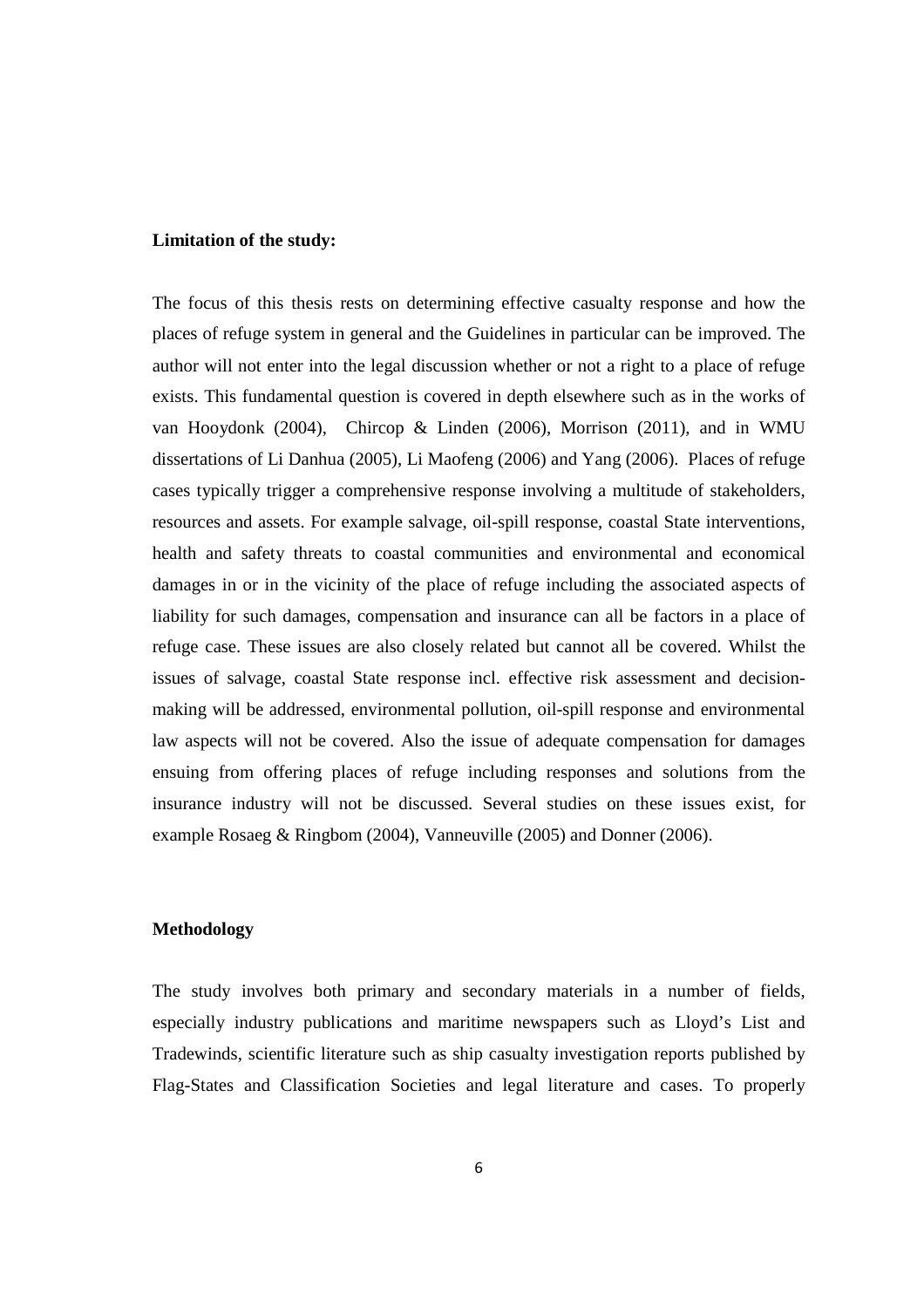**Limitation of the study:**

The focus of this thesis rests on determining effective casualty response and how the places of refuge system in general and the Guidelines in particular can be improved. The author will not enter into the legal discussion whether or not a right to a place of refuge exists. This fundamental question is covered in depth elsewhere such as in the works of van Hooydonk (2004), Chircop & Linden (2006), Morrison (2011), and in WMU dissertations of Li Danhua (2005), Li Maofeng (2006) and Yang (2006). Places of refuge cases typically trigger a comprehensive response involving a multitude of stakeholders, resources and assets. For example salvage, oil-spill response, coastal State interventions, health and safety threats to coastal communities and environmental and economical damages in or in the vicinity of the place of refuge including the associated aspects of liability for such damages, compensation and insurance can all be factors in a place of refuge case. These issues are also closely related but cannot all be covered. Whilst the issues of salvage, coastal State response incl. effective risk assessment and decision-making will be addressed, environmental pollution, oil-spill response and environmental law aspects will not be covered. Also the issue of adequate compensation for damages ensuing from offering places of refuge including responses and solutions from the insurance industry will not be discussed. Several studies on these issues exist, for example Rosaeg & Ringbom (2004), Vanneuville (2005) and Donner (2006).

**Methodology**

The study involves both primary and secondary materials in a number of fields, especially industry publications and maritime newspapers such as Lloyd's List and Tradewinds, scientific literature such as ship casualty investigation reports published by Flag-States and Classification Societies and legal literature and cases. To properly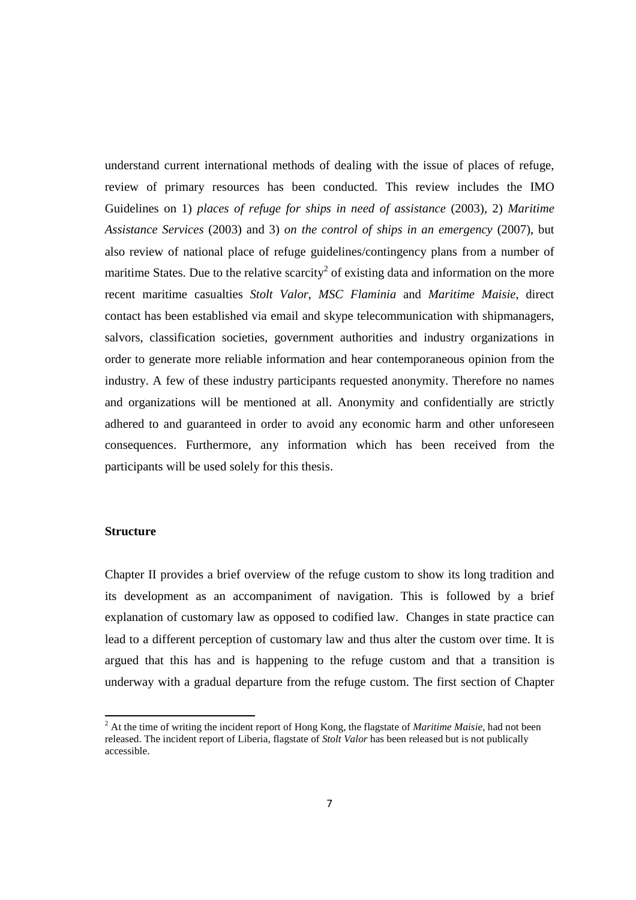understand current international methods of dealing with the issue of places of refuge, review of primary resources has been conducted. This review includes the IMO Guidelines on 1) *places of refuge for ships in need of assistance* (2003), 2) *Maritime Assistance Services* (2003) and 3) *on the control of ships in an emergency* (2007), but also review of national place of refuge guidelines/contingency plans from a number of maritime States. Due to the relative scarcity[2] of existing data and information on the more recent maritime casualties *Stolt Valor*, *MSC Flaminia* and *Maritime Maisie*, direct contact has been established via email and skype telecommunication with shipmanagers, salvors, classification societies, government authorities and industry organizations in order to generate more reliable information and hear contemporaneous opinion from the industry. A few of these industry participants requested anonymity. Therefore no names and organizations will be mentioned at all. Anonymity and confidentially are strictly adhered to and guaranteed in order to avoid any economic harm and other unforeseen consequences. Furthermore, any information which has been received from the participants will be used solely for this thesis.

**Structure**

Chapter II provides a brief overview of the refuge custom to show its long tradition and its development as an accompaniment of navigation. This is followed by a brief explanation of customary law as opposed to codified law. Changes in state practice can lead to a different perception of customary law and thus alter the custom over time. It is argued that this has and is happening to the refuge custom and that a transition is underway with a gradual departure from the refuge custom. The first section of Chapter

[2] At the time of writing the incident report of Hong Kong, the flagstate of *Maritime Maisie*, had not been released. The incident report of Liberia, flagstate of *Stolt Valor* has been released but is not publically accessible.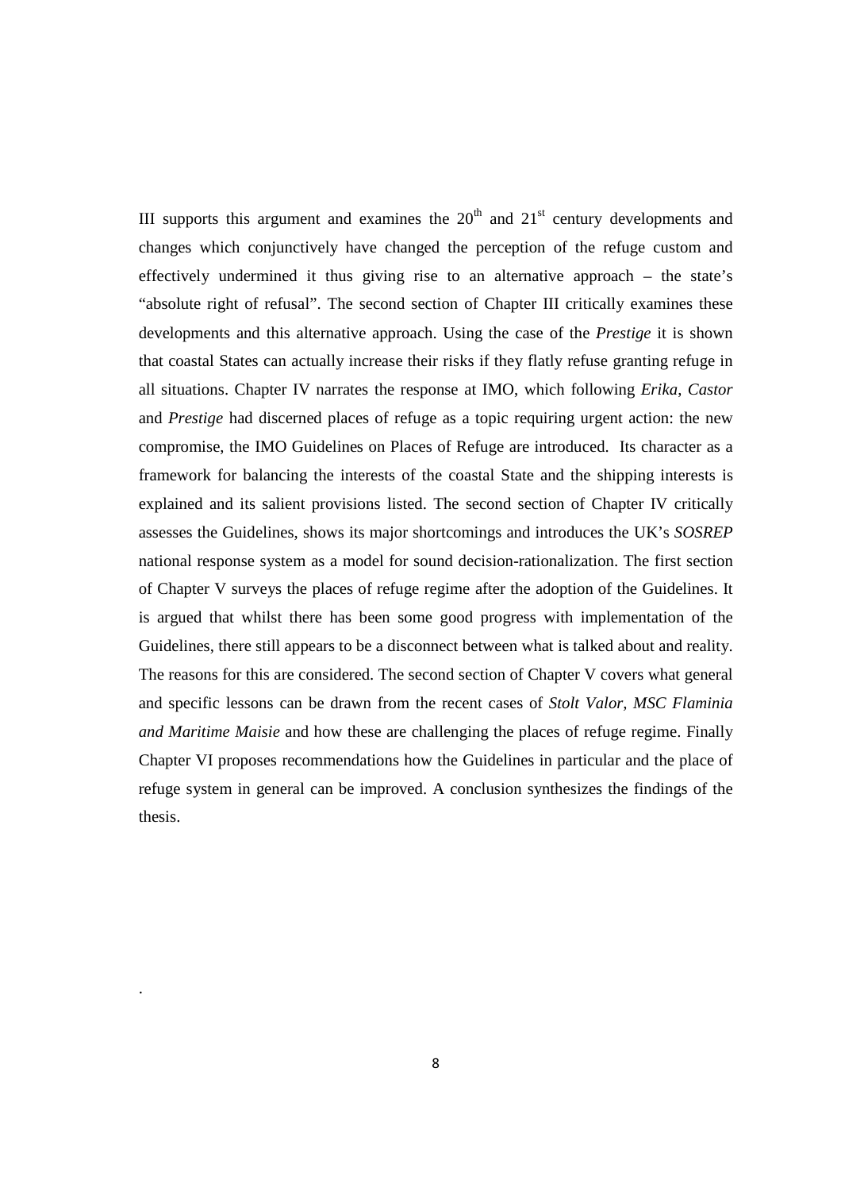III supports this argument and examines the $20^{th}$ and $21^{st}$ century developments and changes which conjunctively have changed the perception of the refuge custom and effectively undermined it thus giving rise to an alternative approach – the state's "absolute right of refusal". The second section of Chapter III critically examines these developments and this alternative approach. Using the case of the *Prestige* it is shown that coastal States can actually increase their risks if they flatly refuse granting refuge in all situations. Chapter IV narrates the response at IMO, which following *Erika*, *Castor* and *Prestige* had discerned places of refuge as a topic requiring urgent action: the new compromise, the IMO Guidelines on Places of Refuge are introduced. Its character as a framework for balancing the interests of the coastal State and the shipping interests is explained and its salient provisions listed. The second section of Chapter IV critically assesses the Guidelines, shows its major shortcomings and introduces the UK's *SOSREP* national response system as a model for sound decision-rationalization. The first section of Chapter V surveys the places of refuge regime after the adoption of the Guidelines. It is argued that whilst there has been some good progress with implementation of the Guidelines, there still appears to be a disconnect between what is talked about and reality. The reasons for this are considered. The second section of Chapter V covers what general and specific lessons can be drawn from the recent cases of *Stolt Valor, MSC Flaminia and Maritime Maisie* and how these are challenging the places of refuge regime. Finally Chapter VI proposes recommendations how the Guidelines in particular and the place of refuge system in general can be improved. A conclusion synthesizes the findings of the thesis.

.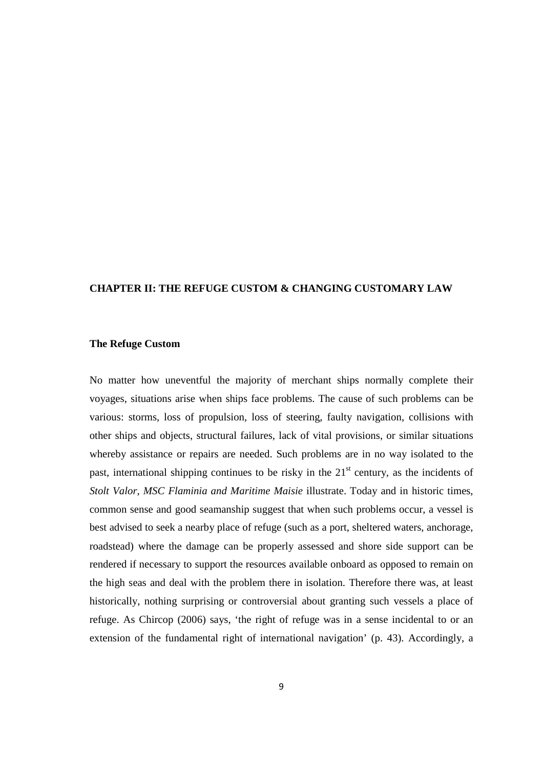## CHAPTER II: THE REFUGE CUSTOM & CHANGING CUSTOMARY LAW

### The Refuge Custom

No matter how uneventful the majority of merchant ships normally complete their voyages, situations arise when ships face problems. The cause of such problems can be various: storms, loss of propulsion, loss of steering, faulty navigation, collisions with other ships and objects, structural failures, lack of vital provisions, or similar situations whereby assistance or repairs are needed. Such problems are in no way isolated to the past, international shipping continues to be risky in the 21st century, as the incidents of *Stolt Valor, MSC Flaminia and Maritime Maisie* illustrate. Today and in historic times, common sense and good seamanship suggest that when such problems occur, a vessel is best advised to seek a nearby place of refuge (such as a port, sheltered waters, anchorage, roadstead) where the damage can be properly assessed and shore side support can be rendered if necessary to support the resources available onboard as opposed to remain on the high seas and deal with the problem there in isolation. Therefore there was, at least historically, nothing surprising or controversial about granting such vessels a place of refuge. As Chircop (2006) says, 'the right of refuge was in a sense incidental to or an extension of the fundamental right of international navigation' (p. 43). Accordingly, a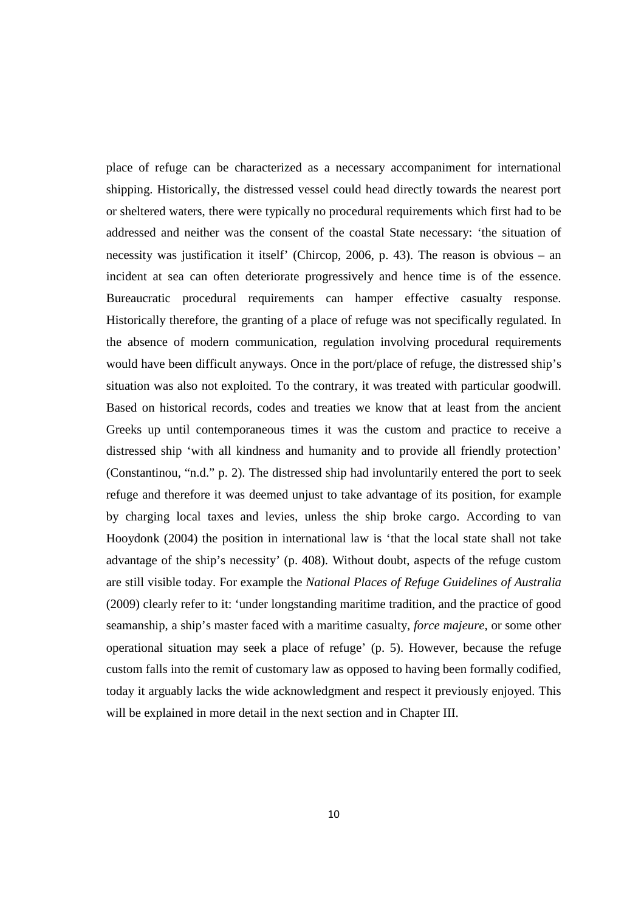place of refuge can be characterized as a necessary accompaniment for international shipping. Historically, the distressed vessel could head directly towards the nearest port or sheltered waters, there were typically no procedural requirements which first had to be addressed and neither was the consent of the coastal State necessary: 'the situation of necessity was justification it itself' (Chircop, 2006, p. 43). The reason is obvious – an incident at sea can often deteriorate progressively and hence time is of the essence. Bureaucratic procedural requirements can hamper effective casualty response. Historically therefore, the granting of a place of refuge was not specifically regulated. In the absence of modern communication, regulation involving procedural requirements would have been difficult anyways. Once in the port/place of refuge, the distressed ship's situation was also not exploited. To the contrary, it was treated with particular goodwill. Based on historical records, codes and treaties we know that at least from the ancient Greeks up until contemporaneous times it was the custom and practice to receive a distressed ship 'with all kindness and humanity and to provide all friendly protection' (Constantinou, "n.d." p. 2). The distressed ship had involuntarily entered the port to seek refuge and therefore it was deemed unjust to take advantage of its position, for example by charging local taxes and levies, unless the ship broke cargo. According to van Hooydonk (2004) the position in international law is 'that the local state shall not take advantage of the ship's necessity' (p. 408). Without doubt, aspects of the refuge custom are still visible today. For example the *National Places of Refuge Guidelines of Australia* (2009) clearly refer to it: 'under longstanding maritime tradition, and the practice of good seamanship, a ship's master faced with a maritime casualty, *force majeure*, or some other operational situation may seek a place of refuge' (p. 5). However, because the refuge custom falls into the remit of customary law as opposed to having been formally codified, today it arguably lacks the wide acknowledgment and respect it previously enjoyed. This will be explained in more detail in the next section and in Chapter III.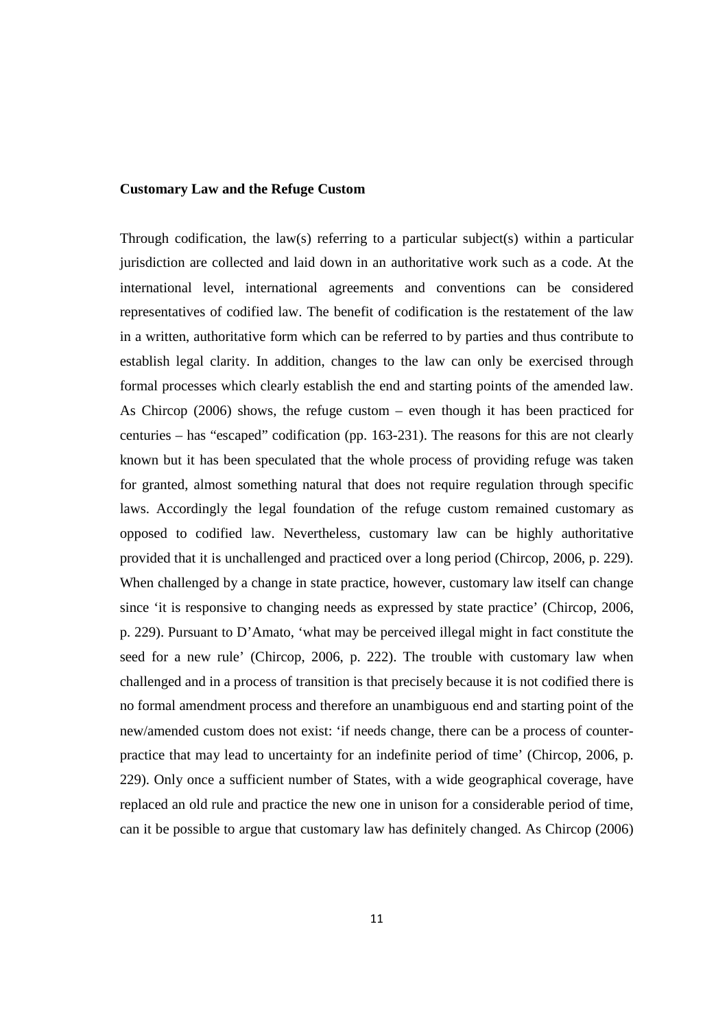**Customary Law and the Refuge Custom**

Through codification, the law(s) referring to a particular subject(s) within a particular jurisdiction are collected and laid down in an authoritative work such as a code. At the international level, international agreements and conventions can be considered representatives of codified law. The benefit of codification is the restatement of the law in a written, authoritative form which can be referred to by parties and thus contribute to establish legal clarity. In addition, changes to the law can only be exercised through formal processes which clearly establish the end and starting points of the amended law. As Chircop (2006) shows, the refuge custom – even though it has been practiced for centuries – has "escaped" codification (pp. 163-231). The reasons for this are not clearly known but it has been speculated that the whole process of providing refuge was taken for granted, almost something natural that does not require regulation through specific laws. Accordingly the legal foundation of the refuge custom remained customary as opposed to codified law. Nevertheless, customary law can be highly authoritative provided that it is unchallenged and practiced over a long period (Chircop, 2006, p. 229). When challenged by a change in state practice, however, customary law itself can change since 'it is responsive to changing needs as expressed by state practice' (Chircop, 2006, p. 229). Pursuant to D'Amato, 'what may be perceived illegal might in fact constitute the seed for a new rule' (Chircop, 2006, p. 222). The trouble with customary law when challenged and in a process of transition is that precisely because it is not codified there is no formal amendment process and therefore an unambiguous end and starting point of the new/amended custom does not exist: 'if needs change, there can be a process of counter-practice that may lead to uncertainty for an indefinite period of time' (Chircop, 2006, p. 229). Only once a sufficient number of States, with a wide geographical coverage, have replaced an old rule and practice the new one in unison for a considerable period of time, can it be possible to argue that customary law has definitely changed. As Chircop (2006)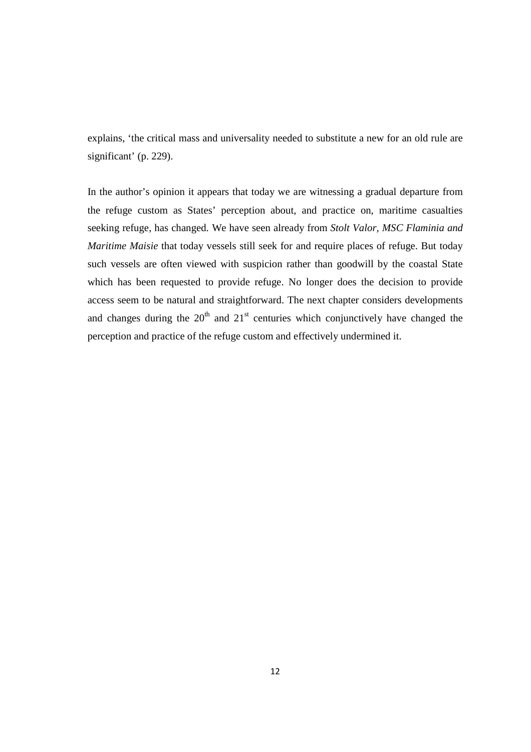explains, 'the critical mass and universality needed to substitute a new for an old rule are significant' (p. 229).

In the author's opinion it appears that today we are witnessing a gradual departure from the refuge custom as States' perception about, and practice on, maritime casualties seeking refuge, has changed. We have seen already from *Stolt Valor*, *MSC Flaminia and Maritime Maisie* that today vessels still seek for and require places of refuge. But today such vessels are often viewed with suspicion rather than goodwill by the coastal State which has been requested to provide refuge. No longer does the decision to provide access seem to be natural and straightforward. The next chapter considers developments and changes during the 20th and 21st centuries which conjunctively have changed the perception and practice of the refuge custom and effectively undermined it.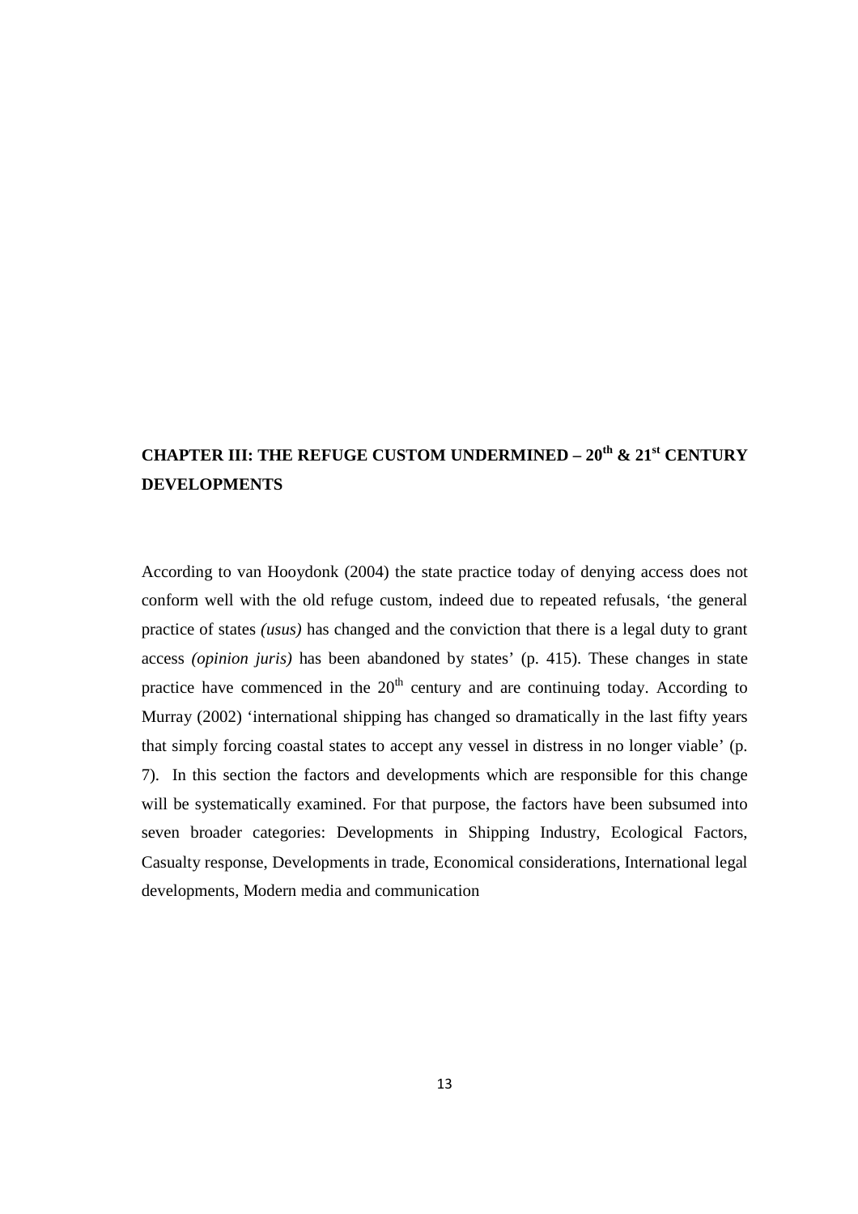# CHAPTER III: THE REFUGE CUSTOM UNDERMINED – 20th & 21st CENTURY DEVELOPMENTS

According to van Hooydonk (2004) the state practice today of denying access does not conform well with the old refuge custom, indeed due to repeated refusals, 'the general practice of states *(usus)* has changed and the conviction that there is a legal duty to grant access *(opinion juris)* has been abandoned by states' (p. 415). These changes in state practice have commenced in the 20th century and are continuing today. According to Murray (2002) 'international shipping has changed so dramatically in the last fifty years that simply forcing coastal states to accept any vessel in distress in no longer viable' (p. 7). In this section the factors and developments which are responsible for this change will be systematically examined. For that purpose, the factors have been subsumed into seven broader categories: Developments in Shipping Industry, Ecological Factors, Casualty response, Developments in trade, Economical considerations, International legal developments, Modern media and communication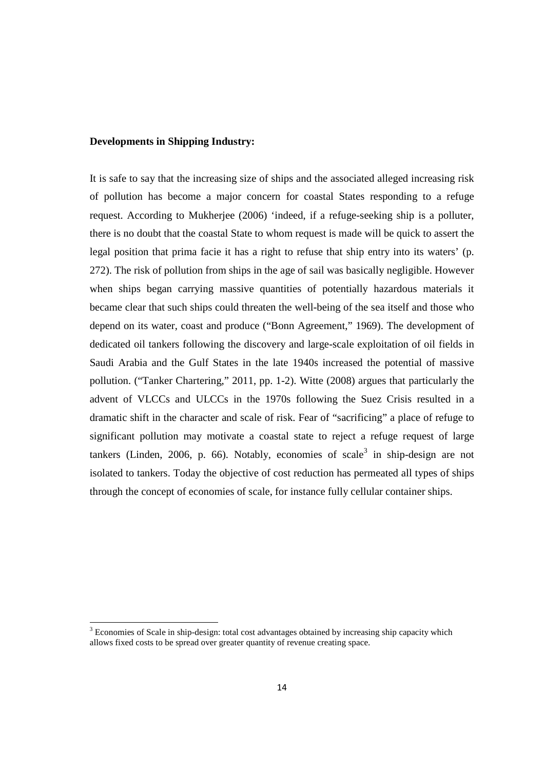**Developments in Shipping Industry:**

It is safe to say that the increasing size of ships and the associated alleged increasing risk of pollution has become a major concern for coastal States responding to a refuge request. According to Mukherjee (2006) 'indeed, if a refuge-seeking ship is a polluter, there is no doubt that the coastal State to whom request is made will be quick to assert the legal position that prima facie it has a right to refuse that ship entry into its waters' (p. 272). The risk of pollution from ships in the age of sail was basically negligible. However when ships began carrying massive quantities of potentially hazardous materials it became clear that such ships could threaten the well-being of the sea itself and those who depend on its water, coast and produce ("Bonn Agreement," 1969). The development of dedicated oil tankers following the discovery and large-scale exploitation of oil fields in Saudi Arabia and the Gulf States in the late 1940s increased the potential of massive pollution. ("Tanker Chartering," 2011, pp. 1-2). Witte (2008) argues that particularly the advent of VLCCs and ULCCs in the 1970s following the Suez Crisis resulted in a dramatic shift in the character and scale of risk. Fear of "sacrificing" a place of refuge to significant pollution may motivate a coastal state to reject a refuge request of large tankers (Linden, 2006, p. 66). Notably, economies of scale[3] in ship-design are not isolated to tankers. Today the objective of cost reduction has permeated all types of ships through the concept of economies of scale, for instance fully cellular container ships.

---

[3] Economies of Scale in ship-design: total cost advantages obtained by increasing ship capacity which allows fixed costs to be spread over greater quantity of revenue creating space.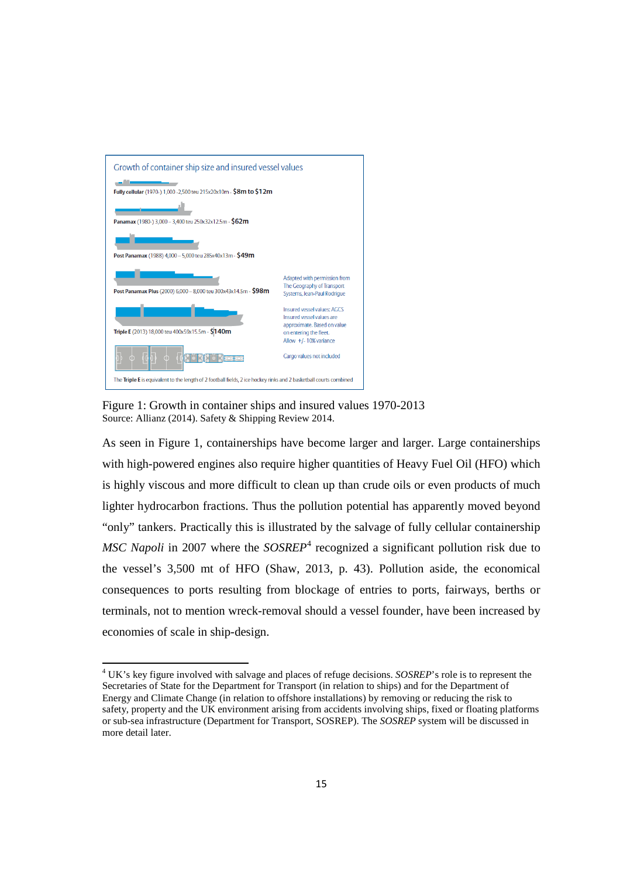Growth of container ship size and insured vessel values

**Fully cellular** (1970-) 1,000 -2,500 teu 215x20x10m - **$8m to $12m**

**Panamax** (1980-) 3,000 – 3,400 teu 250x32x12.5m - **$62m**

**Post Panamax** (1988) 4,000 – 5,000 teu 285x40x13m - **$49m**

**Post Panamax Plus** (2000) 6,000 – 8,000 teu 300x43x14.5m - **$98m**

**Triple E** (2013) 18,000 teu 400x59x15.5m - **$140m**

Adapted with permission from The Geography of Transport Systems, Jean-Paul Rodrigue

Insured vessel values: AGCS
Insured vessel values are approximate. Based on value on entering the fleet.
Allow +/- 10% variance

Cargo values not included

The **Triple E** is equivalent to the length of 2 football fields, 2 ice hockey rinks and 2 basketball courts combined

Figure 1: Growth in container ships and insured values 1970-2013
Source: Allianz (2014). Safety & Shipping Review 2014.

As seen in Figure 1, containerships have become larger and larger. Large containerships with high-powered engines also require higher quantities of Heavy Fuel Oil (HFO) which is highly viscous and more difficult to clean up than crude oils or even products of much lighter hydrocarbon fractions. Thus the pollution potential has apparently moved beyond "only" tankers. Practically this is illustrated by the salvage of fully cellular containership *MSC Napoli* in 2007 where the *SOSREP*[4] recognized a significant pollution risk due to the vessel's 3,500 mt of HFO (Shaw, 2013, p. 43). Pollution aside, the economical consequences to ports resulting from blockage of entries to ports, fairways, berths or terminals, not to mention wreck-removal should a vessel founder, have been increased by economies of scale in ship-design.

[4] UK's key figure involved with salvage and places of refuge decisions. *SOSREP*'s role is to represent the Secretaries of State for the Department for Transport (in relation to ships) and for the Department of Energy and Climate Change (in relation to offshore installations) by removing or reducing the risk to safety, property and the UK environment arising from accidents involving ships, fixed or floating platforms or sub-sea infrastructure (Department for Transport, SOSREP). The *SOSREP* system will be discussed in more detail later.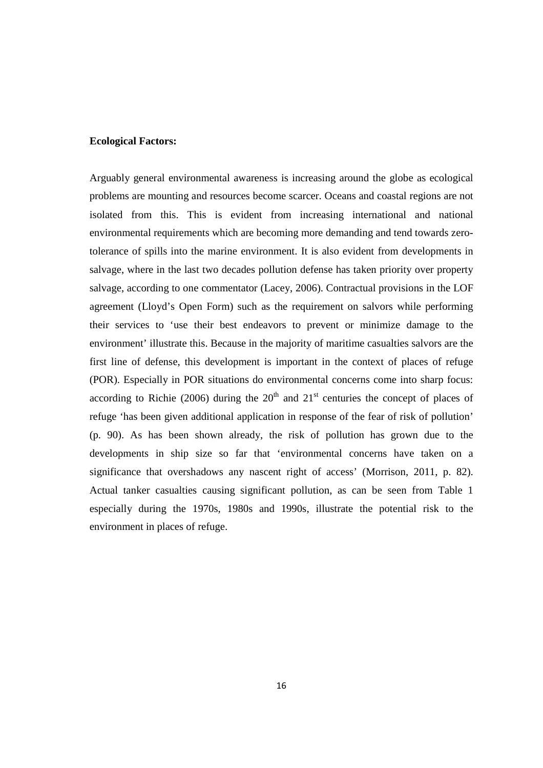**Ecological Factors:**

Arguably general environmental awareness is increasing around the globe as ecological problems are mounting and resources become scarcer. Oceans and coastal regions are not isolated from this. This is evident from increasing international and national environmental requirements which are becoming more demanding and tend towards zero-tolerance of spills into the marine environment. It is also evident from developments in salvage, where in the last two decades pollution defense has taken priority over property salvage, according to one commentator (Lacey, 2006). Contractual provisions in the LOF agreement (Lloyd's Open Form) such as the requirement on salvors while performing their services to 'use their best endeavors to prevent or minimize damage to the environment' illustrate this. Because in the majority of maritime casualties salvors are the first line of defense, this development is important in the context of places of refuge (POR). Especially in POR situations do environmental concerns come into sharp focus: according to Richie (2006) during the 20th and 21st centuries the concept of places of refuge 'has been given additional application in response of the fear of risk of pollution' (p. 90). As has been shown already, the risk of pollution has grown due to the developments in ship size so far that 'environmental concerns have taken on a significance that overshadows any nascent right of access' (Morrison, 2011, p. 82). Actual tanker casualties causing significant pollution, as can be seen from Table 1 especially during the 1970s, 1980s and 1990s, illustrate the potential risk to the environment in places of refuge.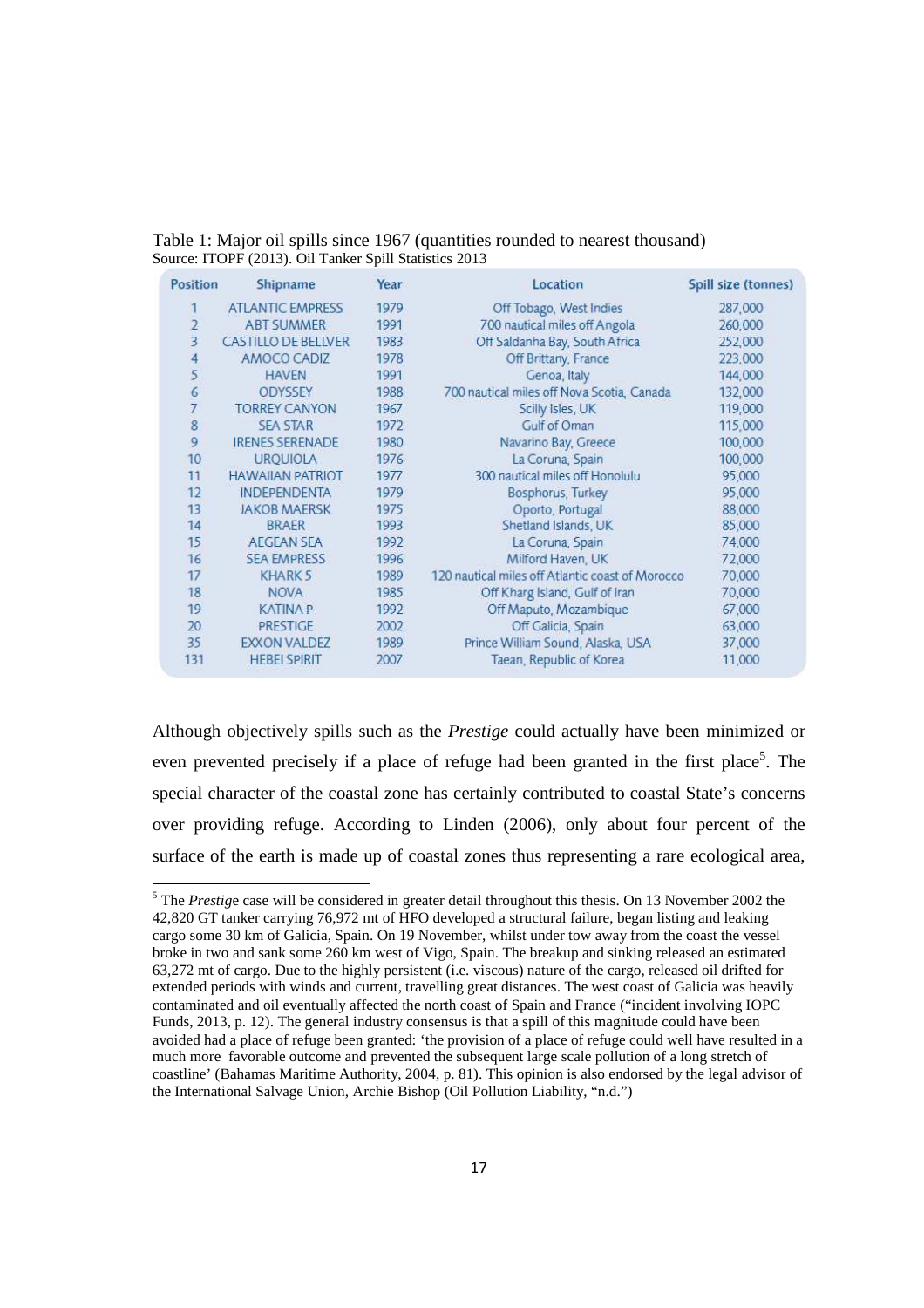Table 1: Major oil spills since 1967 (quantities rounded to nearest thousand)
Source: ITOPF (2013). Oil Tanker Spill Statistics 2013

| Position | Shipname | Year | Location | Spill size (tonnes) |
|---|---|---|---|---|
| 1 | ATLANTIC EMPRESS | 1979 | Off Tobago, West Indies | 287,000 |
| 2 | ABT SUMMER | 1991 | 700 nautical miles off Angola | 260,000 |
| 3 | CASTILLO DE BELLVER | 1983 | Off Saldanha Bay, South Africa | 252,000 |
| 4 | AMOCO CADIZ | 1978 | Off Brittany, France | 223,000 |
| 5 | HAVEN | 1991 | Genoa, Italy | 144,000 |
| 6 | ODYSSEY | 1988 | 700 nautical miles off Nova Scotia, Canada | 132,000 |
| 7 | TORREY CANYON | 1967 | Scilly Isles, UK | 119,000 |
| 8 | SEA STAR | 1972 | Gulf of Oman | 115,000 |
| 9 | IRENES SERENADE | 1980 | Navarino Bay, Greece | 100,000 |
| 10 | URQUIOLA | 1976 | La Coruna, Spain | 100,000 |
| 11 | HAWAIIAN PATRIOT | 1977 | 300 nautical miles off Honolulu | 95,000 |
| 12 | INDEPENDENTA | 1979 | Bosphorus, Turkey | 95,000 |
| 13 | JAKOB MAERSK | 1975 | Oporto, Portugal | 88,000 |
| 14 | BRAER | 1993 | Shetland Islands, UK | 85,000 |
| 15 | AEGEAN SEA | 1992 | La Coruna, Spain | 74,000 |
| 16 | SEA EMPRESS | 1996 | Milford Haven, UK | 72,000 |
| 17 | KHARK 5 | 1989 | 120 nautical miles off Atlantic coast of Morocco | 70,000 |
| 18 | NOVA | 1985 | Off Kharg Island, Gulf of Iran | 70,000 |
| 19 | KATINA P | 1992 | Off Maputo, Mozambique | 67,000 |
| 20 | PRESTIGE | 2002 | Off Galicia, Spain | 63,000 |
| 35 | EXXON VALDEZ | 1989 | Prince William Sound, Alaska, USA | 37,000 |
| 131 | HEBEI SPIRIT | 2007 | Taean, Republic of Korea | 11,000 |

Although objectively spills such as the *Prestige* could actually have been minimized or even prevented precisely if a place of refuge had been granted in the first place[5]. The special character of the coastal zone has certainly contributed to coastal State's concerns over providing refuge. According to Linden (2006), only about four percent of the surface of the earth is made up of coastal zones thus representing a rare ecological area,

[5] The *Prestige* case will be considered in greater detail throughout this thesis. On 13 November 2002 the 42,820 GT tanker carrying 76,972 mt of HFO developed a structural failure, began listing and leaking cargo some 30 km of Galicia, Spain. On 19 November, whilst under tow away from the coast the vessel broke in two and sank some 260 km west of Vigo, Spain. The breakup and sinking released an estimated 63,272 mt of cargo. Due to the highly persistent (i.e. viscous) nature of the cargo, released oil drifted for extended periods with winds and current, travelling great distances. The west coast of Galicia was heavily contaminated and oil eventually affected the north coast of Spain and France ("incident involving IOPC Funds, 2013, p. 12). The general industry consensus is that a spill of this magnitude could have been avoided had a place of refuge been granted: 'the provision of a place of refuge could well have resulted in a much more favorable outcome and prevented the subsequent large scale pollution of a long stretch of coastline' (Bahamas Maritime Authority, 2004, p. 81). This opinion is also endorsed by the legal advisor of the International Salvage Union, Archie Bishop (Oil Pollution Liability, "n.d.")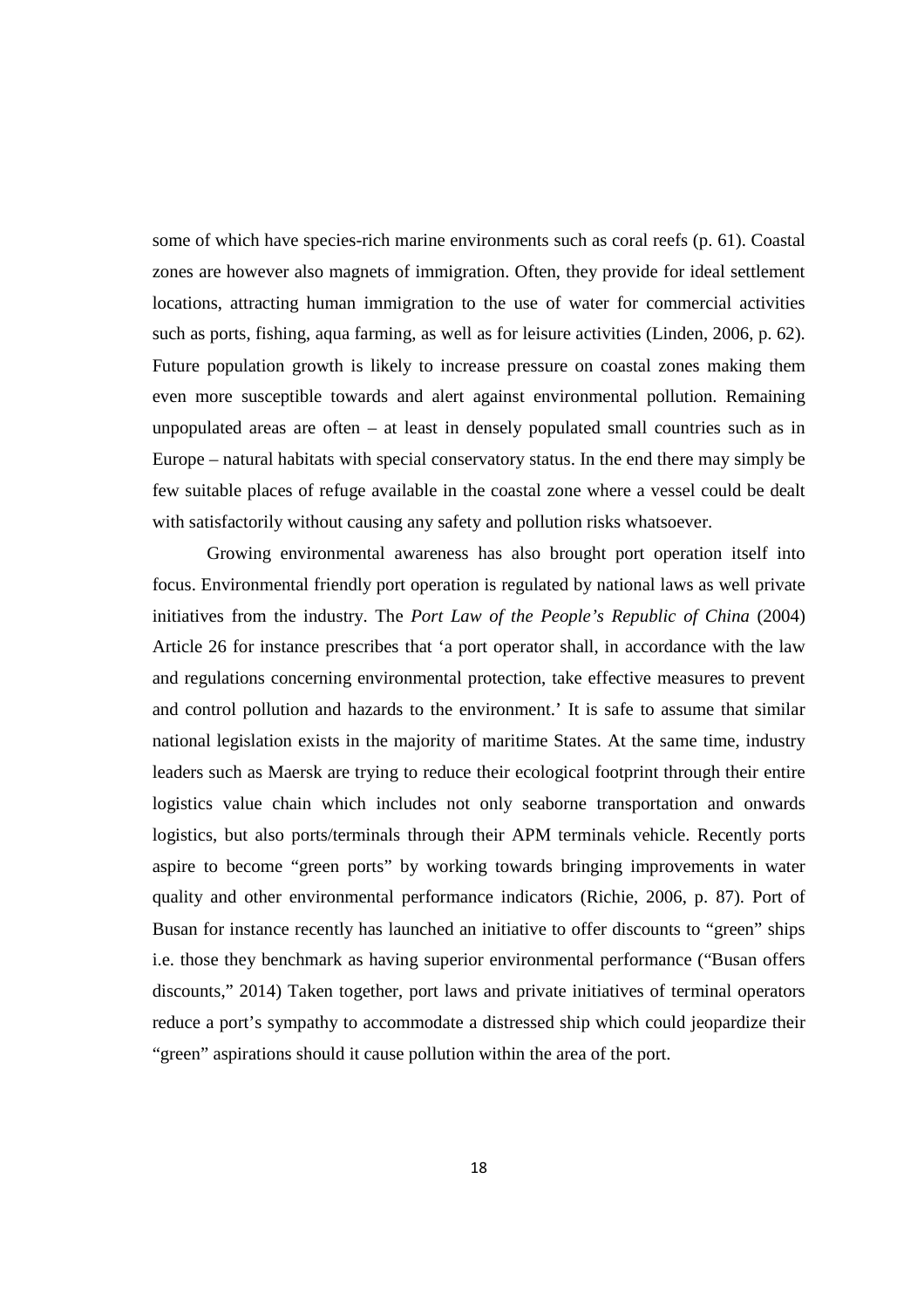some of which have species-rich marine environments such as coral reefs (p. 61). Coastal zones are however also magnets of immigration. Often, they provide for ideal settlement locations, attracting human immigration to the use of water for commercial activities such as ports, fishing, aqua farming, as well as for leisure activities (Linden, 2006, p. 62). Future population growth is likely to increase pressure on coastal zones making them even more susceptible towards and alert against environmental pollution. Remaining unpopulated areas are often – at least in densely populated small countries such as in Europe – natural habitats with special conservatory status. In the end there may simply be few suitable places of refuge available in the coastal zone where a vessel could be dealt with satisfactorily without causing any safety and pollution risks whatsoever.

Growing environmental awareness has also brought port operation itself into focus. Environmental friendly port operation is regulated by national laws as well private initiatives from the industry. The *Port Law of the People's Republic of China* (2004) Article 26 for instance prescribes that 'a port operator shall, in accordance with the law and regulations concerning environmental protection, take effective measures to prevent and control pollution and hazards to the environment.' It is safe to assume that similar national legislation exists in the majority of maritime States. At the same time, industry leaders such as Maersk are trying to reduce their ecological footprint through their entire logistics value chain which includes not only seaborne transportation and onwards logistics, but also ports/terminals through their APM terminals vehicle. Recently ports aspire to become "green ports" by working towards bringing improvements in water quality and other environmental performance indicators (Richie, 2006, p. 87). Port of Busan for instance recently has launched an initiative to offer discounts to "green" ships i.e. those they benchmark as having superior environmental performance ("Busan offers discounts," 2014) Taken together, port laws and private initiatives of terminal operators reduce a port's sympathy to accommodate a distressed ship which could jeopardize their "green" aspirations should it cause pollution within the area of the port.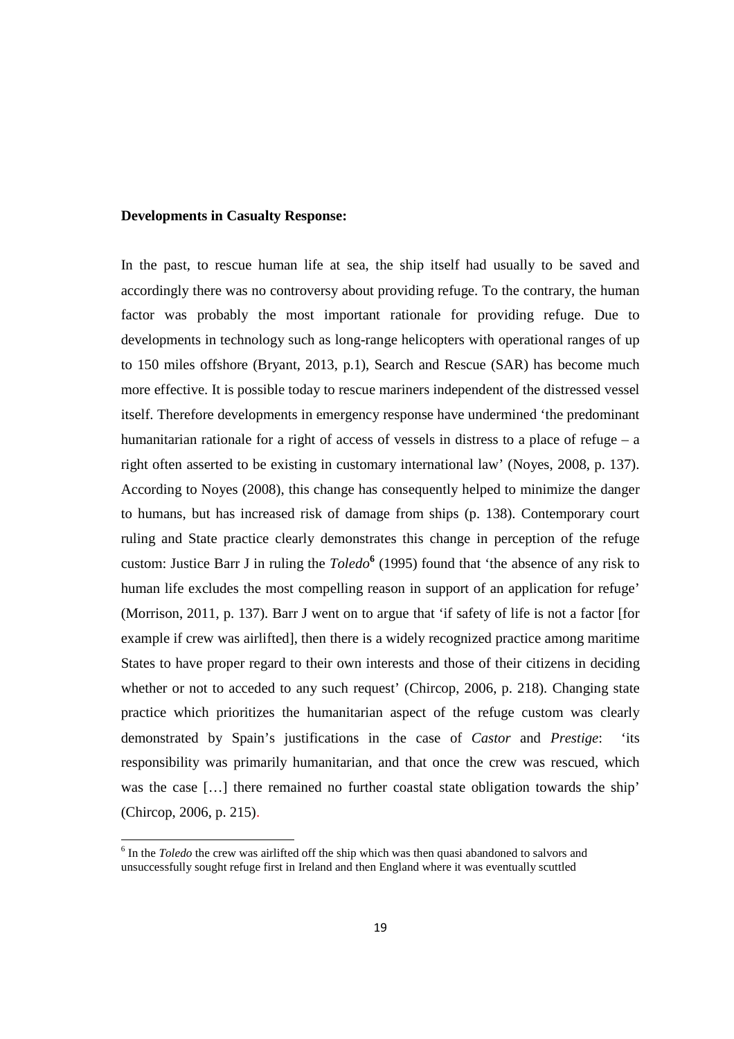**Developments in Casualty Response:**

In the past, to rescue human life at sea, the ship itself had usually to be saved and accordingly there was no controversy about providing refuge. To the contrary, the human factor was probably the most important rationale for providing refuge. Due to developments in technology such as long-range helicopters with operational ranges of up to 150 miles offshore (Bryant, 2013, p.1), Search and Rescue (SAR) has become much more effective. It is possible today to rescue mariners independent of the distressed vessel itself. Therefore developments in emergency response have undermined 'the predominant humanitarian rationale for a right of access of vessels in distress to a place of refuge – a right often asserted to be existing in customary international law' (Noyes, 2008, p. 137). According to Noyes (2008), this change has consequently helped to minimize the danger to humans, but has increased risk of damage from ships (p. 138). Contemporary court ruling and State practice clearly demonstrates this change in perception of the refuge custom: Justice Barr J in ruling the *Toledo*[6] (1995) found that 'the absence of any risk to human life excludes the most compelling reason in support of an application for refuge' (Morrison, 2011, p. 137). Barr J went on to argue that 'if safety of life is not a factor [for example if crew was airlifted], then there is a widely recognized practice among maritime States to have proper regard to their own interests and those of their citizens in deciding whether or not to acceded to any such request' (Chircop, 2006, p. 218). Changing state practice which prioritizes the humanitarian aspect of the refuge custom was clearly demonstrated by Spain's justifications in the case of *Castor* and *Prestige*: 'its responsibility was primarily humanitarian, and that once the crew was rescued, which was the case […] there remained no further coastal state obligation towards the ship' (Chircop, 2006, p. 215).

[6] In the *Toledo* the crew was airlifted off the ship which was then quasi abandoned to salvors and unsuccessfully sought refuge first in Ireland and then England where it was eventually scuttled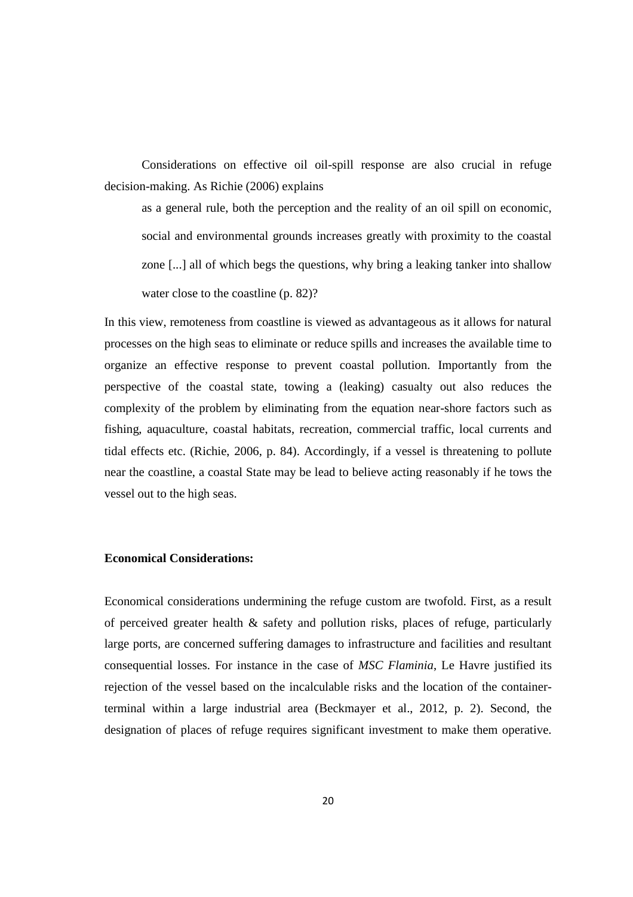Considerations on effective oil oil-spill response are also crucial in refuge decision-making. As Richie (2006) explains

> as a general rule, both the perception and the reality of an oil spill on economic, social and environmental grounds increases greatly with proximity to the coastal zone [...] all of which begs the questions, why bring a leaking tanker into shallow water close to the coastline (p. 82)?

In this view, remoteness from coastline is viewed as advantageous as it allows for natural processes on the high seas to eliminate or reduce spills and increases the available time to organize an effective response to prevent coastal pollution. Importantly from the perspective of the coastal state, towing a (leaking) casualty out also reduces the complexity of the problem by eliminating from the equation near-shore factors such as fishing, aquaculture, coastal habitats, recreation, commercial traffic, local currents and tidal effects etc. (Richie, 2006, p. 84). Accordingly, if a vessel is threatening to pollute near the coastline, a coastal State may be lead to believe acting reasonably if he tows the vessel out to the high seas.

**Economical Considerations:**

Economical considerations undermining the refuge custom are twofold. First, as a result of perceived greater health & safety and pollution risks, places of refuge, particularly large ports, are concerned suffering damages to infrastructure and facilities and resultant consequential losses. For instance in the case of *MSC Flaminia*, Le Havre justified its rejection of the vessel based on the incalculable risks and the location of the container-terminal within a large industrial area (Beckmayer et al., 2012, p. 2). Second, the designation of places of refuge requires significant investment to make them operative.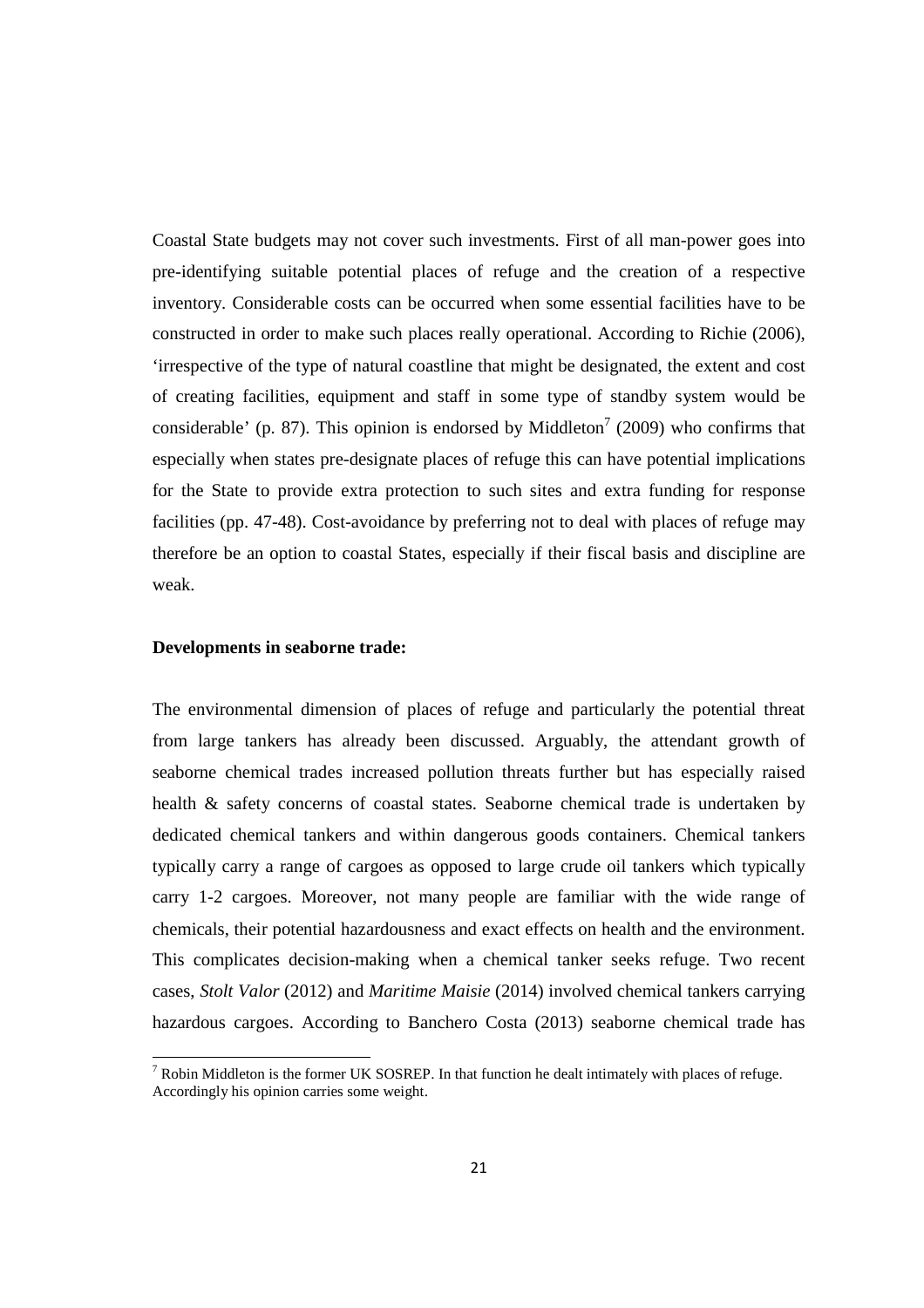Coastal State budgets may not cover such investments. First of all man-power goes into pre-identifying suitable potential places of refuge and the creation of a respective inventory. Considerable costs can be occurred when some essential facilities have to be constructed in order to make such places really operational. According to Richie (2006), 'irrespective of the type of natural coastline that might be designated, the extent and cost of creating facilities, equipment and staff in some type of standby system would be considerable' (p. 87). This opinion is endorsed by Middleton[7] (2009) who confirms that especially when states pre-designate places of refuge this can have potential implications for the State to provide extra protection to such sites and extra funding for response facilities (pp. 47-48). Cost-avoidance by preferring not to deal with places of refuge may therefore be an option to coastal States, especially if their fiscal basis and discipline are weak.

**Developments in seaborne trade:**

The environmental dimension of places of refuge and particularly the potential threat from large tankers has already been discussed. Arguably, the attendant growth of seaborne chemical trades increased pollution threats further but has especially raised health & safety concerns of coastal states. Seaborne chemical trade is undertaken by dedicated chemical tankers and within dangerous goods containers. Chemical tankers typically carry a range of cargoes as opposed to large crude oil tankers which typically carry 1-2 cargoes. Moreover, not many people are familiar with the wide range of chemicals, their potential hazardousness and exact effects on health and the environment. This complicates decision-making when a chemical tanker seeks refuge. Two recent cases, *Stolt Valor* (2012) and *Maritime Maisie* (2014) involved chemical tankers carrying hazardous cargoes. According to Banchero Costa (2013) seaborne chemical trade has

[7] Robin Middleton is the former UK SOSREP. In that function he dealt intimately with places of refuge. Accordingly his opinion carries some weight.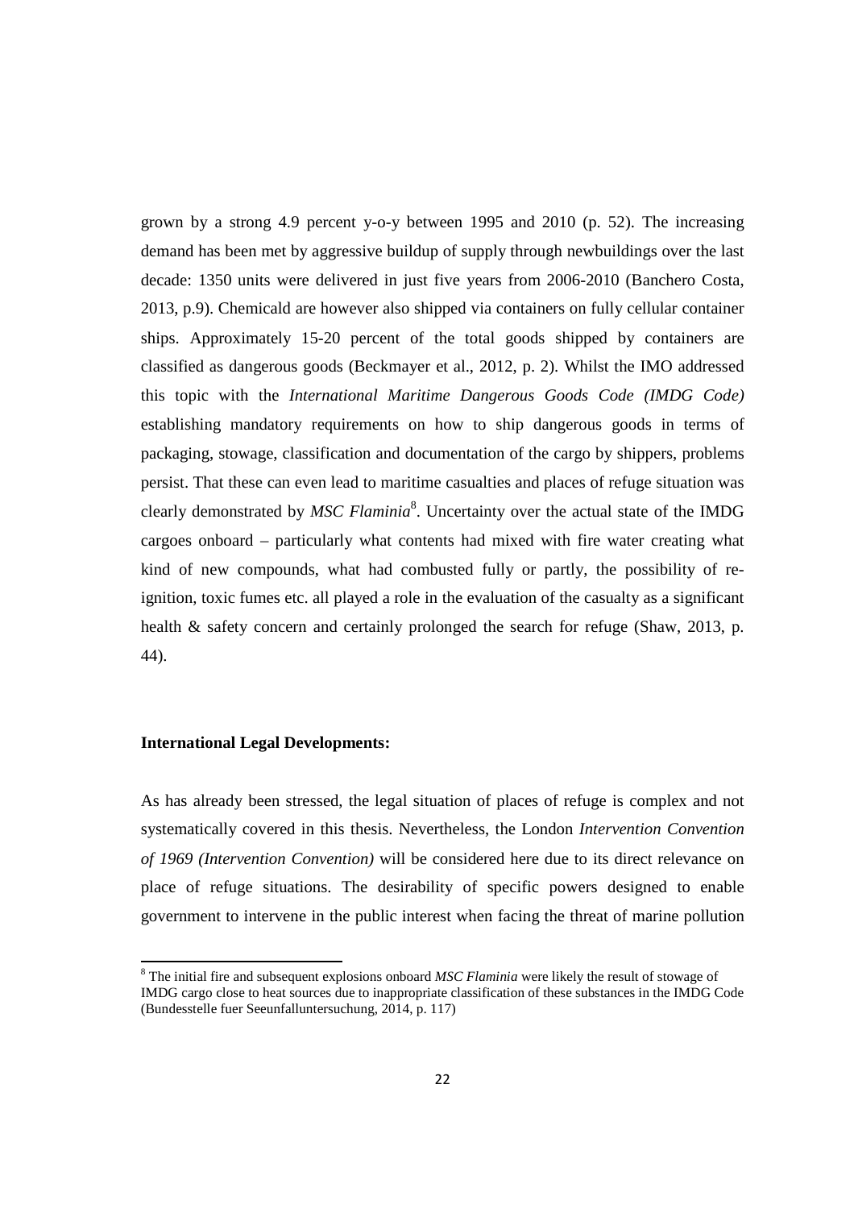grown by a strong 4.9 percent y-o-y between 1995 and 2010 (p. 52). The increasing demand has been met by aggressive buildup of supply through newbuildings over the last decade: 1350 units were delivered in just five years from 2006-2010 (Banchero Costa, 2013, p.9). Chemicald are however also shipped via containers on fully cellular container ships. Approximately 15-20 percent of the total goods shipped by containers are classified as dangerous goods (Beckmayer et al., 2012, p. 2). Whilst the IMO addressed this topic with the *International Maritime Dangerous Goods Code (IMDG Code)* establishing mandatory requirements on how to ship dangerous goods in terms of packaging, stowage, classification and documentation of the cargo by shippers, problems persist. That these can even lead to maritime casualties and places of refuge situation was clearly demonstrated by *MSC Flaminia*[8]. Uncertainty over the actual state of the IMDG cargoes onboard – particularly what contents had mixed with fire water creating what kind of new compounds, what had combusted fully or partly, the possibility of re-ignition, toxic fumes etc. all played a role in the evaluation of the casualty as a significant health & safety concern and certainly prolonged the search for refuge (Shaw, 2013, p. 44).

**International Legal Developments:**

As has already been stressed, the legal situation of places of refuge is complex and not systematically covered in this thesis. Nevertheless, the London *Intervention Convention of 1969 (Intervention Convention)* will be considered here due to its direct relevance on place of refuge situations. The desirability of specific powers designed to enable government to intervene in the public interest when facing the threat of marine pollution

---

[8] The initial fire and subsequent explosions onboard *MSC Flaminia* were likely the result of stowage of IMDG cargo close to heat sources due to inappropriate classification of these substances in the IMDG Code (Bundesstelle fuer Seeunfalluntersuchung, 2014, p. 117)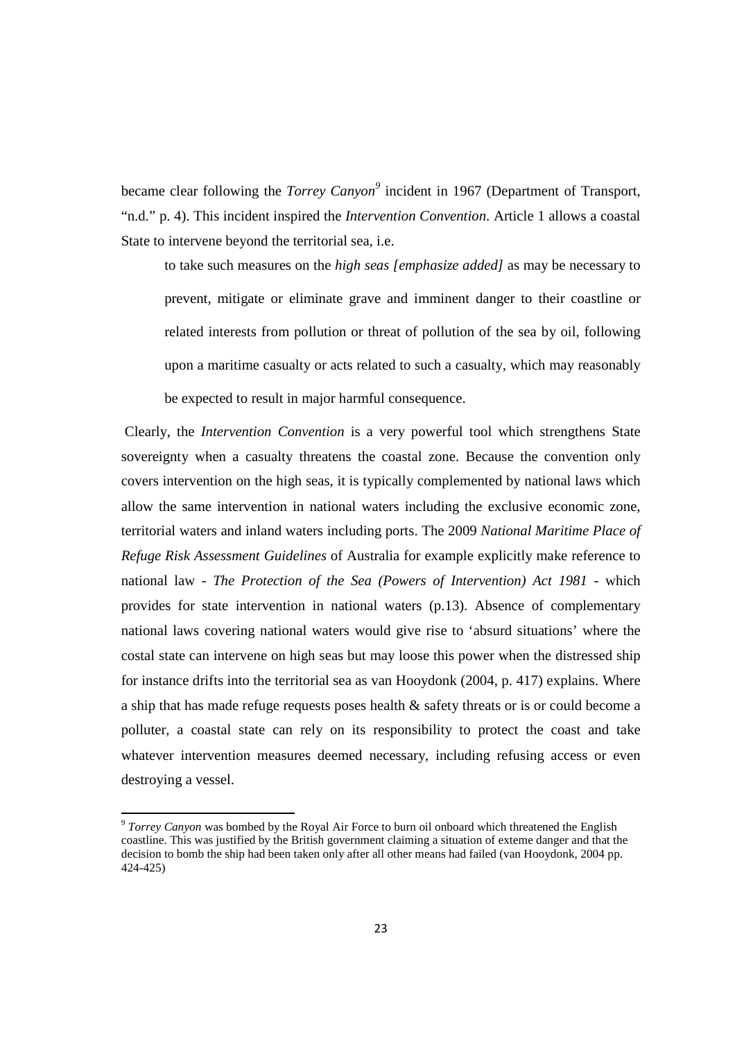became clear following the *Torrey Canyon*[9] incident in 1967 (Department of Transport, "n.d." p. 4). This incident inspired the *Intervention Convention*. Article 1 allows a coastal State to intervene beyond the territorial sea, i.e.

> to take such measures on the *high seas [emphasize added]* as may be necessary to prevent, mitigate or eliminate grave and imminent danger to their coastline or related interests from pollution or threat of pollution of the sea by oil, following upon a maritime casualty or acts related to such a casualty, which may reasonably be expected to result in major harmful consequence.

Clearly, the *Intervention Convention* is a very powerful tool which strengthens State sovereignty when a casualty threatens the coastal zone. Because the convention only covers intervention on the high seas, it is typically complemented by national laws which allow the same intervention in national waters including the exclusive economic zone, territorial waters and inland waters including ports. The 2009 *National Maritime Place of Refuge Risk Assessment Guidelines* of Australia for example explicitly make reference to national law - *The Protection of the Sea (Powers of Intervention) Act 1981* - which provides for state intervention in national waters (p.13). Absence of complementary national laws covering national waters would give rise to 'absurd situations' where the costal state can intervene on high seas but may loose this power when the distressed ship for instance drifts into the territorial sea as van Hooydonk (2004, p. 417) explains. Where a ship that has made refuge requests poses health & safety threats or is or could become a polluter, a coastal state can rely on its responsibility to protect the coast and take whatever intervention measures deemed necessary, including refusing access or even destroying a vessel.

---

[9] *Torrey Canyon* was bombed by the Royal Air Force to burn oil onboard which threatened the English coastline. This was justified by the British government claiming a situation of exteme danger and that the decision to bomb the ship had been taken only after all other means had failed (van Hooydonk, 2004 pp. 424-425)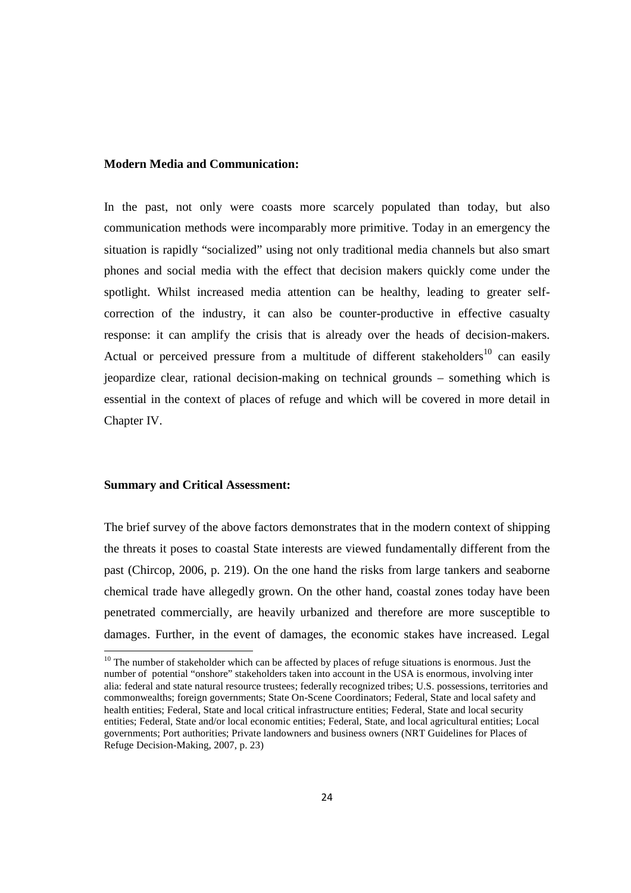**Modern Media and Communication:**

In the past, not only were coasts more scarcely populated than today, but also communication methods were incomparably more primitive. Today in an emergency the situation is rapidly "socialized" using not only traditional media channels but also smart phones and social media with the effect that decision makers quickly come under the spotlight. Whilst increased media attention can be healthy, leading to greater self-correction of the industry, it can also be counter-productive in effective casualty response: it can amplify the crisis that is already over the heads of decision-makers. Actual or perceived pressure from a multitude of different stakeholders[10] can easily jeopardize clear, rational decision-making on technical grounds – something which is essential in the context of places of refuge and which will be covered in more detail in Chapter IV.

**Summary and Critical Assessment:**

The brief survey of the above factors demonstrates that in the modern context of shipping the threats it poses to coastal State interests are viewed fundamentally different from the past (Chircop, 2006, p. 219). On the one hand the risks from large tankers and seaborne chemical trade have allegedly grown. On the other hand, coastal zones today have been penetrated commercially, are heavily urbanized and therefore are more susceptible to damages. Further, in the event of damages, the economic stakes have increased. Legal

[10] The number of stakeholder which can be affected by places of refuge situations is enormous. Just the number of potential "onshore" stakeholders taken into account in the USA is enormous, involving inter alia: federal and state natural resource trustees; federally recognized tribes; U.S. possessions, territories and commonwealths; foreign governments; State On-Scene Coordinators; Federal, State and local safety and health entities; Federal, State and local critical infrastructure entities; Federal, State and local security entities; Federal, State and/or local economic entities; Federal, State, and local agricultural entities; Local governments; Port authorities; Private landowners and business owners (NRT Guidelines for Places of Refuge Decision-Making, 2007, p. 23)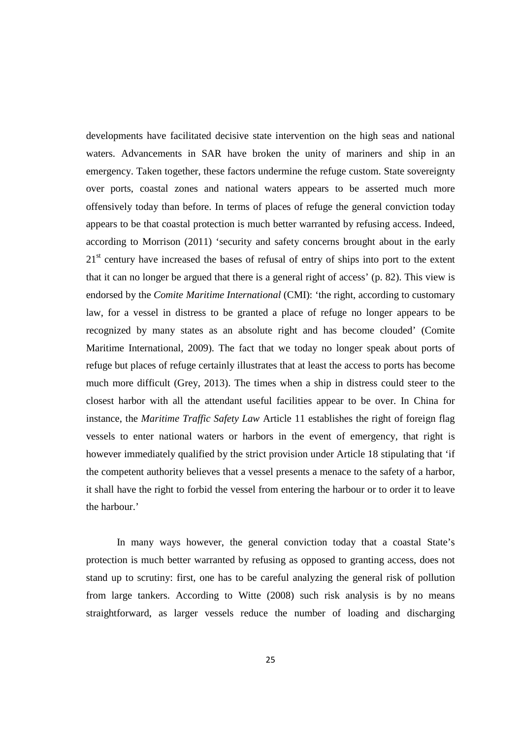developments have facilitated decisive state intervention on the high seas and national waters. Advancements in SAR have broken the unity of mariners and ship in an emergency. Taken together, these factors undermine the refuge custom. State sovereignty over ports, coastal zones and national waters appears to be asserted much more offensively today than before. In terms of places of refuge the general conviction today appears to be that coastal protection is much better warranted by refusing access. Indeed, according to Morrison (2011) 'security and safety concerns brought about in the early 21st century have increased the bases of refusal of entry of ships into port to the extent that it can no longer be argued that there is a general right of access' (p. 82). This view is endorsed by the *Comite Maritime International* (CMI): 'the right, according to customary law, for a vessel in distress to be granted a place of refuge no longer appears to be recognized by many states as an absolute right and has become clouded' (Comite Maritime International, 2009). The fact that we today no longer speak about ports of refuge but places of refuge certainly illustrates that at least the access to ports has become much more difficult (Grey, 2013). The times when a ship in distress could steer to the closest harbor with all the attendant useful facilities appear to be over. In China for instance, the *Maritime Traffic Safety Law* Article 11 establishes the right of foreign flag vessels to enter national waters or harbors in the event of emergency, that right is however immediately qualified by the strict provision under Article 18 stipulating that 'if the competent authority believes that a vessel presents a menace to the safety of a harbor, it shall have the right to forbid the vessel from entering the harbour or to order it to leave the harbour.'

In many ways however, the general conviction today that a coastal State's protection is much better warranted by refusing as opposed to granting access, does not stand up to scrutiny: first, one has to be careful analyzing the general risk of pollution from large tankers. According to Witte (2008) such risk analysis is by no means straightforward, as larger vessels reduce the number of loading and discharging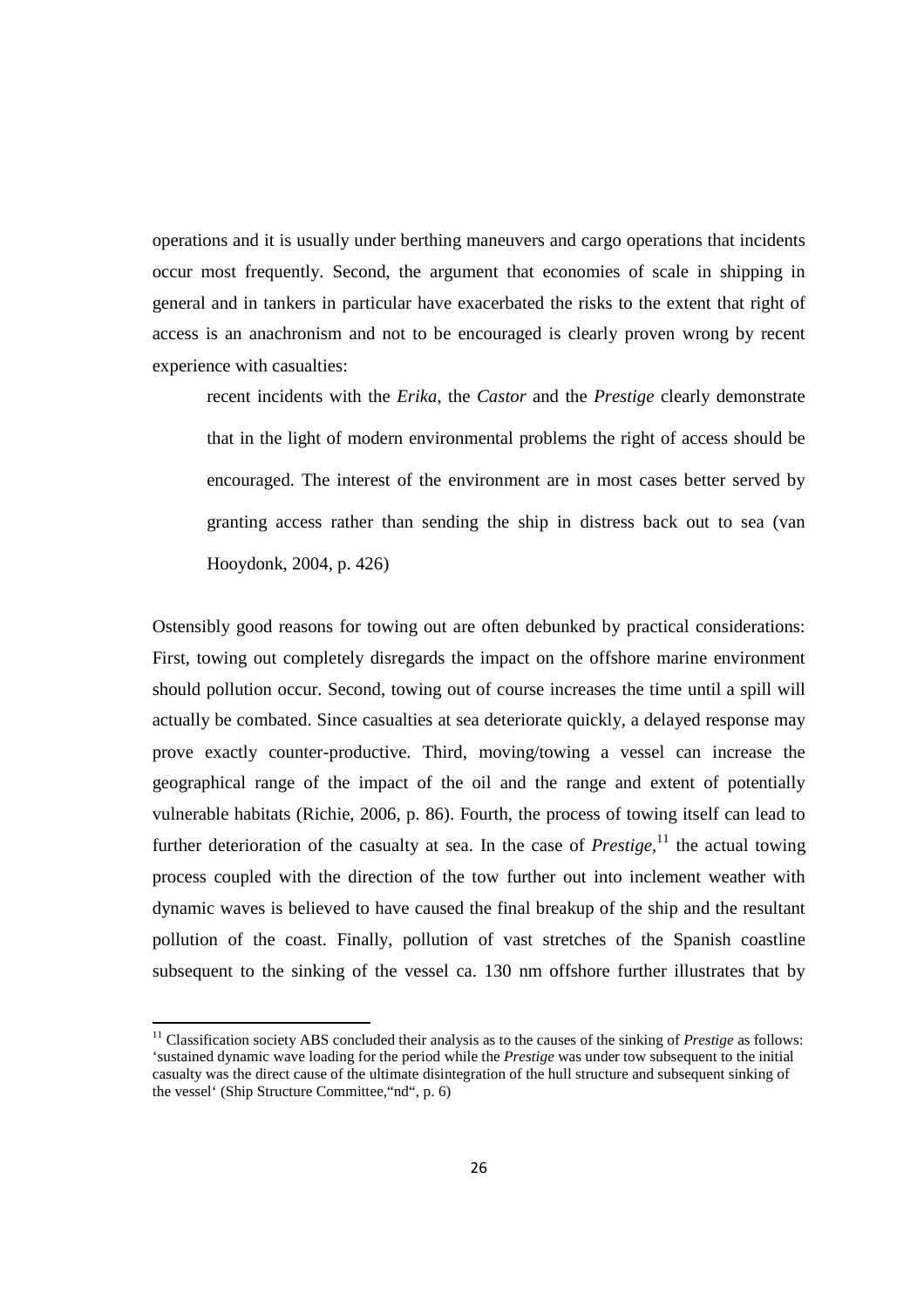operations and it is usually under berthing maneuvers and cargo operations that incidents occur most frequently. Second, the argument that economies of scale in shipping in general and in tankers in particular have exacerbated the risks to the extent that right of access is an anachronism and not to be encouraged is clearly proven wrong by recent experience with casualties:

> recent incidents with the *Erika*, the *Castor* and the *Prestige* clearly demonstrate that in the light of modern environmental problems the right of access should be encouraged. The interest of the environment are in most cases better served by granting access rather than sending the ship in distress back out to sea (van Hooydonk, 2004, p. 426)

Ostensibly good reasons for towing out are often debunked by practical considerations: First, towing out completely disregards the impact on the offshore marine environment should pollution occur. Second, towing out of course increases the time until a spill will actually be combated. Since casualties at sea deteriorate quickly, a delayed response may prove exactly counter-productive. Third, moving/towing a vessel can increase the geographical range of the impact of the oil and the range and extent of potentially vulnerable habitats (Richie, 2006, p. 86). Fourth, the process of towing itself can lead to further deterioration of the casualty at sea. In the case of *Prestige*,[11] the actual towing process coupled with the direction of the tow further out into inclement weather with dynamic waves is believed to have caused the final breakup of the ship and the resultant pollution of the coast. Finally, pollution of vast stretches of the Spanish coastline subsequent to the sinking of the vessel ca. 130 nm offshore further illustrates that by

[11] Classification society ABS concluded their analysis as to the causes of the sinking of *Prestige* as follows: 'sustained dynamic wave loading for the period while the *Prestige* was under tow subsequent to the initial casualty was the direct cause of the ultimate disintegration of the hull structure and subsequent sinking of the vessel' (Ship Structure Committee,"nd", p. 6)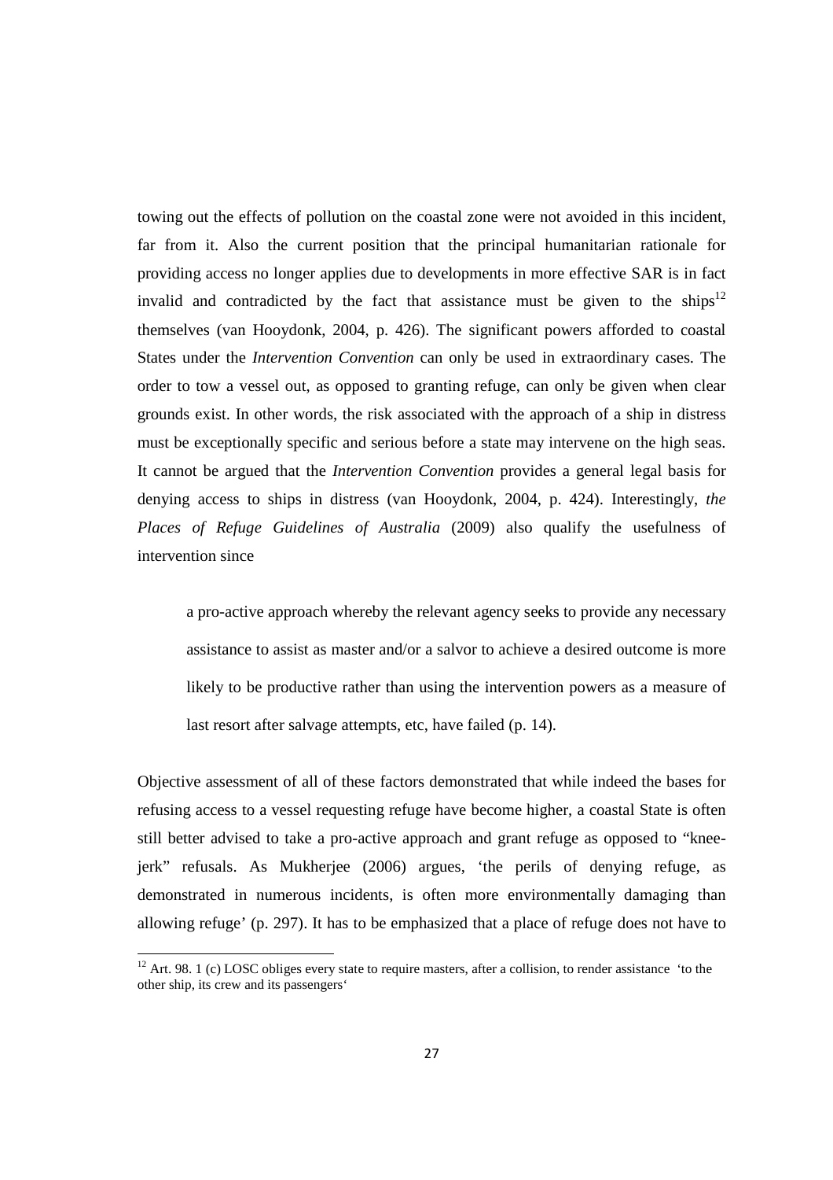towing out the effects of pollution on the coastal zone were not avoided in this incident, far from it. Also the current position that the principal humanitarian rationale for providing access no longer applies due to developments in more effective SAR is in fact invalid and contradicted by the fact that assistance must be given to the ships[12] themselves (van Hooydonk, 2004, p. 426). The significant powers afforded to coastal States under the *Intervention Convention* can only be used in extraordinary cases. The order to tow a vessel out, as opposed to granting refuge, can only be given when clear grounds exist. In other words, the risk associated with the approach of a ship in distress must be exceptionally specific and serious before a state may intervene on the high seas. It cannot be argued that the *Intervention Convention* provides a general legal basis for denying access to ships in distress (van Hooydonk, 2004, p. 424). Interestingly, *the Places of Refuge Guidelines of Australia* (2009) also qualify the usefulness of intervention since

> a pro-active approach whereby the relevant agency seeks to provide any necessary assistance to assist as master and/or a salvor to achieve a desired outcome is more likely to be productive rather than using the intervention powers as a measure of last resort after salvage attempts, etc, have failed (p. 14).

Objective assessment of all of these factors demonstrated that while indeed the bases for refusing access to a vessel requesting refuge have become higher, a coastal State is often still better advised to take a pro-active approach and grant refuge as opposed to "knee-jerk" refusals. As Mukherjee (2006) argues, 'the perils of denying refuge, as demonstrated in numerous incidents, is often more environmentally damaging than allowing refuge' (p. 297). It has to be emphasized that a place of refuge does not have to

[12] Art. 98. 1 (c) LOSC obliges every state to require masters, after a collision, to render assistance 'to the other ship, its crew and its passengers'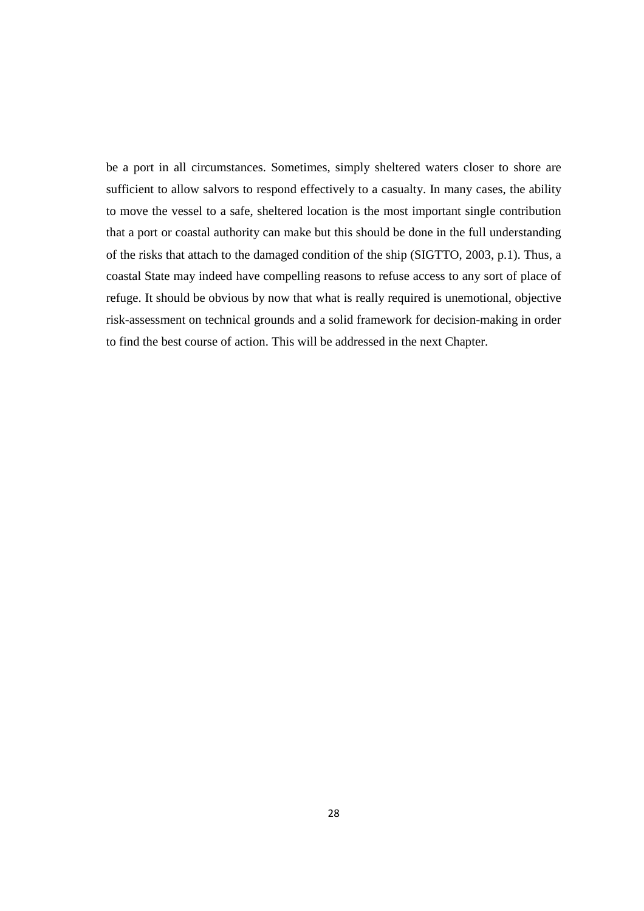be a port in all circumstances. Sometimes, simply sheltered waters closer to shore are sufficient to allow salvors to respond effectively to a casualty. In many cases, the ability to move the vessel to a safe, sheltered location is the most important single contribution that a port or coastal authority can make but this should be done in the full understanding of the risks that attach to the damaged condition of the ship (SIGTTO, 2003, p.1). Thus, a coastal State may indeed have compelling reasons to refuse access to any sort of place of refuge. It should be obvious by now that what is really required is unemotional, objective risk-assessment on technical grounds and a solid framework for decision-making in order to find the best course of action. This will be addressed in the next Chapter.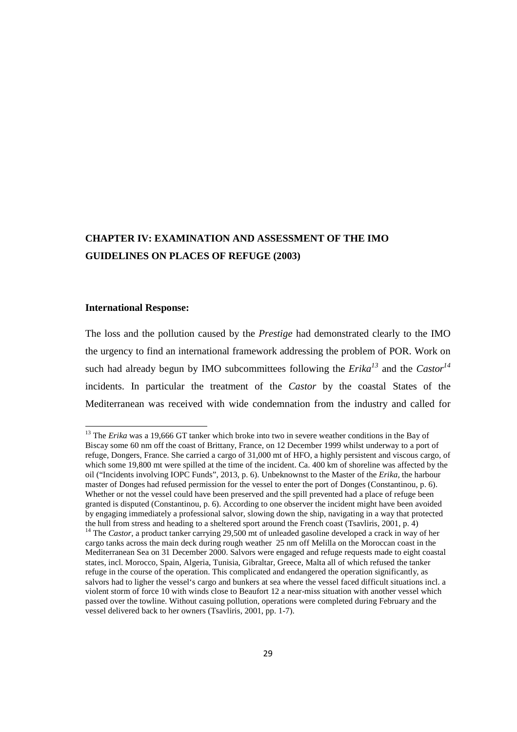# CHAPTER IV: EXAMINATION AND ASSESSMENT OF THE IMO GUIDELINES ON PLACES OF REFUGE (2003)

**International Response:**

The loss and the pollution caused by the *Prestige* had demonstrated clearly to the IMO the urgency to find an international framework addressing the problem of POR. Work on such had already begun by IMO subcommittees following the *Erika*[13] and the *Castor*[14] incidents. In particular the treatment of the *Castor* by the coastal States of the Mediterranean was received with wide condemnation from the industry and called for

---

[13] The *Erika* was a 19,666 GT tanker which broke into two in severe weather conditions in the Bay of Biscay some 60 nm off the coast of Brittany, France, on 12 December 1999 whilst underway to a port of refuge, Dongers, France. She carried a cargo of 31,000 mt of HFO, a highly persistent and viscous cargo, of which some 19,800 mt were spilled at the time of the incident. Ca. 400 km of shoreline was affected by the oil ("Incidents involving IOPC Funds", 2013, p. 6). Unbeknownst to the Master of the *Erika*, the harbour master of Donges had refused permission for the vessel to enter the port of Donges (Constantinou, p. 6). Whether or not the vessel could have been preserved and the spill prevented had a place of refuge been granted is disputed (Constantinou, p. 6). According to one observer the incident might have been avoided by engaging immediately a professional salvor, slowing down the ship, navigating in a way that protected the hull from stress and heading to a sheltered sport around the French coast (Tsavliris, 2001, p. 4)

[14] The *Castor*, a product tanker carrying 29,500 mt of unleaded gasoline developed a crack in way of her cargo tanks across the main deck during rough weather 25 nm off Melilla on the Moroccan coast in the Mediterranean Sea on 31 December 2000. Salvors were engaged and refuge requests made to eight coastal states, incl. Morocco, Spain, Algeria, Tunisia, Gibraltar, Greece, Malta all of which refused the tanker refuge in the course of the operation. This complicated and endangered the operation significantly, as salvors had to ligher the vessel's cargo and bunkers at sea where the vessel faced difficult situations incl. a violent storm of force 10 with winds close to Beaufort 12 a near-miss situation with another vessel which passed over the towline. Without casuing pollution, operations were completed during February and the vessel delivered back to her owners (Tsavliris, 2001, pp. 1-7).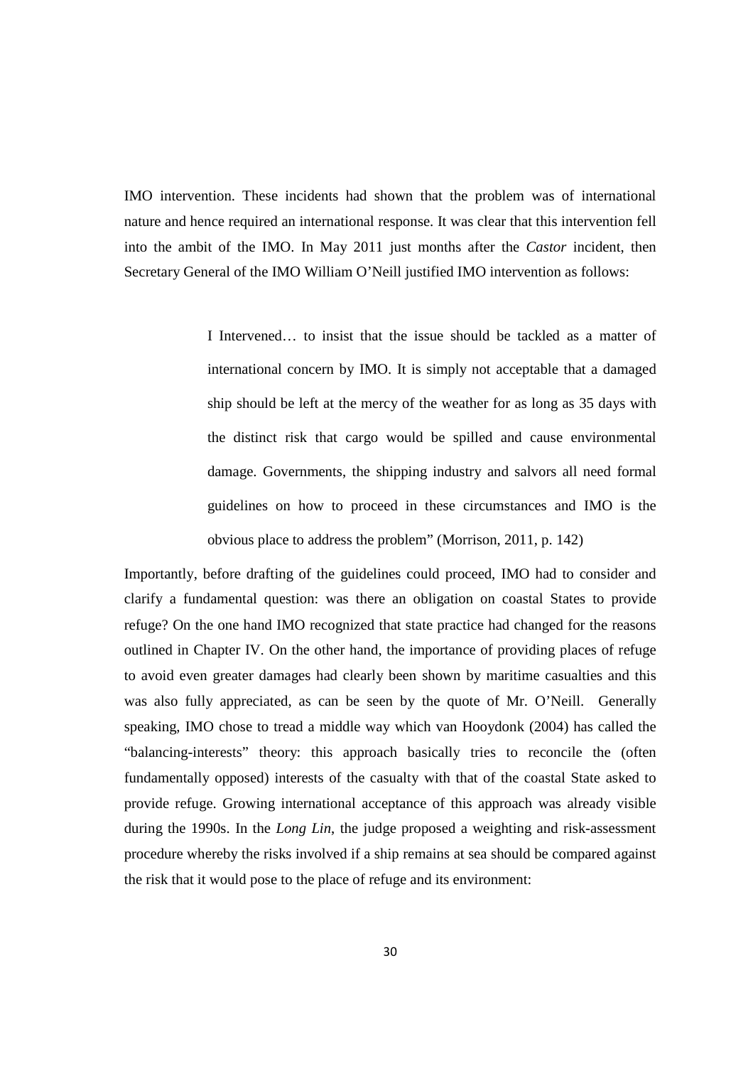IMO intervention. These incidents had shown that the problem was of international nature and hence required an international response. It was clear that this intervention fell into the ambit of the IMO. In May 2011 just months after the *Castor* incident, then Secretary General of the IMO William O'Neill justified IMO intervention as follows:

> I Intervened… to insist that the issue should be tackled as a matter of international concern by IMO. It is simply not acceptable that a damaged ship should be left at the mercy of the weather for as long as 35 days with the distinct risk that cargo would be spilled and cause environmental damage. Governments, the shipping industry and salvors all need formal guidelines on how to proceed in these circumstances and IMO is the obvious place to address the problem" (Morrison, 2011, p. 142)

Importantly, before drafting of the guidelines could proceed, IMO had to consider and clarify a fundamental question: was there an obligation on coastal States to provide refuge? On the one hand IMO recognized that state practice had changed for the reasons outlined in Chapter IV. On the other hand, the importance of providing places of refuge to avoid even greater damages had clearly been shown by maritime casualties and this was also fully appreciated, as can be seen by the quote of Mr. O'Neill. Generally speaking, IMO chose to tread a middle way which van Hooydonk (2004) has called the "balancing-interests" theory: this approach basically tries to reconcile the (often fundamentally opposed) interests of the casualty with that of the coastal State asked to provide refuge. Growing international acceptance of this approach was already visible during the 1990s. In the *Long Lin*, the judge proposed a weighting and risk-assessment procedure whereby the risks involved if a ship remains at sea should be compared against the risk that it would pose to the place of refuge and its environment: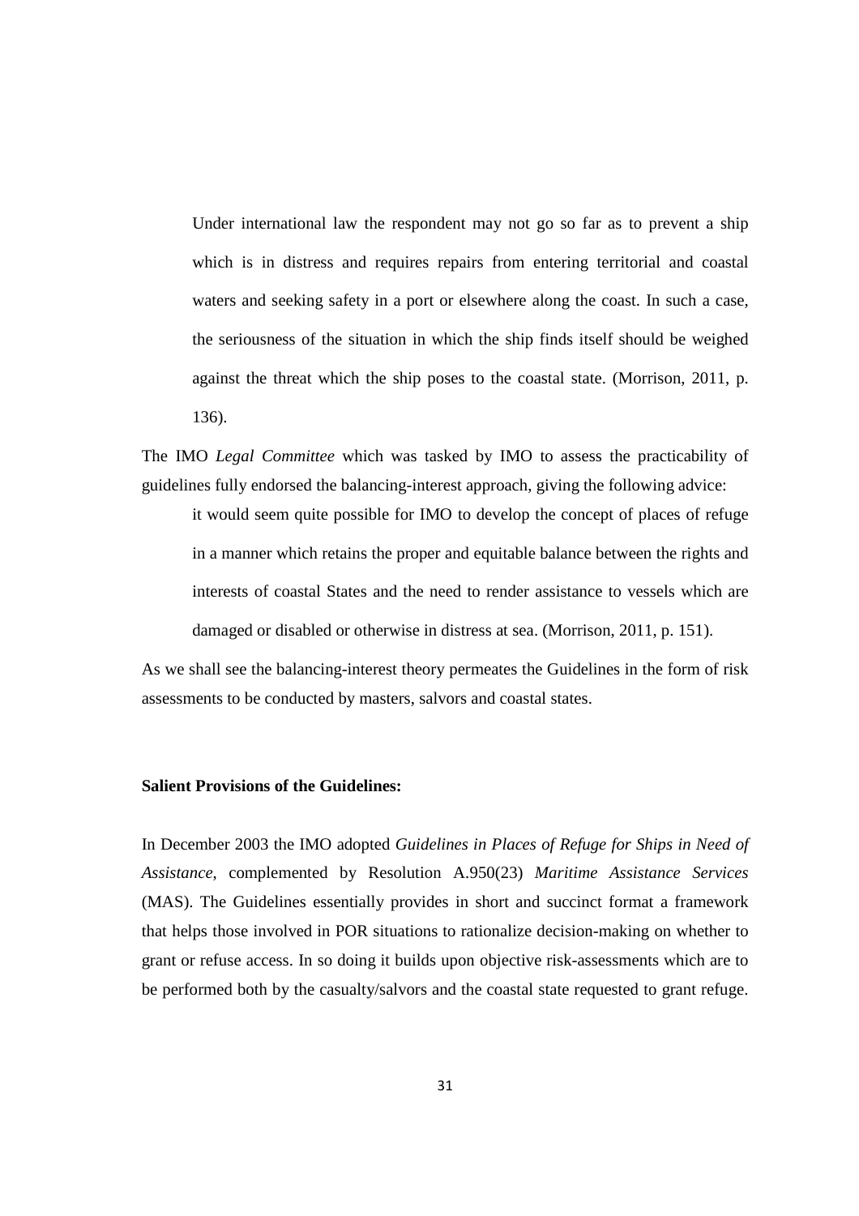> Under international law the respondent may not go so far as to prevent a ship which is in distress and requires repairs from entering territorial and coastal waters and seeking safety in a port or elsewhere along the coast. In such a case, the seriousness of the situation in which the ship finds itself should be weighed against the threat which the ship poses to the coastal state. (Morrison, 2011, p. 136).

The IMO *Legal Committee* which was tasked by IMO to assess the practicability of guidelines fully endorsed the balancing-interest approach, giving the following advice:

> it would seem quite possible for IMO to develop the concept of places of refuge in a manner which retains the proper and equitable balance between the rights and interests of coastal States and the need to render assistance to vessels which are damaged or disabled or otherwise in distress at sea. (Morrison, 2011, p. 151).

As we shall see the balancing-interest theory permeates the Guidelines in the form of risk assessments to be conducted by masters, salvors and coastal states.

**Salient Provisions of the Guidelines:**

In December 2003 the IMO adopted *Guidelines in Places of Refuge for Ships in Need of Assistance*, complemented by Resolution A.950(23) *Maritime Assistance Services* (MAS). The Guidelines essentially provides in short and succinct format a framework that helps those involved in POR situations to rationalize decision-making on whether to grant or refuse access. In so doing it builds upon objective risk-assessments which are to be performed both by the casualty/salvors and the coastal state requested to grant refuge.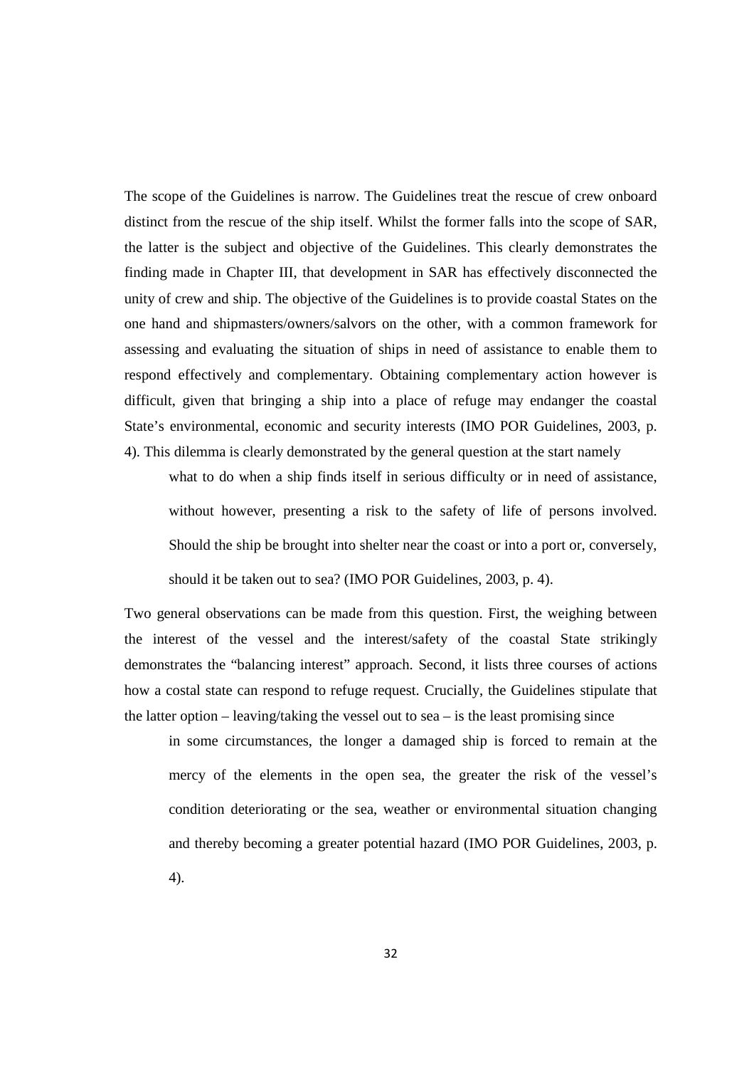The scope of the Guidelines is narrow. The Guidelines treat the rescue of crew onboard distinct from the rescue of the ship itself. Whilst the former falls into the scope of SAR, the latter is the subject and objective of the Guidelines. This clearly demonstrates the finding made in Chapter III, that development in SAR has effectively disconnected the unity of crew and ship. The objective of the Guidelines is to provide coastal States on the one hand and shipmasters/owners/salvors on the other, with a common framework for assessing and evaluating the situation of ships in need of assistance to enable them to respond effectively and complementary. Obtaining complementary action however is difficult, given that bringing a ship into a place of refuge may endanger the coastal State's environmental, economic and security interests (IMO POR Guidelines, 2003, p. 4). This dilemma is clearly demonstrated by the general question at the start namely

> what to do when a ship finds itself in serious difficulty or in need of assistance, without however, presenting a risk to the safety of life of persons involved. Should the ship be brought into shelter near the coast or into a port or, conversely, should it be taken out to sea? (IMO POR Guidelines, 2003, p. 4).

Two general observations can be made from this question. First, the weighing between the interest of the vessel and the interest/safety of the coastal State strikingly demonstrates the "balancing interest" approach. Second, it lists three courses of actions how a costal state can respond to refuge request. Crucially, the Guidelines stipulate that the latter option – leaving/taking the vessel out to sea – is the least promising since

> in some circumstances, the longer a damaged ship is forced to remain at the mercy of the elements in the open sea, the greater the risk of the vessel's condition deteriorating or the sea, weather or environmental situation changing and thereby becoming a greater potential hazard (IMO POR Guidelines, 2003, p. 4).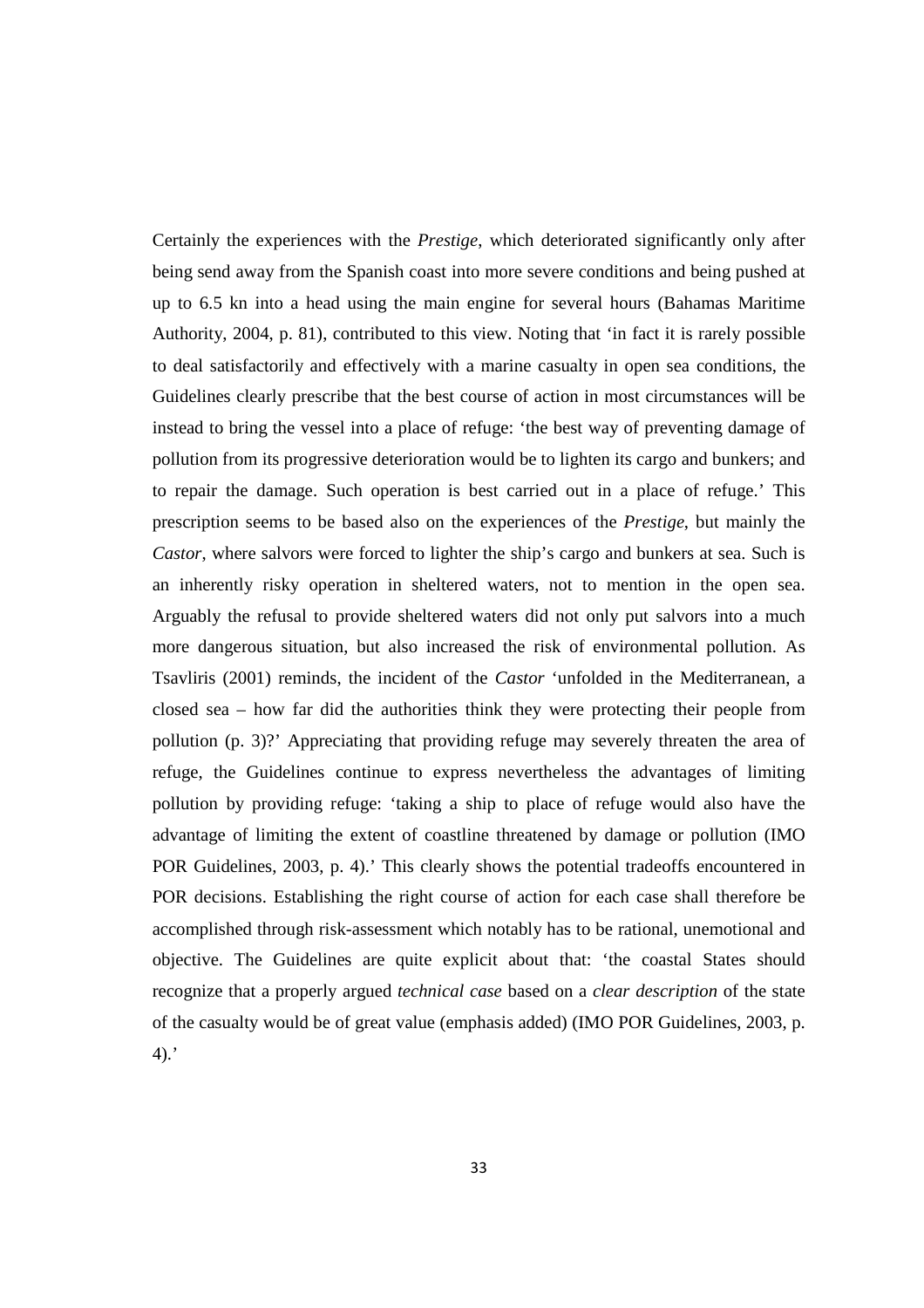Certainly the experiences with the *Prestige*, which deteriorated significantly only after being send away from the Spanish coast into more severe conditions and being pushed at up to 6.5 kn into a head using the main engine for several hours (Bahamas Maritime Authority, 2004, p. 81), contributed to this view. Noting that 'in fact it is rarely possible to deal satisfactorily and effectively with a marine casualty in open sea conditions, the Guidelines clearly prescribe that the best course of action in most circumstances will be instead to bring the vessel into a place of refuge: 'the best way of preventing damage of pollution from its progressive deterioration would be to lighten its cargo and bunkers; and to repair the damage. Such operation is best carried out in a place of refuge.' This prescription seems to be based also on the experiences of the *Prestige*, but mainly the *Castor*, where salvors were forced to lighter the ship's cargo and bunkers at sea. Such is an inherently risky operation in sheltered waters, not to mention in the open sea. Arguably the refusal to provide sheltered waters did not only put salvors into a much more dangerous situation, but also increased the risk of environmental pollution. As Tsavliris (2001) reminds, the incident of the *Castor* 'unfolded in the Mediterranean, a closed sea – how far did the authorities think they were protecting their people from pollution (p. 3)?' Appreciating that providing refuge may severely threaten the area of refuge, the Guidelines continue to express nevertheless the advantages of limiting pollution by providing refuge: 'taking a ship to place of refuge would also have the advantage of limiting the extent of coastline threatened by damage or pollution (IMO POR Guidelines, 2003, p. 4).' This clearly shows the potential tradeoffs encountered in POR decisions. Establishing the right course of action for each case shall therefore be accomplished through risk-assessment which notably has to be rational, unemotional and objective. The Guidelines are quite explicit about that: 'the coastal States should recognize that a properly argued *technical case* based on a *clear description* of the state of the casualty would be of great value (emphasis added) (IMO POR Guidelines, 2003, p. 4).'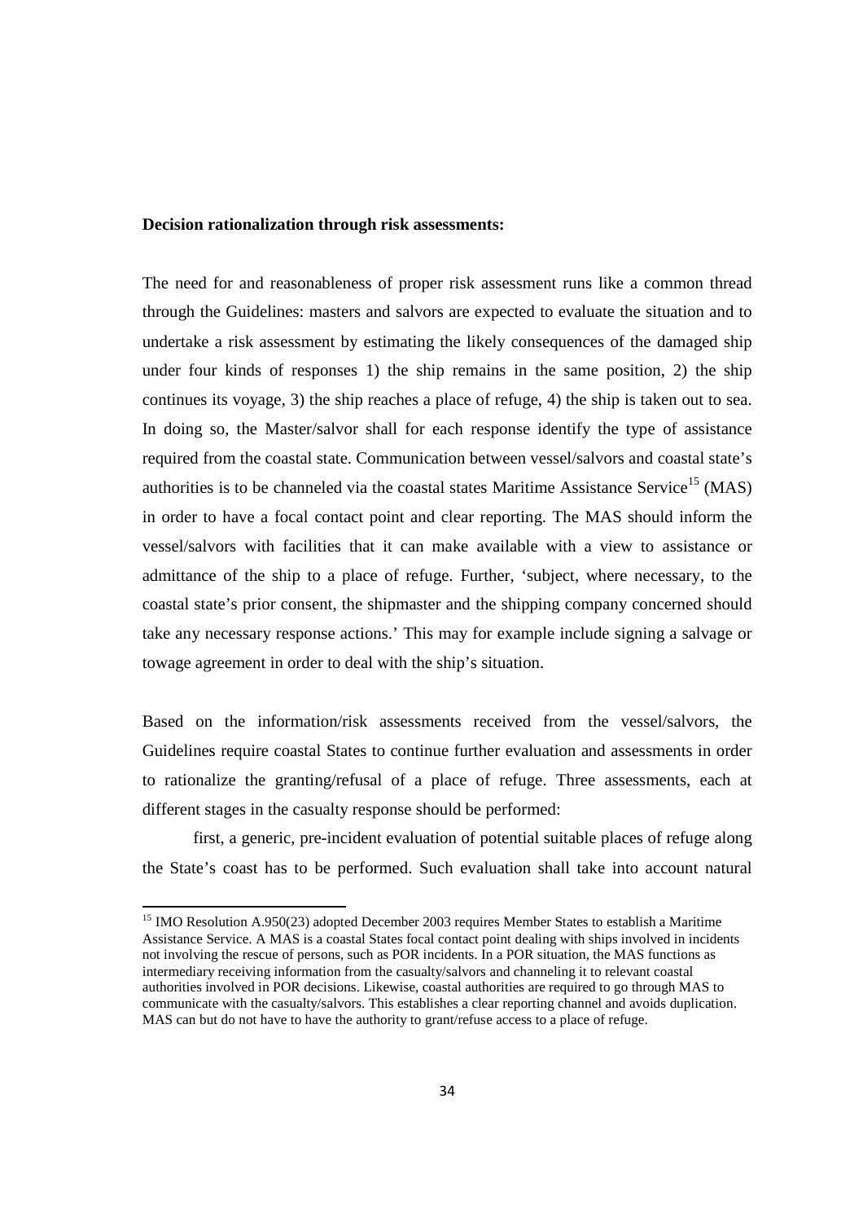**Decision rationalization through risk assessments:**

The need for and reasonableness of proper risk assessment runs like a common thread through the Guidelines: masters and salvors are expected to evaluate the situation and to undertake a risk assessment by estimating the likely consequences of the damaged ship under four kinds of responses 1) the ship remains in the same position, 2) the ship continues its voyage, 3) the ship reaches a place of refuge, 4) the ship is taken out to sea. In doing so, the Master/salvor shall for each response identify the type of assistance required from the coastal state. Communication between vessel/salvors and coastal state's authorities is to be channeled via the coastal states Maritime Assistance Service[15] (MAS) in order to have a focal contact point and clear reporting. The MAS should inform the vessel/salvors with facilities that it can make available with a view to assistance or admittance of the ship to a place of refuge. Further, 'subject, where necessary, to the coastal state's prior consent, the shipmaster and the shipping company concerned should take any necessary response actions.' This may for example include signing a salvage or towage agreement in order to deal with the ship's situation.

Based on the information/risk assessments received from the vessel/salvors, the Guidelines require coastal States to continue further evaluation and assessments in order to rationalize the granting/refusal of a place of refuge. Three assessments, each at different stages in the casualty response should be performed:

first, a generic, pre-incident evaluation of potential suitable places of refuge along the State's coast has to be performed. Such evaluation shall take into account natural

---

[15] IMO Resolution A.950(23) adopted December 2003 requires Member States to establish a Maritime Assistance Service. A MAS is a coastal States focal contact point dealing with ships involved in incidents not involving the rescue of persons, such as POR incidents. In a POR situation, the MAS functions as intermediary receiving information from the casualty/salvors and channeling it to relevant coastal authorities involved in POR decisions. Likewise, coastal authorities are required to go through MAS to communicate with the casualty/salvors. This establishes a clear reporting channel and avoids duplication. MAS can but do not have to have the authority to grant/refuse access to a place of refuge.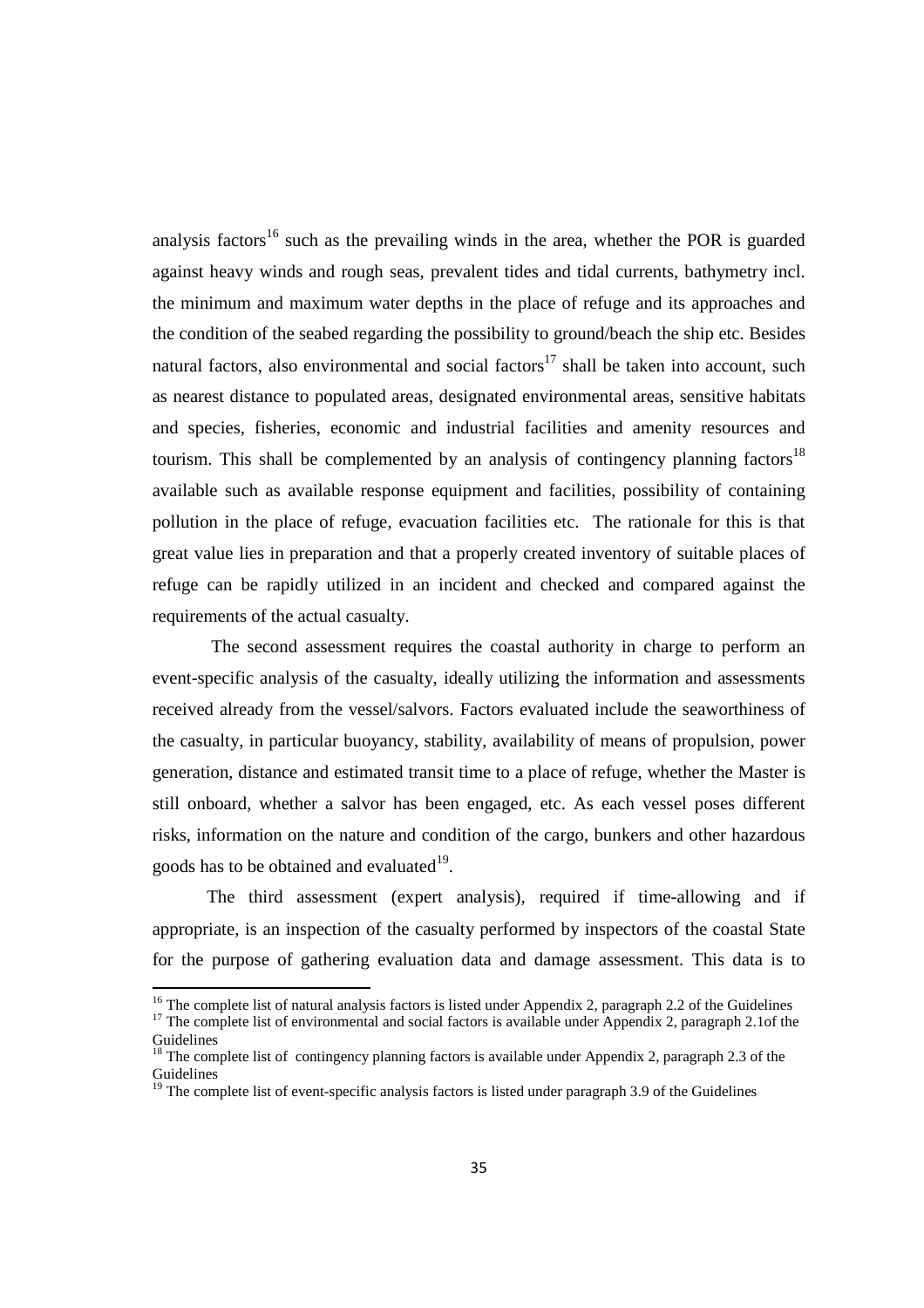analysis factors[16] such as the prevailing winds in the area, whether the POR is guarded against heavy winds and rough seas, prevalent tides and tidal currents, bathymetry incl. the minimum and maximum water depths in the place of refuge and its approaches and the condition of the seabed regarding the possibility to ground/beach the ship etc. Besides natural factors, also environmental and social factors[17] shall be taken into account, such as nearest distance to populated areas, designated environmental areas, sensitive habitats and species, fisheries, economic and industrial facilities and amenity resources and tourism. This shall be complemented by an analysis of contingency planning factors[18] available such as available response equipment and facilities, possibility of containing pollution in the place of refuge, evacuation facilities etc. The rationale for this is that great value lies in preparation and that a properly created inventory of suitable places of refuge can be rapidly utilized in an incident and checked and compared against the requirements of the actual casualty.

The second assessment requires the coastal authority in charge to perform an event-specific analysis of the casualty, ideally utilizing the information and assessments received already from the vessel/salvors. Factors evaluated include the seaworthiness of the casualty, in particular buoyancy, stability, availability of means of propulsion, power generation, distance and estimated transit time to a place of refuge, whether the Master is still onboard, whether a salvor has been engaged, etc. As each vessel poses different risks, information on the nature and condition of the cargo, bunkers and other hazardous goods has to be obtained and evaluated[19].

The third assessment (expert analysis), required if time-allowing and if appropriate, is an inspection of the casualty performed by inspectors of the coastal State for the purpose of gathering evaluation data and damage assessment. This data is to

---

[16] The complete list of natural analysis factors is listed under Appendix 2, paragraph 2.2 of the Guidelines

[17] The complete list of environmental and social factors is available under Appendix 2, paragraph 2.1of the Guidelines

[18] The complete list of contingency planning factors is available under Appendix 2, paragraph 2.3 of the Guidelines

[19] The complete list of event-specific analysis factors is listed under paragraph 3.9 of the Guidelines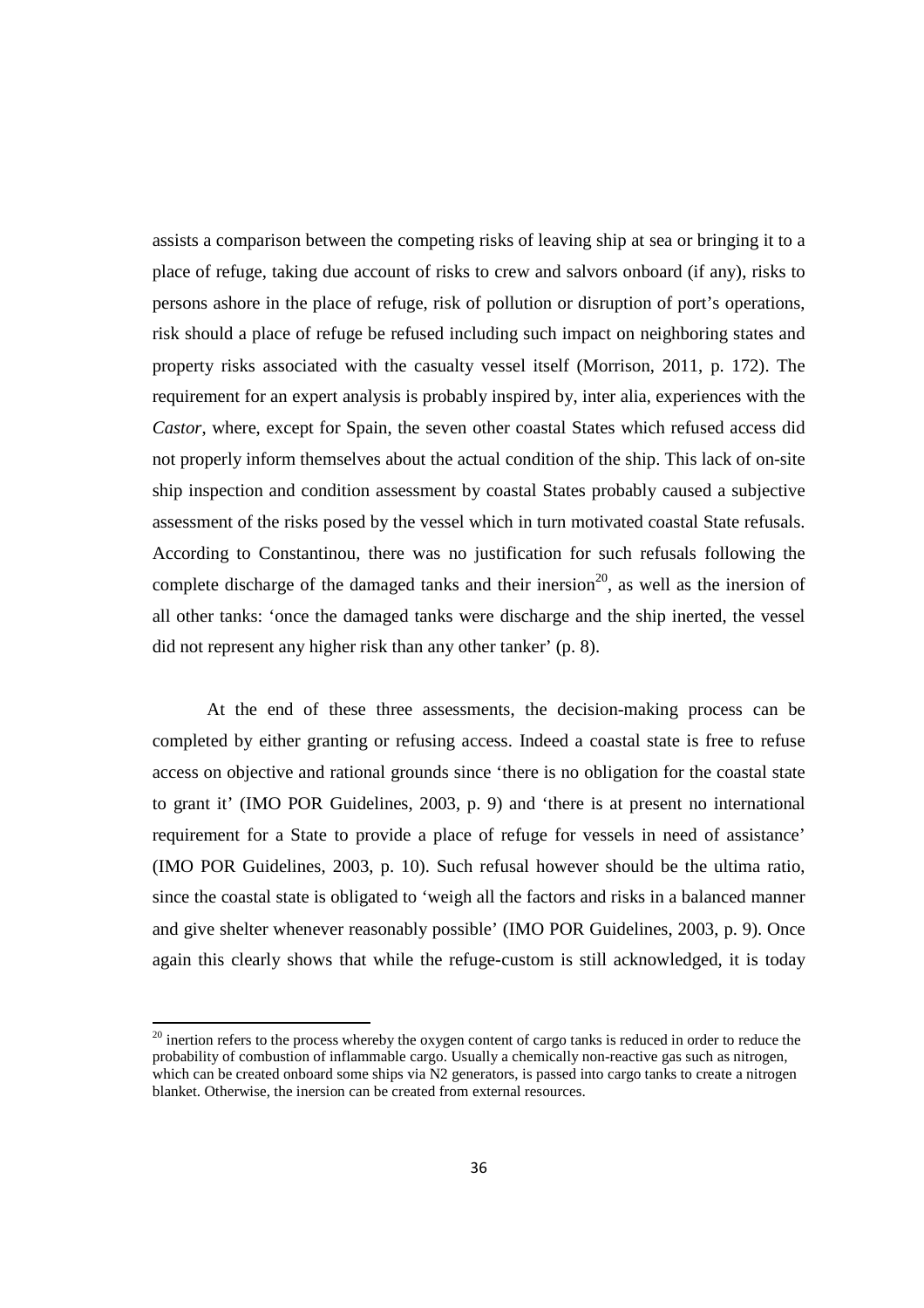assists a comparison between the competing risks of leaving ship at sea or bringing it to a place of refuge, taking due account of risks to crew and salvors onboard (if any), risks to persons ashore in the place of refuge, risk of pollution or disruption of port's operations, risk should a place of refuge be refused including such impact on neighboring states and property risks associated with the casualty vessel itself (Morrison, 2011, p. 172). The requirement for an expert analysis is probably inspired by, inter alia, experiences with the *Castor*, where, except for Spain, the seven other coastal States which refused access did not properly inform themselves about the actual condition of the ship. This lack of on-site ship inspection and condition assessment by coastal States probably caused a subjective assessment of the risks posed by the vessel which in turn motivated coastal State refusals. According to Constantinou, there was no justification for such refusals following the complete discharge of the damaged tanks and their inersion[20], as well as the inersion of all other tanks: 'once the damaged tanks were discharge and the ship inerted, the vessel did not represent any higher risk than any other tanker' (p. 8).

At the end of these three assessments, the decision-making process can be completed by either granting or refusing access. Indeed a coastal state is free to refuse access on objective and rational grounds since 'there is no obligation for the coastal state to grant it' (IMO POR Guidelines, 2003, p. 9) and 'there is at present no international requirement for a State to provide a place of refuge for vessels in need of assistance' (IMO POR Guidelines, 2003, p. 10). Such refusal however should be the ultima ratio, since the coastal state is obligated to 'weigh all the factors and risks in a balanced manner and give shelter whenever reasonably possible' (IMO POR Guidelines, 2003, p. 9). Once again this clearly shows that while the refuge-custom is still acknowledged, it is today

[20] inertion refers to the process whereby the oxygen content of cargo tanks is reduced in order to reduce the probability of combustion of inflammable cargo. Usually a chemically non-reactive gas such as nitrogen, which can be created onboard some ships via N2 generators, is passed into cargo tanks to create a nitrogen blanket. Otherwise, the inersion can be created from external resources.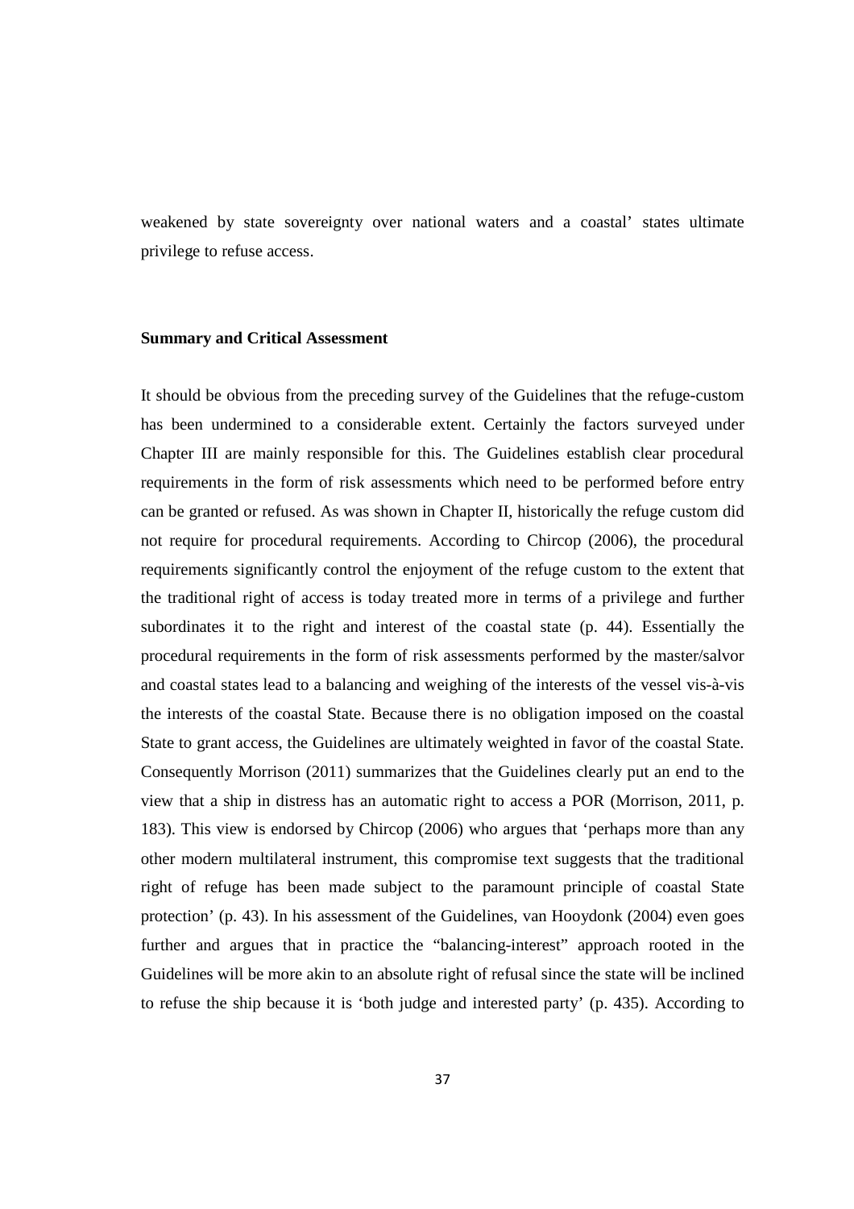weakened by state sovereignty over national waters and a coastal' states ultimate privilege to refuse access.

**Summary and Critical Assessment**

It should be obvious from the preceding survey of the Guidelines that the refuge-custom has been undermined to a considerable extent. Certainly the factors surveyed under Chapter III are mainly responsible for this. The Guidelines establish clear procedural requirements in the form of risk assessments which need to be performed before entry can be granted or refused. As was shown in Chapter II, historically the refuge custom did not require for procedural requirements. According to Chircop (2006), the procedural requirements significantly control the enjoyment of the refuge custom to the extent that the traditional right of access is today treated more in terms of a privilege and further subordinates it to the right and interest of the coastal state (p. 44). Essentially the procedural requirements in the form of risk assessments performed by the master/salvor and coastal states lead to a balancing and weighing of the interests of the vessel vis-à-vis the interests of the coastal State. Because there is no obligation imposed on the coastal State to grant access, the Guidelines are ultimately weighted in favor of the coastal State. Consequently Morrison (2011) summarizes that the Guidelines clearly put an end to the view that a ship in distress has an automatic right to access a POR (Morrison, 2011, p. 183). This view is endorsed by Chircop (2006) who argues that 'perhaps more than any other modern multilateral instrument, this compromise text suggests that the traditional right of refuge has been made subject to the paramount principle of coastal State protection' (p. 43). In his assessment of the Guidelines, van Hooydonk (2004) even goes further and argues that in practice the "balancing-interest" approach rooted in the Guidelines will be more akin to an absolute right of refusal since the state will be inclined to refuse the ship because it is 'both judge and interested party' (p. 435). According to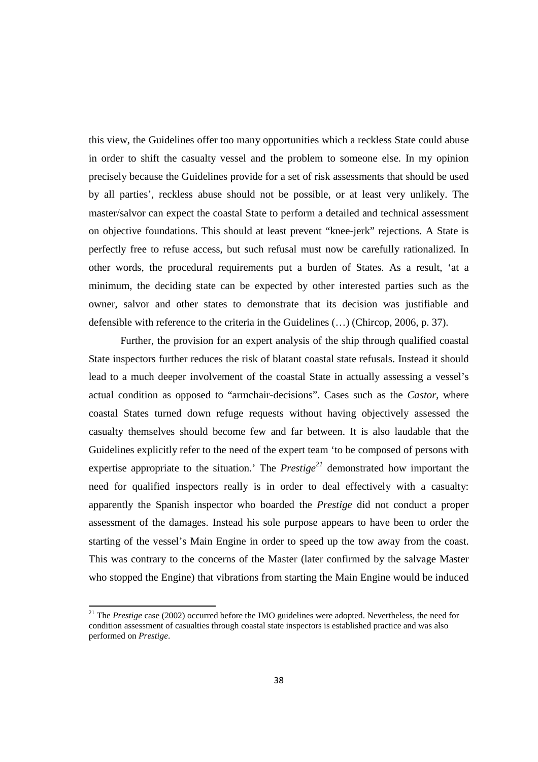this view, the Guidelines offer too many opportunities which a reckless State could abuse in order to shift the casualty vessel and the problem to someone else. In my opinion precisely because the Guidelines provide for a set of risk assessments that should be used by all parties', reckless abuse should not be possible, or at least very unlikely. The master/salvor can expect the coastal State to perform a detailed and technical assessment on objective foundations. This should at least prevent "knee-jerk" rejections. A State is perfectly free to refuse access, but such refusal must now be carefully rationalized. In other words, the procedural requirements put a burden of States. As a result, 'at a minimum, the deciding state can be expected by other interested parties such as the owner, salvor and other states to demonstrate that its decision was justifiable and defensible with reference to the criteria in the Guidelines (…) (Chircop, 2006, p. 37).

Further, the provision for an expert analysis of the ship through qualified coastal State inspectors further reduces the risk of blatant coastal state refusals. Instead it should lead to a much deeper involvement of the coastal State in actually assessing a vessel's actual condition as opposed to "armchair-decisions". Cases such as the *Castor*, where coastal States turned down refuge requests without having objectively assessed the casualty themselves should become few and far between. It is also laudable that the Guidelines explicitly refer to the need of the expert team 'to be composed of persons with expertise appropriate to the situation.' The *Prestige*[21] demonstrated how important the need for qualified inspectors really is in order to deal effectively with a casualty: apparently the Spanish inspector who boarded the *Prestige* did not conduct a proper assessment of the damages. Instead his sole purpose appears to have been to order the starting of the vessel's Main Engine in order to speed up the tow away from the coast. This was contrary to the concerns of the Master (later confirmed by the salvage Master who stopped the Engine) that vibrations from starting the Main Engine would be induced

[21] The *Prestige* case (2002) occurred before the IMO guidelines were adopted. Nevertheless, the need for condition assessment of casualties through coastal state inspectors is established practice and was also performed on *Prestige*.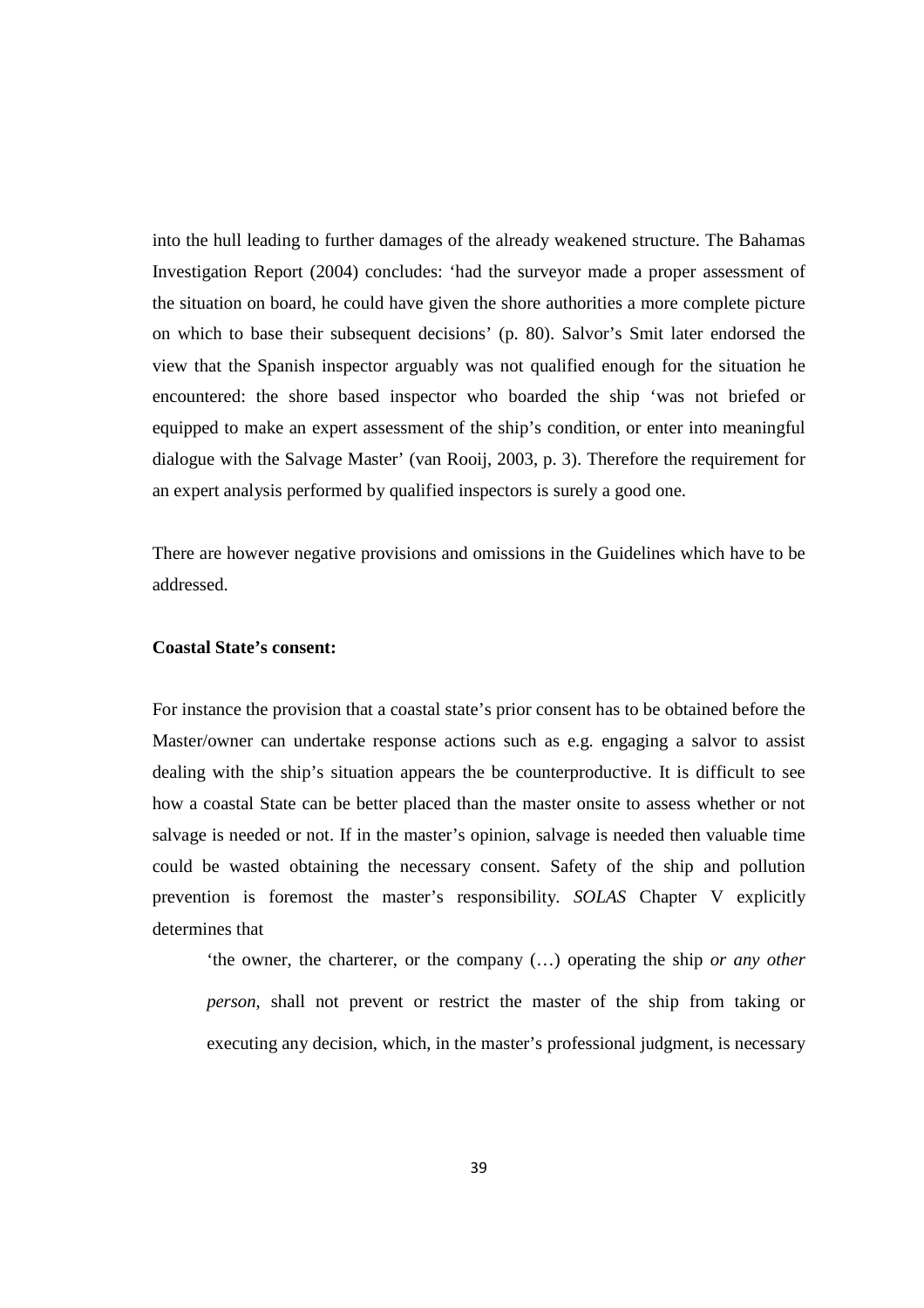into the hull leading to further damages of the already weakened structure. The Bahamas Investigation Report (2004) concludes: 'had the surveyor made a proper assessment of the situation on board, he could have given the shore authorities a more complete picture on which to base their subsequent decisions' (p. 80). Salvor's Smit later endorsed the view that the Spanish inspector arguably was not qualified enough for the situation he encountered: the shore based inspector who boarded the ship 'was not briefed or equipped to make an expert assessment of the ship's condition, or enter into meaningful dialogue with the Salvage Master' (van Rooij, 2003, p. 3). Therefore the requirement for an expert analysis performed by qualified inspectors is surely a good one.

There are however negative provisions and omissions in the Guidelines which have to be addressed.

**Coastal State's consent:**

For instance the provision that a coastal state's prior consent has to be obtained before the Master/owner can undertake response actions such as e.g. engaging a salvor to assist dealing with the ship's situation appears the be counterproductive. It is difficult to see how a coastal State can be better placed than the master onsite to assess whether or not salvage is needed or not. If in the master's opinion, salvage is needed then valuable time could be wasted obtaining the necessary consent. Safety of the ship and pollution prevention is foremost the master's responsibility. *SOLAS* Chapter V explicitly determines that

> 'the owner, the charterer, or the company (…) operating the ship *or any other person*, shall not prevent or restrict the master of the ship from taking or executing any decision, which, in the master's professional judgment, is necessary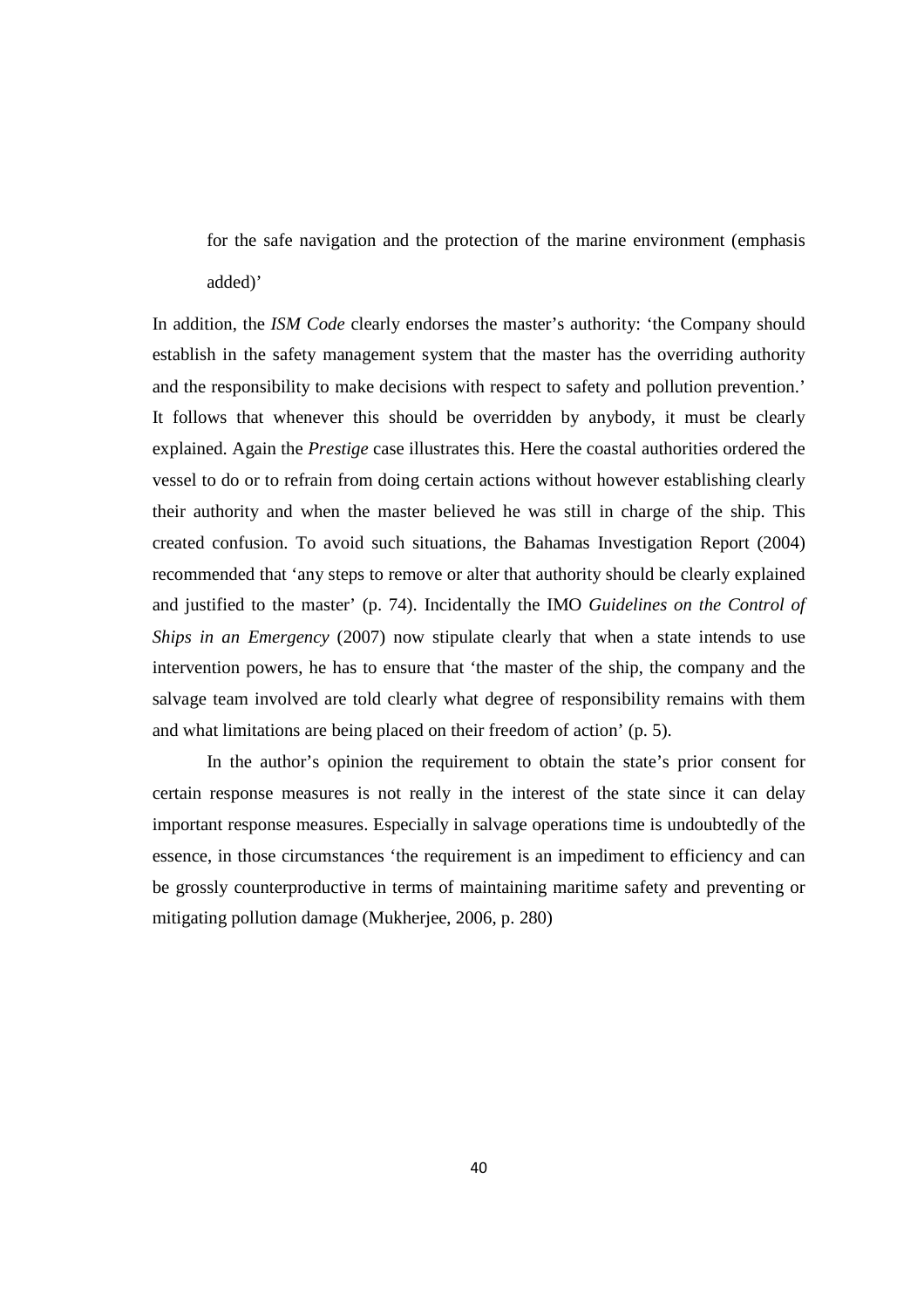for the safe navigation and the protection of the marine environment (emphasis added)'

In addition, the *ISM Code* clearly endorses the master's authority: 'the Company should establish in the safety management system that the master has the overriding authority and the responsibility to make decisions with respect to safety and pollution prevention.' It follows that whenever this should be overridden by anybody, it must be clearly explained. Again the *Prestige* case illustrates this. Here the coastal authorities ordered the vessel to do or to refrain from doing certain actions without however establishing clearly their authority and when the master believed he was still in charge of the ship. This created confusion. To avoid such situations, the Bahamas Investigation Report (2004) recommended that 'any steps to remove or alter that authority should be clearly explained and justified to the master' (p. 74). Incidentally the IMO *Guidelines on the Control of Ships in an Emergency* (2007) now stipulate clearly that when a state intends to use intervention powers, he has to ensure that 'the master of the ship, the company and the salvage team involved are told clearly what degree of responsibility remains with them and what limitations are being placed on their freedom of action' (p. 5).

In the author's opinion the requirement to obtain the state's prior consent for certain response measures is not really in the interest of the state since it can delay important response measures. Especially in salvage operations time is undoubtedly of the essence, in those circumstances 'the requirement is an impediment to efficiency and can be grossly counterproductive in terms of maintaining maritime safety and preventing or mitigating pollution damage (Mukherjee, 2006, p. 280)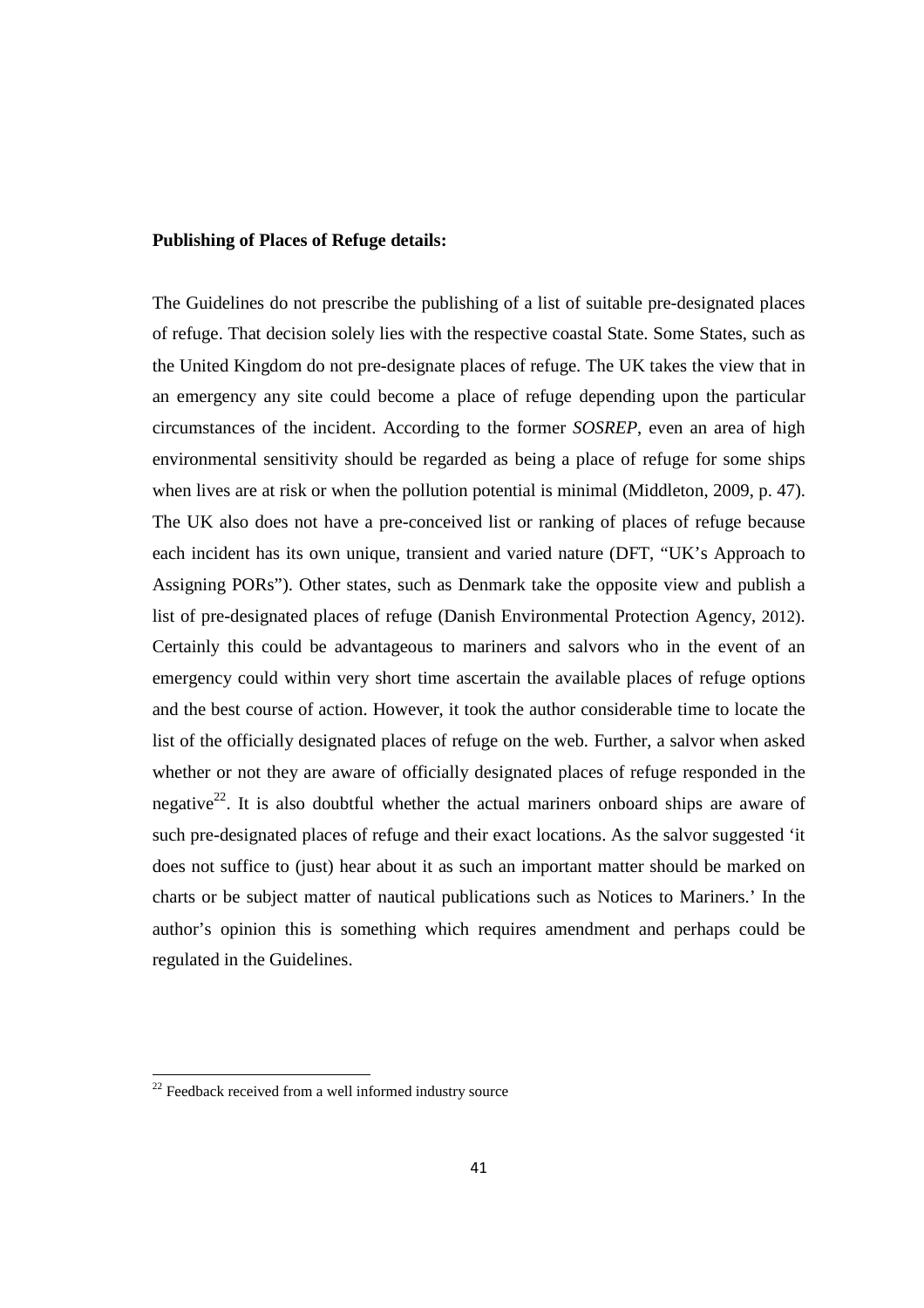**Publishing of Places of Refuge details:**

The Guidelines do not prescribe the publishing of a list of suitable pre-designated places of refuge. That decision solely lies with the respective coastal State. Some States, such as the United Kingdom do not pre-designate places of refuge. The UK takes the view that in an emergency any site could become a place of refuge depending upon the particular circumstances of the incident. According to the former *SOSREP*, even an area of high environmental sensitivity should be regarded as being a place of refuge for some ships when lives are at risk or when the pollution potential is minimal (Middleton, 2009, p. 47). The UK also does not have a pre-conceived list or ranking of places of refuge because each incident has its own unique, transient and varied nature (DFT, "UK's Approach to Assigning PORs"). Other states, such as Denmark take the opposite view and publish a list of pre-designated places of refuge (Danish Environmental Protection Agency, 2012). Certainly this could be advantageous to mariners and salvors who in the event of an emergency could within very short time ascertain the available places of refuge options and the best course of action. However, it took the author considerable time to locate the list of the officially designated places of refuge on the web. Further, a salvor when asked whether or not they are aware of officially designated places of refuge responded in the negative[22]. It is also doubtful whether the actual mariners onboard ships are aware of such pre-designated places of refuge and their exact locations. As the salvor suggested 'it does not suffice to (just) hear about it as such an important matter should be marked on charts or be subject matter of nautical publications such as Notices to Mariners.' In the author's opinion this is something which requires amendment and perhaps could be regulated in the Guidelines.

[22] Feedback received from a well informed industry source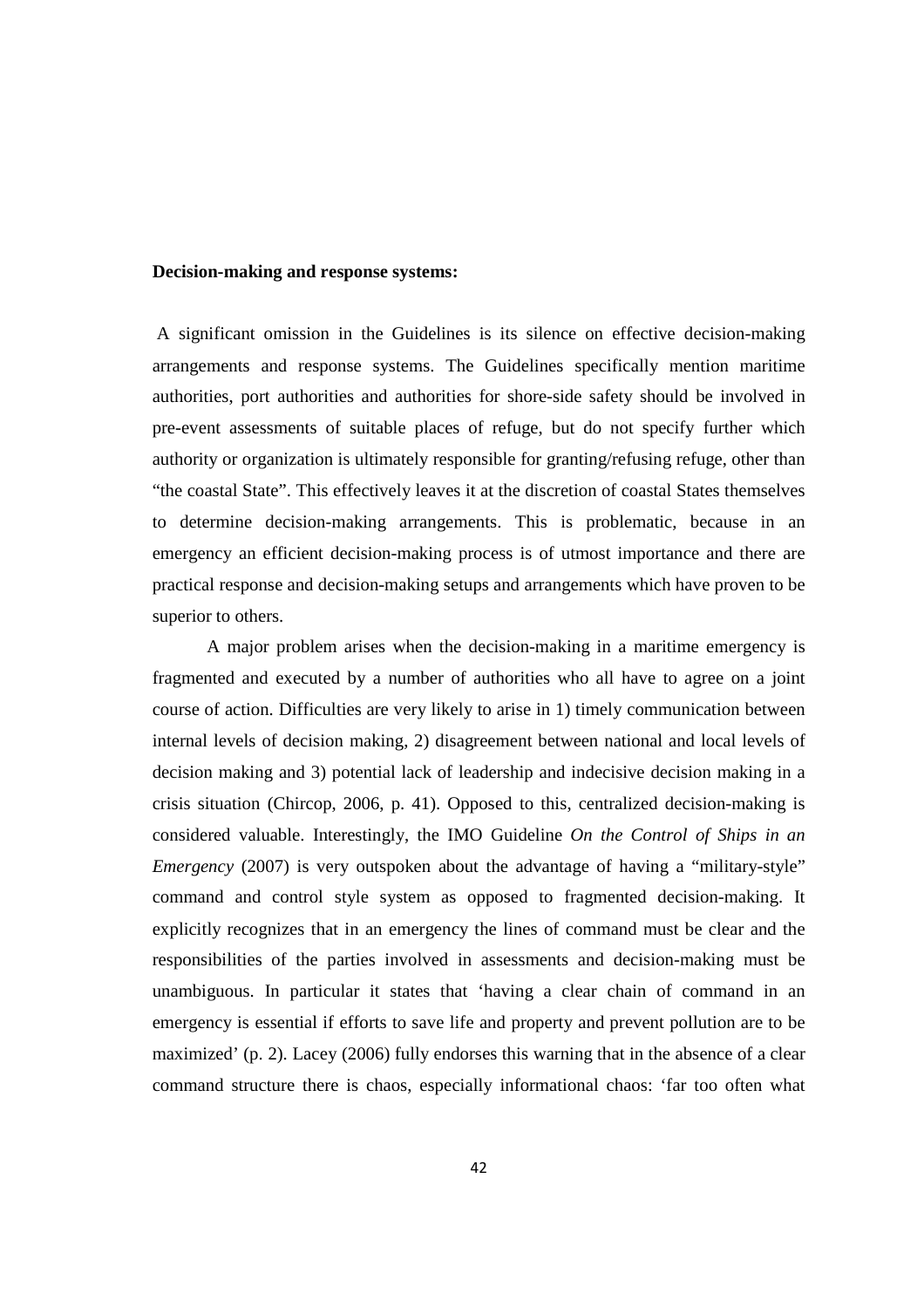**Decision-making and response systems:**

A significant omission in the Guidelines is its silence on effective decision-making arrangements and response systems. The Guidelines specifically mention maritime authorities, port authorities and authorities for shore-side safety should be involved in pre-event assessments of suitable places of refuge, but do not specify further which authority or organization is ultimately responsible for granting/refusing refuge, other than "the coastal State". This effectively leaves it at the discretion of coastal States themselves to determine decision-making arrangements. This is problematic, because in an emergency an efficient decision-making process is of utmost importance and there are practical response and decision-making setups and arrangements which have proven to be superior to others.

A major problem arises when the decision-making in a maritime emergency is fragmented and executed by a number of authorities who all have to agree on a joint course of action. Difficulties are very likely to arise in 1) timely communication between internal levels of decision making, 2) disagreement between national and local levels of decision making and 3) potential lack of leadership and indecisive decision making in a crisis situation (Chircop, 2006, p. 41). Opposed to this, centralized decision-making is considered valuable. Interestingly, the IMO Guideline *On the Control of Ships in an Emergency* (2007) is very outspoken about the advantage of having a "military-style" command and control style system as opposed to fragmented decision-making. It explicitly recognizes that in an emergency the lines of command must be clear and the responsibilities of the parties involved in assessments and decision-making must be unambiguous. In particular it states that 'having a clear chain of command in an emergency is essential if efforts to save life and property and prevent pollution are to be maximized' (p. 2). Lacey (2006) fully endorses this warning that in the absence of a clear command structure there is chaos, especially informational chaos: 'far too often what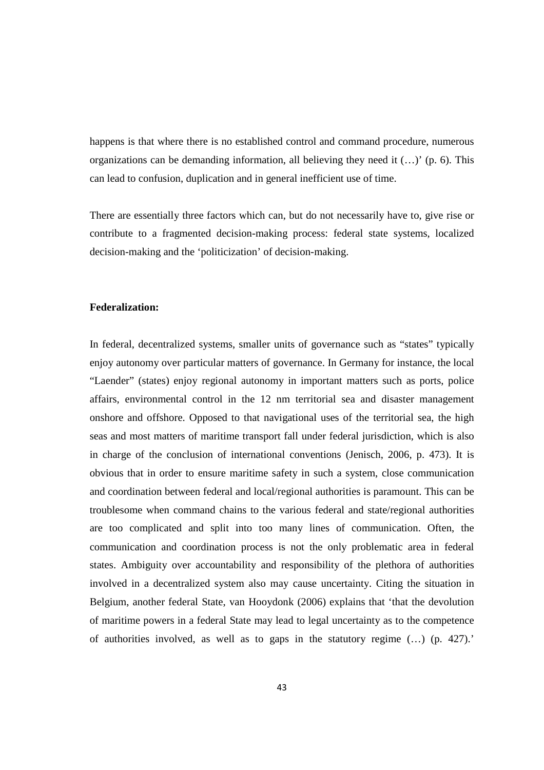happens is that where there is no established control and command procedure, numerous organizations can be demanding information, all believing they need it (…)' (p. 6). This can lead to confusion, duplication and in general inefficient use of time.

There are essentially three factors which can, but do not necessarily have to, give rise or contribute to a fragmented decision-making process: federal state systems, localized decision-making and the 'politicization' of decision-making.

**Federalization:**

In federal, decentralized systems, smaller units of governance such as "states" typically enjoy autonomy over particular matters of governance. In Germany for instance, the local "Laender" (states) enjoy regional autonomy in important matters such as ports, police affairs, environmental control in the 12 nm territorial sea and disaster management onshore and offshore. Opposed to that navigational uses of the territorial sea, the high seas and most matters of maritime transport fall under federal jurisdiction, which is also in charge of the conclusion of international conventions (Jenisch, 2006, p. 473). It is obvious that in order to ensure maritime safety in such a system, close communication and coordination between federal and local/regional authorities is paramount. This can be troublesome when command chains to the various federal and state/regional authorities are too complicated and split into too many lines of communication. Often, the communication and coordination process is not the only problematic area in federal states. Ambiguity over accountability and responsibility of the plethora of authorities involved in a decentralized system also may cause uncertainty. Citing the situation in Belgium, another federal State, van Hooydonk (2006) explains that 'that the devolution of maritime powers in a federal State may lead to legal uncertainty as to the competence of authorities involved, as well as to gaps in the statutory regime (…) (p. 427).'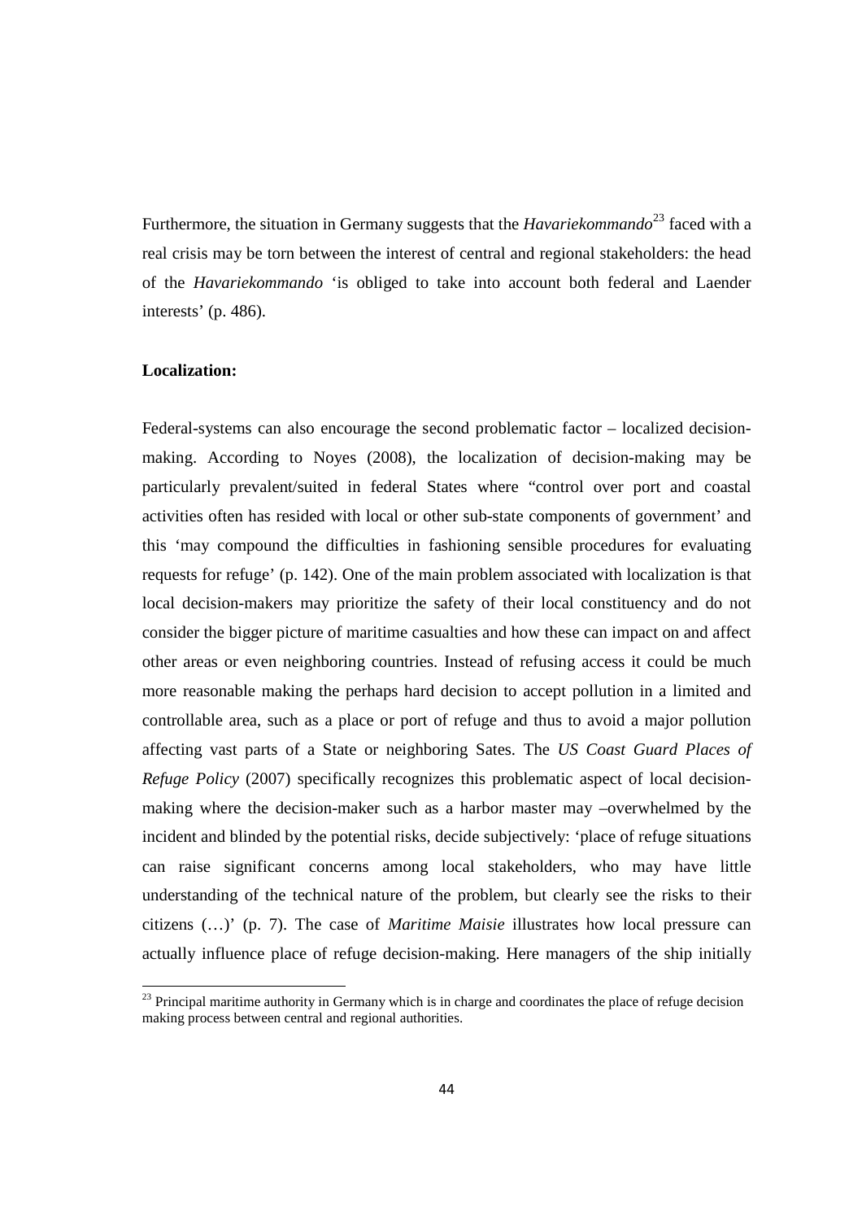Furthermore, the situation in Germany suggests that the *Havariekommando*[23] faced with a real crisis may be torn between the interest of central and regional stakeholders: the head of the *Havariekommando* 'is obliged to take into account both federal and Laender interests' (p. 486).

**Localization:**

Federal-systems can also encourage the second problematic factor – localized decision-making. According to Noyes (2008), the localization of decision-making may be particularly prevalent/suited in federal States where "control over port and coastal activities often has resided with local or other sub-state components of government' and this 'may compound the difficulties in fashioning sensible procedures for evaluating requests for refuge' (p. 142). One of the main problem associated with localization is that local decision-makers may prioritize the safety of their local constituency and do not consider the bigger picture of maritime casualties and how these can impact on and affect other areas or even neighboring countries. Instead of refusing access it could be much more reasonable making the perhaps hard decision to accept pollution in a limited and controllable area, such as a place or port of refuge and thus to avoid a major pollution affecting vast parts of a State or neighboring Sates. The *US Coast Guard Places of Refuge Policy* (2007) specifically recognizes this problematic aspect of local decision-making where the decision-maker such as a harbor master may –overwhelmed by the incident and blinded by the potential risks, decide subjectively: 'place of refuge situations can raise significant concerns among local stakeholders, who may have little understanding of the technical nature of the problem, but clearly see the risks to their citizens (…)' (p. 7). The case of *Maritime Maisie* illustrates how local pressure can actually influence place of refuge decision-making. Here managers of the ship initially

[23] Principal maritime authority in Germany which is in charge and coordinates the place of refuge decision making process between central and regional authorities.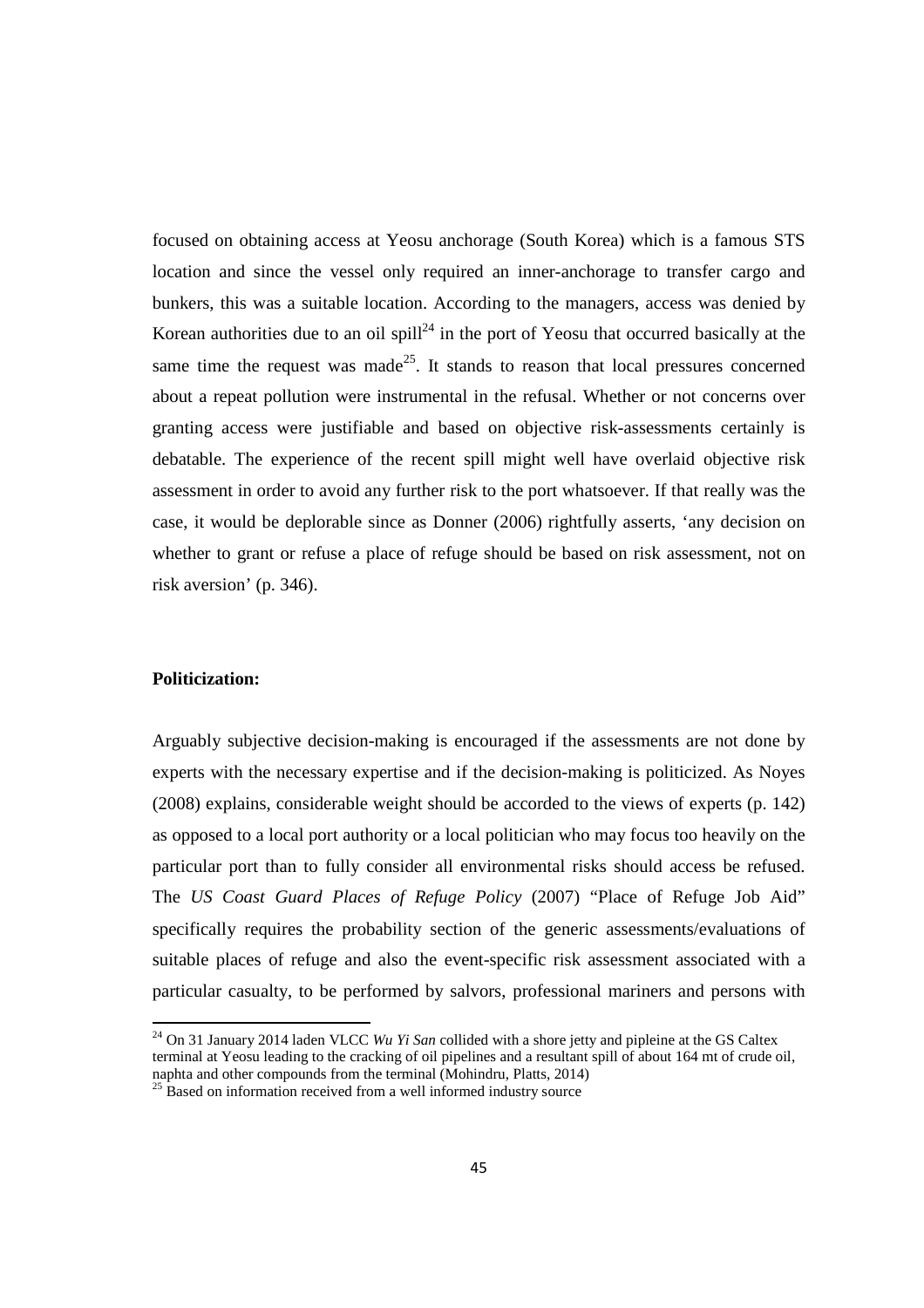focused on obtaining access at Yeosu anchorage (South Korea) which is a famous STS location and since the vessel only required an inner-anchorage to transfer cargo and bunkers, this was a suitable location. According to the managers, access was denied by Korean authorities due to an oil spill[24] in the port of Yeosu that occurred basically at the same time the request was made[25]. It stands to reason that local pressures concerned about a repeat pollution were instrumental in the refusal. Whether or not concerns over granting access were justifiable and based on objective risk-assessments certainly is debatable. The experience of the recent spill might well have overlaid objective risk assessment in order to avoid any further risk to the port whatsoever. If that really was the case, it would be deplorable since as Donner (2006) rightfully asserts, 'any decision on whether to grant or refuse a place of refuge should be based on risk assessment, not on risk aversion' (p. 346).

**Politicization:**

Arguably subjective decision-making is encouraged if the assessments are not done by experts with the necessary expertise and if the decision-making is politicized. As Noyes (2008) explains, considerable weight should be accorded to the views of experts (p. 142) as opposed to a local port authority or a local politician who may focus too heavily on the particular port than to fully consider all environmental risks should access be refused. The *US Coast Guard Places of Refuge Policy* (2007) "Place of Refuge Job Aid" specifically requires the probability section of the generic assessments/evaluations of suitable places of refuge and also the event-specific risk assessment associated with a particular casualty, to be performed by salvors, professional mariners and persons with

[24] On 31 January 2014 laden VLCC *Wu Yi San* collided with a shore jetty and pipleine at the GS Caltex terminal at Yeosu leading to the cracking of oil pipelines and a resultant spill of about 164 mt of crude oil, naphta and other compounds from the terminal (Mohindru, Platts, 2014)

[25] Based on information received from a well informed industry source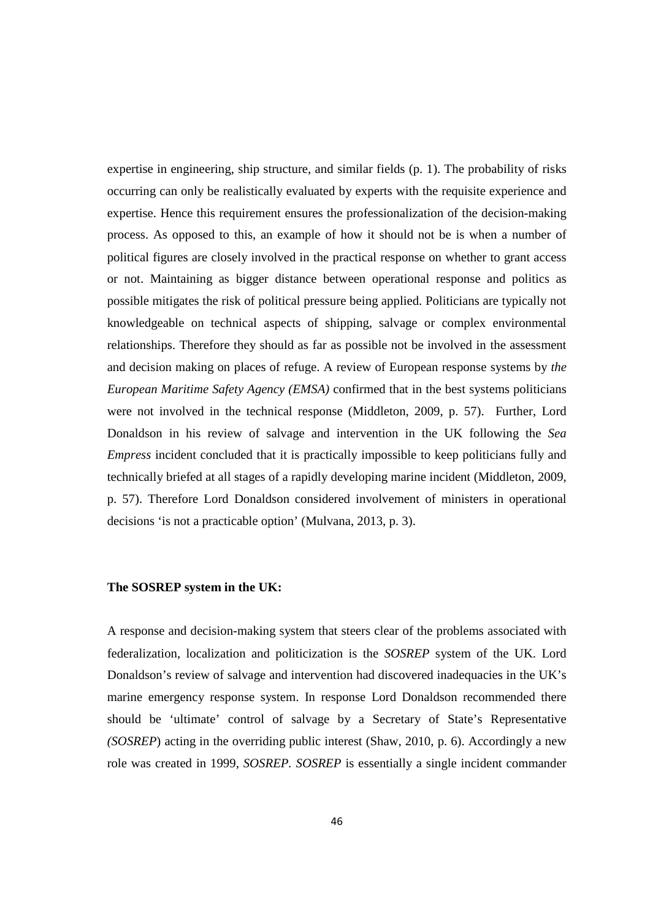expertise in engineering, ship structure, and similar fields (p. 1). The probability of risks occurring can only be realistically evaluated by experts with the requisite experience and expertise. Hence this requirement ensures the professionalization of the decision-making process. As opposed to this, an example of how it should not be is when a number of political figures are closely involved in the practical response on whether to grant access or not. Maintaining as bigger distance between operational response and politics as possible mitigates the risk of political pressure being applied. Politicians are typically not knowledgeable on technical aspects of shipping, salvage or complex environmental relationships. Therefore they should as far as possible not be involved in the assessment and decision making on places of refuge. A review of European response systems by *the European Maritime Safety Agency (EMSA)* confirmed that in the best systems politicians were not involved in the technical response (Middleton, 2009, p. 57). Further, Lord Donaldson in his review of salvage and intervention in the UK following the *Sea Empress* incident concluded that it is practically impossible to keep politicians fully and technically briefed at all stages of a rapidly developing marine incident (Middleton, 2009, p. 57). Therefore Lord Donaldson considered involvement of ministers in operational decisions 'is not a practicable option' (Mulvana, 2013, p. 3).

**The SOSREP system in the UK:**

A response and decision-making system that steers clear of the problems associated with federalization, localization and politicization is the *SOSREP* system of the UK. Lord Donaldson's review of salvage and intervention had discovered inadequacies in the UK's marine emergency response system. In response Lord Donaldson recommended there should be 'ultimate' control of salvage by a Secretary of State's Representative *(SOSREP*) acting in the overriding public interest (Shaw, 2010, p. 6). Accordingly a new role was created in 1999, *SOSREP*. *SOSREP* is essentially a single incident commander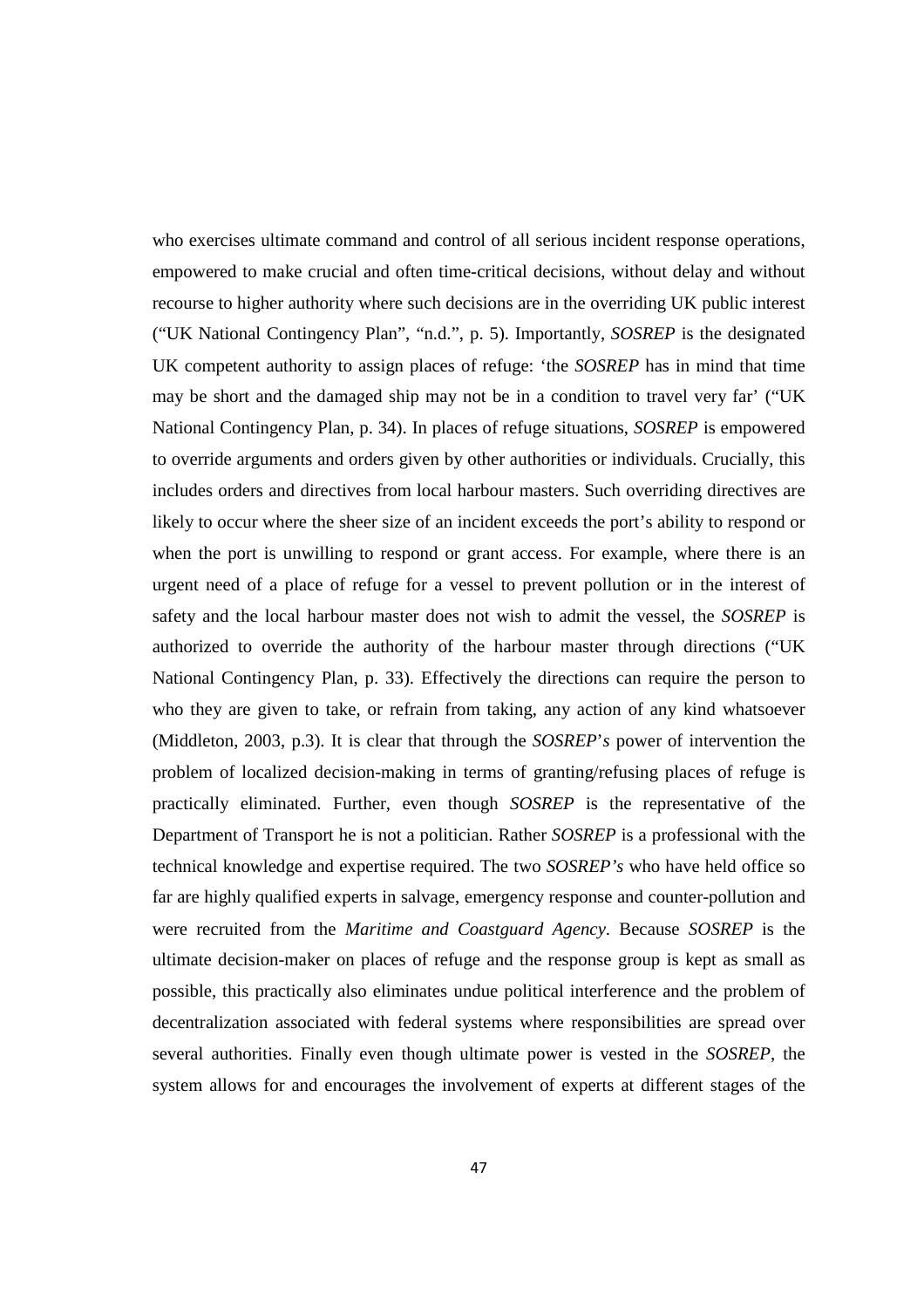who exercises ultimate command and control of all serious incident response operations, empowered to make crucial and often time-critical decisions, without delay and without recourse to higher authority where such decisions are in the overriding UK public interest ("UK National Contingency Plan", "n.d.", p. 5). Importantly, *SOSREP* is the designated UK competent authority to assign places of refuge: 'the *SOSREP* has in mind that time may be short and the damaged ship may not be in a condition to travel very far' ("UK National Contingency Plan, p. 34). In places of refuge situations, *SOSREP* is empowered to override arguments and orders given by other authorities or individuals. Crucially, this includes orders and directives from local harbour masters. Such overriding directives are likely to occur where the sheer size of an incident exceeds the port's ability to respond or when the port is unwilling to respond or grant access. For example, where there is an urgent need of a place of refuge for a vessel to prevent pollution or in the interest of safety and the local harbour master does not wish to admit the vessel, the *SOSREP* is authorized to override the authority of the harbour master through directions ("UK National Contingency Plan, p. 33). Effectively the directions can require the person to who they are given to take, or refrain from taking, any action of any kind whatsoever (Middleton, 2003, p.3). It is clear that through the *SOSREP*'*s* power of intervention the problem of localized decision-making in terms of granting/refusing places of refuge is practically eliminated. Further, even though *SOSREP* is the representative of the Department of Transport he is not a politician. Rather *SOSREP* is a professional with the technical knowledge and expertise required. The two *SOSREP's* who have held office so far are highly qualified experts in salvage, emergency response and counter-pollution and were recruited from the *Maritime and Coastguard Agency*. Because *SOSREP* is the ultimate decision-maker on places of refuge and the response group is kept as small as possible, this practically also eliminates undue political interference and the problem of decentralization associated with federal systems where responsibilities are spread over several authorities. Finally even though ultimate power is vested in the *SOSREP*, the system allows for and encourages the involvement of experts at different stages of the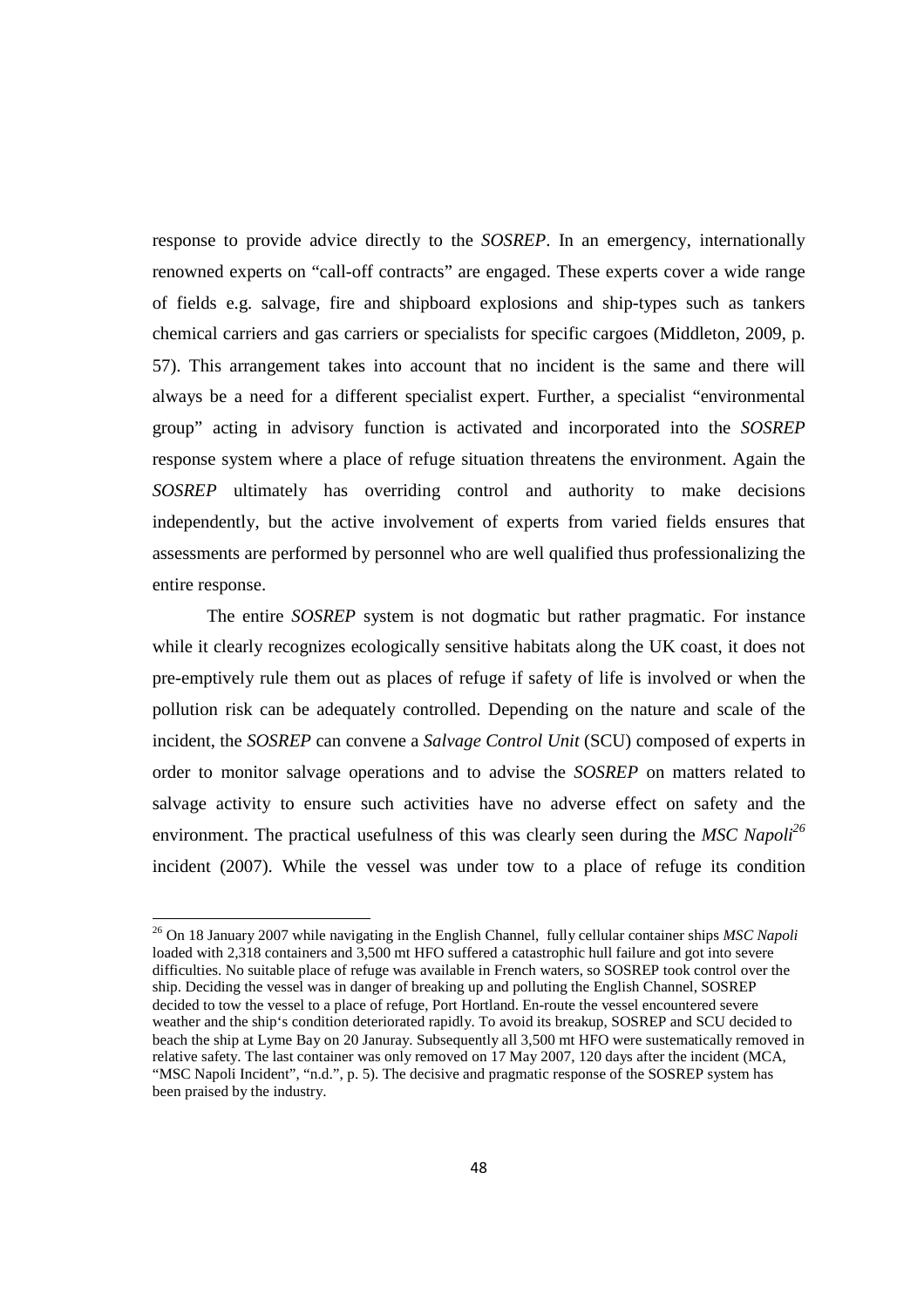response to provide advice directly to the *SOSREP*. In an emergency, internationally renowned experts on "call-off contracts" are engaged. These experts cover a wide range of fields e.g. salvage, fire and shipboard explosions and ship-types such as tankers chemical carriers and gas carriers or specialists for specific cargoes (Middleton, 2009, p. 57). This arrangement takes into account that no incident is the same and there will always be a need for a different specialist expert. Further, a specialist "environmental group" acting in advisory function is activated and incorporated into the *SOSREP* response system where a place of refuge situation threatens the environment. Again the *SOSREP* ultimately has overriding control and authority to make decisions independently, but the active involvement of experts from varied fields ensures that assessments are performed by personnel who are well qualified thus professionalizing the entire response.

The entire *SOSREP* system is not dogmatic but rather pragmatic. For instance while it clearly recognizes ecologically sensitive habitats along the UK coast, it does not pre-emptively rule them out as places of refuge if safety of life is involved or when the pollution risk can be adequately controlled. Depending on the nature and scale of the incident, the *SOSREP* can convene a *Salvage Control Unit* (SCU) composed of experts in order to monitor salvage operations and to advise the *SOSREP* on matters related to salvage activity to ensure such activities have no adverse effect on safety and the environment. The practical usefulness of this was clearly seen during the *MSC Napoli*[26] incident (2007). While the vessel was under tow to a place of refuge its condition

---

[26] On 18 January 2007 while navigating in the English Channel, fully cellular container ships *MSC Napoli* loaded with 2,318 containers and 3,500 mt HFO suffered a catastrophic hull failure and got into severe difficulties. No suitable place of refuge was available in French waters, so SOSREP took control over the ship. Deciding the vessel was in danger of breaking up and polluting the English Channel, SOSREP decided to tow the vessel to a place of refuge, Port Hortland. En-route the vessel encountered severe weather and the ship's condition deteriorated rapidly. To avoid its breakup, SOSREP and SCU decided to beach the ship at Lyme Bay on 20 Januray. Subsequently all 3,500 mt HFO were sustematically removed in relative safety. The last container was only removed on 17 May 2007, 120 days after the incident (MCA, "MSC Napoli Incident", "n.d.", p. 5). The decisive and pragmatic response of the SOSREP system has been praised by the industry.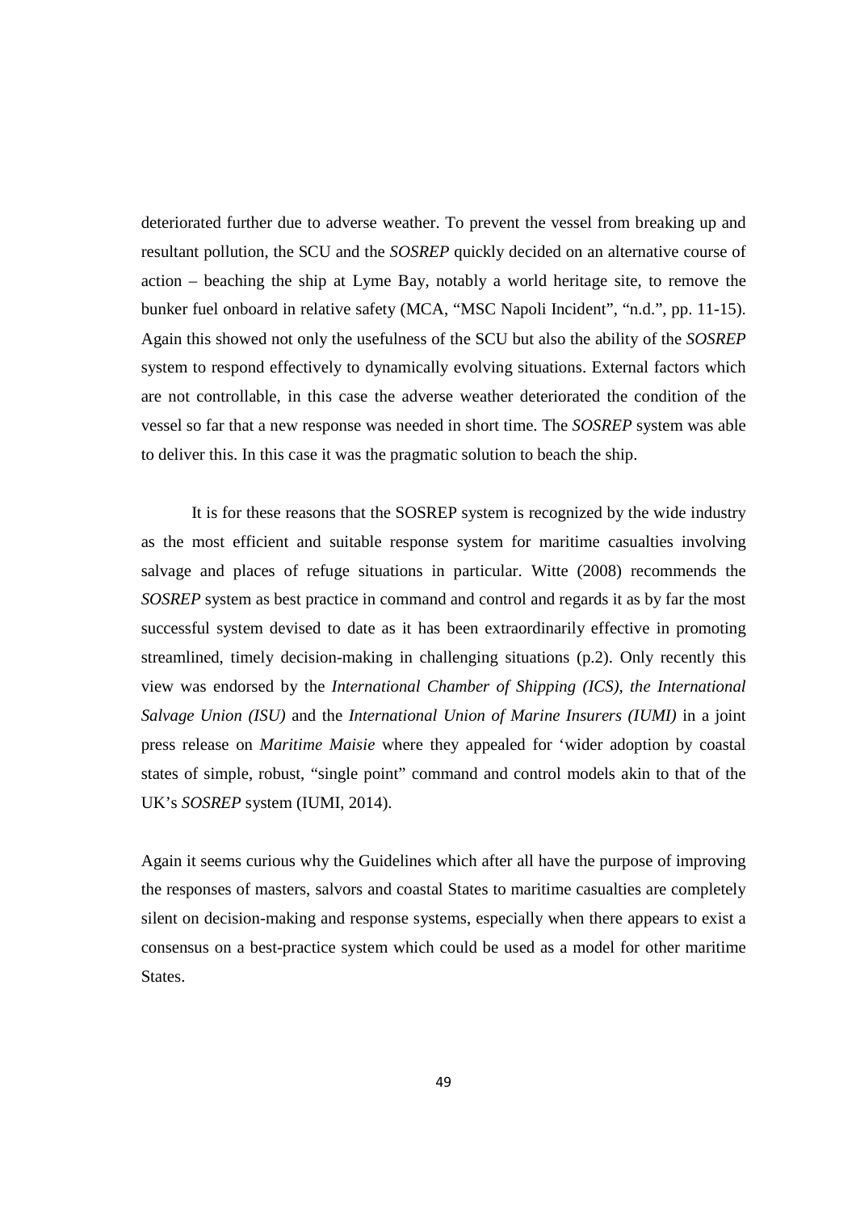deteriorated further due to adverse weather. To prevent the vessel from breaking up and resultant pollution, the SCU and the *SOSREP* quickly decided on an alternative course of action – beaching the ship at Lyme Bay, notably a world heritage site, to remove the bunker fuel onboard in relative safety (MCA, "MSC Napoli Incident", "n.d.", pp. 11-15). Again this showed not only the usefulness of the SCU but also the ability of the *SOSREP* system to respond effectively to dynamically evolving situations. External factors which are not controllable, in this case the adverse weather deteriorated the condition of the vessel so far that a new response was needed in short time. The *SOSREP* system was able to deliver this. In this case it was the pragmatic solution to beach the ship.

It is for these reasons that the SOSREP system is recognized by the wide industry as the most efficient and suitable response system for maritime casualties involving salvage and places of refuge situations in particular. Witte (2008) recommends the *SOSREP* system as best practice in command and control and regards it as by far the most successful system devised to date as it has been extraordinarily effective in promoting streamlined, timely decision-making in challenging situations (p.2). Only recently this view was endorsed by the *International Chamber of Shipping (ICS), the International Salvage Union (ISU)* and the *International Union of Marine Insurers (IUMI)* in a joint press release on *Maritime Maisie* where they appealed for 'wider adoption by coastal states of simple, robust, "single point" command and control models akin to that of the UK's *SOSREP* system (IUMI, 2014).

Again it seems curious why the Guidelines which after all have the purpose of improving the responses of masters, salvors and coastal States to maritime casualties are completely silent on decision-making and response systems, especially when there appears to exist a consensus on a best-practice system which could be used as a model for other maritime States.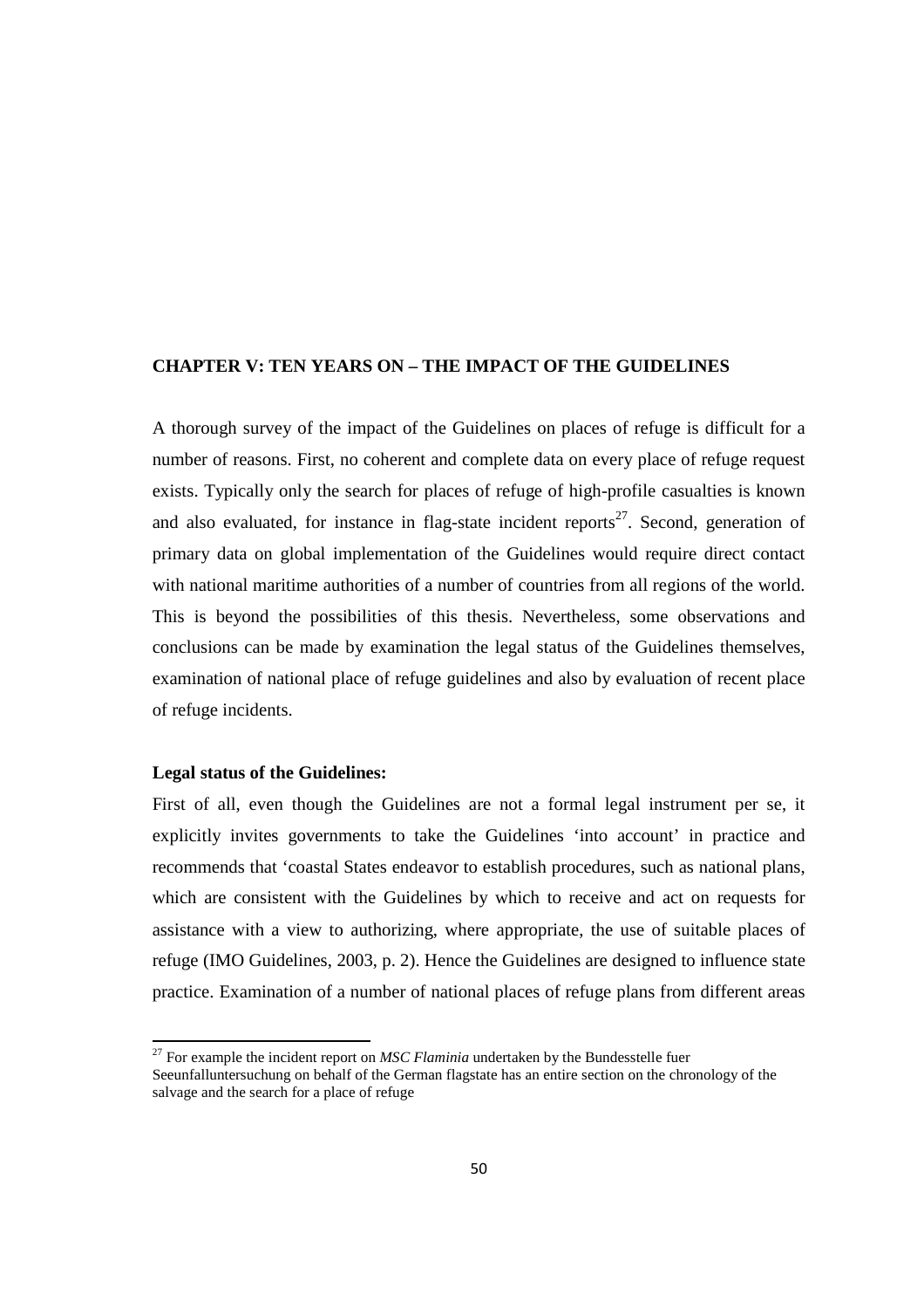## CHAPTER V: TEN YEARS ON – THE IMPACT OF THE GUIDELINES

A thorough survey of the impact of the Guidelines on places of refuge is difficult for a number of reasons. First, no coherent and complete data on every place of refuge request exists. Typically only the search for places of refuge of high-profile casualties is known and also evaluated, for instance in flag-state incident reports[27]. Second, generation of primary data on global implementation of the Guidelines would require direct contact with national maritime authorities of a number of countries from all regions of the world. This is beyond the possibilities of this thesis. Nevertheless, some observations and conclusions can be made by examination the legal status of the Guidelines themselves, examination of national place of refuge guidelines and also by evaluation of recent place of refuge incidents.

**Legal status of the Guidelines:**

First of all, even though the Guidelines are not a formal legal instrument per se, it explicitly invites governments to take the Guidelines 'into account' in practice and recommends that 'coastal States endeavor to establish procedures, such as national plans, which are consistent with the Guidelines by which to receive and act on requests for assistance with a view to authorizing, where appropriate, the use of suitable places of refuge (IMO Guidelines, 2003, p. 2). Hence the Guidelines are designed to influence state practice. Examination of a number of national places of refuge plans from different areas

---

[27] For example the incident report on *MSC Flaminia* undertaken by the Bundesstelle fuer Seeunfalluntersuchung on behalf of the German flagstate has an entire section on the chronology of the salvage and the search for a place of refuge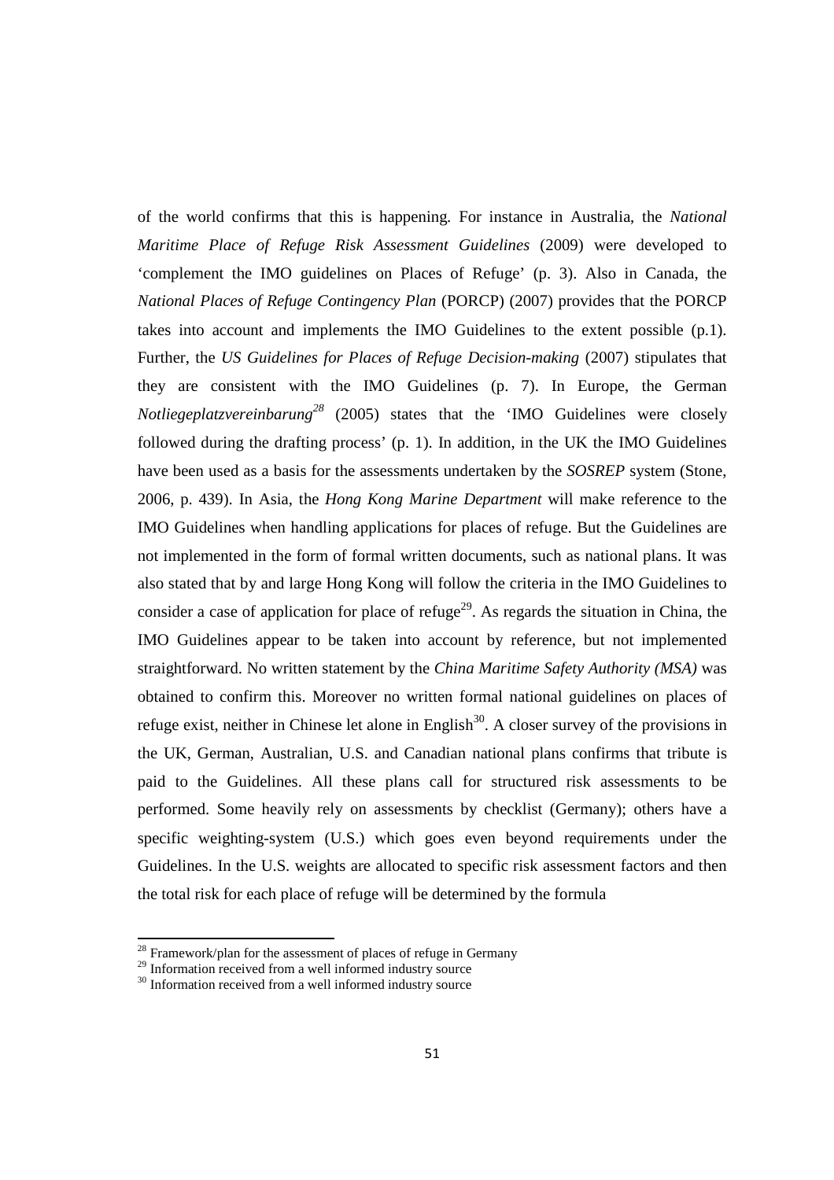of the world confirms that this is happening. For instance in Australia, the *National Maritime Place of Refuge Risk Assessment Guidelines* (2009) were developed to 'complement the IMO guidelines on Places of Refuge' (p. 3). Also in Canada, the *National Places of Refuge Contingency Plan* (PORCP) (2007) provides that the PORCP takes into account and implements the IMO Guidelines to the extent possible (p.1). Further, the *US Guidelines for Places of Refuge Decision-making* (2007) stipulates that they are consistent with the IMO Guidelines (p. 7). In Europe, the German *Notliegeplatzvereinbarung*[28] (2005) states that the 'IMO Guidelines were closely followed during the drafting process' (p. 1). In addition, in the UK the IMO Guidelines have been used as a basis for the assessments undertaken by the *SOSREP* system (Stone, 2006, p. 439). In Asia, the *Hong Kong Marine Department* will make reference to the IMO Guidelines when handling applications for places of refuge. But the Guidelines are not implemented in the form of formal written documents, such as national plans. It was also stated that by and large Hong Kong will follow the criteria in the IMO Guidelines to consider a case of application for place of refuge[29]. As regards the situation in China, the IMO Guidelines appear to be taken into account by reference, but not implemented straightforward. No written statement by the *China Maritime Safety Authority (MSA)* was obtained to confirm this. Moreover no written formal national guidelines on places of refuge exist, neither in Chinese let alone in English[30]. A closer survey of the provisions in the UK, German, Australian, U.S. and Canadian national plans confirms that tribute is paid to the Guidelines. All these plans call for structured risk assessments to be performed. Some heavily rely on assessments by checklist (Germany); others have a specific weighting-system (U.S.) which goes even beyond requirements under the Guidelines. In the U.S. weights are allocated to specific risk assessment factors and then the total risk for each place of refuge will be determined by the formula

[28] Framework/plan for the assessment of places of refuge in Germany
[29] Information received from a well informed industry source
[30] Information received from a well informed industry source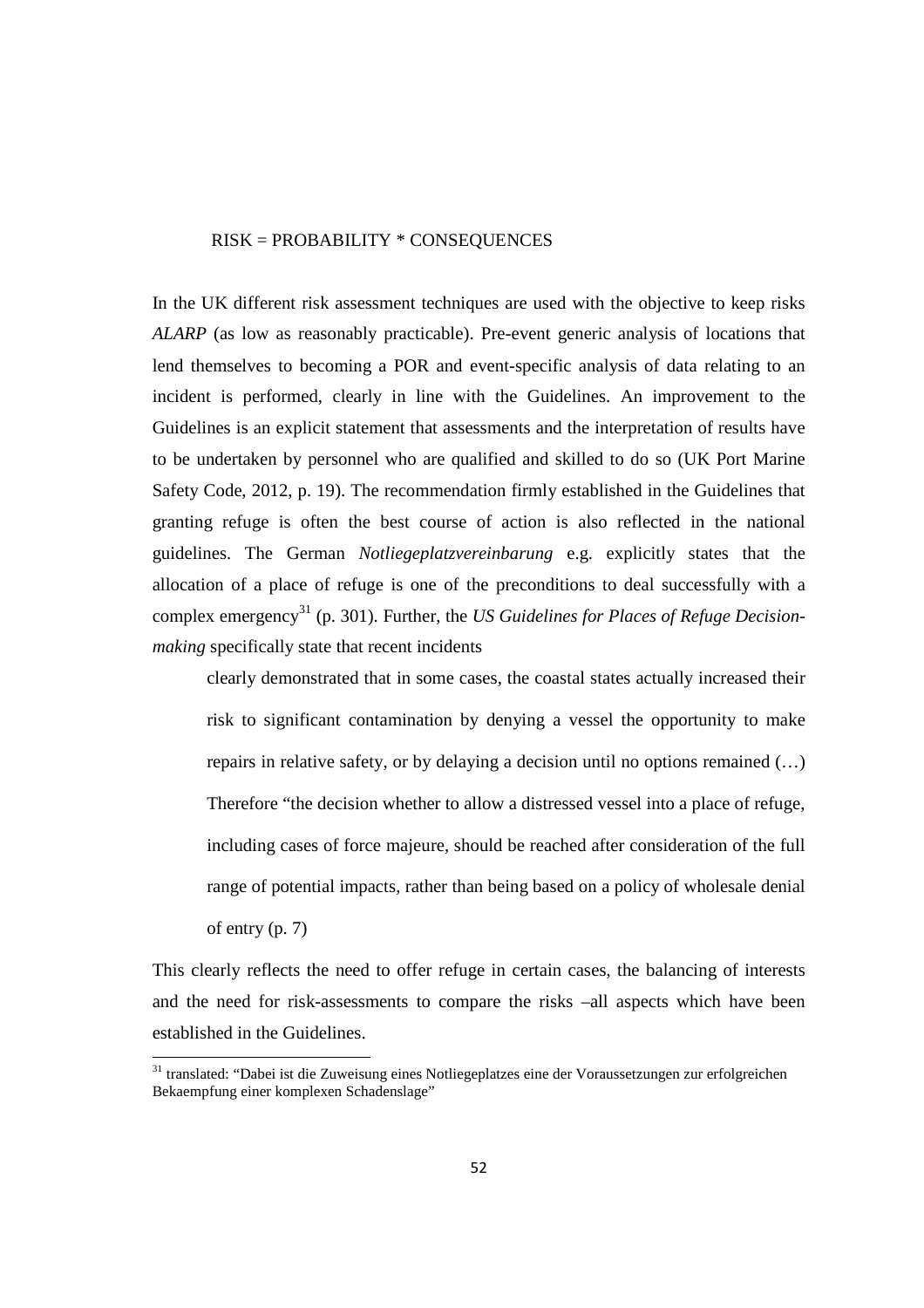RISK = PROBABILITY * CONSEQUENCES

In the UK different risk assessment techniques are used with the objective to keep risks *ALARP* (as low as reasonably practicable). Pre-event generic analysis of locations that lend themselves to becoming a POR and event-specific analysis of data relating to an incident is performed, clearly in line with the Guidelines. An improvement to the Guidelines is an explicit statement that assessments and the interpretation of results have to be undertaken by personnel who are qualified and skilled to do so (UK Port Marine Safety Code, 2012, p. 19). The recommendation firmly established in the Guidelines that granting refuge is often the best course of action is also reflected in the national guidelines. The German *Notliegeplatzvereinbarung* e.g. explicitly states that the allocation of a place of refuge is one of the preconditions to deal successfully with a complex emergency[31] (p. 301). Further, the *US Guidelines for Places of Refuge Decision-making* specifically state that recent incidents

> clearly demonstrated that in some cases, the coastal states actually increased their risk to significant contamination by denying a vessel the opportunity to make repairs in relative safety, or by delaying a decision until no options remained (…) Therefore "the decision whether to allow a distressed vessel into a place of refuge, including cases of force majeure, should be reached after consideration of the full range of potential impacts, rather than being based on a policy of wholesale denial of entry (p. 7)

This clearly reflects the need to offer refuge in certain cases, the balancing of interests and the need for risk-assessments to compare the risks –all aspects which have been established in the Guidelines.

[31] translated: "Dabei ist die Zuweisung eines Notliegeplatzes eine der Voraussetzungen zur erfolgreichen Bekaempfung einer komplexen Schadenslage"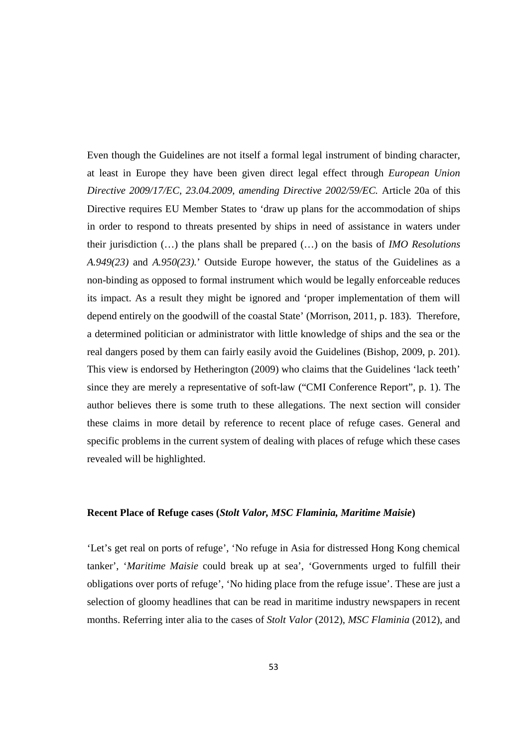Even though the Guidelines are not itself a formal legal instrument of binding character, at least in Europe they have been given direct legal effect through *European Union Directive 2009/17/EC, 23.04.2009, amending Directive 2002/59/EC.* Article 20a of this Directive requires EU Member States to 'draw up plans for the accommodation of ships in order to respond to threats presented by ships in need of assistance in waters under their jurisdiction (…) the plans shall be prepared (…) on the basis of *IMO Resolutions A.949(23)* and *A.950(23).*' Outside Europe however, the status of the Guidelines as a non-binding as opposed to formal instrument which would be legally enforceable reduces its impact. As a result they might be ignored and 'proper implementation of them will depend entirely on the goodwill of the coastal State' (Morrison, 2011, p. 183). Therefore, a determined politician or administrator with little knowledge of ships and the sea or the real dangers posed by them can fairly easily avoid the Guidelines (Bishop, 2009, p. 201). This view is endorsed by Hetherington (2009) who claims that the Guidelines 'lack teeth' since they are merely a representative of soft-law ("CMI Conference Report", p. 1). The author believes there is some truth to these allegations. The next section will consider these claims in more detail by reference to recent place of refuge cases. General and specific problems in the current system of dealing with places of refuge which these cases revealed will be highlighted.

**Recent Place of Refuge cases (*Stolt Valor, MSC Flaminia, Maritime Maisie*)**

'Let's get real on ports of refuge', 'No refuge in Asia for distressed Hong Kong chemical tanker', '*Maritime Maisie* could break up at sea', 'Governments urged to fulfill their obligations over ports of refuge', 'No hiding place from the refuge issue'. These are just a selection of gloomy headlines that can be read in maritime industry newspapers in recent months. Referring inter alia to the cases of *Stolt Valor* (2012), *MSC Flaminia* (2012), and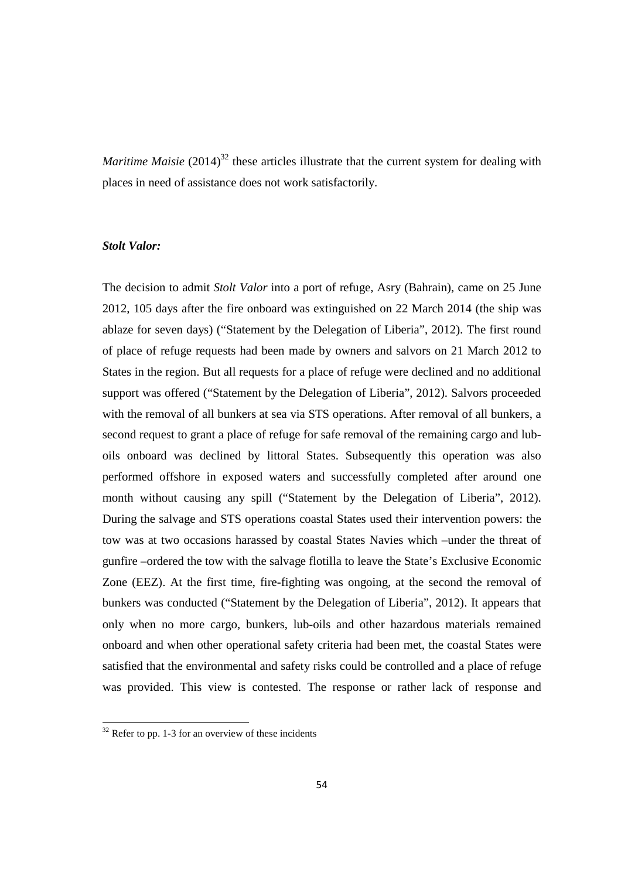*Maritime Maisie* (2014)[32] these articles illustrate that the current system for dealing with places in need of assistance does not work satisfactorily.

***Stolt Valor:***

The decision to admit *Stolt Valor* into a port of refuge, Asry (Bahrain), came on 25 June 2012, 105 days after the fire onboard was extinguished on 22 March 2014 (the ship was ablaze for seven days) ("Statement by the Delegation of Liberia", 2012). The first round of place of refuge requests had been made by owners and salvors on 21 March 2012 to States in the region. But all requests for a place of refuge were declined and no additional support was offered ("Statement by the Delegation of Liberia", 2012). Salvors proceeded with the removal of all bunkers at sea via STS operations. After removal of all bunkers, a second request to grant a place of refuge for safe removal of the remaining cargo and lub-oils onboard was declined by littoral States. Subsequently this operation was also performed offshore in exposed waters and successfully completed after around one month without causing any spill ("Statement by the Delegation of Liberia", 2012). During the salvage and STS operations coastal States used their intervention powers: the tow was at two occasions harassed by coastal States Navies which –under the threat of gunfire –ordered the tow with the salvage flotilla to leave the State's Exclusive Economic Zone (EEZ). At the first time, fire-fighting was ongoing, at the second the removal of bunkers was conducted ("Statement by the Delegation of Liberia", 2012). It appears that only when no more cargo, bunkers, lub-oils and other hazardous materials remained onboard and when other operational safety criteria had been met, the coastal States were satisfied that the environmental and safety risks could be controlled and a place of refuge was provided. This view is contested. The response or rather lack of response and

[32] Refer to pp. 1-3 for an overview of these incidents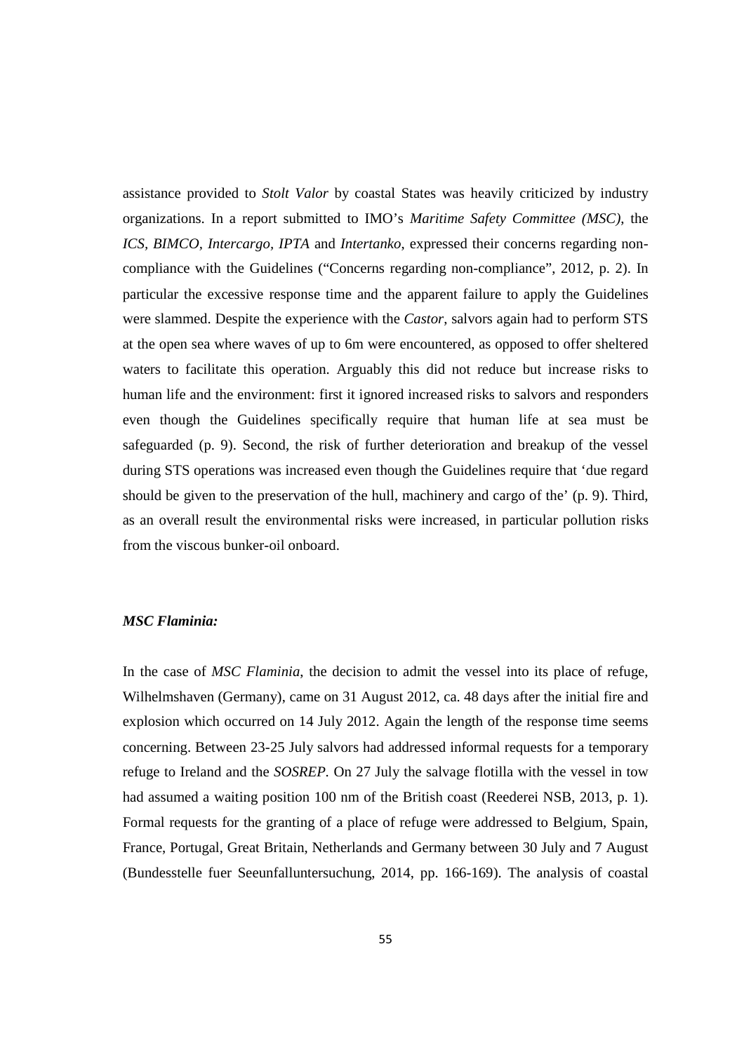assistance provided to *Stolt Valor* by coastal States was heavily criticized by industry organizations. In a report submitted to IMO's *Maritime Safety Committee (MSC)*, the *ICS*, *BIMCO*, *Intercargo*, *IPTA* and *Intertanko*, expressed their concerns regarding non-compliance with the Guidelines ("Concerns regarding non-compliance", 2012, p. 2). In particular the excessive response time and the apparent failure to apply the Guidelines were slammed. Despite the experience with the *Castor*, salvors again had to perform STS at the open sea where waves of up to 6m were encountered, as opposed to offer sheltered waters to facilitate this operation. Arguably this did not reduce but increase risks to human life and the environment: first it ignored increased risks to salvors and responders even though the Guidelines specifically require that human life at sea must be safeguarded (p. 9). Second, the risk of further deterioration and breakup of the vessel during STS operations was increased even though the Guidelines require that 'due regard should be given to the preservation of the hull, machinery and cargo of the' (p. 9). Third, as an overall result the environmental risks were increased, in particular pollution risks from the viscous bunker-oil onboard.

***MSC Flaminia:***

In the case of *MSC Flaminia*, the decision to admit the vessel into its place of refuge, Wilhelmshaven (Germany), came on 31 August 2012, ca. 48 days after the initial fire and explosion which occurred on 14 July 2012. Again the length of the response time seems concerning. Between 23-25 July salvors had addressed informal requests for a temporary refuge to Ireland and the *SOSREP*. On 27 July the salvage flotilla with the vessel in tow had assumed a waiting position 100 nm of the British coast (Reederei NSB, 2013, p. 1). Formal requests for the granting of a place of refuge were addressed to Belgium, Spain, France, Portugal, Great Britain, Netherlands and Germany between 30 July and 7 August (Bundesstelle fuer Seeunfalluntersuchung, 2014, pp. 166-169). The analysis of coastal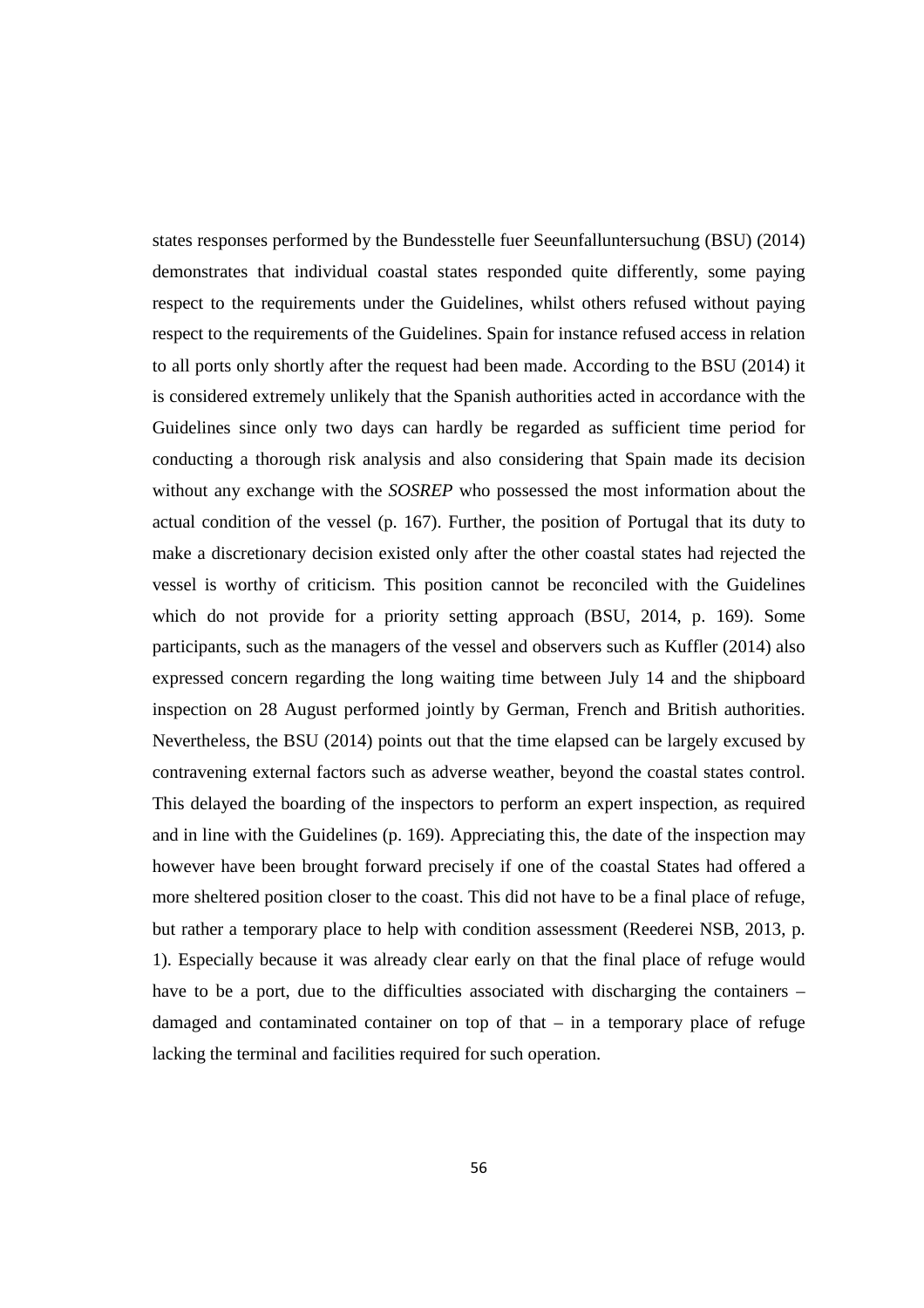states responses performed by the Bundesstelle fuer Seeunfalluntersuchung (BSU) (2014) demonstrates that individual coastal states responded quite differently, some paying respect to the requirements under the Guidelines, whilst others refused without paying respect to the requirements of the Guidelines. Spain for instance refused access in relation to all ports only shortly after the request had been made. According to the BSU (2014) it is considered extremely unlikely that the Spanish authorities acted in accordance with the Guidelines since only two days can hardly be regarded as sufficient time period for conducting a thorough risk analysis and also considering that Spain made its decision without any exchange with the *SOSREP* who possessed the most information about the actual condition of the vessel (p. 167). Further, the position of Portugal that its duty to make a discretionary decision existed only after the other coastal states had rejected the vessel is worthy of criticism. This position cannot be reconciled with the Guidelines which do not provide for a priority setting approach (BSU, 2014, p. 169). Some participants, such as the managers of the vessel and observers such as Kuffler (2014) also expressed concern regarding the long waiting time between July 14 and the shipboard inspection on 28 August performed jointly by German, French and British authorities. Nevertheless, the BSU (2014) points out that the time elapsed can be largely excused by contravening external factors such as adverse weather, beyond the coastal states control. This delayed the boarding of the inspectors to perform an expert inspection, as required and in line with the Guidelines (p. 169). Appreciating this, the date of the inspection may however have been brought forward precisely if one of the coastal States had offered a more sheltered position closer to the coast. This did not have to be a final place of refuge, but rather a temporary place to help with condition assessment (Reederei NSB, 2013, p. 1). Especially because it was already clear early on that the final place of refuge would have to be a port, due to the difficulties associated with discharging the containers – damaged and contaminated container on top of that – in a temporary place of refuge lacking the terminal and facilities required for such operation.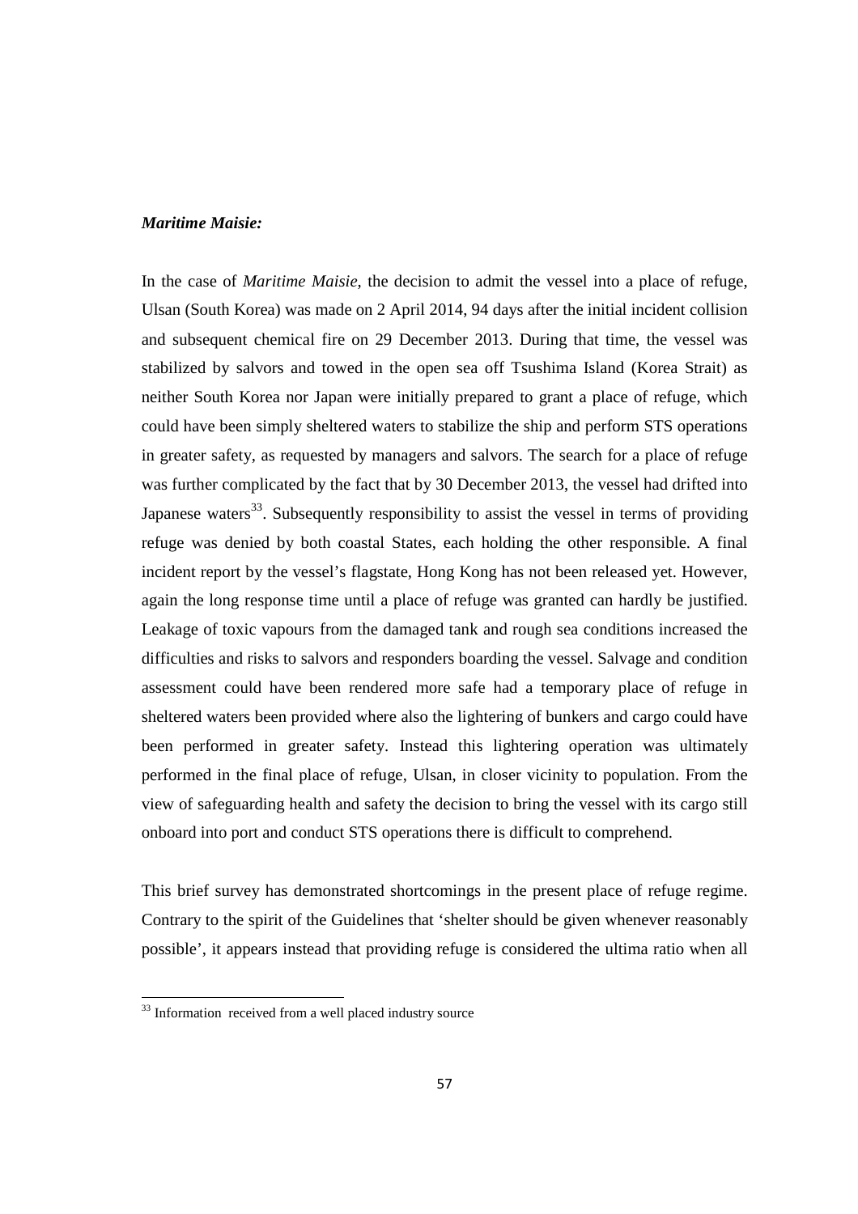***Maritime Maisie:***

In the case of *Maritime Maisie*, the decision to admit the vessel into a place of refuge, Ulsan (South Korea) was made on 2 April 2014, 94 days after the initial incident collision and subsequent chemical fire on 29 December 2013. During that time, the vessel was stabilized by salvors and towed in the open sea off Tsushima Island (Korea Strait) as neither South Korea nor Japan were initially prepared to grant a place of refuge, which could have been simply sheltered waters to stabilize the ship and perform STS operations in greater safety, as requested by managers and salvors. The search for a place of refuge was further complicated by the fact that by 30 December 2013, the vessel had drifted into Japanese waters[33]. Subsequently responsibility to assist the vessel in terms of providing refuge was denied by both coastal States, each holding the other responsible. A final incident report by the vessel's flagstate, Hong Kong has not been released yet. However, again the long response time until a place of refuge was granted can hardly be justified. Leakage of toxic vapours from the damaged tank and rough sea conditions increased the difficulties and risks to salvors and responders boarding the vessel. Salvage and condition assessment could have been rendered more safe had a temporary place of refuge in sheltered waters been provided where also the lightering of bunkers and cargo could have been performed in greater safety. Instead this lightering operation was ultimately performed in the final place of refuge, Ulsan, in closer vicinity to population. From the view of safeguarding health and safety the decision to bring the vessel with its cargo still onboard into port and conduct STS operations there is difficult to comprehend.

This brief survey has demonstrated shortcomings in the present place of refuge regime. Contrary to the spirit of the Guidelines that 'shelter should be given whenever reasonably possible', it appears instead that providing refuge is considered the ultima ratio when all

[33] Information received from a well placed industry source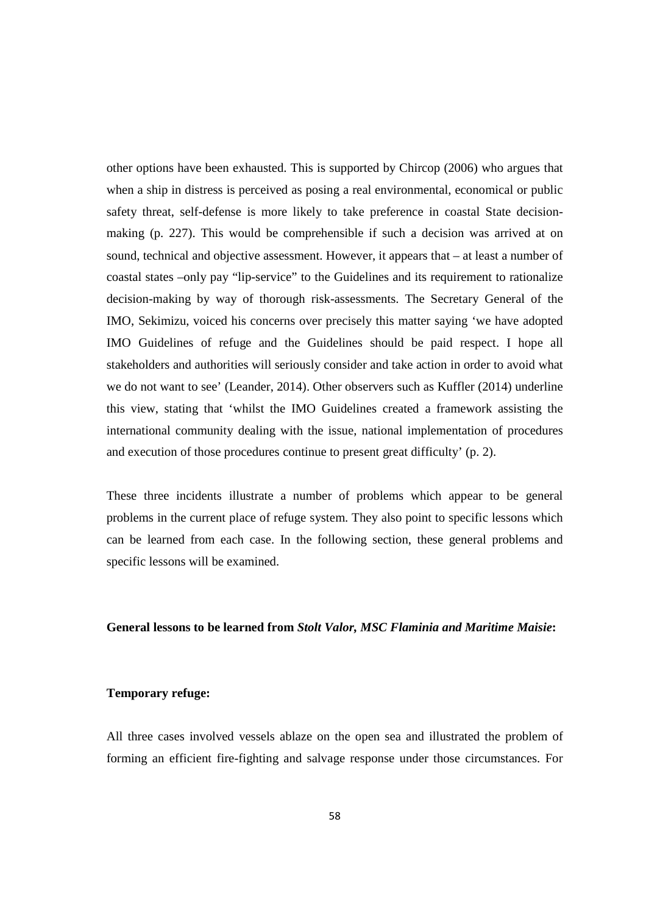other options have been exhausted. This is supported by Chircop (2006) who argues that when a ship in distress is perceived as posing a real environmental, economical or public safety threat, self-defense is more likely to take preference in coastal State decision-making (p. 227). This would be comprehensible if such a decision was arrived at on sound, technical and objective assessment. However, it appears that – at least a number of coastal states –only pay “lip-service” to the Guidelines and its requirement to rationalize decision-making by way of thorough risk-assessments. The Secretary General of the IMO, Sekimizu, voiced his concerns over precisely this matter saying ‘we have adopted IMO Guidelines of refuge and the Guidelines should be paid respect. I hope all stakeholders and authorities will seriously consider and take action in order to avoid what we do not want to see’ (Leander, 2014). Other observers such as Kuffler (2014) underline this view, stating that ‘whilst the IMO Guidelines created a framework assisting the international community dealing with the issue, national implementation of procedures and execution of those procedures continue to present great difficulty’ (p. 2).

These three incidents illustrate a number of problems which appear to be general problems in the current place of refuge system. They also point to specific lessons which can be learned from each case. In the following section, these general problems and specific lessons will be examined.

**General lessons to be learned from *Stolt Valor, MSC Flaminia and Maritime Maisie*:**

**Temporary refuge:**

All three cases involved vessels ablaze on the open sea and illustrated the problem of forming an efficient fire-fighting and salvage response under those circumstances. For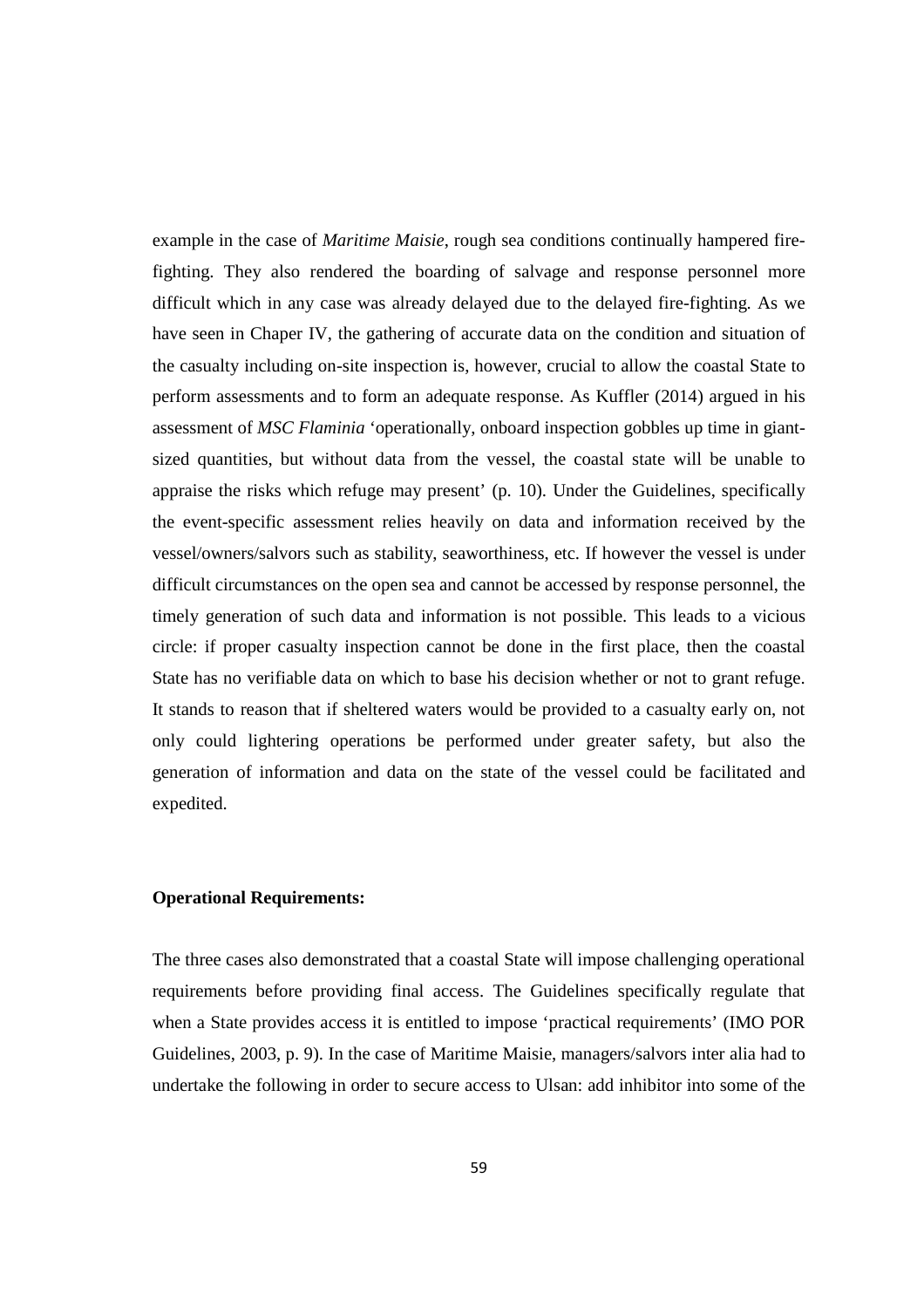example in the case of *Maritime Maisie*, rough sea conditions continually hampered fire-fighting. They also rendered the boarding of salvage and response personnel more difficult which in any case was already delayed due to the delayed fire-fighting. As we have seen in Chaper IV, the gathering of accurate data on the condition and situation of the casualty including on-site inspection is, however, crucial to allow the coastal State to perform assessments and to form an adequate response. As Kuffler (2014) argued in his assessment of *MSC Flaminia* 'operationally, onboard inspection gobbles up time in giant-sized quantities, but without data from the vessel, the coastal state will be unable to appraise the risks which refuge may present' (p. 10). Under the Guidelines, specifically the event-specific assessment relies heavily on data and information received by the vessel/owners/salvors such as stability, seaworthiness, etc. If however the vessel is under difficult circumstances on the open sea and cannot be accessed by response personnel, the timely generation of such data and information is not possible. This leads to a vicious circle: if proper casualty inspection cannot be done in the first place, then the coastal State has no verifiable data on which to base his decision whether or not to grant refuge. It stands to reason that if sheltered waters would be provided to a casualty early on, not only could lightering operations be performed under greater safety, but also the generation of information and data on the state of the vessel could be facilitated and expedited.

**Operational Requirements:**

The three cases also demonstrated that a coastal State will impose challenging operational requirements before providing final access. The Guidelines specifically regulate that when a State provides access it is entitled to impose 'practical requirements' (IMO POR Guidelines, 2003, p. 9). In the case of Maritime Maisie, managers/salvors inter alia had to undertake the following in order to secure access to Ulsan: add inhibitor into some of the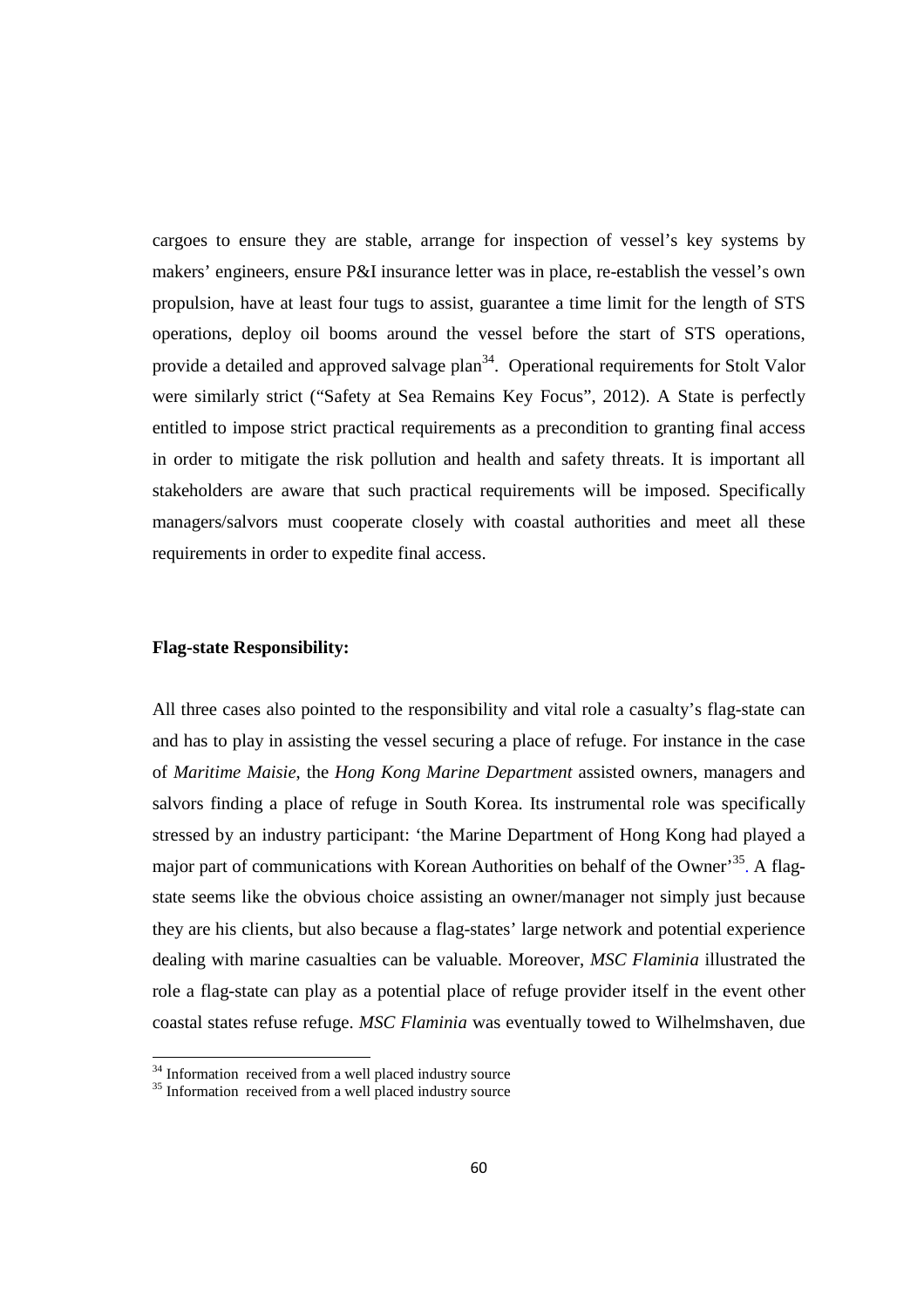cargoes to ensure they are stable, arrange for inspection of vessel's key systems by makers' engineers, ensure P&I insurance letter was in place, re-establish the vessel's own propulsion, have at least four tugs to assist, guarantee a time limit for the length of STS operations, deploy oil booms around the vessel before the start of STS operations, provide a detailed and approved salvage plan[34]. Operational requirements for Stolt Valor were similarly strict ("Safety at Sea Remains Key Focus", 2012). A State is perfectly entitled to impose strict practical requirements as a precondition to granting final access in order to mitigate the risk pollution and health and safety threats. It is important all stakeholders are aware that such practical requirements will be imposed. Specifically managers/salvors must cooperate closely with coastal authorities and meet all these requirements in order to expedite final access.

**Flag-state Responsibility:**

All three cases also pointed to the responsibility and vital role a casualty's flag-state can and has to play in assisting the vessel securing a place of refuge. For instance in the case of *Maritime Maisie*, the *Hong Kong Marine Department* assisted owners, managers and salvors finding a place of refuge in South Korea. Its instrumental role was specifically stressed by an industry participant: 'the Marine Department of Hong Kong had played a major part of communications with Korean Authorities on behalf of the Owner'[35]. A flag-state seems like the obvious choice assisting an owner/manager not simply just because they are his clients, but also because a flag-states' large network and potential experience dealing with marine casualties can be valuable. Moreover, *MSC Flaminia* illustrated the role a flag-state can play as a potential place of refuge provider itself in the event other coastal states refuse refuge. *MSC Flaminia* was eventually towed to Wilhelmshaven, due

[34] Information received from a well placed industry source
[35] Information received from a well placed industry source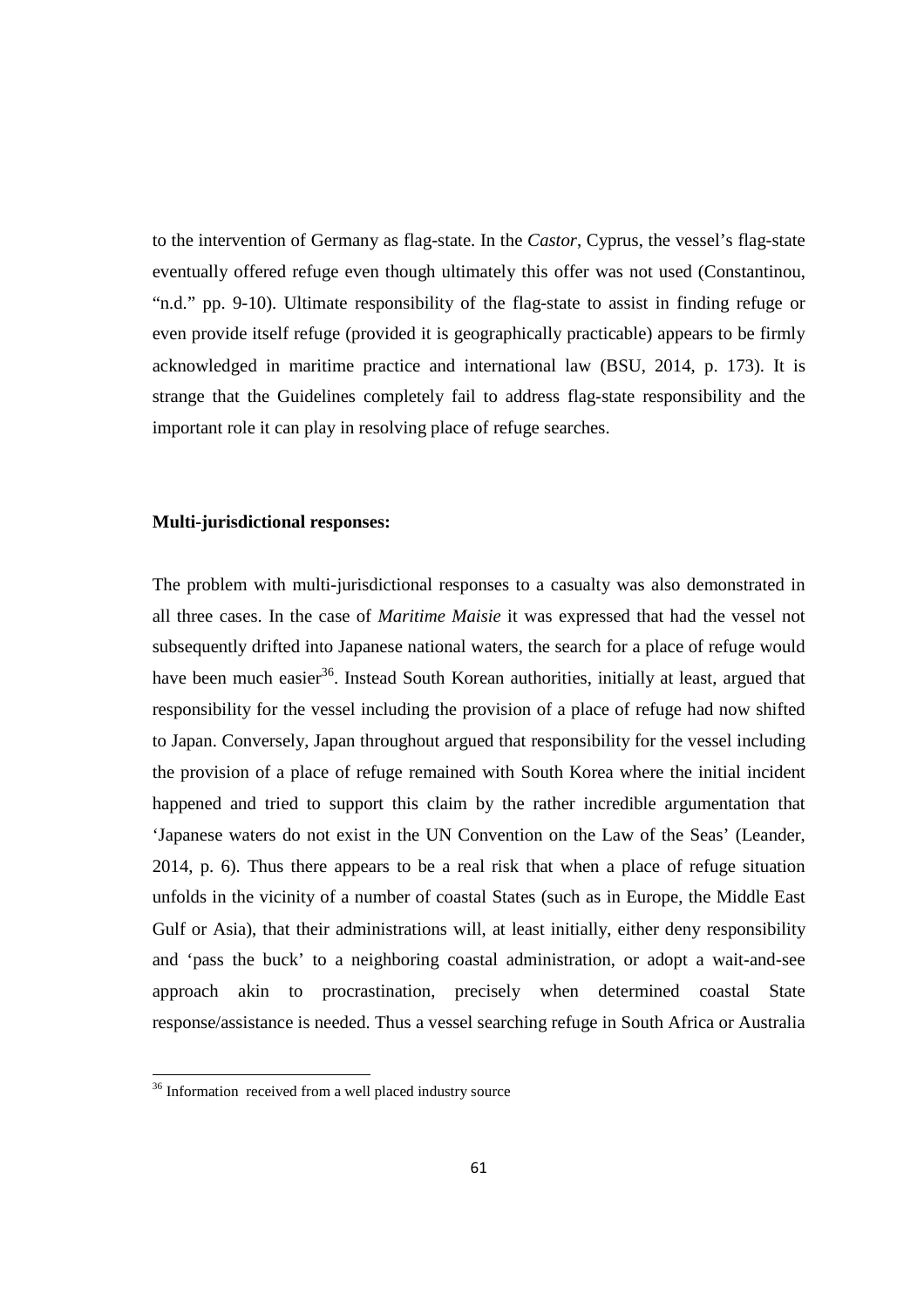to the intervention of Germany as flag-state. In the *Castor*, Cyprus, the vessel's flag-state eventually offered refuge even though ultimately this offer was not used (Constantinou, "n.d." pp. 9-10). Ultimate responsibility of the flag-state to assist in finding refuge or even provide itself refuge (provided it is geographically practicable) appears to be firmly acknowledged in maritime practice and international law (BSU, 2014, p. 173). It is strange that the Guidelines completely fail to address flag-state responsibility and the important role it can play in resolving place of refuge searches.

**Multi-jurisdictional responses:**

The problem with multi-jurisdictional responses to a casualty was also demonstrated in all three cases. In the case of *Maritime Maisie* it was expressed that had the vessel not subsequently drifted into Japanese national waters, the search for a place of refuge would have been much easier[36]. Instead South Korean authorities, initially at least, argued that responsibility for the vessel including the provision of a place of refuge had now shifted to Japan. Conversely, Japan throughout argued that responsibility for the vessel including the provision of a place of refuge remained with South Korea where the initial incident happened and tried to support this claim by the rather incredible argumentation that 'Japanese waters do not exist in the UN Convention on the Law of the Seas' (Leander, 2014, p. 6). Thus there appears to be a real risk that when a place of refuge situation unfolds in the vicinity of a number of coastal States (such as in Europe, the Middle East Gulf or Asia), that their administrations will, at least initially, either deny responsibility and 'pass the buck' to a neighboring coastal administration, or adopt a wait-and-see approach akin to procrastination, precisely when determined coastal State response/assistance is needed. Thus a vessel searching refuge in South Africa or Australia

[36] Information received from a well placed industry source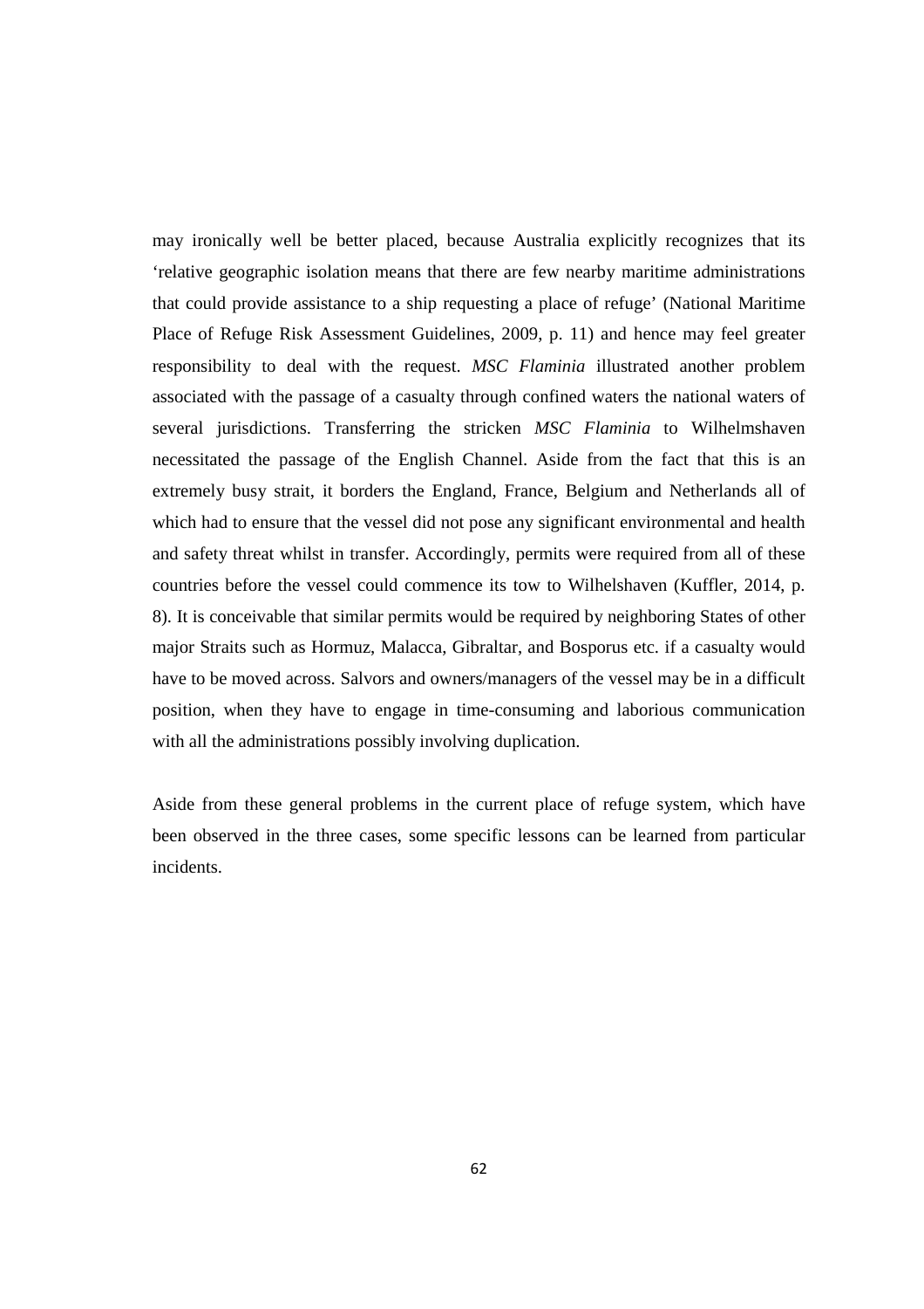may ironically well be better placed, because Australia explicitly recognizes that its 'relative geographic isolation means that there are few nearby maritime administrations that could provide assistance to a ship requesting a place of refuge' (National Maritime Place of Refuge Risk Assessment Guidelines, 2009, p. 11) and hence may feel greater responsibility to deal with the request. *MSC Flaminia* illustrated another problem associated with the passage of a casualty through confined waters the national waters of several jurisdictions. Transferring the stricken *MSC Flaminia* to Wilhelmshaven necessitated the passage of the English Channel. Aside from the fact that this is an extremely busy strait, it borders the England, France, Belgium and Netherlands all of which had to ensure that the vessel did not pose any significant environmental and health and safety threat whilst in transfer. Accordingly, permits were required from all of these countries before the vessel could commence its tow to Wilhelshaven (Kuffler, 2014, p. 8). It is conceivable that similar permits would be required by neighboring States of other major Straits such as Hormuz, Malacca, Gibraltar, and Bosporus etc. if a casualty would have to be moved across. Salvors and owners/managers of the vessel may be in a difficult position, when they have to engage in time-consuming and laborious communication with all the administrations possibly involving duplication.

Aside from these general problems in the current place of refuge system, which have been observed in the three cases, some specific lessons can be learned from particular incidents.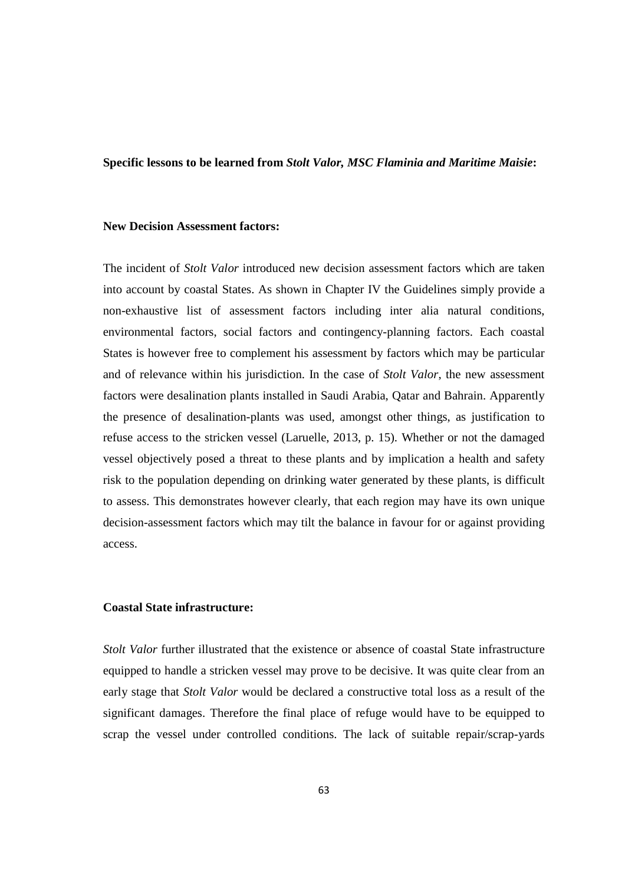**Specific lessons to be learned from *Stolt Valor, MSC Flaminia and Maritime Maisie*:**

**New Decision Assessment factors:**

The incident of *Stolt Valor* introduced new decision assessment factors which are taken into account by coastal States. As shown in Chapter IV the Guidelines simply provide a non-exhaustive list of assessment factors including inter alia natural conditions, environmental factors, social factors and contingency-planning factors. Each coastal States is however free to complement his assessment by factors which may be particular and of relevance within his jurisdiction. In the case of *Stolt Valor*, the new assessment factors were desalination plants installed in Saudi Arabia, Qatar and Bahrain. Apparently the presence of desalination-plants was used, amongst other things, as justification to refuse access to the stricken vessel (Laruelle, 2013, p. 15). Whether or not the damaged vessel objectively posed a threat to these plants and by implication a health and safety risk to the population depending on drinking water generated by these plants, is difficult to assess. This demonstrates however clearly, that each region may have its own unique decision-assessment factors which may tilt the balance in favour for or against providing access.

**Coastal State infrastructure:**

*Stolt Valor* further illustrated that the existence or absence of coastal State infrastructure equipped to handle a stricken vessel may prove to be decisive. It was quite clear from an early stage that *Stolt Valor* would be declared a constructive total loss as a result of the significant damages. Therefore the final place of refuge would have to be equipped to scrap the vessel under controlled conditions. The lack of suitable repair/scrap-yards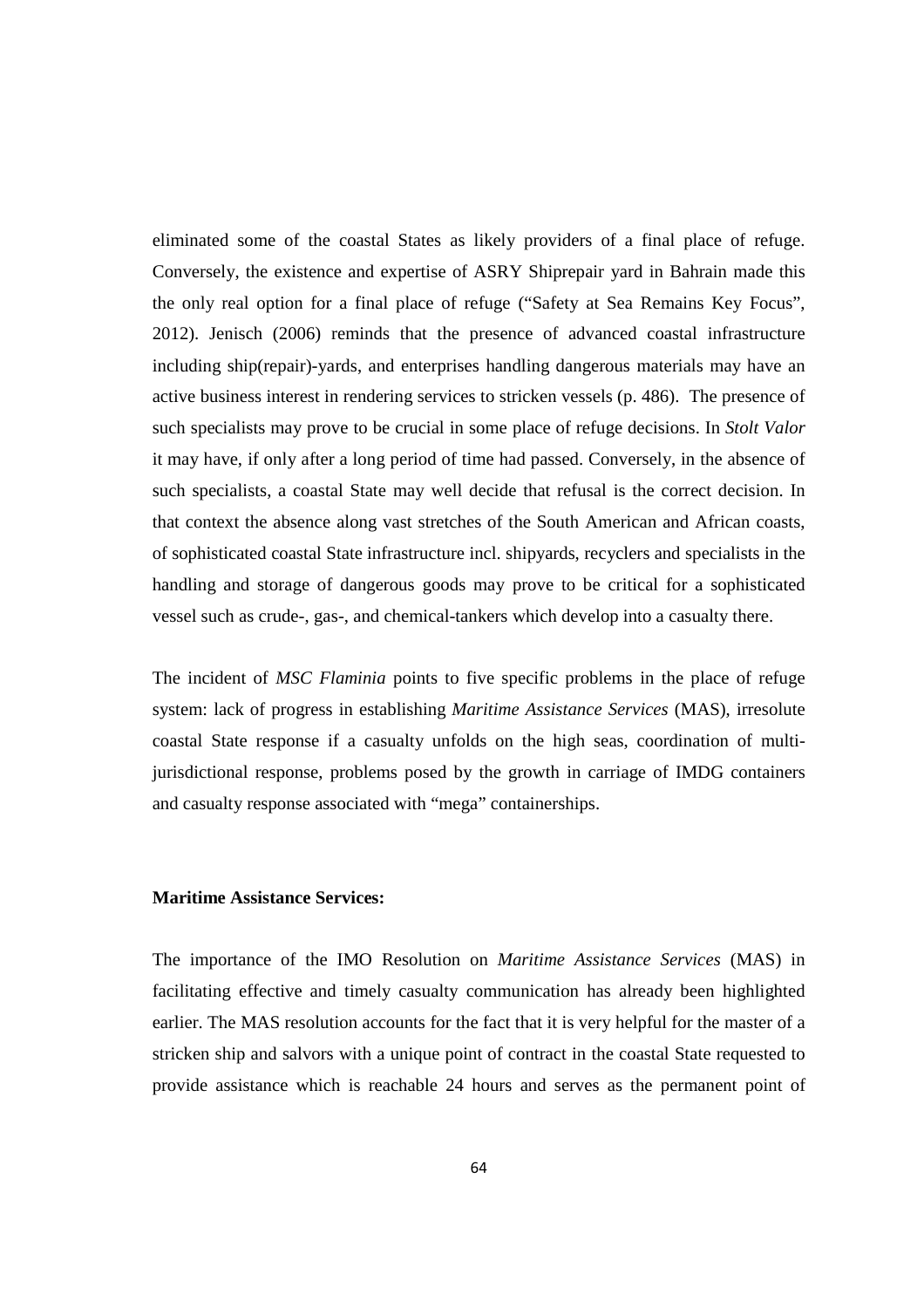eliminated some of the coastal States as likely providers of a final place of refuge. Conversely, the existence and expertise of ASRY Shiprepair yard in Bahrain made this the only real option for a final place of refuge ("Safety at Sea Remains Key Focus", 2012). Jenisch (2006) reminds that the presence of advanced coastal infrastructure including ship(repair)-yards, and enterprises handling dangerous materials may have an active business interest in rendering services to stricken vessels (p. 486). The presence of such specialists may prove to be crucial in some place of refuge decisions. In *Stolt Valor* it may have, if only after a long period of time had passed. Conversely, in the absence of such specialists, a coastal State may well decide that refusal is the correct decision. In that context the absence along vast stretches of the South American and African coasts, of sophisticated coastal State infrastructure incl. shipyards, recyclers and specialists in the handling and storage of dangerous goods may prove to be critical for a sophisticated vessel such as crude-, gas-, and chemical-tankers which develop into a casualty there.

The incident of *MSC Flaminia* points to five specific problems in the place of refuge system: lack of progress in establishing *Maritime Assistance Services* (MAS), irresolute coastal State response if a casualty unfolds on the high seas, coordination of multi-jurisdictional response, problems posed by the growth in carriage of IMDG containers and casualty response associated with "mega" containerships.

**Maritime Assistance Services:**

The importance of the IMO Resolution on *Maritime Assistance Services* (MAS) in facilitating effective and timely casualty communication has already been highlighted earlier. The MAS resolution accounts for the fact that it is very helpful for the master of a stricken ship and salvors with a unique point of contract in the coastal State requested to provide assistance which is reachable 24 hours and serves as the permanent point of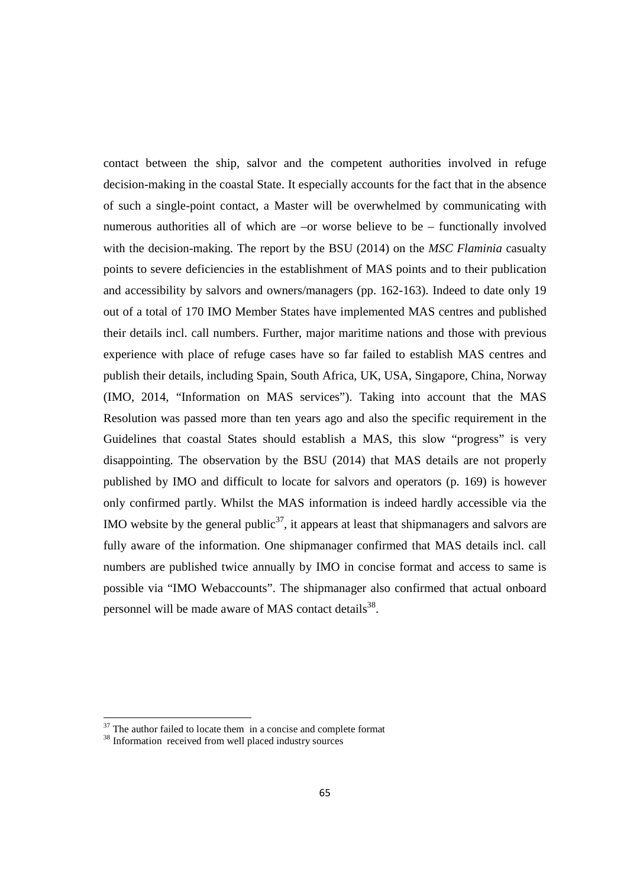contact between the ship, salvor and the competent authorities involved in refuge decision-making in the coastal State. It especially accounts for the fact that in the absence of such a single-point contact, a Master will be overwhelmed by communicating with numerous authorities all of which are –or worse believe to be – functionally involved with the decision-making. The report by the BSU (2014) on the *MSC Flaminia* casualty points to severe deficiencies in the establishment of MAS points and to their publication and accessibility by salvors and owners/managers (pp. 162-163). Indeed to date only 19 out of a total of 170 IMO Member States have implemented MAS centres and published their details incl. call numbers. Further, major maritime nations and those with previous experience with place of refuge cases have so far failed to establish MAS centres and publish their details, including Spain, South Africa, UK, USA, Singapore, China, Norway (IMO, 2014, "Information on MAS services"). Taking into account that the MAS Resolution was passed more than ten years ago and also the specific requirement in the Guidelines that coastal States should establish a MAS, this slow "progress" is very disappointing. The observation by the BSU (2014) that MAS details are not properly published by IMO and difficult to locate for salvors and operators (p. 169) is however only confirmed partly. Whilst the MAS information is indeed hardly accessible via the IMO website by the general public[37], it appears at least that shipmanagers and salvors are fully aware of the information. One shipmanager confirmed that MAS details incl. call numbers are published twice annually by IMO in concise format and access to same is possible via "IMO Webaccounts". The shipmanager also confirmed that actual onboard personnel will be made aware of MAS contact details[38].

[37] The author failed to locate them in a concise and complete format

[38] Information received from well placed industry sources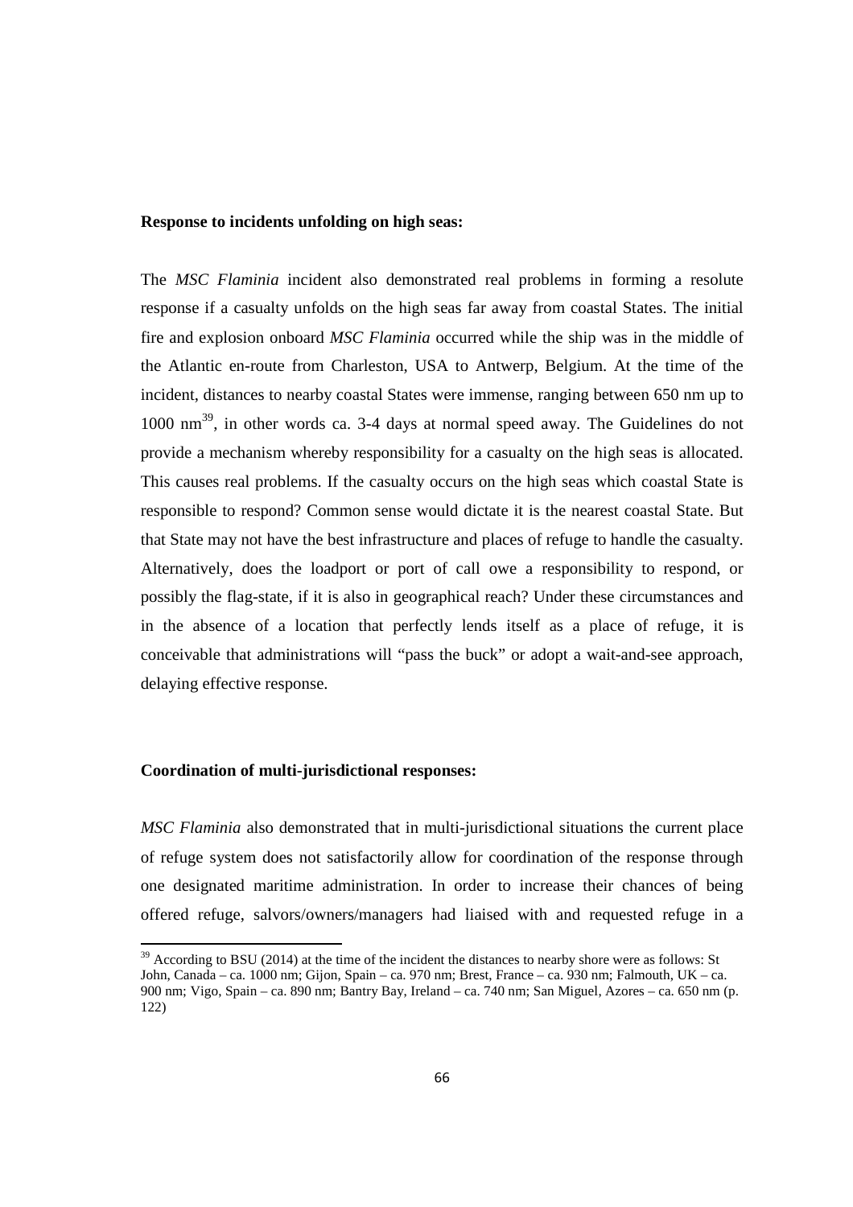**Response to incidents unfolding on high seas:**

The *MSC Flaminia* incident also demonstrated real problems in forming a resolute response if a casualty unfolds on the high seas far away from coastal States. The initial fire and explosion onboard *MSC Flaminia* occurred while the ship was in the middle of the Atlantic en-route from Charleston, USA to Antwerp, Belgium. At the time of the incident, distances to nearby coastal States were immense, ranging between 650 nm up to 1000 nm[39], in other words ca. 3-4 days at normal speed away. The Guidelines do not provide a mechanism whereby responsibility for a casualty on the high seas is allocated. This causes real problems. If the casualty occurs on the high seas which coastal State is responsible to respond? Common sense would dictate it is the nearest coastal State. But that State may not have the best infrastructure and places of refuge to handle the casualty. Alternatively, does the loadport or port of call owe a responsibility to respond, or possibly the flag-state, if it is also in geographical reach? Under these circumstances and in the absence of a location that perfectly lends itself as a place of refuge, it is conceivable that administrations will "pass the buck" or adopt a wait-and-see approach, delaying effective response.

**Coordination of multi-jurisdictional responses:**

*MSC Flaminia* also demonstrated that in multi-jurisdictional situations the current place of refuge system does not satisfactorily allow for coordination of the response through one designated maritime administration. In order to increase their chances of being offered refuge, salvors/owners/managers had liaised with and requested refuge in a

[39] According to BSU (2014) at the time of the incident the distances to nearby shore were as follows: St John, Canada – ca. 1000 nm; Gijon, Spain – ca. 970 nm; Brest, France – ca. 930 nm; Falmouth, UK – ca. 900 nm; Vigo, Spain – ca. 890 nm; Bantry Bay, Ireland – ca. 740 nm; San Miguel, Azores – ca. 650 nm (p. 122)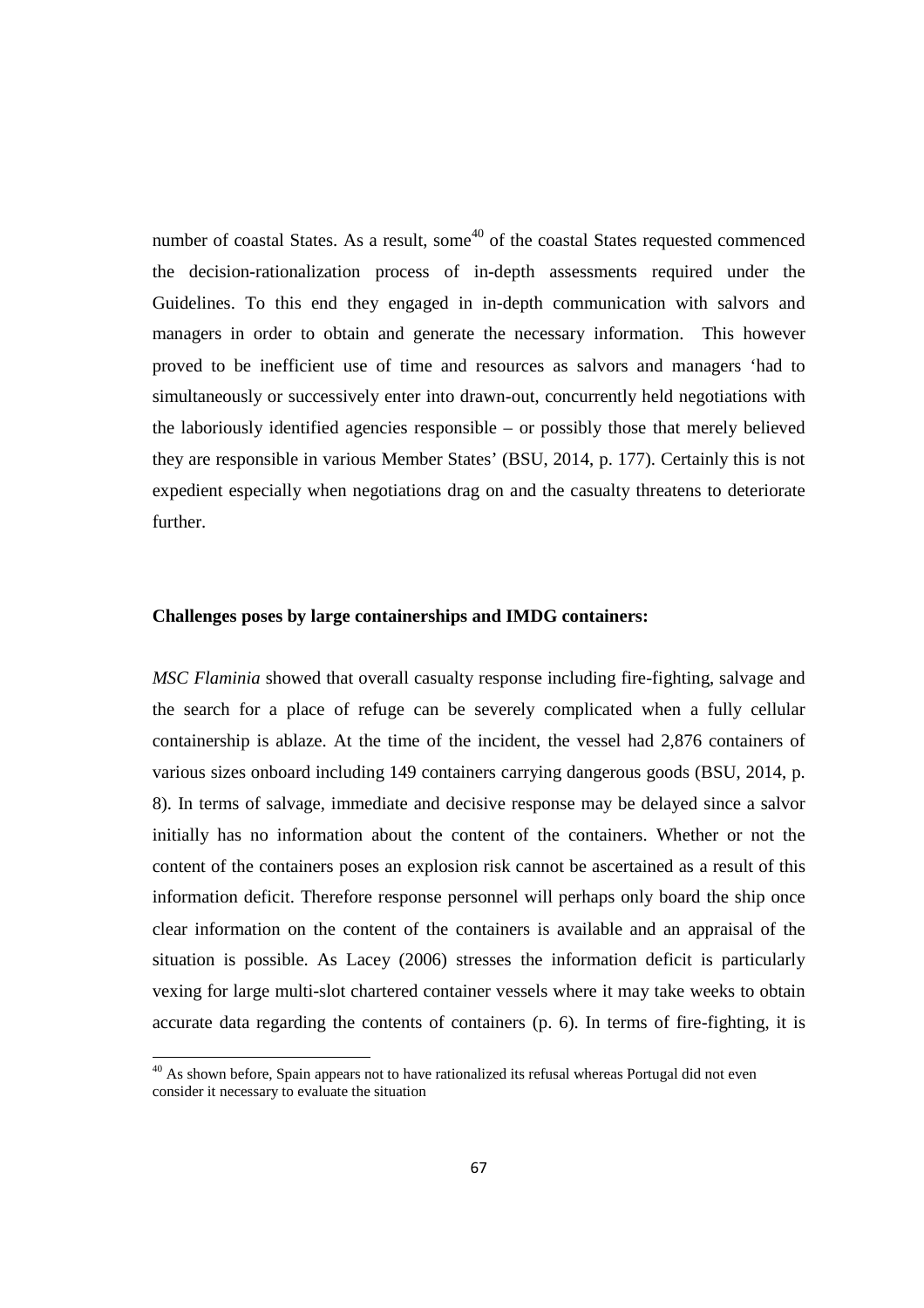number of coastal States. As a result, some[40] of the coastal States requested commenced the decision-rationalization process of in-depth assessments required under the Guidelines. To this end they engaged in in-depth communication with salvors and managers in order to obtain and generate the necessary information. This however proved to be inefficient use of time and resources as salvors and managers 'had to simultaneously or successively enter into drawn-out, concurrently held negotiations with the laboriously identified agencies responsible – or possibly those that merely believed they are responsible in various Member States' (BSU, 2014, p. 177). Certainly this is not expedient especially when negotiations drag on and the casualty threatens to deteriorate further.

**Challenges poses by large containerships and IMDG containers:**

*MSC Flaminia* showed that overall casualty response including fire-fighting, salvage and the search for a place of refuge can be severely complicated when a fully cellular containership is ablaze. At the time of the incident, the vessel had 2,876 containers of various sizes onboard including 149 containers carrying dangerous goods (BSU, 2014, p. 8). In terms of salvage, immediate and decisive response may be delayed since a salvor initially has no information about the content of the containers. Whether or not the content of the containers poses an explosion risk cannot be ascertained as a result of this information deficit. Therefore response personnel will perhaps only board the ship once clear information on the content of the containers is available and an appraisal of the situation is possible. As Lacey (2006) stresses the information deficit is particularly vexing for large multi-slot chartered container vessels where it may take weeks to obtain accurate data regarding the contents of containers (p. 6). In terms of fire-fighting, it is

[40] As shown before, Spain appears not to have rationalized its refusal whereas Portugal did not even consider it necessary to evaluate the situation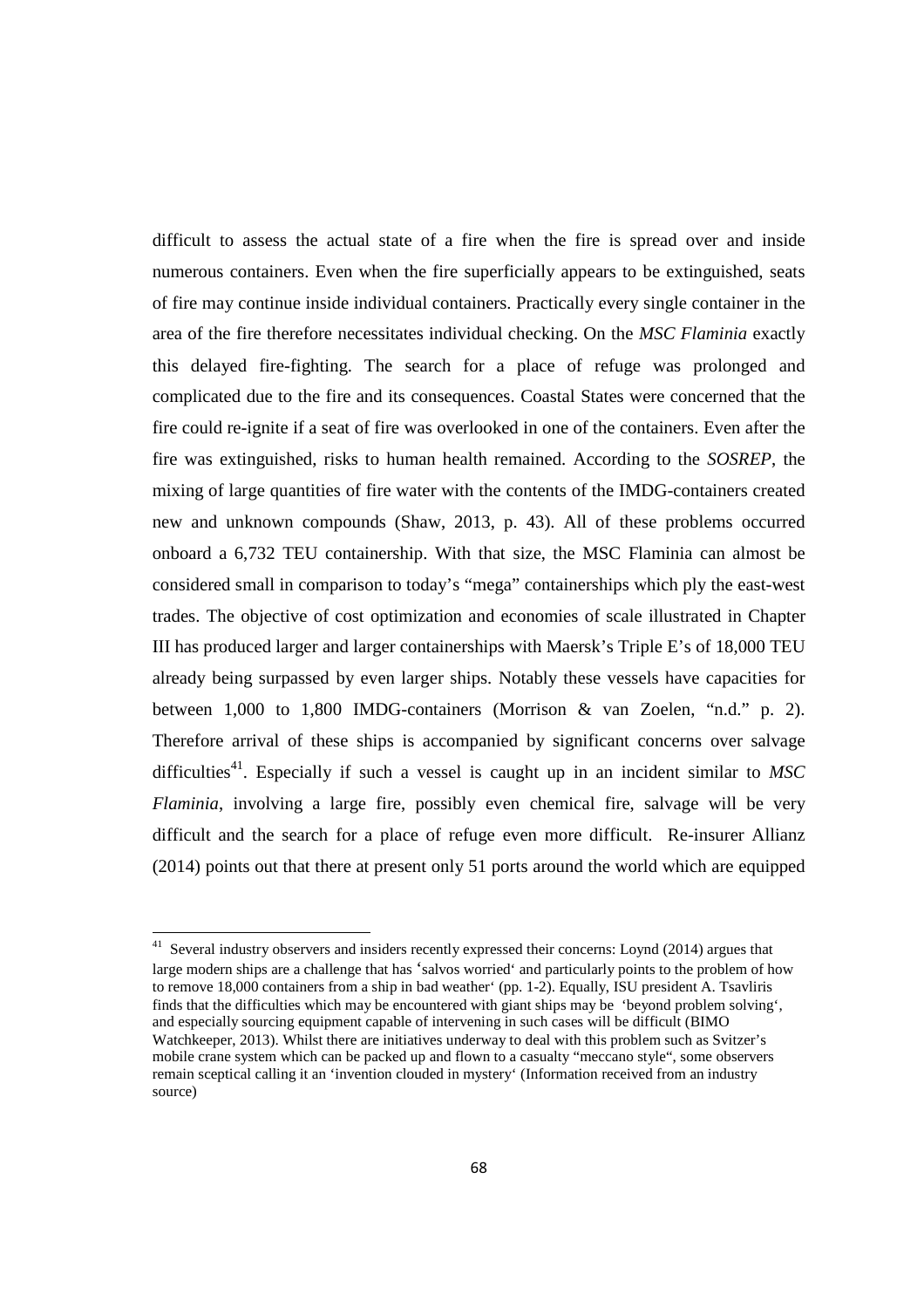difficult to assess the actual state of a fire when the fire is spread over and inside numerous containers. Even when the fire superficially appears to be extinguished, seats of fire may continue inside individual containers. Practically every single container in the area of the fire therefore necessitates individual checking. On the *MSC Flaminia* exactly this delayed fire-fighting. The search for a place of refuge was prolonged and complicated due to the fire and its consequences. Coastal States were concerned that the fire could re-ignite if a seat of fire was overlooked in one of the containers. Even after the fire was extinguished, risks to human health remained. According to the *SOSREP*, the mixing of large quantities of fire water with the contents of the IMDG-containers created new and unknown compounds (Shaw, 2013, p. 43). All of these problems occurred onboard a 6,732 TEU containership. With that size, the MSC Flaminia can almost be considered small in comparison to today's "mega" containerships which ply the east-west trades. The objective of cost optimization and economies of scale illustrated in Chapter III has produced larger and larger containerships with Maersk's Triple E's of 18,000 TEU already being surpassed by even larger ships. Notably these vessels have capacities for between 1,000 to 1,800 IMDG-containers (Morrison & van Zoelen, "n.d." p. 2). Therefore arrival of these ships is accompanied by significant concerns over salvage difficulties[41]. Especially if such a vessel is caught up in an incident similar to *MSC Flaminia*, involving a large fire, possibly even chemical fire, salvage will be very difficult and the search for a place of refuge even more difficult. Re-insurer Allianz (2014) points out that there at present only 51 ports around the world which are equipped

---

[41] Several industry observers and insiders recently expressed their concerns: Loynd (2014) argues that large modern ships are a challenge that has 'salvos worried' and particularly points to the problem of how to remove 18,000 containers from a ship in bad weather' (pp. 1-2). Equally, ISU president A. Tsavliris finds that the difficulties which may be encountered with giant ships may be 'beyond problem solving', and especially sourcing equipment capable of intervening in such cases will be difficult (BIMO Watchkeeper, 2013). Whilst there are initiatives underway to deal with this problem such as Svitzer's mobile crane system which can be packed up and flown to a casualty "meccano style", some observers remain sceptical calling it an 'invention clouded in mystery' (Information received from an industry source)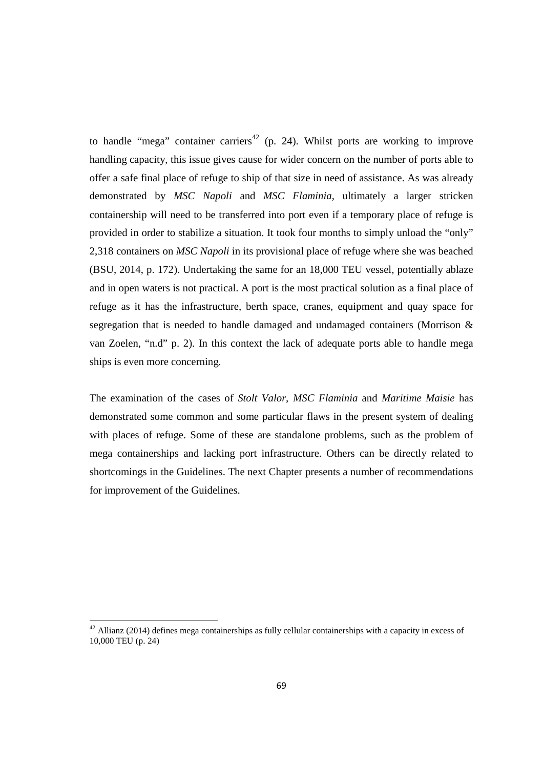to handle "mega" container carriers[42] (p. 24). Whilst ports are working to improve handling capacity, this issue gives cause for wider concern on the number of ports able to offer a safe final place of refuge to ship of that size in need of assistance. As was already demonstrated by *MSC Napoli* and *MSC Flaminia*, ultimately a larger stricken containership will need to be transferred into port even if a temporary place of refuge is provided in order to stabilize a situation. It took four months to simply unload the "only" 2,318 containers on *MSC Napoli* in its provisional place of refuge where she was beached (BSU, 2014, p. 172). Undertaking the same for an 18,000 TEU vessel, potentially ablaze and in open waters is not practical. A port is the most practical solution as a final place of refuge as it has the infrastructure, berth space, cranes, equipment and quay space for segregation that is needed to handle damaged and undamaged containers (Morrison & van Zoelen, "n.d" p. 2). In this context the lack of adequate ports able to handle mega ships is even more concerning.

The examination of the cases of *Stolt Valor*, *MSC Flaminia* and *Maritime Maisie* has demonstrated some common and some particular flaws in the present system of dealing with places of refuge. Some of these are standalone problems, such as the problem of mega containerships and lacking port infrastructure. Others can be directly related to shortcomings in the Guidelines. The next Chapter presents a number of recommendations for improvement of the Guidelines.

---

[42] Allianz (2014) defines mega containerships as fully cellular containerships with a capacity in excess of 10,000 TEU (p. 24)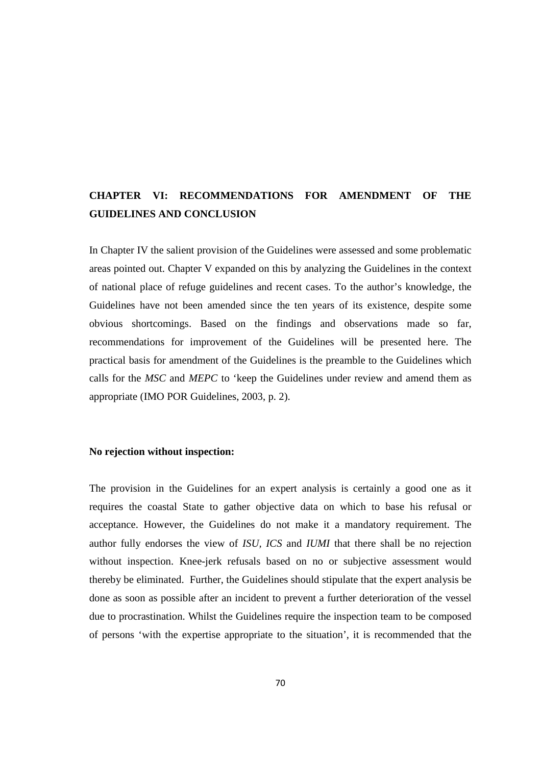# CHAPTER VI: RECOMMENDATIONS FOR AMENDMENT OF THE GUIDELINES AND CONCLUSION

In Chapter IV the salient provision of the Guidelines were assessed and some problematic areas pointed out. Chapter V expanded on this by analyzing the Guidelines in the context of national place of refuge guidelines and recent cases. To the author's knowledge, the Guidelines have not been amended since the ten years of its existence, despite some obvious shortcomings. Based on the findings and observations made so far, recommendations for improvement of the Guidelines will be presented here. The practical basis for amendment of the Guidelines is the preamble to the Guidelines which calls for the *MSC* and *MEPC* to 'keep the Guidelines under review and amend them as appropriate (IMO POR Guidelines, 2003, p. 2).

**No rejection without inspection:**

The provision in the Guidelines for an expert analysis is certainly a good one as it requires the coastal State to gather objective data on which to base his refusal or acceptance. However, the Guidelines do not make it a mandatory requirement. The author fully endorses the view of *ISU, ICS* and *IUMI* that there shall be no rejection without inspection. Knee-jerk refusals based on no or subjective assessment would thereby be eliminated. Further, the Guidelines should stipulate that the expert analysis be done as soon as possible after an incident to prevent a further deterioration of the vessel due to procrastination. Whilst the Guidelines require the inspection team to be composed of persons 'with the expertise appropriate to the situation', it is recommended that the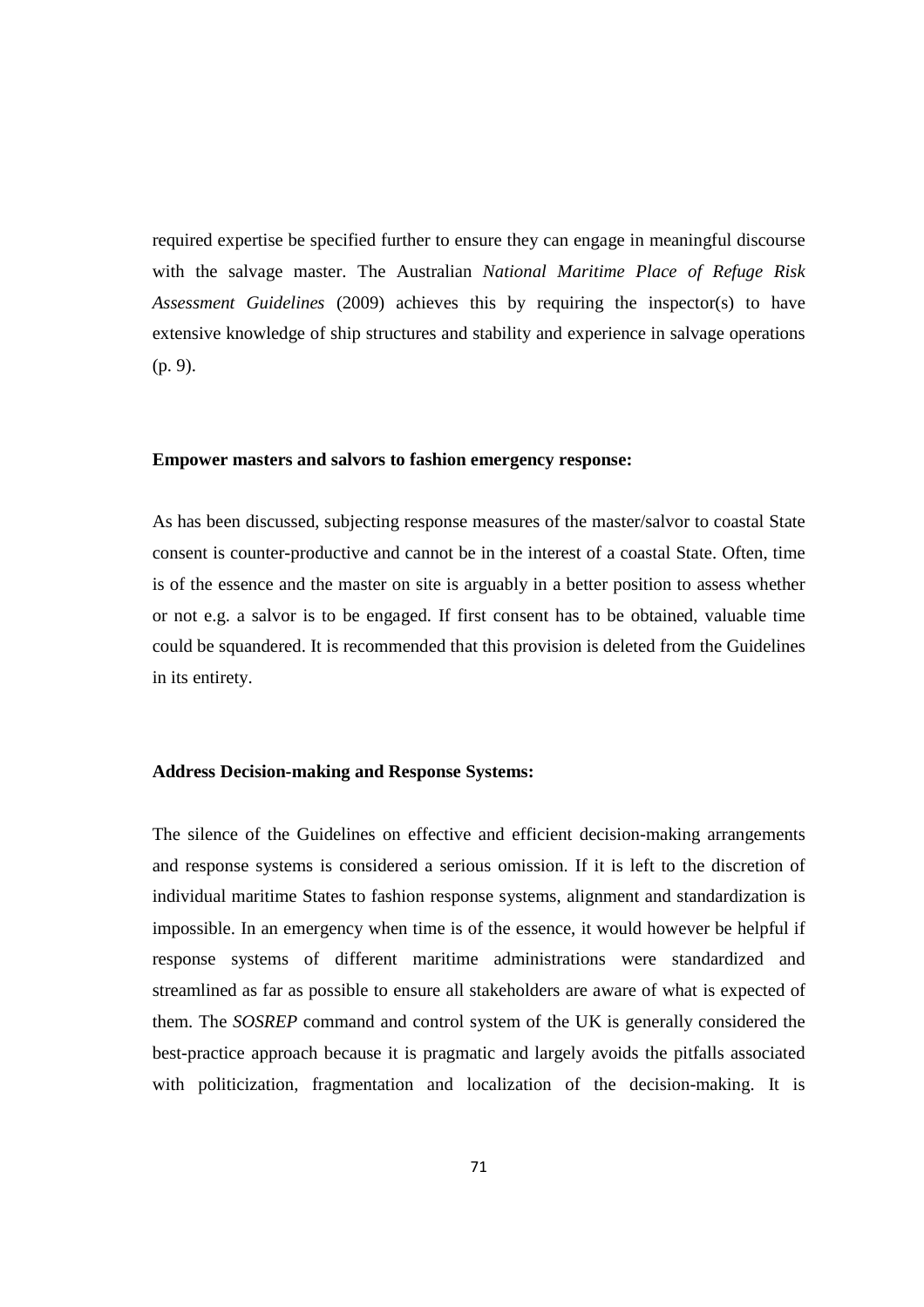required expertise be specified further to ensure they can engage in meaningful discourse with the salvage master. The Australian *National Maritime Place of Refuge Risk Assessment Guidelines* (2009) achieves this by requiring the inspector(s) to have extensive knowledge of ship structures and stability and experience in salvage operations (p. 9).

**Empower masters and salvors to fashion emergency response:**

As has been discussed, subjecting response measures of the master/salvor to coastal State consent is counter-productive and cannot be in the interest of a coastal State. Often, time is of the essence and the master on site is arguably in a better position to assess whether or not e.g. a salvor is to be engaged. If first consent has to be obtained, valuable time could be squandered. It is recommended that this provision is deleted from the Guidelines in its entirety.

**Address Decision-making and Response Systems:**

The silence of the Guidelines on effective and efficient decision-making arrangements and response systems is considered a serious omission. If it is left to the discretion of individual maritime States to fashion response systems, alignment and standardization is impossible. In an emergency when time is of the essence, it would however be helpful if response systems of different maritime administrations were standardized and streamlined as far as possible to ensure all stakeholders are aware of what is expected of them. The *SOSREP* command and control system of the UK is generally considered the best-practice approach because it is pragmatic and largely avoids the pitfalls associated with politicization, fragmentation and localization of the decision-making. It is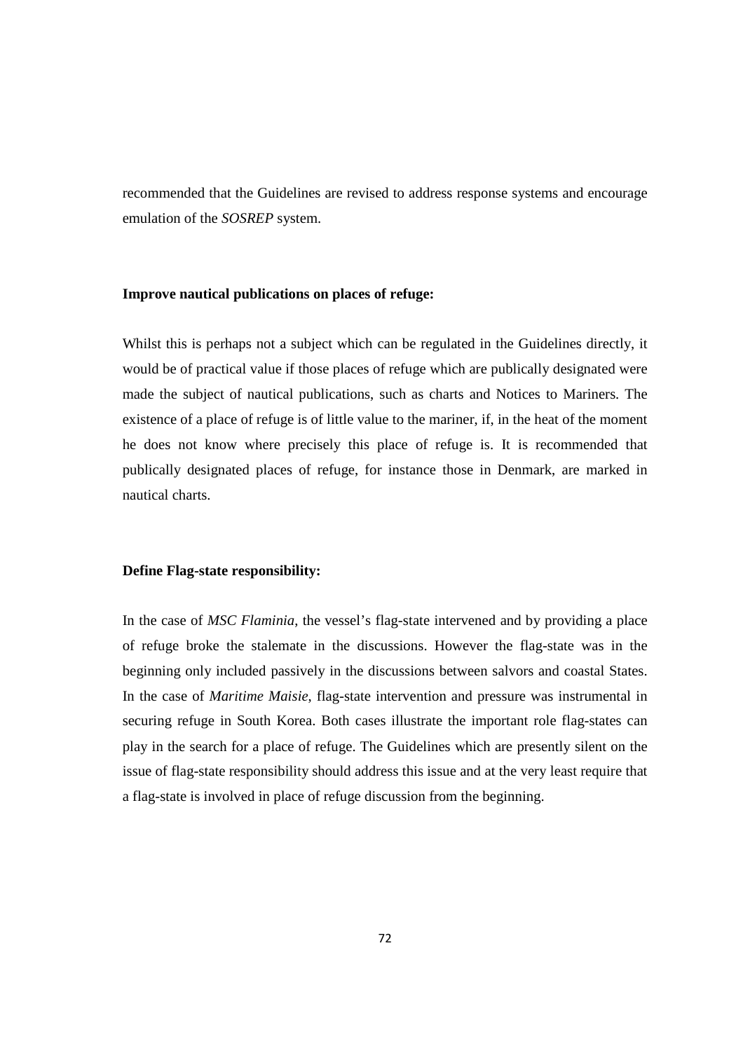recommended that the Guidelines are revised to address response systems and encourage emulation of the *SOSREP* system.

**Improve nautical publications on places of refuge:**

Whilst this is perhaps not a subject which can be regulated in the Guidelines directly, it would be of practical value if those places of refuge which are publically designated were made the subject of nautical publications, such as charts and Notices to Mariners. The existence of a place of refuge is of little value to the mariner, if, in the heat of the moment he does not know where precisely this place of refuge is. It is recommended that publically designated places of refuge, for instance those in Denmark, are marked in nautical charts.

**Define Flag-state responsibility:**

In the case of *MSC Flaminia*, the vessel's flag-state intervened and by providing a place of refuge broke the stalemate in the discussions. However the flag-state was in the beginning only included passively in the discussions between salvors and coastal States. In the case of *Maritime Maisie*, flag-state intervention and pressure was instrumental in securing refuge in South Korea. Both cases illustrate the important role flag-states can play in the search for a place of refuge. The Guidelines which are presently silent on the issue of flag-state responsibility should address this issue and at the very least require that a flag-state is involved in place of refuge discussion from the beginning.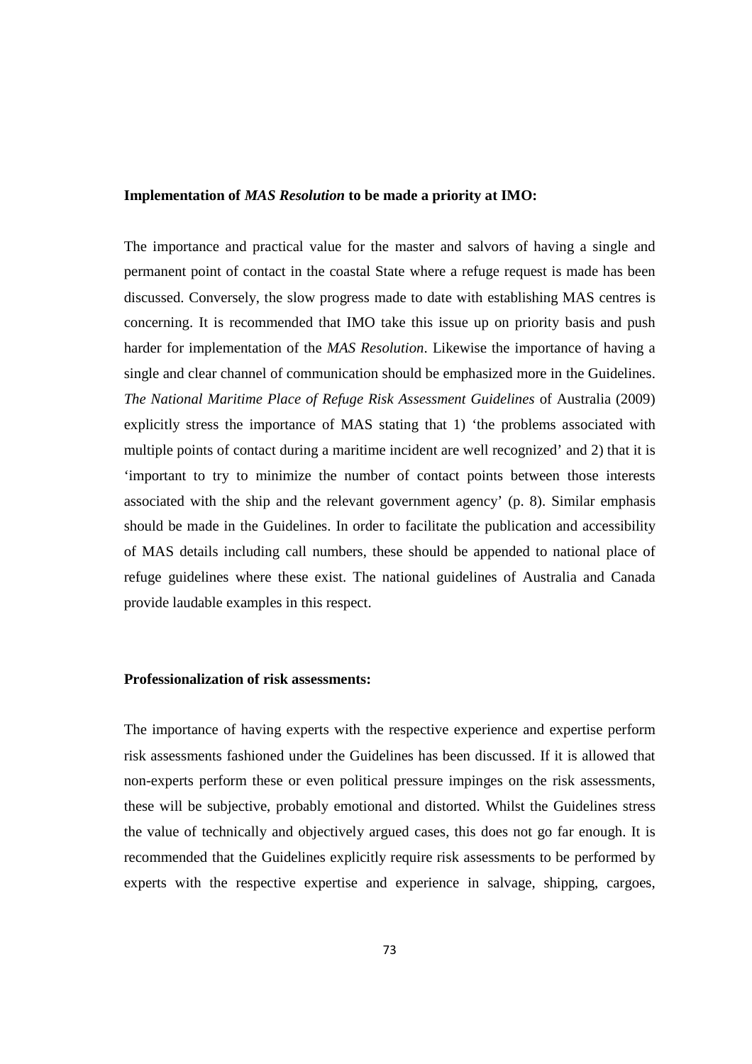**Implementation of *MAS Resolution* to be made a priority at IMO:**

The importance and practical value for the master and salvors of having a single and permanent point of contact in the coastal State where a refuge request is made has been discussed. Conversely, the slow progress made to date with establishing MAS centres is concerning. It is recommended that IMO take this issue up on priority basis and push harder for implementation of the *MAS Resolution*. Likewise the importance of having a single and clear channel of communication should be emphasized more in the Guidelines. *The National Maritime Place of Refuge Risk Assessment Guidelines* of Australia (2009) explicitly stress the importance of MAS stating that 1) 'the problems associated with multiple points of contact during a maritime incident are well recognized' and 2) that it is 'important to try to minimize the number of contact points between those interests associated with the ship and the relevant government agency' (p. 8). Similar emphasis should be made in the Guidelines. In order to facilitate the publication and accessibility of MAS details including call numbers, these should be appended to national place of refuge guidelines where these exist. The national guidelines of Australia and Canada provide laudable examples in this respect.

**Professionalization of risk assessments:**

The importance of having experts with the respective experience and expertise perform risk assessments fashioned under the Guidelines has been discussed. If it is allowed that non-experts perform these or even political pressure impinges on the risk assessments, these will be subjective, probably emotional and distorted. Whilst the Guidelines stress the value of technically and objectively argued cases, this does not go far enough. It is recommended that the Guidelines explicitly require risk assessments to be performed by experts with the respective expertise and experience in salvage, shipping, cargoes,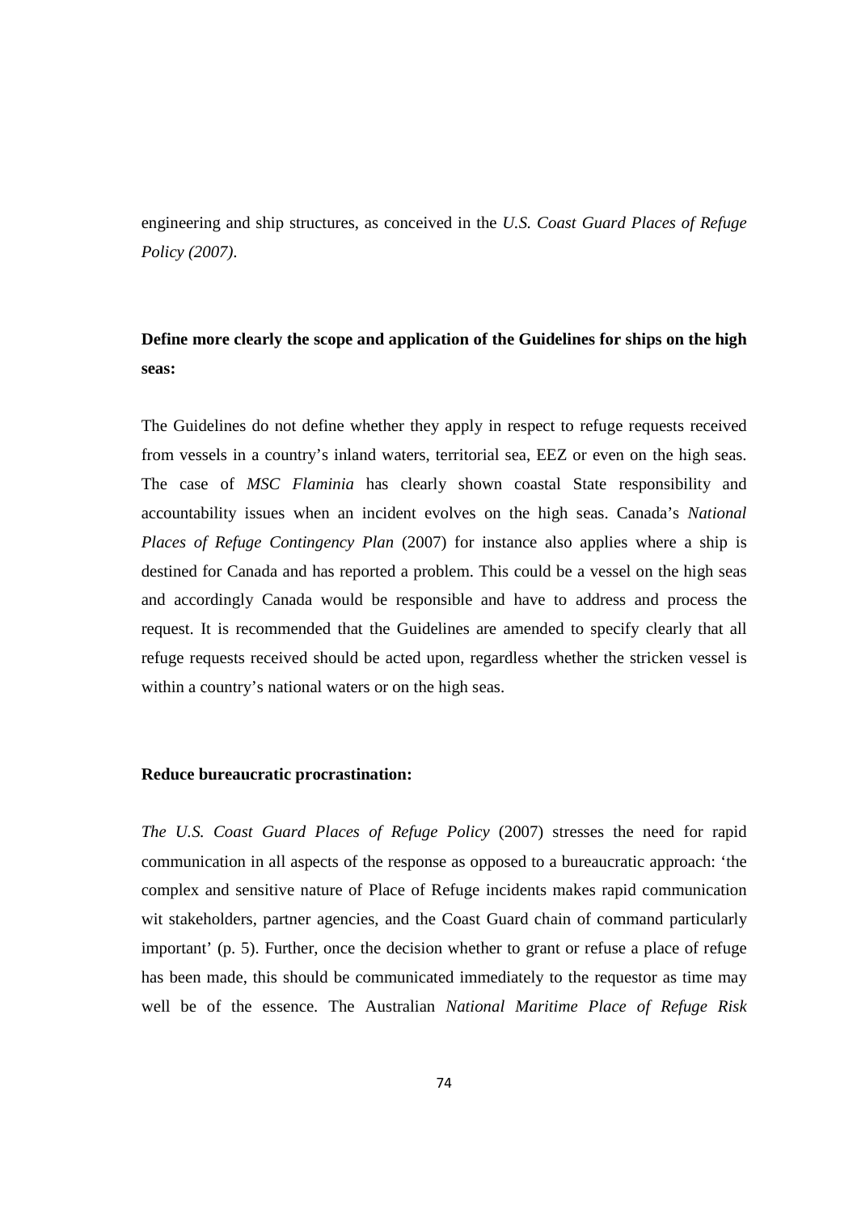engineering and ship structures, as conceived in the *U.S. Coast Guard Places of Refuge Policy (2007)*.

**Define more clearly the scope and application of the Guidelines for ships on the high seas:**

The Guidelines do not define whether they apply in respect to refuge requests received from vessels in a country's inland waters, territorial sea, EEZ or even on the high seas. The case of *MSC Flaminia* has clearly shown coastal State responsibility and accountability issues when an incident evolves on the high seas. Canada's *National Places of Refuge Contingency Plan* (2007) for instance also applies where a ship is destined for Canada and has reported a problem. This could be a vessel on the high seas and accordingly Canada would be responsible and have to address and process the request. It is recommended that the Guidelines are amended to specify clearly that all refuge requests received should be acted upon, regardless whether the stricken vessel is within a country's national waters or on the high seas.

**Reduce bureaucratic procrastination:**

*The U.S. Coast Guard Places of Refuge Policy* (2007) stresses the need for rapid communication in all aspects of the response as opposed to a bureaucratic approach: 'the complex and sensitive nature of Place of Refuge incidents makes rapid communication wit stakeholders, partner agencies, and the Coast Guard chain of command particularly important' (p. 5). Further, once the decision whether to grant or refuse a place of refuge has been made, this should be communicated immediately to the requestor as time may well be of the essence. The Australian *National Maritime Place of Refuge Risk*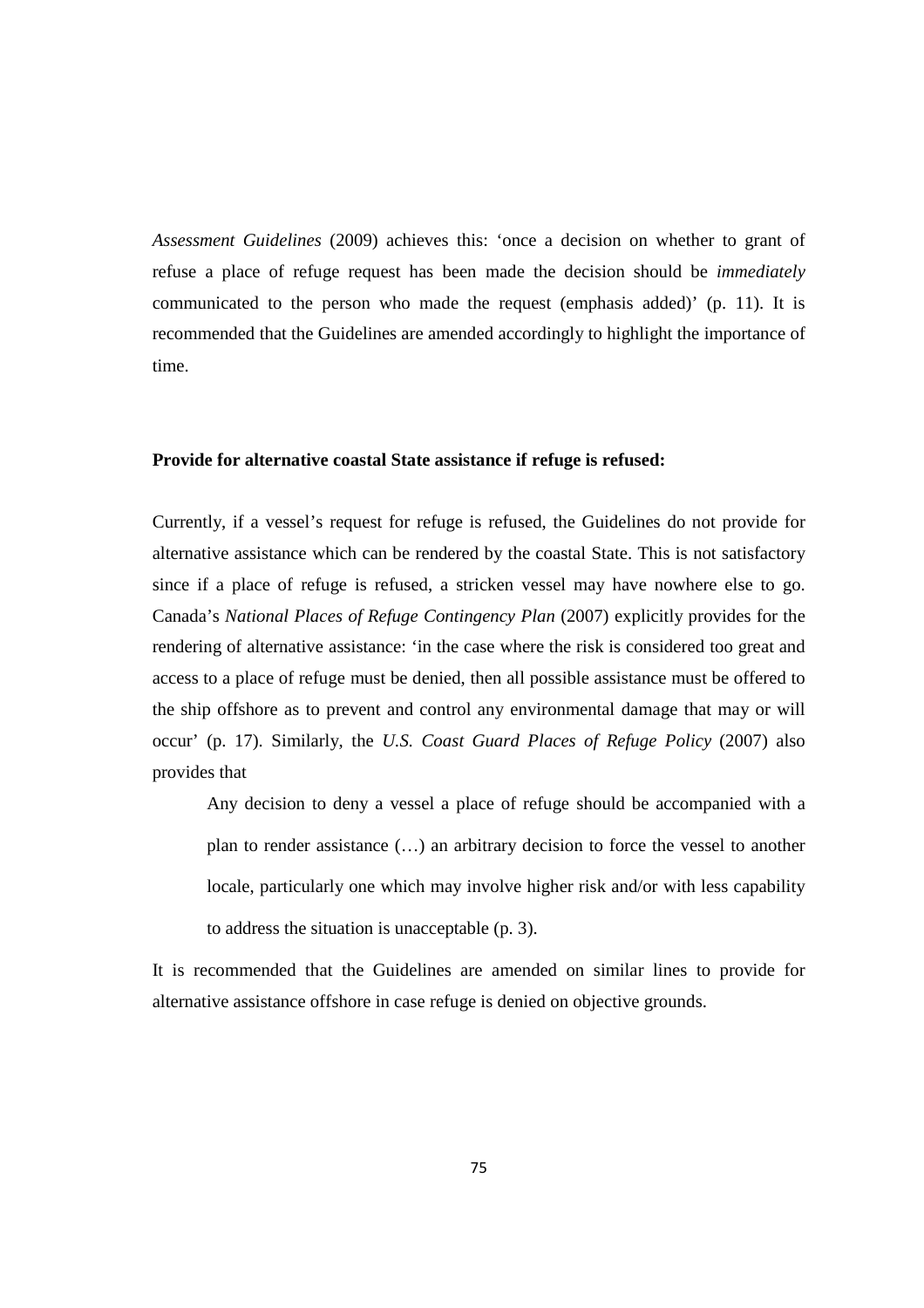*Assessment Guidelines* (2009) achieves this: 'once a decision on whether to grant of refuse a place of refuge request has been made the decision should be *immediately* communicated to the person who made the request (emphasis added)' (p. 11). It is recommended that the Guidelines are amended accordingly to highlight the importance of time.

**Provide for alternative coastal State assistance if refuge is refused:**

Currently, if a vessel's request for refuge is refused, the Guidelines do not provide for alternative assistance which can be rendered by the coastal State. This is not satisfactory since if a place of refuge is refused, a stricken vessel may have nowhere else to go. Canada's *National Places of Refuge Contingency Plan* (2007) explicitly provides for the rendering of alternative assistance: 'in the case where the risk is considered too great and access to a place of refuge must be denied, then all possible assistance must be offered to the ship offshore as to prevent and control any environmental damage that may or will occur' (p. 17). Similarly, the *U.S. Coast Guard Places of Refuge Policy* (2007) also provides that

> Any decision to deny a vessel a place of refuge should be accompanied with a plan to render assistance (…) an arbitrary decision to force the vessel to another locale, particularly one which may involve higher risk and/or with less capability to address the situation is unacceptable (p. 3).

It is recommended that the Guidelines are amended on similar lines to provide for alternative assistance offshore in case refuge is denied on objective grounds.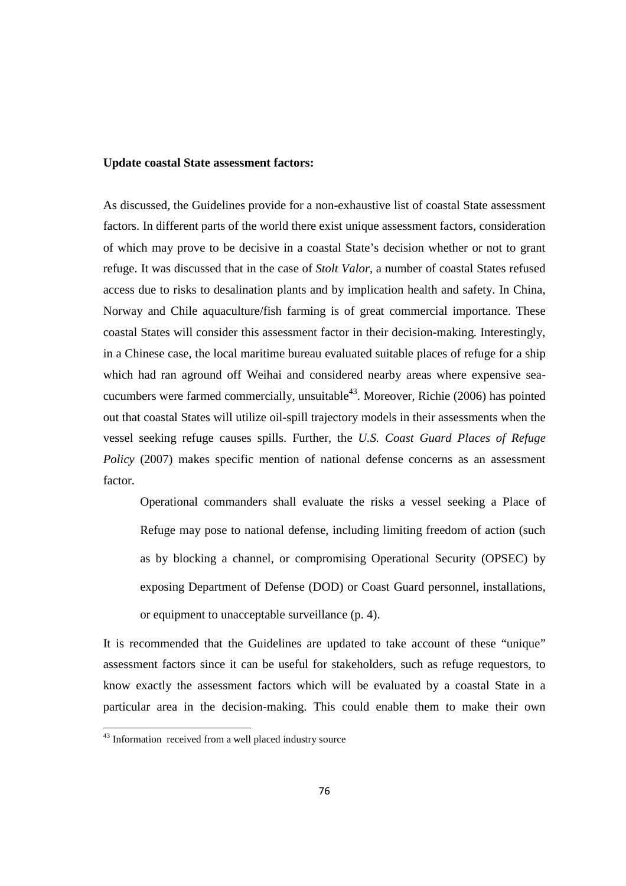**Update coastal State assessment factors:**

As discussed, the Guidelines provide for a non-exhaustive list of coastal State assessment factors. In different parts of the world there exist unique assessment factors, consideration of which may prove to be decisive in a coastal State's decision whether or not to grant refuge. It was discussed that in the case of *Stolt Valor*, a number of coastal States refused access due to risks to desalination plants and by implication health and safety. In China, Norway and Chile aquaculture/fish farming is of great commercial importance. These coastal States will consider this assessment factor in their decision-making. Interestingly, in a Chinese case, the local maritime bureau evaluated suitable places of refuge for a ship which had ran aground off Weihai and considered nearby areas where expensive sea-cucumbers were farmed commercially, unsuitable[43]. Moreover, Richie (2006) has pointed out that coastal States will utilize oil-spill trajectory models in their assessments when the vessel seeking refuge causes spills. Further, the *U.S. Coast Guard Places of Refuge Policy* (2007) makes specific mention of national defense concerns as an assessment factor.

> Operational commanders shall evaluate the risks a vessel seeking a Place of Refuge may pose to national defense, including limiting freedom of action (such as by blocking a channel, or compromising Operational Security (OPSEC) by exposing Department of Defense (DOD) or Coast Guard personnel, installations, or equipment to unacceptable surveillance (p. 4).

It is recommended that the Guidelines are updated to take account of these "unique" assessment factors since it can be useful for stakeholders, such as refuge requestors, to know exactly the assessment factors which will be evaluated by a coastal State in a particular area in the decision-making. This could enable them to make their own

[43] Information received from a well placed industry source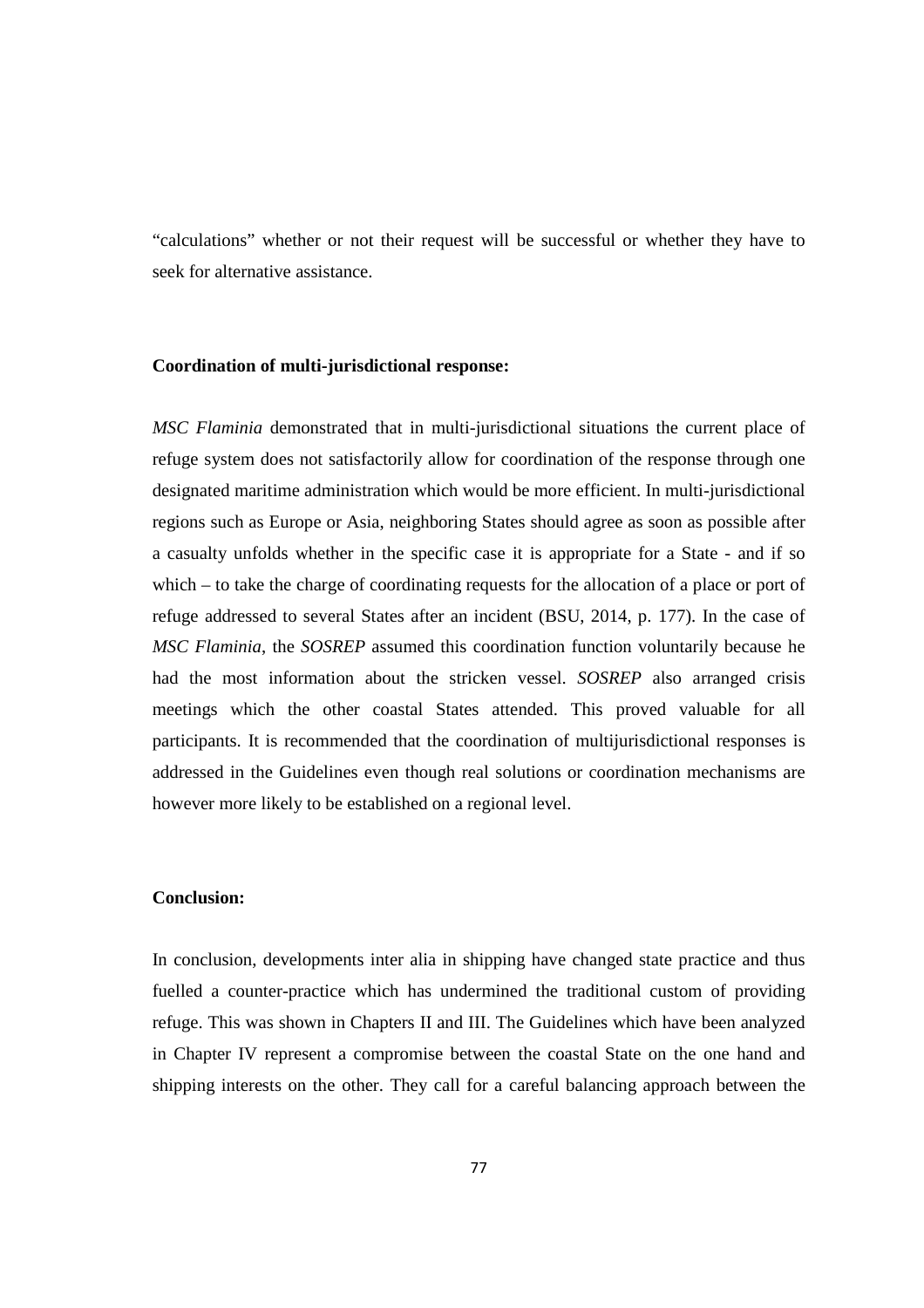"calculations" whether or not their request will be successful or whether they have to seek for alternative assistance.

**Coordination of multi-jurisdictional response:**

*MSC Flaminia* demonstrated that in multi-jurisdictional situations the current place of refuge system does not satisfactorily allow for coordination of the response through one designated maritime administration which would be more efficient. In multi-jurisdictional regions such as Europe or Asia, neighboring States should agree as soon as possible after a casualty unfolds whether in the specific case it is appropriate for a State - and if so which – to take the charge of coordinating requests for the allocation of a place or port of refuge addressed to several States after an incident (BSU, 2014, p. 177). In the case of *MSC Flaminia*, the *SOSREP* assumed this coordination function voluntarily because he had the most information about the stricken vessel. *SOSREP* also arranged crisis meetings which the other coastal States attended. This proved valuable for all participants. It is recommended that the coordination of multijurisdictional responses is addressed in the Guidelines even though real solutions or coordination mechanisms are however more likely to be established on a regional level.

**Conclusion:**

In conclusion, developments inter alia in shipping have changed state practice and thus fuelled a counter-practice which has undermined the traditional custom of providing refuge. This was shown in Chapters II and III. The Guidelines which have been analyzed in Chapter IV represent a compromise between the coastal State on the one hand and shipping interests on the other. They call for a careful balancing approach between the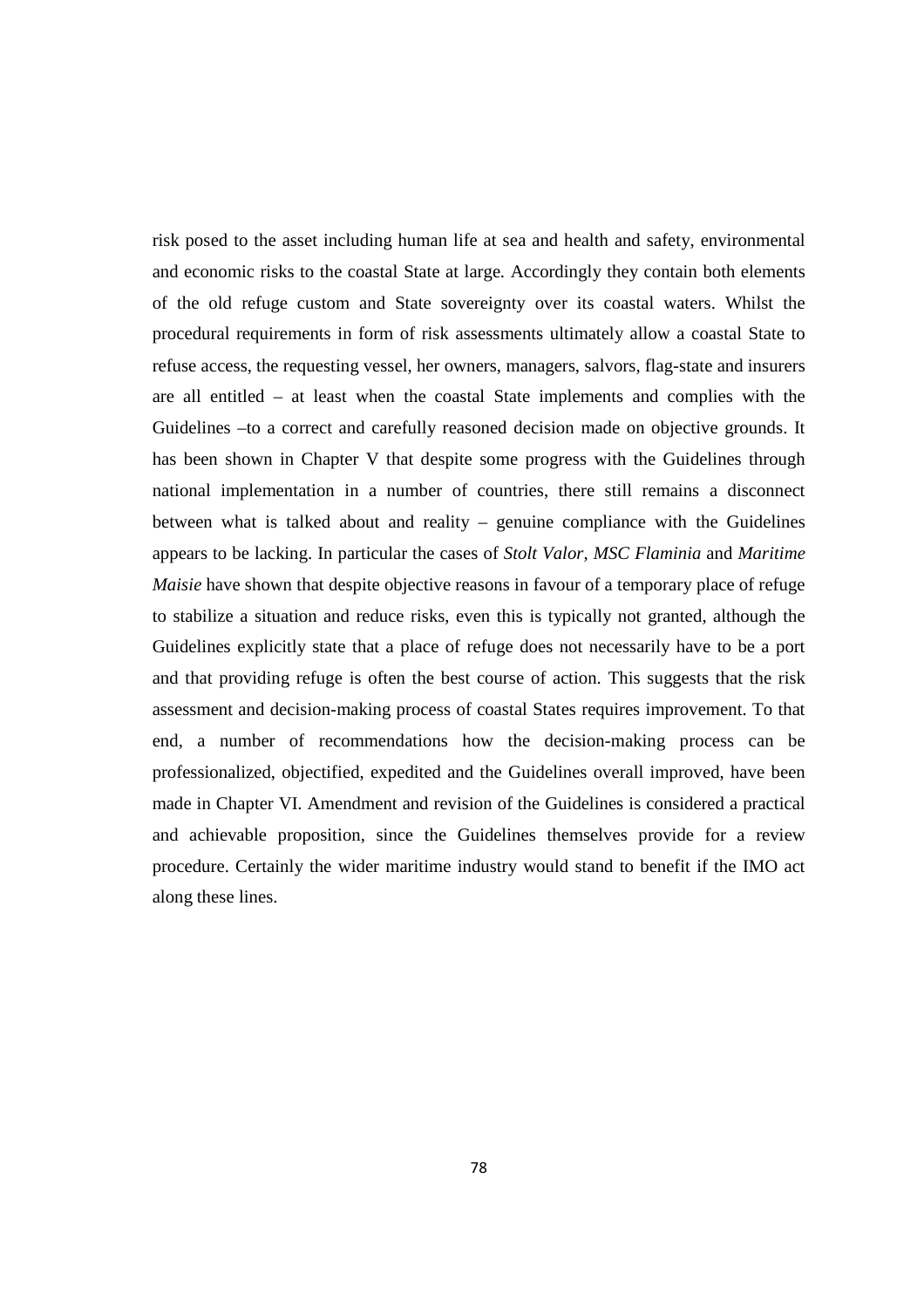risk posed to the asset including human life at sea and health and safety, environmental and economic risks to the coastal State at large. Accordingly they contain both elements of the old refuge custom and State sovereignty over its coastal waters. Whilst the procedural requirements in form of risk assessments ultimately allow a coastal State to refuse access, the requesting vessel, her owners, managers, salvors, flag-state and insurers are all entitled – at least when the coastal State implements and complies with the Guidelines –to a correct and carefully reasoned decision made on objective grounds. It has been shown in Chapter V that despite some progress with the Guidelines through national implementation in a number of countries, there still remains a disconnect between what is talked about and reality – genuine compliance with the Guidelines appears to be lacking. In particular the cases of *Stolt Valor*, *MSC Flaminia* and *Maritime Maisie* have shown that despite objective reasons in favour of a temporary place of refuge to stabilize a situation and reduce risks, even this is typically not granted, although the Guidelines explicitly state that a place of refuge does not necessarily have to be a port and that providing refuge is often the best course of action. This suggests that the risk assessment and decision-making process of coastal States requires improvement. To that end, a number of recommendations how the decision-making process can be professionalized, objectified, expedited and the Guidelines overall improved, have been made in Chapter VI. Amendment and revision of the Guidelines is considered a practical and achievable proposition, since the Guidelines themselves provide for a review procedure. Certainly the wider maritime industry would stand to benefit if the IMO act along these lines.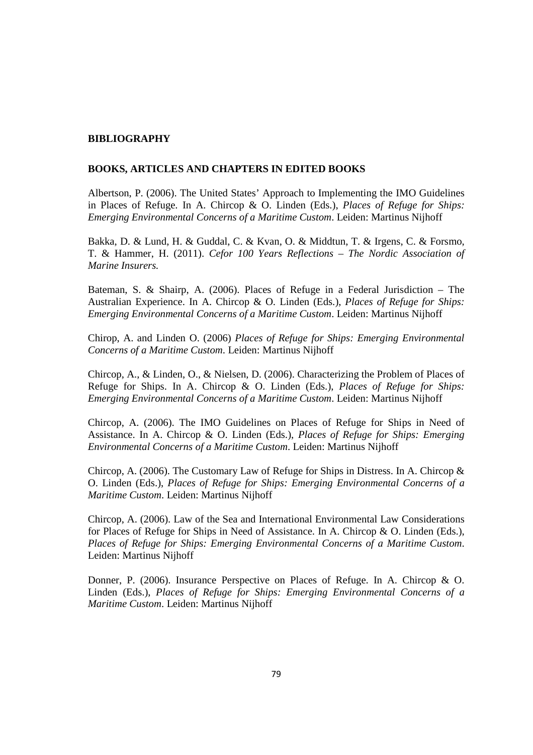## BIBLIOGRAPHY

### BOOKS, ARTICLES AND CHAPTERS IN EDITED BOOKS

Albertson, P. (2006). The United States' Approach to Implementing the IMO Guidelines in Places of Refuge. In A. Chircop & O. Linden (Eds.), *Places of Refuge for Ships: Emerging Environmental Concerns of a Maritime Custom*. Leiden: Martinus Nijhoff

Bakka, D. & Lund, H. & Guddal, C. & Kvan, O. & Middtun, T. & Irgens, C. & Forsmo, T. & Hammer, H. (2011). *Cefor 100 Years Reflections – The Nordic Association of Marine Insurers.*

Bateman, S. & Shairp, A. (2006). Places of Refuge in a Federal Jurisdiction – The Australian Experience. In A. Chircop & O. Linden (Eds.), *Places of Refuge for Ships: Emerging Environmental Concerns of a Maritime Custom*. Leiden: Martinus Nijhoff

Chirop, A. and Linden O. (2006) *Places of Refuge for Ships: Emerging Environmental Concerns of a Maritime Custom*. Leiden: Martinus Nijhoff

Chircop, A., & Linden, O., & Nielsen, D. (2006). Characterizing the Problem of Places of Refuge for Ships. In A. Chircop & O. Linden (Eds.), *Places of Refuge for Ships: Emerging Environmental Concerns of a Maritime Custom*. Leiden: Martinus Nijhoff

Chircop, A. (2006). The IMO Guidelines on Places of Refuge for Ships in Need of Assistance. In A. Chircop & O. Linden (Eds.), *Places of Refuge for Ships: Emerging Environmental Concerns of a Maritime Custom*. Leiden: Martinus Nijhoff

Chircop, A. (2006). The Customary Law of Refuge for Ships in Distress. In A. Chircop & O. Linden (Eds.), *Places of Refuge for Ships: Emerging Environmental Concerns of a Maritime Custom*. Leiden: Martinus Nijhoff

Chircop, A. (2006). Law of the Sea and International Environmental Law Considerations for Places of Refuge for Ships in Need of Assistance. In A. Chircop & O. Linden (Eds.), *Places of Refuge for Ships: Emerging Environmental Concerns of a Maritime Custom*. Leiden: Martinus Nijhoff

Donner, P. (2006). Insurance Perspective on Places of Refuge. In A. Chircop & O. Linden (Eds.), *Places of Refuge for Ships: Emerging Environmental Concerns of a Maritime Custom*. Leiden: Martinus Nijhoff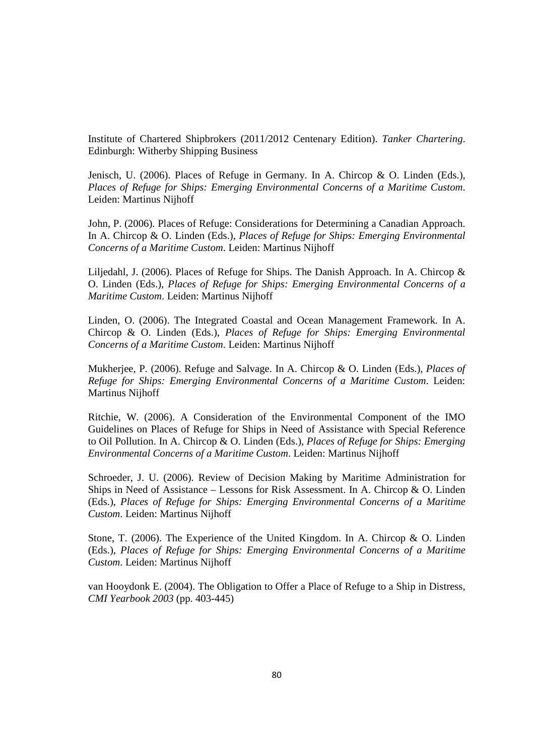Institute of Chartered Shipbrokers (2011/2012 Centenary Edition). *Tanker Chartering*. Edinburgh: Witherby Shipping Business

Jenisch, U. (2006). Places of Refuge in Germany. In A. Chircop & O. Linden (Eds.), *Places of Refuge for Ships: Emerging Environmental Concerns of a Maritime Custom*. Leiden: Martinus Nijhoff

John, P. (2006). Places of Refuge: Considerations for Determining a Canadian Approach. In A. Chircop & O. Linden (Eds.), *Places of Refuge for Ships: Emerging Environmental Concerns of a Maritime Custom*. Leiden: Martinus Nijhoff

Liljedahl, J. (2006). Places of Refuge for Ships. The Danish Approach. In A. Chircop & O. Linden (Eds.), *Places of Refuge for Ships: Emerging Environmental Concerns of a Maritime Custom*. Leiden: Martinus Nijhoff

Linden, O. (2006). The Integrated Coastal and Ocean Management Framework. In A. Chircop & O. Linden (Eds.), *Places of Refuge for Ships: Emerging Environmental Concerns of a Maritime Custom*. Leiden: Martinus Nijhoff

Mukherjee, P. (2006). Refuge and Salvage. In A. Chircop & O. Linden (Eds.), *Places of Refuge for Ships: Emerging Environmental Concerns of a Maritime Custom*. Leiden: Martinus Nijhoff

Ritchie, W. (2006). A Consideration of the Environmental Component of the IMO Guidelines on Places of Refuge for Ships in Need of Assistance with Special Reference to Oil Pollution. In A. Chircop & O. Linden (Eds.), *Places of Refuge for Ships: Emerging Environmental Concerns of a Maritime Custom*. Leiden: Martinus Nijhoff

Schroeder, J. U. (2006). Review of Decision Making by Maritime Administration for Ships in Need of Assistance – Lessons for Risk Assessment. In A. Chircop & O. Linden (Eds.), *Places of Refuge for Ships: Emerging Environmental Concerns of a Maritime Custom*. Leiden: Martinus Nijhoff

Stone, T. (2006). The Experience of the United Kingdom. In A. Chircop & O. Linden (Eds.), *Places of Refuge for Ships: Emerging Environmental Concerns of a Maritime Custom*. Leiden: Martinus Nijhoff

van Hooydonk E. (2004). The Obligation to Offer a Place of Refuge to a Ship in Distress, *CMI Yearbook 2003* (pp. 403-445)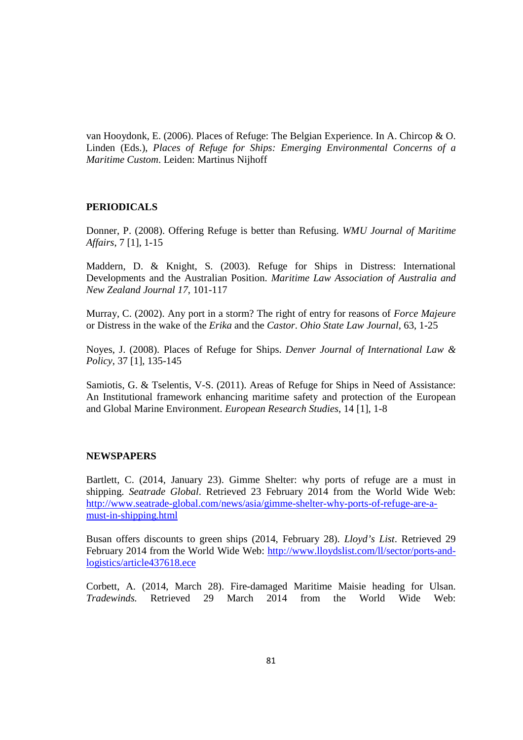van Hooydonk, E. (2006). Places of Refuge: The Belgian Experience. In A. Chircop & O. Linden (Eds.), *Places of Refuge for Ships: Emerging Environmental Concerns of a Maritime Custom*. Leiden: Martinus Nijhoff

**PERIODICALS**

Donner, P. (2008). Offering Refuge is better than Refusing. *WMU Journal of Maritime Affairs*, 7 [1], 1-15

Maddern, D. & Knight, S. (2003). Refuge for Ships in Distress: International Developments and the Australian Position. *Maritime Law Association of Australia and New Zealand Journal 17*, 101-117

Murray, C. (2002). Any port in a storm? The right of entry for reasons of *Force Majeure* or Distress in the wake of the *Erika* and the *Castor*. *Ohio State Law Journal*, 63, 1-25

Noyes, J. (2008). Places of Refuge for Ships. *Denver Journal of International Law & Policy*, 37 [1], 135-145

Samiotis, G. & Tselentis, V-S. (2011). Areas of Refuge for Ships in Need of Assistance: An Institutional framework enhancing maritime safety and protection of the European and Global Marine Environment. *European Research Studies*, 14 [1], 1-8

**NEWSPAPERS**

Bartlett, C. (2014, January 23). Gimme Shelter: why ports of refuge are a must in shipping. *Seatrade Global*. Retrieved 23 February 2014 from the World Wide Web: http://www.seatrade-global.com/news/asia/gimme-shelter-why-ports-of-refuge-are-a-must-in-shipping.html

Busan offers discounts to green ships (2014, February 28). *Lloyd's List*. Retrieved 29 February 2014 from the World Wide Web: http://www.lloydslist.com/ll/sector/ports-and-logistics/article437618.ece

Corbett, A. (2014, March 28). Fire-damaged Maritime Maisie heading for Ulsan. *Tradewinds.* Retrieved 29 March 2014 from the World Wide Web: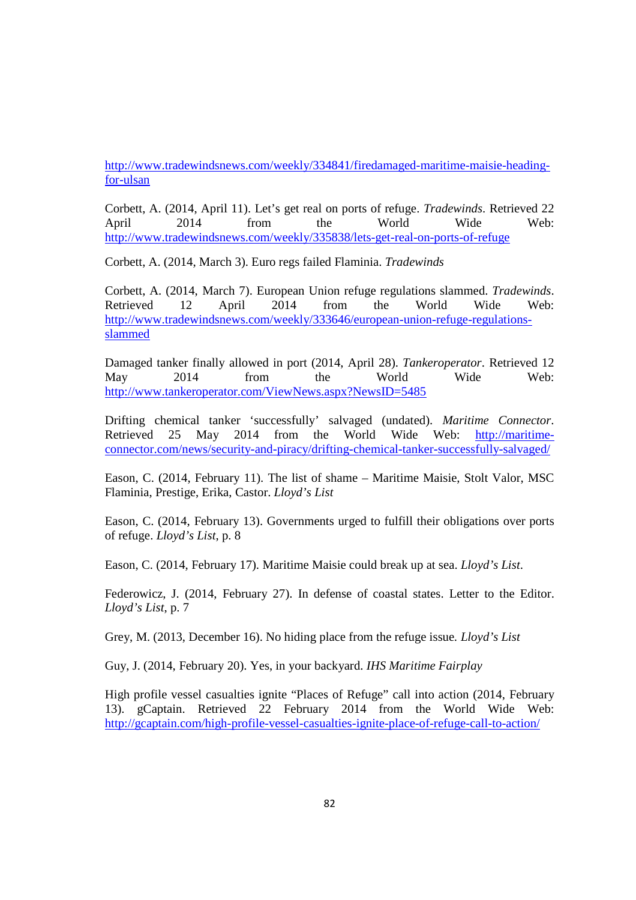http://www.tradewindsnews.com/weekly/334841/firedamaged-maritime-maisie-heading-for-ulsan

Corbett, A. (2014, April 11). Let's get real on ports of refuge. *Tradewinds*. Retrieved 22 April 2014 from the World Wide Web: http://www.tradewindsnews.com/weekly/335838/lets-get-real-on-ports-of-refuge

Corbett, A. (2014, March 3). Euro regs failed Flaminia. *Tradewinds*

Corbett, A. (2014, March 7). European Union refuge regulations slammed. *Tradewinds*. Retrieved 12 April 2014 from the World Wide Web: http://www.tradewindsnews.com/weekly/333646/european-union-refuge-regulations-slammed

Damaged tanker finally allowed in port (2014, April 28). *Tankeroperator*. Retrieved 12 May 2014 from the World Wide Web: http://www.tankeroperator.com/ViewNews.aspx?NewsID=5485

Drifting chemical tanker 'successfully' salvaged (undated). *Maritime Connector*. Retrieved 25 May 2014 from the World Wide Web: http://maritime-connector.com/news/security-and-piracy/drifting-chemical-tanker-successfully-salvaged/

Eason, C. (2014, February 11). The list of shame – Maritime Maisie, Stolt Valor, MSC Flaminia, Prestige, Erika, Castor. *Lloyd's List*

Eason, C. (2014, February 13). Governments urged to fulfill their obligations over ports of refuge. *Lloyd's List*, p. 8

Eason, C. (2014, February 17). Maritime Maisie could break up at sea. *Lloyd's List*.

Federowicz, J. (2014, February 27). In defense of coastal states. Letter to the Editor. *Lloyd's List*, p. 7

Grey, M. (2013, December 16). No hiding place from the refuge issue. *Lloyd's List*

Guy, J. (2014, February 20). Yes, in your backyard. *IHS Maritime Fairplay*

High profile vessel casualties ignite "Places of Refuge" call into action (2014, February 13). gCaptain. Retrieved 22 February 2014 from the World Wide Web: http://gcaptain.com/high-profile-vessel-casualties-ignite-place-of-refuge-call-to-action/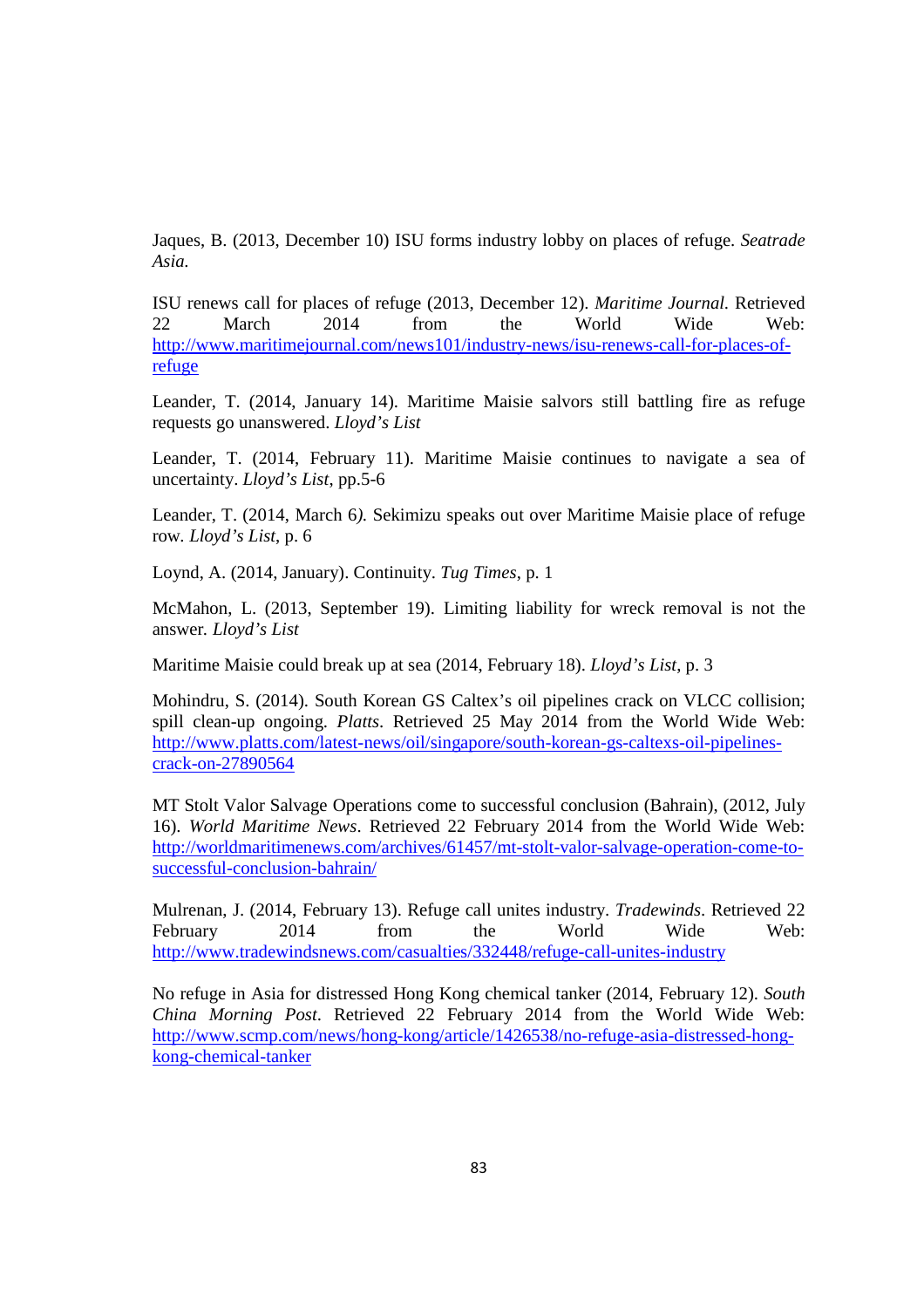Jaques, B. (2013, December 10) ISU forms industry lobby on places of refuge. *Seatrade Asia.*

ISU renews call for places of refuge (2013, December 12). *Maritime Journal*. Retrieved 22 March 2014 from the World Wide Web: http://www.maritimejournal.com/news101/industry-news/isu-renews-call-for-places-of-refuge

Leander, T. (2014, January 14). Maritime Maisie salvors still battling fire as refuge requests go unanswered. *Lloyd's List*

Leander, T. (2014, February 11). Maritime Maisie continues to navigate a sea of uncertainty. *Lloyd's List*, pp.5-6

Leander, T. (2014, March 6*).* Sekimizu speaks out over Maritime Maisie place of refuge row. *Lloyd's List*, p. 6

Loynd, A. (2014, January). Continuity. *Tug Times*, p. 1

McMahon, L. (2013, September 19). Limiting liability for wreck removal is not the answer. *Lloyd's List*

Maritime Maisie could break up at sea (2014, February 18). *Lloyd's List*, p. 3

Mohindru, S. (2014). South Korean GS Caltex's oil pipelines crack on VLCC collision; spill clean-up ongoing. *Platts*. Retrieved 25 May 2014 from the World Wide Web: http://www.platts.com/latest-news/oil/singapore/south-korean-gs-caltexs-oil-pipelines-crack-on-27890564

MT Stolt Valor Salvage Operations come to successful conclusion (Bahrain), (2012, July 16). *World Maritime News*. Retrieved 22 February 2014 from the World Wide Web: http://worldmaritimenews.com/archives/61457/mt-stolt-valor-salvage-operation-come-to-successful-conclusion-bahrain/

Mulrenan, J. (2014, February 13). Refuge call unites industry. *Tradewinds*. Retrieved 22 February 2014 from the World Wide Web: http://www.tradewindsnews.com/casualties/332448/refuge-call-unites-industry

No refuge in Asia for distressed Hong Kong chemical tanker (2014, February 12). *South China Morning Post*. Retrieved 22 February 2014 from the World Wide Web: http://www.scmp.com/news/hong-kong/article/1426538/no-refuge-asia-distressed-hong-kong-chemical-tanker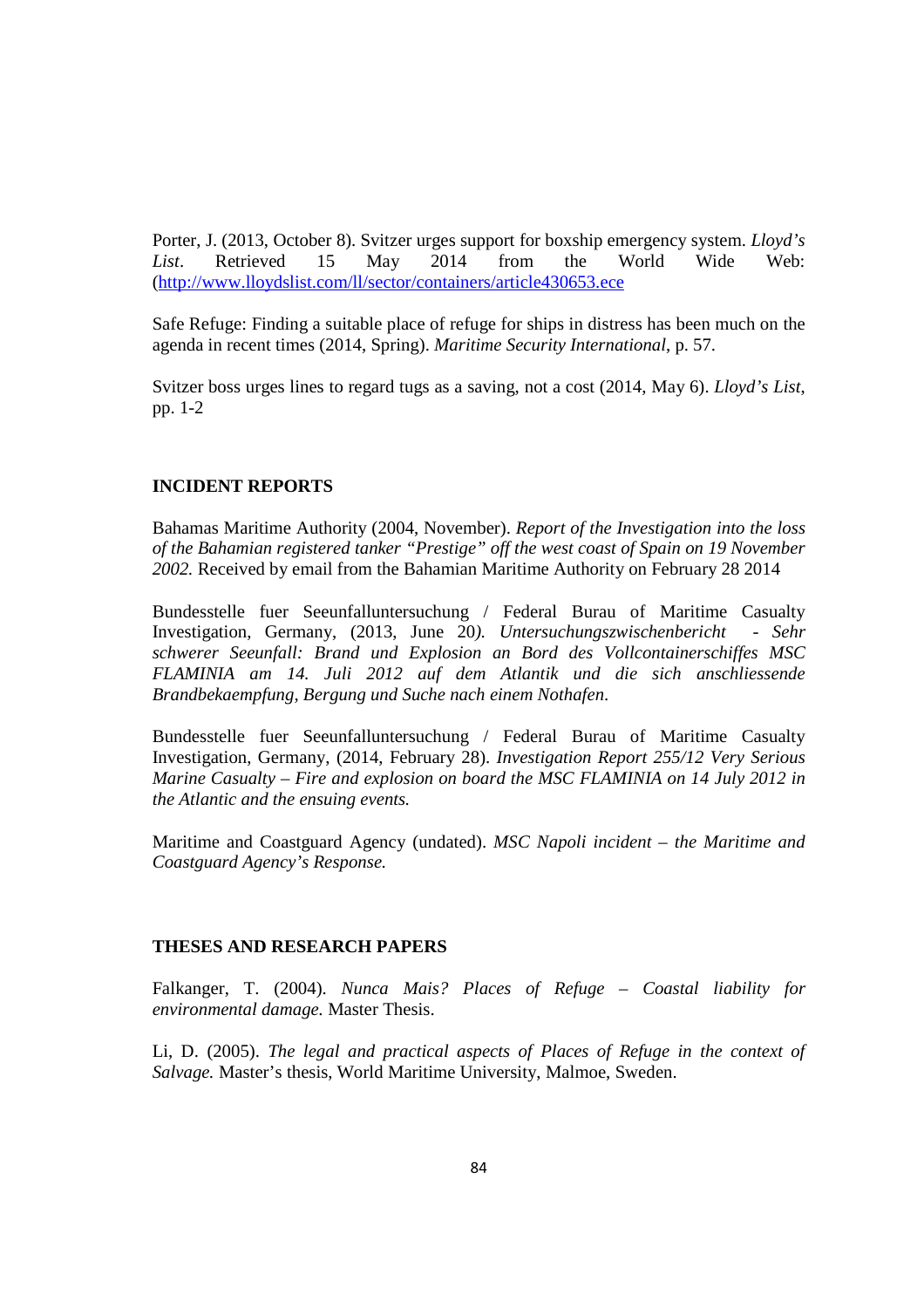Porter, J. (2013, October 8). Svitzer urges support for boxship emergency system. *Lloyd's List*. Retrieved 15 May 2014 from the World Wide Web: (http://www.lloydslist.com/ll/sector/containers/article430653.ece

Safe Refuge: Finding a suitable place of refuge for ships in distress has been much on the agenda in recent times (2014, Spring). *Maritime Security International*, p. 57.

Svitzer boss urges lines to regard tugs as a saving, not a cost (2014, May 6). *Lloyd's List*, pp. 1-2

**INCIDENT REPORTS**

Bahamas Maritime Authority (2004, November). *Report of the Investigation into the loss of the Bahamian registered tanker "Prestige" off the west coast of Spain on 19 November 2002.* Received by email from the Bahamian Maritime Authority on February 28 2014

Bundesstelle fuer Seeunfalluntersuchung / Federal Burau of Maritime Casualty Investigation, Germany, (2013, June 20*). Untersuchungszwischenbericht - Sehr schwerer Seeunfall: Brand und Explosion an Bord des Vollcontainerschiffes MSC FLAMINIA am 14. Juli 2012 auf dem Atlantik und die sich anschliessende Brandbekaempfung, Bergung und Suche nach einem Nothafen*.

Bundesstelle fuer Seeunfalluntersuchung / Federal Burau of Maritime Casualty Investigation, Germany, (2014, February 28). *Investigation Report 255/12 Very Serious Marine Casualty – Fire and explosion on board the MSC FLAMINIA on 14 July 2012 in the Atlantic and the ensuing events.*

Maritime and Coastguard Agency (undated). *MSC Napoli incident – the Maritime and Coastguard Agency's Response.*

**THESES AND RESEARCH PAPERS**

Falkanger, T. (2004). *Nunca Mais? Places of Refuge – Coastal liability for environmental damage.* Master Thesis.

Li, D. (2005). *The legal and practical aspects of Places of Refuge in the context of Salvage.* Master's thesis, World Maritime University, Malmoe, Sweden.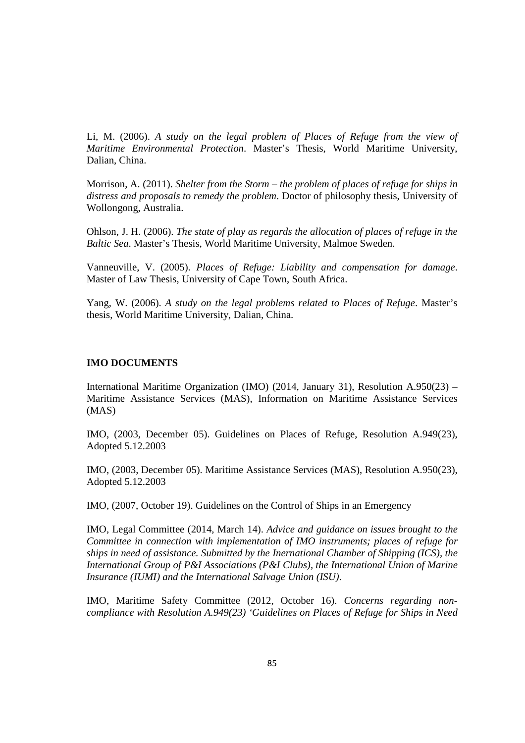Li, M. (2006). *A study on the legal problem of Places of Refuge from the view of Maritime Environmental Protection*. Master's Thesis, World Maritime University, Dalian, China.

Morrison, A. (2011). *Shelter from the Storm – the problem of places of refuge for ships in distress and proposals to remedy the problem*. Doctor of philosophy thesis, University of Wollongong, Australia.

Ohlson, J. H. (2006). *The state of play as regards the allocation of places of refuge in the Baltic Sea*. Master's Thesis, World Maritime University, Malmoe Sweden.

Vanneuville, V. (2005). *Places of Refuge: Liability and compensation for damage*. Master of Law Thesis, University of Cape Town, South Africa.

Yang, W. (2006). *A study on the legal problems related to Places of Refuge*. Master's thesis, World Maritime University, Dalian, China.

**IMO DOCUMENTS**

International Maritime Organization (IMO) (2014, January 31), Resolution A.950(23) – Maritime Assistance Services (MAS), Information on Maritime Assistance Services (MAS)

IMO, (2003, December 05). Guidelines on Places of Refuge, Resolution A.949(23), Adopted 5.12.2003

IMO, (2003, December 05). Maritime Assistance Services (MAS), Resolution A.950(23), Adopted 5.12.2003

IMO, (2007, October 19). Guidelines on the Control of Ships in an Emergency

IMO, Legal Committee (2014, March 14). *Advice and guidance on issues brought to the Committee in connection with implementation of IMO instruments; places of refuge for ships in need of assistance. Submitted by the Inernational Chamber of Shipping (ICS), the International Group of P&I Associations (P&I Clubs), the International Union of Marine Insurance (IUMI) and the International Salvage Union (ISU).*

IMO, Maritime Safety Committee (2012, October 16). *Concerns regarding non-compliance with Resolution A.949(23) 'Guidelines on Places of Refuge for Ships in Need*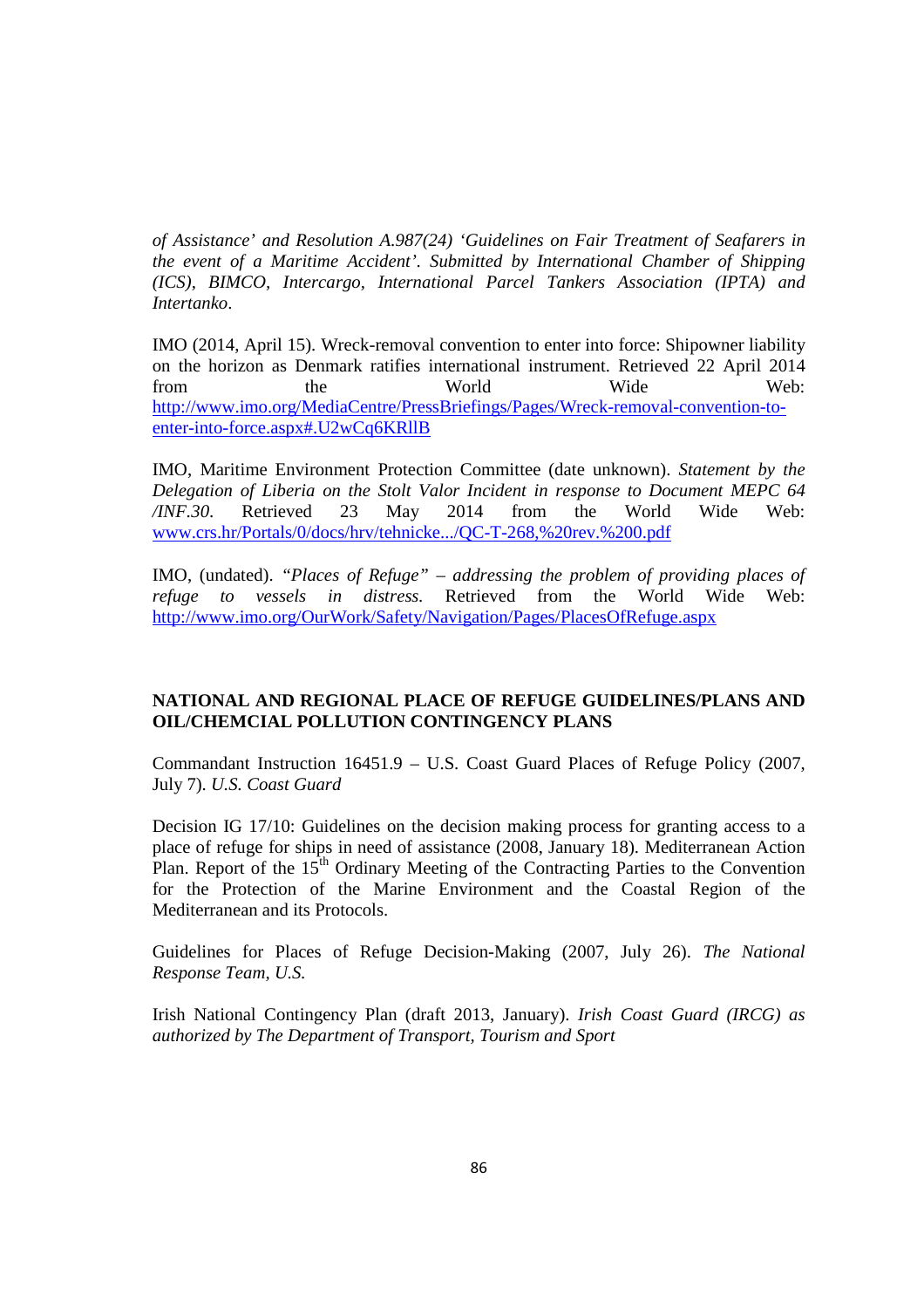*of Assistance' and Resolution A.987(24) 'Guidelines on Fair Treatment of Seafarers in the event of a Maritime Accident'. Submitted by International Chamber of Shipping (ICS), BIMCO, Intercargo, International Parcel Tankers Association (IPTA) and Intertanko*.

IMO (2014, April 15). Wreck-removal convention to enter into force: Shipowner liability on the horizon as Denmark ratifies international instrument. Retrieved 22 April 2014 from the World Wide Web: [http://www.imo.org/MediaCentre/PressBriefings/Pages/Wreck-removal-convention-to-enter-into-force.aspx#.U2wCq6KRllB](http://www.imo.org/MediaCentre/PressBriefings/Pages/Wreck-removal-convention-to-enter-into-force.aspx#.U2wCq6KRllB)

IMO, Maritime Environment Protection Committee (date unknown). *Statement by the Delegation of Liberia on the Stolt Valor Incident in response to Document MEPC 64 /INF.30*. Retrieved 23 May 2014 from the World Wide Web: [www.crs.hr/Portals/0/docs/hrv/tehnicke.../QC-T-268,%20rev.%200.pdf](www.crs.hr/Portals/0/docs/hrv/tehnicke.../QC-T-268,%20rev.%200.pdf)

IMO, (undated). *"Places of Refuge" – addressing the problem of providing places of refuge to vessels in distress.* Retrieved from the World Wide Web: [http://www.imo.org/OurWork/Safety/Navigation/Pages/PlacesOfRefuge.aspx](http://www.imo.org/OurWork/Safety/Navigation/Pages/PlacesOfRefuge.aspx)

## NATIONAL AND REGIONAL PLACE OF REFUGE GUIDELINES/PLANS AND OIL/CHEMCIAL POLLUTION CONTINGENCY PLANS

Commandant Instruction 16451.9 – U.S. Coast Guard Places of Refuge Policy (2007, July 7). *U.S. Coast Guard*

Decision IG 17/10: Guidelines on the decision making process for granting access to a place of refuge for ships in need of assistance (2008, January 18). Mediterranean Action Plan. Report of the 15th Ordinary Meeting of the Contracting Parties to the Convention for the Protection of the Marine Environment and the Coastal Region of the Mediterranean and its Protocols.

Guidelines for Places of Refuge Decision-Making (2007, July 26). *The National Response Team, U.S.*

Irish National Contingency Plan (draft 2013, January). *Irish Coast Guard (IRCG) as authorized by The Department of Transport, Tourism and Sport*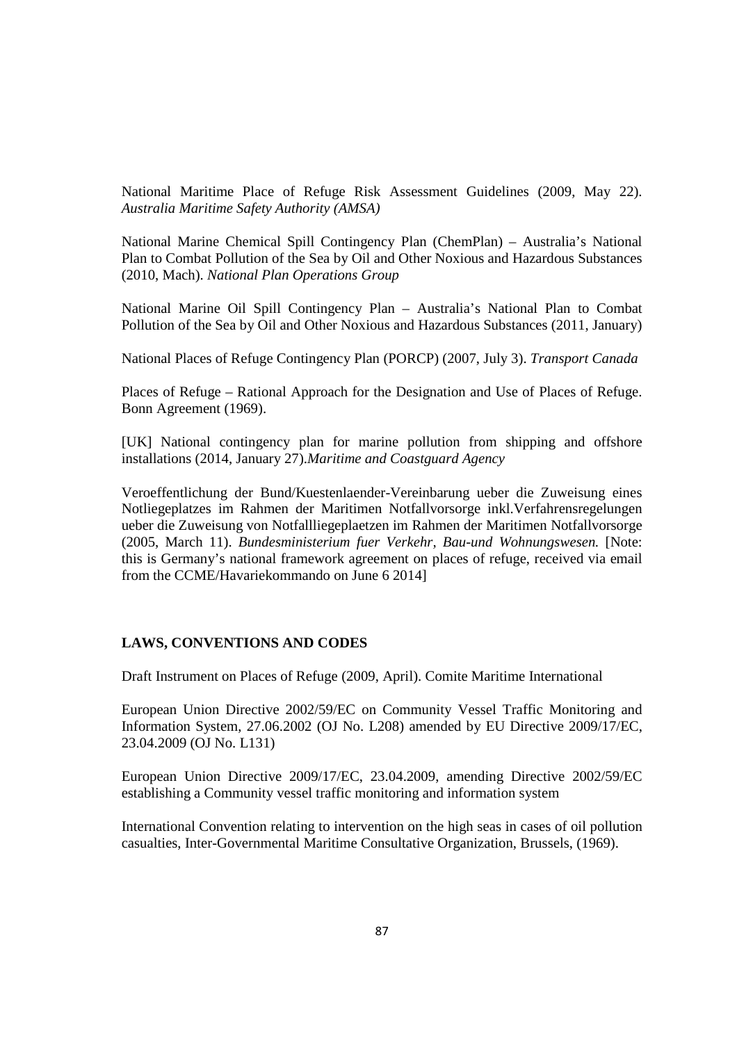National Maritime Place of Refuge Risk Assessment Guidelines (2009, May 22). *Australia Maritime Safety Authority (AMSA)*

National Marine Chemical Spill Contingency Plan (ChemPlan) – Australia's National Plan to Combat Pollution of the Sea by Oil and Other Noxious and Hazardous Substances (2010, Mach). *National Plan Operations Group*

National Marine Oil Spill Contingency Plan – Australia's National Plan to Combat Pollution of the Sea by Oil and Other Noxious and Hazardous Substances (2011, January)

National Places of Refuge Contingency Plan (PORCP) (2007, July 3). *Transport Canada*

Places of Refuge – Rational Approach for the Designation and Use of Places of Refuge. Bonn Agreement (1969).

[UK] National contingency plan for marine pollution from shipping and offshore installations (2014, January 27).*Maritime and Coastguard Agency*

Veroeffentlichung der Bund/Kuestenlaender-Vereinbarung ueber die Zuweisung eines Notliegeplatzes im Rahmen der Maritimen Notfallvorsorge inkl.Verfahrensregelungen ueber die Zuweisung von Notfallliegeplaetzen im Rahmen der Maritimen Notfallvorsorge (2005, March 11). *Bundesministerium fuer Verkehr, Bau-und Wohnungswesen.* [Note: this is Germany's national framework agreement on places of refuge, received via email from the CCME/Havariekommando on June 6 2014]

## LAWS, CONVENTIONS AND CODES

Draft Instrument on Places of Refuge (2009, April). Comite Maritime International

European Union Directive 2002/59/EC on Community Vessel Traffic Monitoring and Information System, 27.06.2002 (OJ No. L208) amended by EU Directive 2009/17/EC, 23.04.2009 (OJ No. L131)

European Union Directive 2009/17/EC, 23.04.2009, amending Directive 2002/59/EC establishing a Community vessel traffic monitoring and information system

International Convention relating to intervention on the high seas in cases of oil pollution casualties, Inter-Governmental Maritime Consultative Organization, Brussels, (1969).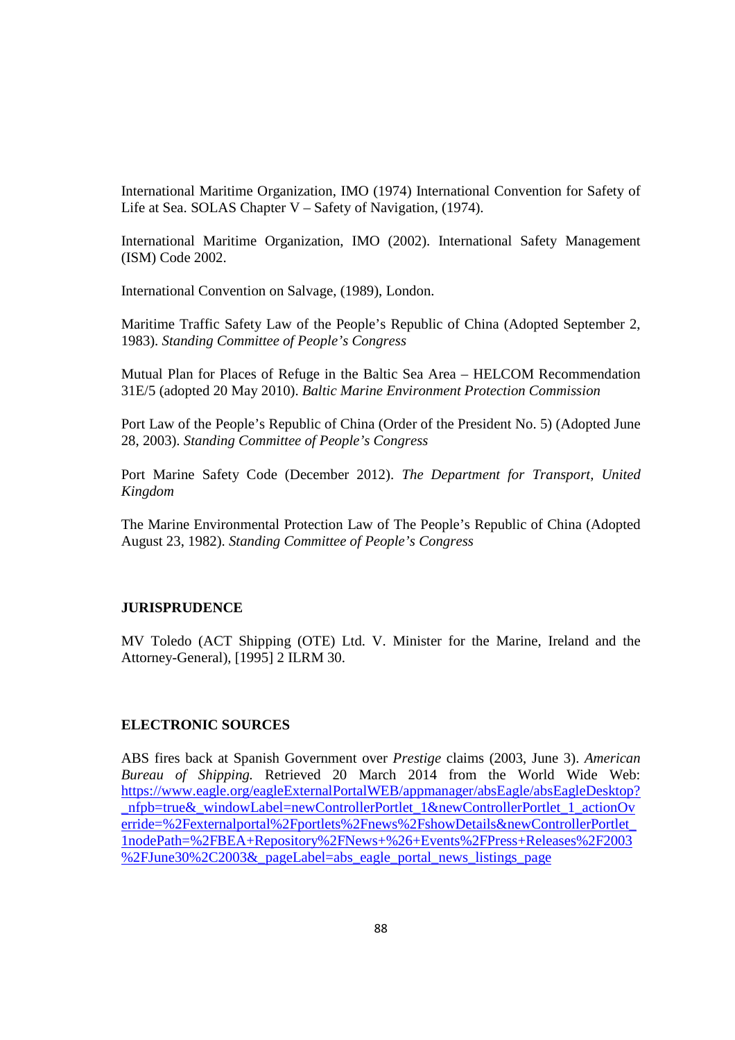International Maritime Organization, IMO (1974) International Convention for Safety of Life at Sea. SOLAS Chapter V – Safety of Navigation, (1974).

International Maritime Organization, IMO (2002). International Safety Management (ISM) Code 2002.

International Convention on Salvage, (1989), London.

Maritime Traffic Safety Law of the People's Republic of China (Adopted September 2, 1983). *Standing Committee of People's Congress*

Mutual Plan for Places of Refuge in the Baltic Sea Area – HELCOM Recommendation 31E/5 (adopted 20 May 2010). *Baltic Marine Environment Protection Commission*

Port Law of the People's Republic of China (Order of the President No. 5) (Adopted June 28, 2003). *Standing Committee of People's Congress*

Port Marine Safety Code (December 2012). *The Department for Transport, United Kingdom*

The Marine Environmental Protection Law of The People's Republic of China (Adopted August 23, 1982). *Standing Committee of People's Congress*

**JURISPRUDENCE**

MV Toledo (ACT Shipping (OTE) Ltd. V. Minister for the Marine, Ireland and the Attorney-General), [1995] 2 ILRM 30.

**ELECTRONIC SOURCES**

ABS fires back at Spanish Government over *Prestige* claims (2003, June 3). *American Bureau of Shipping.* Retrieved 20 March 2014 from the World Wide Web: https://www.eagle.org/eagleExternalPortalWEB/appmanager/absEagle/absEagleDesktop?_nfpb=true&_windowLabel=newControllerPortlet_1&newControllerPortlet_1_actionOverride=%2Fexternalportal%2Fportlets%2Fnews%2FshowDetails&newControllerPortlet_1nodePath=%2FBEA+Repository%2FNews+%26+Events%2FPress+Releases%2F2003%2FJune30%2C2003&_pageLabel=abs_eagle_portal_news_listings_page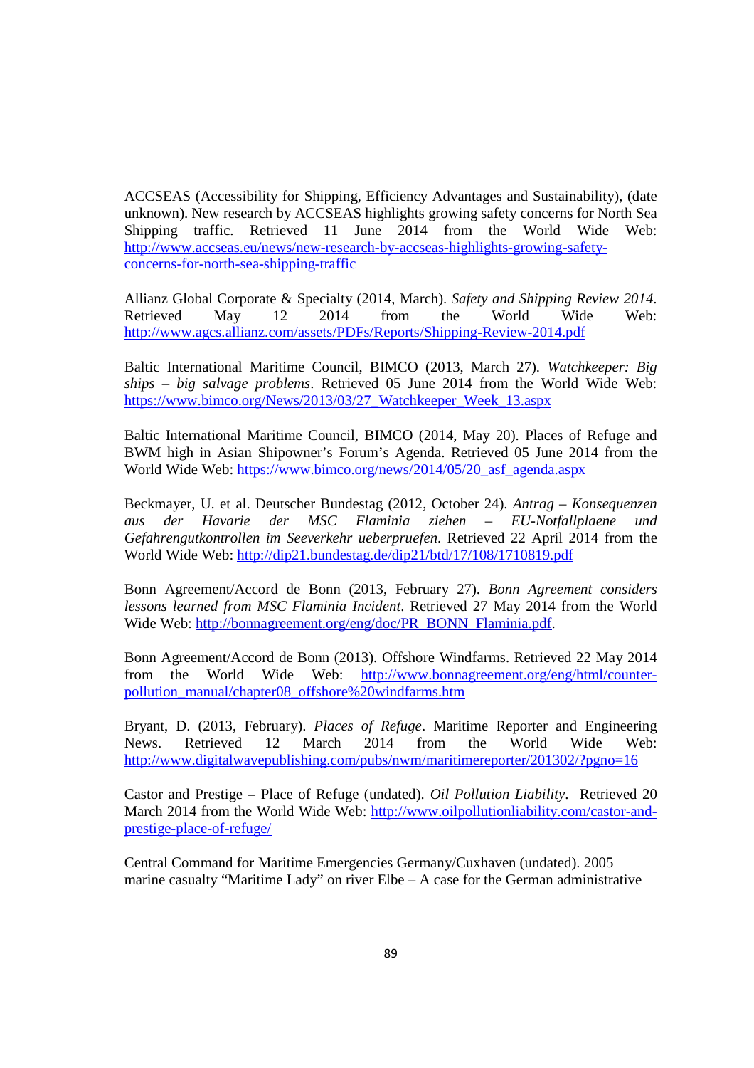ACCSEAS (Accessibility for Shipping, Efficiency Advantages and Sustainability), (date unknown). New research by ACCSEAS highlights growing safety concerns for North Sea Shipping traffic. Retrieved 11 June 2014 from the World Wide Web: http://www.accseas.eu/news/new-research-by-accseas-highlights-growing-safety-concerns-for-north-sea-shipping-traffic

Allianz Global Corporate & Specialty (2014, March). *Safety and Shipping Review 2014*. Retrieved May 12 2014 from the World Wide Web: http://www.agcs.allianz.com/assets/PDFs/Reports/Shipping-Review-2014.pdf

Baltic International Maritime Council, BIMCO (2013, March 27). *Watchkeeper: Big ships – big salvage problems*. Retrieved 05 June 2014 from the World Wide Web: https://www.bimco.org/News/2013/03/27_Watchkeeper_Week_13.aspx

Baltic International Maritime Council, BIMCO (2014, May 20). Places of Refuge and BWM high in Asian Shipowner's Forum's Agenda. Retrieved 05 June 2014 from the World Wide Web: https://www.bimco.org/news/2014/05/20_asf_agenda.aspx

Beckmayer, U. et al. Deutscher Bundestag (2012, October 24). *Antrag – Konsequenzen aus der Havarie der MSC Flaminia ziehen – EU-Notfallplaene und Gefahrengutkontrollen im Seeverkehr ueberpruefen*. Retrieved 22 April 2014 from the World Wide Web: http://dip21.bundestag.de/dip21/btd/17/108/1710819.pdf

Bonn Agreement/Accord de Bonn (2013, February 27). *Bonn Agreement considers lessons learned from MSC Flaminia Incident*. Retrieved 27 May 2014 from the World Wide Web: http://bonnagreement.org/eng/doc/PR_BONN_Flaminia.pdf.

Bonn Agreement/Accord de Bonn (2013). Offshore Windfarms. Retrieved 22 May 2014 from the World Wide Web: http://www.bonnagreement.org/eng/html/counter-pollution_manual/chapter08_offshore%20windfarms.htm

Bryant, D. (2013, February). *Places of Refuge*. Maritime Reporter and Engineering News. Retrieved 12 March 2014 from the World Wide Web: http://www.digitalwavepublishing.com/pubs/nwm/maritimereporter/201302/?pgno=16

Castor and Prestige – Place of Refuge (undated). *Oil Pollution Liability*. Retrieved 20 March 2014 from the World Wide Web: http://www.oilpollutionliability.com/castor-and-prestige-place-of-refuge/

Central Command for Maritime Emergencies Germany/Cuxhaven (undated). 2005 marine casualty "Maritime Lady" on river Elbe – A case for the German administrative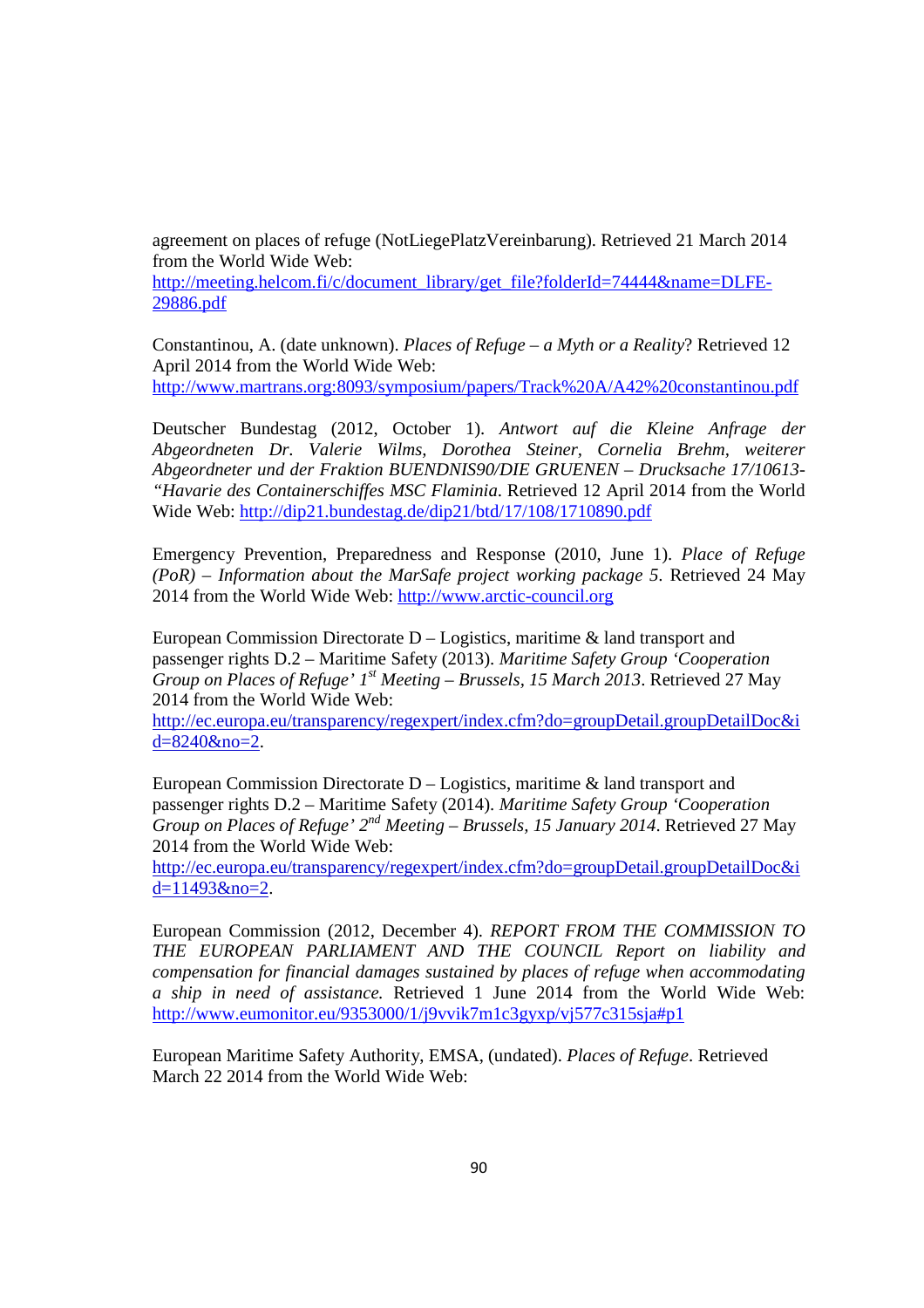agreement on places of refuge (NotLiegePlatzVereinbarung). Retrieved 21 March 2014 from the World Wide Web: http://meeting.helcom.fi/c/document_library/get_file?folderId=74444&name=DLFE-29886.pdf

Constantinou, A. (date unknown). *Places of Refuge – a Myth or a Reality*? Retrieved 12 April 2014 from the World Wide Web: http://www.martrans.org:8093/symposium/papers/Track%20A/A42%20constantinou.pdf

Deutscher Bundestag (2012, October 1). *Antwort auf die Kleine Anfrage der Abgeordneten Dr. Valerie Wilms, Dorothea Steiner, Cornelia Brehm, weiterer Abgeordneter und der Fraktion BUENDNIS90/DIE GRUENEN – Drucksache 17/10613- "Havarie des Containerschiffes MSC Flaminia*. Retrieved 12 April 2014 from the World Wide Web: http://dip21.bundestag.de/dip21/btd/17/108/1710890.pdf

Emergency Prevention, Preparedness and Response (2010, June 1). *Place of Refuge (PoR) – Information about the MarSafe project working package 5*. Retrieved 24 May 2014 from the World Wide Web: http://www.arctic-council.org

European Commission Directorate D – Logistics, maritime & land transport and passenger rights D.2 – Maritime Safety (2013). *Maritime Safety Group 'Cooperation Group on Places of Refuge' 1st Meeting – Brussels, 15 March 2013*. Retrieved 27 May 2014 from the World Wide Web: http://ec.europa.eu/transparency/regexpert/index.cfm?do=groupDetail.groupDetailDoc&id=8240&no=2.

European Commission Directorate D – Logistics, maritime & land transport and passenger rights D.2 – Maritime Safety (2014). *Maritime Safety Group 'Cooperation Group on Places of Refuge' 2nd Meeting – Brussels, 15 January 2014*. Retrieved 27 May 2014 from the World Wide Web: http://ec.europa.eu/transparency/regexpert/index.cfm?do=groupDetail.groupDetailDoc&id=11493&no=2.

European Commission (2012, December 4). *REPORT FROM THE COMMISSION TO THE EUROPEAN PARLIAMENT AND THE COUNCIL Report on liability and compensation for financial damages sustained by places of refuge when accommodating a ship in need of assistance.* Retrieved 1 June 2014 from the World Wide Web: http://www.eumonitor.eu/9353000/1/j9vvik7m1c3gyxp/vj577c315sja#p1

European Maritime Safety Authority, EMSA, (undated). *Places of Refuge*. Retrieved March 22 2014 from the World Wide Web: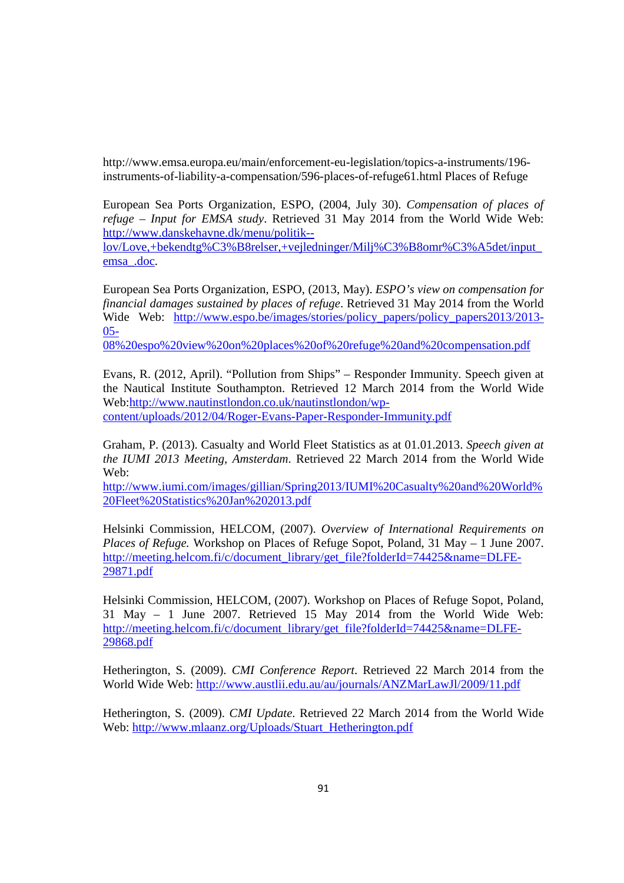http://www.emsa.europa.eu/main/enforcement-eu-legislation/topics-a-instruments/196-instruments-of-liability-a-compensation/596-places-of-refuge61.html Places of Refuge

European Sea Ports Organization, ESPO, (2004, July 30). *Compensation of places of refuge – Input for EMSA study*. Retrieved 31 May 2014 from the World Wide Web: http://www.danskehavne.dk/menu/politik--lov/Love,+bekendtg%C3%B8relser,+vejledninger/Milj%C3%B8omr%C3%A5det/input_emsa_.doc.

European Sea Ports Organization, ESPO, (2013, May). *ESPO's view on compensation for financial damages sustained by places of refuge*. Retrieved 31 May 2014 from the World Wide Web: http://www.espo.be/images/stories/policy_papers/policy_papers2013/2013-05-08%20espo%20view%20on%20places%20of%20refuge%20and%20compensation.pdf

Evans, R. (2012, April). "Pollution from Ships" – Responder Immunity. Speech given at the Nautical Institute Southampton. Retrieved 12 March 2014 from the World Wide Web:http://www.nautinstlondon.co.uk/nautinstlondon/wp-content/uploads/2012/04/Roger-Evans-Paper-Responder-Immunity.pdf

Graham, P. (2013). Casualty and World Fleet Statistics as at 01.01.2013. *Speech given at the IUMI 2013 Meeting, Amsterdam*. Retrieved 22 March 2014 from the World Wide Web: http://www.iumi.com/images/gillian/Spring2013/IUMI%20Casualty%20and%20World%20Fleet%20Statistics%20Jan%202013.pdf

Helsinki Commission, HELCOM, (2007). *Overview of International Requirements on Places of Refuge.* Workshop on Places of Refuge Sopot, Poland, 31 May – 1 June 2007. http://meeting.helcom.fi/c/document_library/get_file?folderId=74425&name=DLFE-29871.pdf

Helsinki Commission, HELCOM, (2007). Workshop on Places of Refuge Sopot, Poland, 31 May – 1 June 2007. Retrieved 15 May 2014 from the World Wide Web: http://meeting.helcom.fi/c/document_library/get_file?folderId=74425&name=DLFE-29868.pdf

Hetherington, S. (2009). *CMI Conference Report*. Retrieved 22 March 2014 from the World Wide Web: http://www.austlii.edu.au/au/journals/ANZMarLawJl/2009/11.pdf

Hetherington, S. (2009). *CMI Update*. Retrieved 22 March 2014 from the World Wide Web: http://www.mlaanz.org/Uploads/Stuart_Hetherington.pdf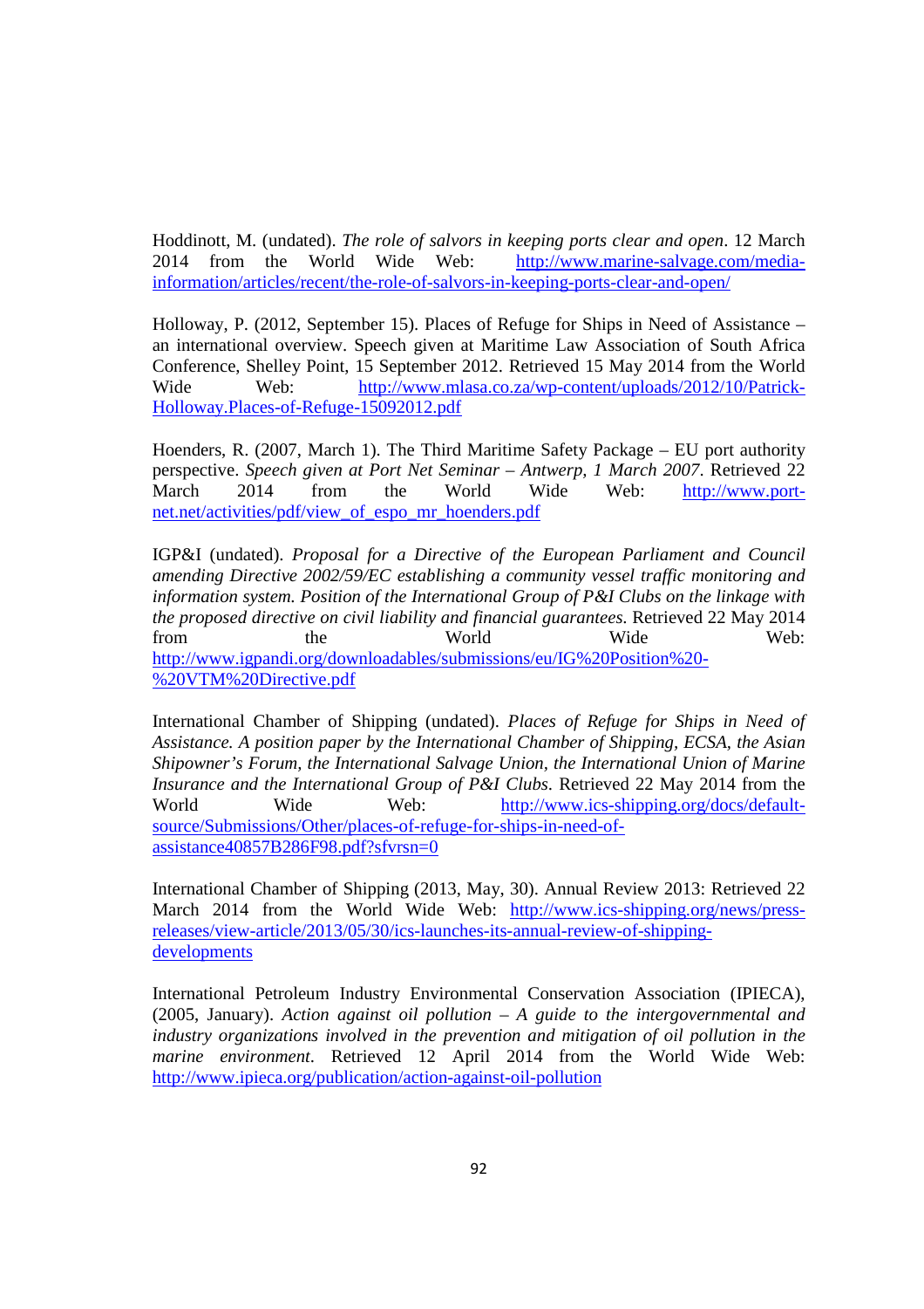Hoddinott, M. (undated). *The role of salvors in keeping ports clear and open*. 12 March 2014 from the World Wide Web: http://www.marine-salvage.com/media-information/articles/recent/the-role-of-salvors-in-keeping-ports-clear-and-open/

Holloway, P. (2012, September 15). Places of Refuge for Ships in Need of Assistance – an international overview. Speech given at Maritime Law Association of South Africa Conference, Shelley Point, 15 September 2012. Retrieved 15 May 2014 from the World Wide Web: http://www.mlasa.co.za/wp-content/uploads/2012/10/Patrick-Holloway.Places-of-Refuge-15092012.pdf

Hoenders, R. (2007, March 1). The Third Maritime Safety Package – EU port authority perspective. *Speech given at Port Net Seminar – Antwerp, 1 March 2007*. Retrieved 22 March 2014 from the World Wide Web: http://www.port-net.net/activities/pdf/view_of_espo_mr_hoenders.pdf

IGP&I (undated). *Proposal for a Directive of the European Parliament and Council amending Directive 2002/59/EC establishing a community vessel traffic monitoring and information system. Position of the International Group of P&I Clubs on the linkage with the proposed directive on civil liability and financial guarantees.* Retrieved 22 May 2014 from the World Wide Web: http://www.igpandi.org/downloadables/submissions/eu/IG%20Position%20-%20VTM%20Directive.pdf

International Chamber of Shipping (undated). *Places of Refuge for Ships in Need of Assistance. A position paper by the International Chamber of Shipping, ECSA, the Asian Shipowner's Forum, the International Salvage Union, the International Union of Marine Insurance and the International Group of P&I Clubs.* Retrieved 22 May 2014 from the World Wide Web: http://www.ics-shipping.org/docs/default-source/Submissions/Other/places-of-refuge-for-ships-in-need-of-assistance40857B286F98.pdf?sfvrsn=0

International Chamber of Shipping (2013, May, 30). Annual Review 2013: Retrieved 22 March 2014 from the World Wide Web: http://www.ics-shipping.org/news/press-releases/view-article/2013/05/30/ics-launches-its-annual-review-of-shipping-developments

International Petroleum Industry Environmental Conservation Association (IPIECA), (2005, January). *Action against oil pollution – A guide to the intergovernmental and industry organizations involved in the prevention and mitigation of oil pollution in the marine environment*. Retrieved 12 April 2014 from the World Wide Web: http://www.ipieca.org/publication/action-against-oil-pollution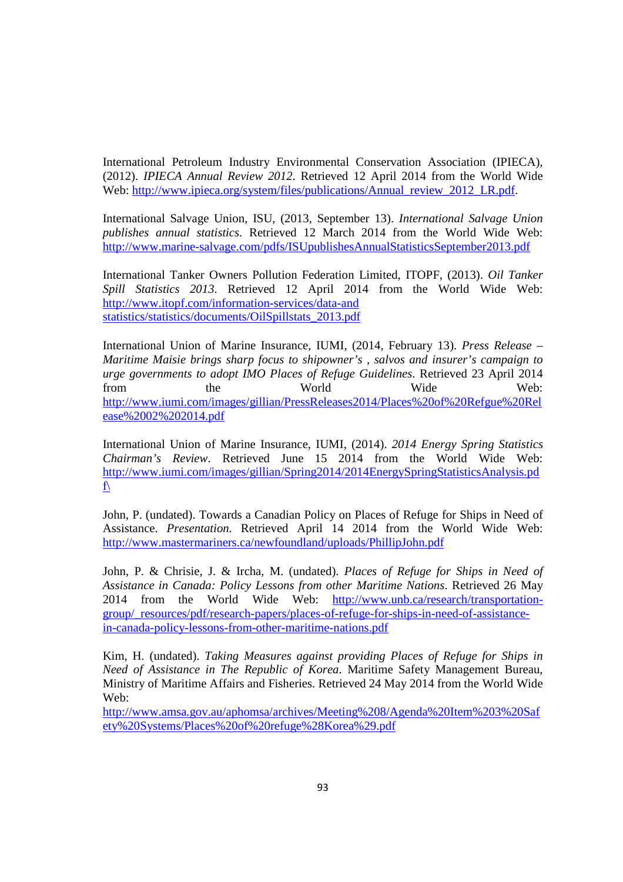International Petroleum Industry Environmental Conservation Association (IPIECA), (2012). *IPIECA Annual Review 2012*. Retrieved 12 April 2014 from the World Wide Web: http://www.ipieca.org/system/files/publications/Annual_review_2012_LR.pdf.

International Salvage Union, ISU, (2013, September 13). *International Salvage Union publishes annual statistics*. Retrieved 12 March 2014 from the World Wide Web: http://www.marine-salvage.com/pdfs/ISUpublishesAnnualStatisticsSeptember2013.pdf

International Tanker Owners Pollution Federation Limited, ITOPF, (2013). *Oil Tanker Spill Statistics 2013*. Retrieved 12 April 2014 from the World Wide Web: http://www.itopf.com/information-services/data-and statistics/statistics/documents/OilSpillstats_2013.pdf

International Union of Marine Insurance, IUMI, (2014, February 13). *Press Release – Maritime Maisie brings sharp focus to shipowner's , salvos and insurer's campaign to urge governments to adopt IMO Places of Refuge Guidelines*. Retrieved 23 April 2014 from the World Wide Web: http://www.iumi.com/images/gillian/PressReleases2014/Places%20of%20Refgue%20Release%2002%202014.pdf

International Union of Marine Insurance, IUMI, (2014). *2014 Energy Spring Statistics Chairman's Review*. Retrieved June 15 2014 from the World Wide Web: http://www.iumi.com/images/gillian/Spring2014/2014EnergySpringStatisticsAnalysis.pdf\

John, P. (undated). Towards a Canadian Policy on Places of Refuge for Ships in Need of Assistance. *Presentation.* Retrieved April 14 2014 from the World Wide Web: http://www.mastermariners.ca/newfoundland/uploads/PhillipJohn.pdf

John, P. & Chrisie, J. & Ircha, M. (undated). *Places of Refuge for Ships in Need of Assistance in Canada: Policy Lessons from other Maritime Nations*. Retrieved 26 May 2014 from the World Wide Web: http://www.unb.ca/research/transportation-group/_resources/pdf/research-papers/places-of-refuge-for-ships-in-need-of-assistance-in-canada-policy-lessons-from-other-maritime-nations.pdf

Kim, H. (undated). *Taking Measures against providing Places of Refuge for Ships in Need of Assistance in The Republic of Korea*. Maritime Safety Management Bureau, Ministry of Maritime Affairs and Fisheries. Retrieved 24 May 2014 from the World Wide Web: http://www.amsa.gov.au/aphomsa/archives/Meeting%208/Agenda%20Item%203%20Safety%20Systems/Places%20of%20refuge%28Korea%29.pdf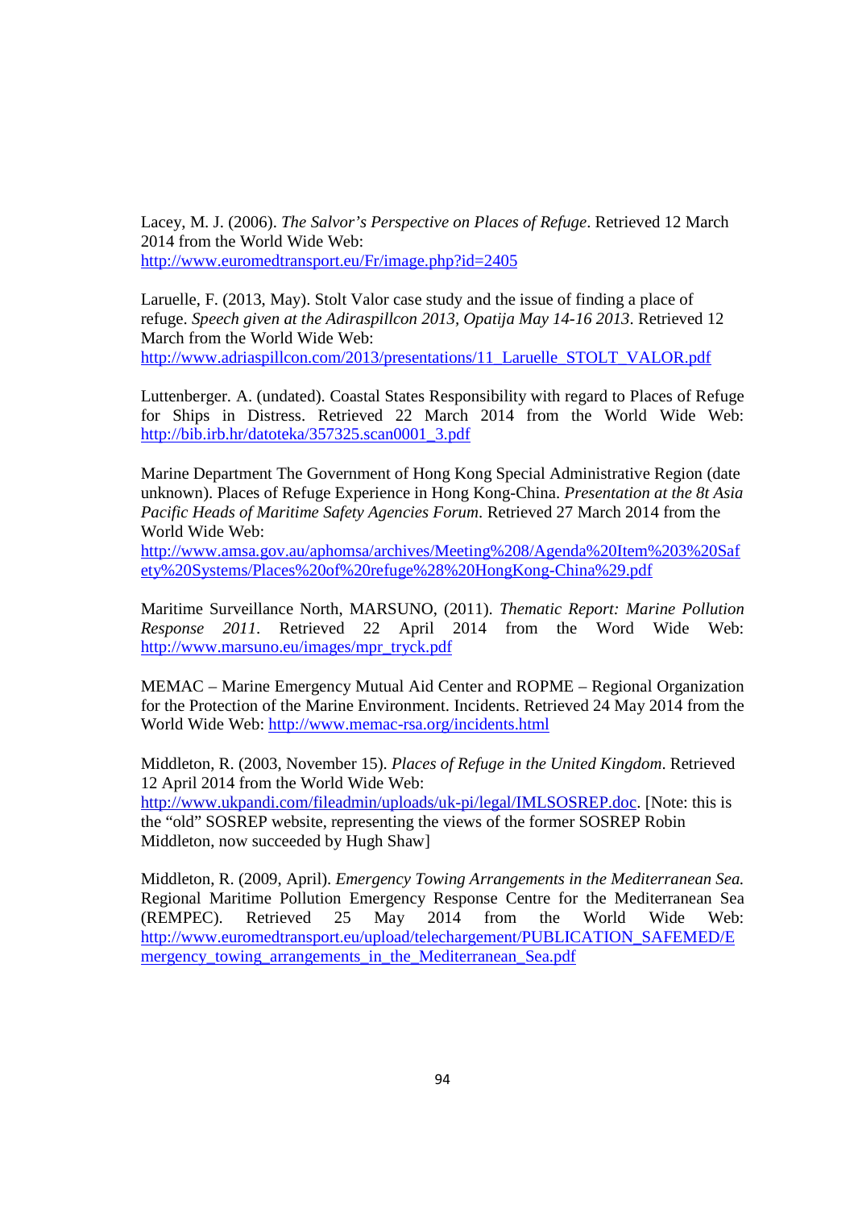Lacey, M. J. (2006). *The Salvor's Perspective on Places of Refuge*. Retrieved 12 March 2014 from the World Wide Web: http://www.euromedtransport.eu/Fr/image.php?id=2405

Laruelle, F. (2013, May). Stolt Valor case study and the issue of finding a place of refuge. *Speech given at the Adiraspillcon 2013, Opatija May 14-16 2013*. Retrieved 12 March from the World Wide Web: http://www.adriaspillcon.com/2013/presentations/11_Laruelle_STOLT_VALOR.pdf

Luttenberger. A. (undated). Coastal States Responsibility with regard to Places of Refuge for Ships in Distress. Retrieved 22 March 2014 from the World Wide Web: http://bib.irb.hr/datoteka/357325.scan0001_3.pdf

Marine Department The Government of Hong Kong Special Administrative Region (date unknown). Places of Refuge Experience in Hong Kong-China. *Presentation at the 8t Asia Pacific Heads of Maritime Safety Agencies Forum*. Retrieved 27 March 2014 from the World Wide Web: http://www.amsa.gov.au/aphomsa/archives/Meeting%208/Agenda%20Item%203%20Safety%20Systems/Places%20of%20refuge%28%20HongKong-China%29.pdf

Maritime Surveillance North, MARSUNO, (2011). *Thematic Report: Marine Pollution Response 2011*. Retrieved 22 April 2014 from the Word Wide Web: http://www.marsuno.eu/images/mpr_tryck.pdf

MEMAC – Marine Emergency Mutual Aid Center and ROPME – Regional Organization for the Protection of the Marine Environment. Incidents. Retrieved 24 May 2014 from the World Wide Web: http://www.memac-rsa.org/incidents.html

Middleton, R. (2003, November 15). *Places of Refuge in the United Kingdom*. Retrieved 12 April 2014 from the World Wide Web: http://www.ukpandi.com/fileadmin/uploads/uk-pi/legal/IMLSOSREP.doc. [Note: this is the "old" SOSREP website, representing the views of the former SOSREP Robin Middleton, now succeeded by Hugh Shaw]

Middleton, R. (2009, April). *Emergency Towing Arrangements in the Mediterranean Sea.* Regional Maritime Pollution Emergency Response Centre for the Mediterranean Sea (REMPEC). Retrieved 25 May 2014 from the World Wide Web: http://www.euromedtransport.eu/upload/telechargement/PUBLICATION_SAFEMED/Emergency_towing_arrangements_in_the_Mediterranean_Sea.pdf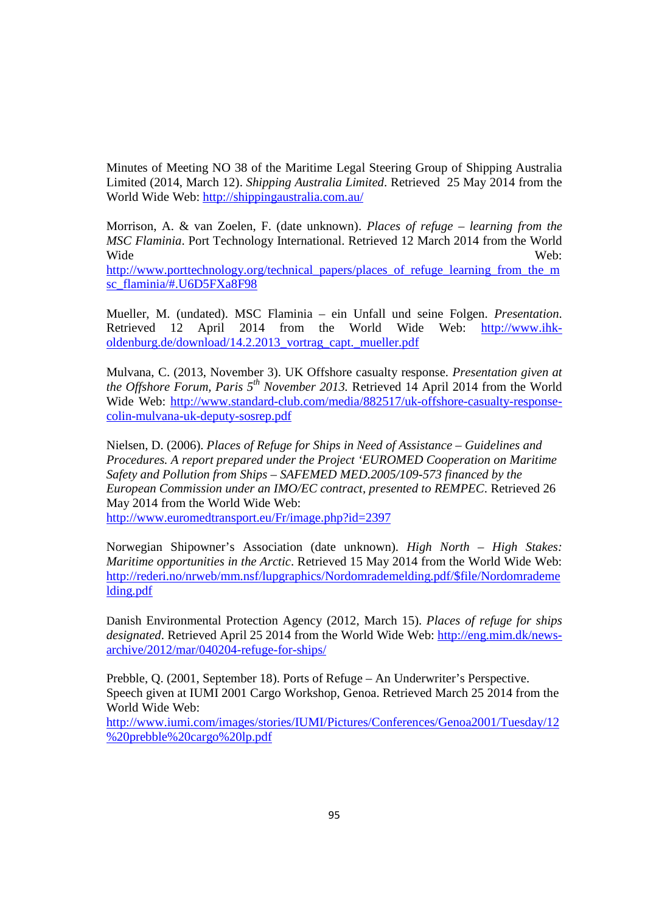Minutes of Meeting NO 38 of the Maritime Legal Steering Group of Shipping Australia Limited (2014, March 12). *Shipping Australia Limited*. Retrieved 25 May 2014 from the World Wide Web: http://shippingaustralia.com.au/

Morrison, A. & van Zoelen, F. (date unknown). *Places of refuge – learning from the MSC Flaminia*. Port Technology International. Retrieved 12 March 2014 from the World Wide Web: http://www.porttechnology.org/technical_papers/places_of_refuge_learning_from_the_msc_flaminia/#.U6D5FXa8F98

Mueller, M. (undated). MSC Flaminia – ein Unfall und seine Folgen. *Presentation*. Retrieved 12 April 2014 from the World Wide Web: http://www.ihk-oldenburg.de/download/14.2.2013_vortrag_capt._mueller.pdf

Mulvana, C. (2013, November 3). UK Offshore casualty response. *Presentation given at the Offshore Forum, Paris 5th November 2013.* Retrieved 14 April 2014 from the World Wide Web: http://www.standard-club.com/media/882517/uk-offshore-casualty-response-colin-mulvana-uk-deputy-sosrep.pdf

Nielsen, D. (2006). *Places of Refuge for Ships in Need of Assistance – Guidelines and Procedures. A report prepared under the Project 'EUROMED Cooperation on Maritime Safety and Pollution from Ships – SAFEMED MED.2005/109-573 financed by the European Commission under an IMO/EC contract, presented to REMPEC*. Retrieved 26 May 2014 from the World Wide Web: http://www.euromedtransport.eu/Fr/image.php?id=2397

Norwegian Shipowner's Association (date unknown). *High North – High Stakes: Maritime opportunities in the Arctic*. Retrieved 15 May 2014 from the World Wide Web: http://rederi.no/nrweb/mm.nsf/lupgraphics/Nordomrademelding.pdf/$file/Nordomrademelding.pdf

Danish Environmental Protection Agency (2012, March 15). *Places of refuge for ships designated*. Retrieved April 25 2014 from the World Wide Web: http://eng.mim.dk/news-archive/2012/mar/040204-refuge-for-ships/

Prebble, Q. (2001, September 18). Ports of Refuge – An Underwriter's Perspective. Speech given at IUMI 2001 Cargo Workshop, Genoa. Retrieved March 25 2014 from the World Wide Web: http://www.iumi.com/images/stories/IUMI/Pictures/Conferences/Genoa2001/Tuesday/12%20prebble%20cargo%20lp.pdf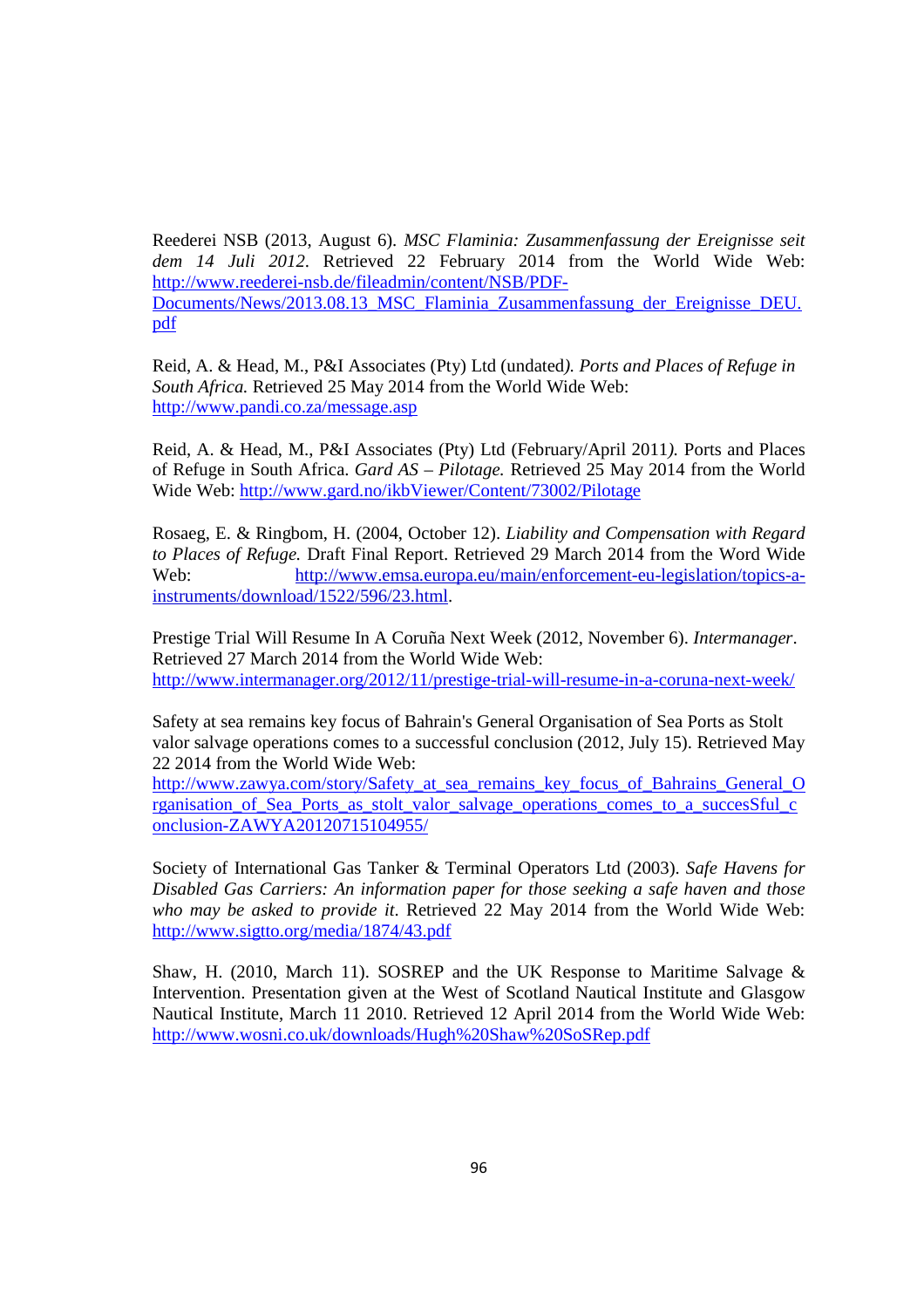Reederei NSB (2013, August 6). *MSC Flaminia: Zusammenfassung der Ereignisse seit dem 14 Juli 2012*. Retrieved 22 February 2014 from the World Wide Web: http://www.reederei-nsb.de/fileadmin/content/NSB/PDF-Documents/News/2013.08.13_MSC_Flaminia_Zusammenfassung_der_Ereignisse_DEU.pdf

Reid, A. & Head, M., P&I Associates (Pty) Ltd (undated*). Ports and Places of Refuge in South Africa.* Retrieved 25 May 2014 from the World Wide Web: http://www.pandi.co.za/message.asp

Reid, A. & Head, M., P&I Associates (Pty) Ltd (February/April 2011*).* Ports and Places of Refuge in South Africa. *Gard AS – Pilotage.* Retrieved 25 May 2014 from the World Wide Web: http://www.gard.no/ikbViewer/Content/73002/Pilotage

Rosaeg, E. & Ringbom, H. (2004, October 12). *Liability and Compensation with Regard to Places of Refuge.* Draft Final Report. Retrieved 29 March 2014 from the Word Wide Web: http://www.emsa.europa.eu/main/enforcement-eu-legislation/topics-a-instruments/download/1522/596/23.html.

Prestige Trial Will Resume In A Coruña Next Week (2012, November 6). *Intermanager*. Retrieved 27 March 2014 from the World Wide Web: http://www.intermanager.org/2012/11/prestige-trial-will-resume-in-a-coruna-next-week/

Safety at sea remains key focus of Bahrain's General Organisation of Sea Ports as Stolt valor salvage operations comes to a successful conclusion (2012, July 15). Retrieved May 22 2014 from the World Wide Web: http://www.zawya.com/story/Safety_at_sea_remains_key_focus_of_Bahrains_General_Organisation_of_Sea_Ports_as_stolt_valor_salvage_operations_comes_to_a_succesSful_conclusion-ZAWYA20120715104955/

Society of International Gas Tanker & Terminal Operators Ltd (2003). *Safe Havens for Disabled Gas Carriers: An information paper for those seeking a safe haven and those who may be asked to provide it*. Retrieved 22 May 2014 from the World Wide Web: http://www.sigtto.org/media/1874/43.pdf

Shaw, H. (2010, March 11). SOSREP and the UK Response to Maritime Salvage & Intervention. Presentation given at the West of Scotland Nautical Institute and Glasgow Nautical Institute, March 11 2010. Retrieved 12 April 2014 from the World Wide Web: http://www.wosni.co.uk/downloads/Hugh%20Shaw%20SoSRep.pdf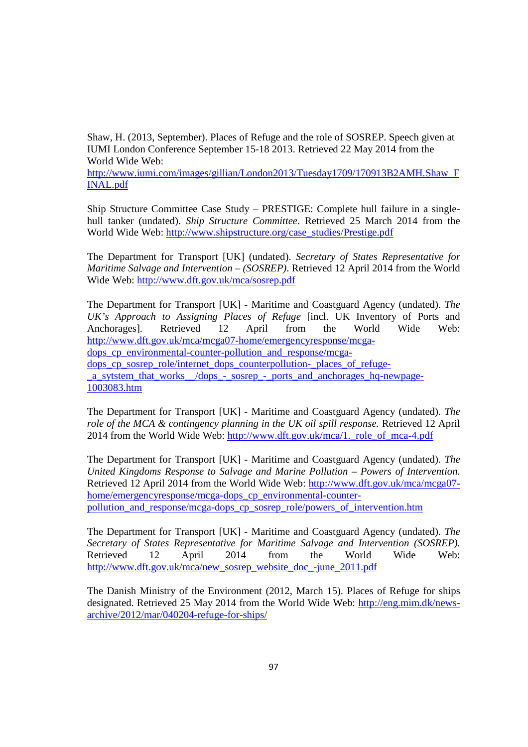Shaw, H. (2013, September). Places of Refuge and the role of SOSREP. Speech given at IUMI London Conference September 15-18 2013. Retrieved 22 May 2014 from the World Wide Web: http://www.iumi.com/images/gillian/London2013/Tuesday1709/170913B2AMH.Shaw_FINAL.pdf

Ship Structure Committee Case Study – PRESTIGE: Complete hull failure in a single-hull tanker (undated). *Ship Structure Committee*. Retrieved 25 March 2014 from the World Wide Web: http://www.shipstructure.org/case_studies/Prestige.pdf

The Department for Transport [UK] (undated). *Secretary of States Representative for Maritime Salvage and Intervention – (SOSREP)*. Retrieved 12 April 2014 from the World Wide Web: http://www.dft.gov.uk/mca/sosrep.pdf

The Department for Transport [UK] - Maritime and Coastguard Agency (undated). *The UK's Approach to Assigning Places of Refuge* [incl. UK Inventory of Ports and Anchorages]. Retrieved 12 April from the World Wide Web: http://www.dft.gov.uk/mca/mcga07-home/emergencyresponse/mcga-dops_cp_environmental-counter-pollution_and_response/mcga-dops_cp_sosrep_role/internet_dops_counterpollution-_places_of_refuge-_a_sytstem_that_works__/dops_-_sosrep_-_ports_and_anchorages_hq-newpage-1003083.htm

The Department for Transport [UK] - Maritime and Coastguard Agency (undated). *The role of the MCA & contingency planning in the UK oil spill response.* Retrieved 12 April 2014 from the World Wide Web: http://www.dft.gov.uk/mca/1._role_of_mca-4.pdf

The Department for Transport [UK] - Maritime and Coastguard Agency (undated). *The United Kingdoms Response to Salvage and Marine Pollution – Powers of Intervention.* Retrieved 12 April 2014 from the World Wide Web: http://www.dft.gov.uk/mca/mcga07-home/emergencyresponse/mcga-dops_cp_environmental-counter-pollution_and_response/mcga-dops_cp_sosrep_role/powers_of_intervention.htm

The Department for Transport [UK] - Maritime and Coastguard Agency (undated). *The Secretary of States Representative for Maritime Salvage and Intervention (SOSREP).* Retrieved 12 April 2014 from the World Wide Web: http://www.dft.gov.uk/mca/new_sosrep_website_doc_-june_2011.pdf

The Danish Ministry of the Environment (2012, March 15). Places of Refuge for ships designated. Retrieved 25 May 2014 from the World Wide Web: http://eng.mim.dk/news-archive/2012/mar/040204-refuge-for-ships/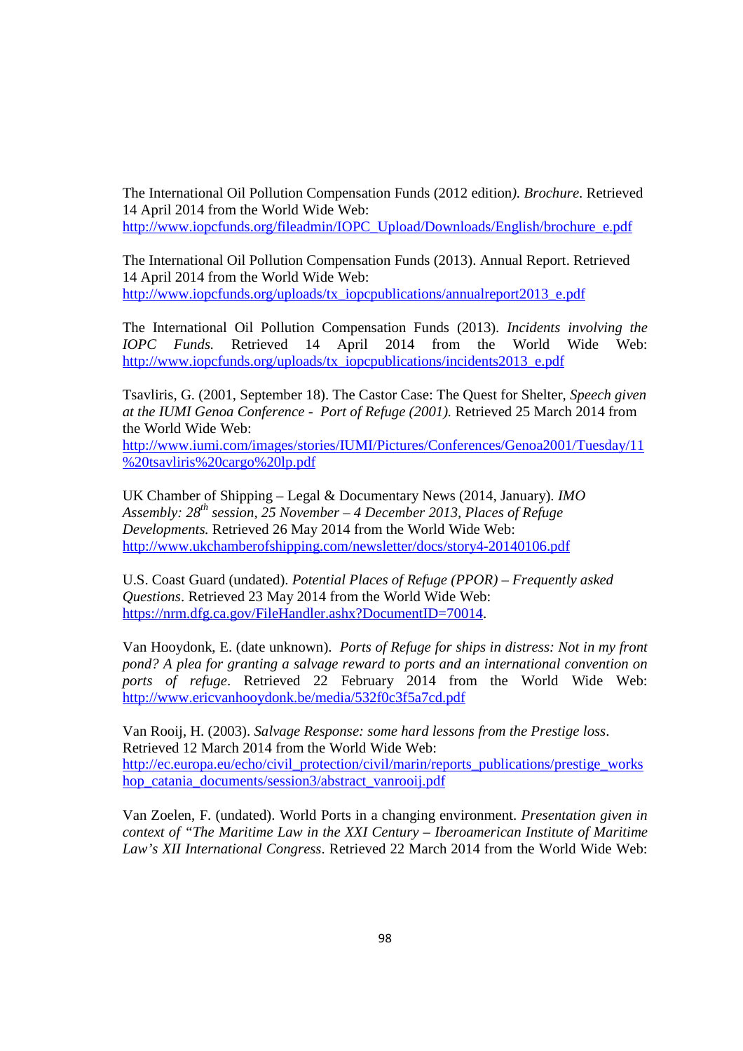The International Oil Pollution Compensation Funds (2012 edition*). Brochure*. Retrieved 14 April 2014 from the World Wide Web: http://www.iopcfunds.org/fileadmin/IOPC_Upload/Downloads/English/brochure_e.pdf

The International Oil Pollution Compensation Funds (2013). Annual Report. Retrieved 14 April 2014 from the World Wide Web: http://www.iopcfunds.org/uploads/tx_iopcpublications/annualreport2013_e.pdf

The International Oil Pollution Compensation Funds (2013). *Incidents involving the IOPC Funds.* Retrieved 14 April 2014 from the World Wide Web: http://www.iopcfunds.org/uploads/tx_iopcpublications/incidents2013_e.pdf

Tsavliris, G. (2001, September 18). The Castor Case: The Quest for Shelter, *Speech given at the IUMI Genoa Conference - Port of Refuge (2001).* Retrieved 25 March 2014 from the World Wide Web: http://www.iumi.com/images/stories/IUMI/Pictures/Conferences/Genoa2001/Tuesday/11%20tsavliris%20cargo%20lp.pdf

UK Chamber of Shipping – Legal & Documentary News (2014, January). *IMO Assembly: 28th session, 25 November – 4 December 2013, Places of Refuge Developments.* Retrieved 26 May 2014 from the World Wide Web: http://www.ukchamberofshipping.com/newsletter/docs/story4-20140106.pdf

U.S. Coast Guard (undated). *Potential Places of Refuge (PPOR) – Frequently asked Questions*. Retrieved 23 May 2014 from the World Wide Web: https://nrm.dfg.ca.gov/FileHandler.ashx?DocumentID=70014.

Van Hooydonk, E. (date unknown). *Ports of Refuge for ships in distress: Not in my front pond? A plea for granting a salvage reward to ports and an international convention on ports of refuge*. Retrieved 22 February 2014 from the World Wide Web: http://www.ericvanhooydonk.be/media/532f0c3f5a7cd.pdf

Van Rooij, H. (2003). *Salvage Response: some hard lessons from the Prestige loss*. Retrieved 12 March 2014 from the World Wide Web: http://ec.europa.eu/echo/civil_protection/civil/marin/reports_publications/prestige_workshop_catania_documents/session3/abstract_vanrooij.pdf

Van Zoelen, F. (undated). World Ports in a changing environment. *Presentation given in context of "The Maritime Law in the XXI Century – Iberoamerican Institute of Maritime Law's XII International Congress*. Retrieved 22 March 2014 from the World Wide Web: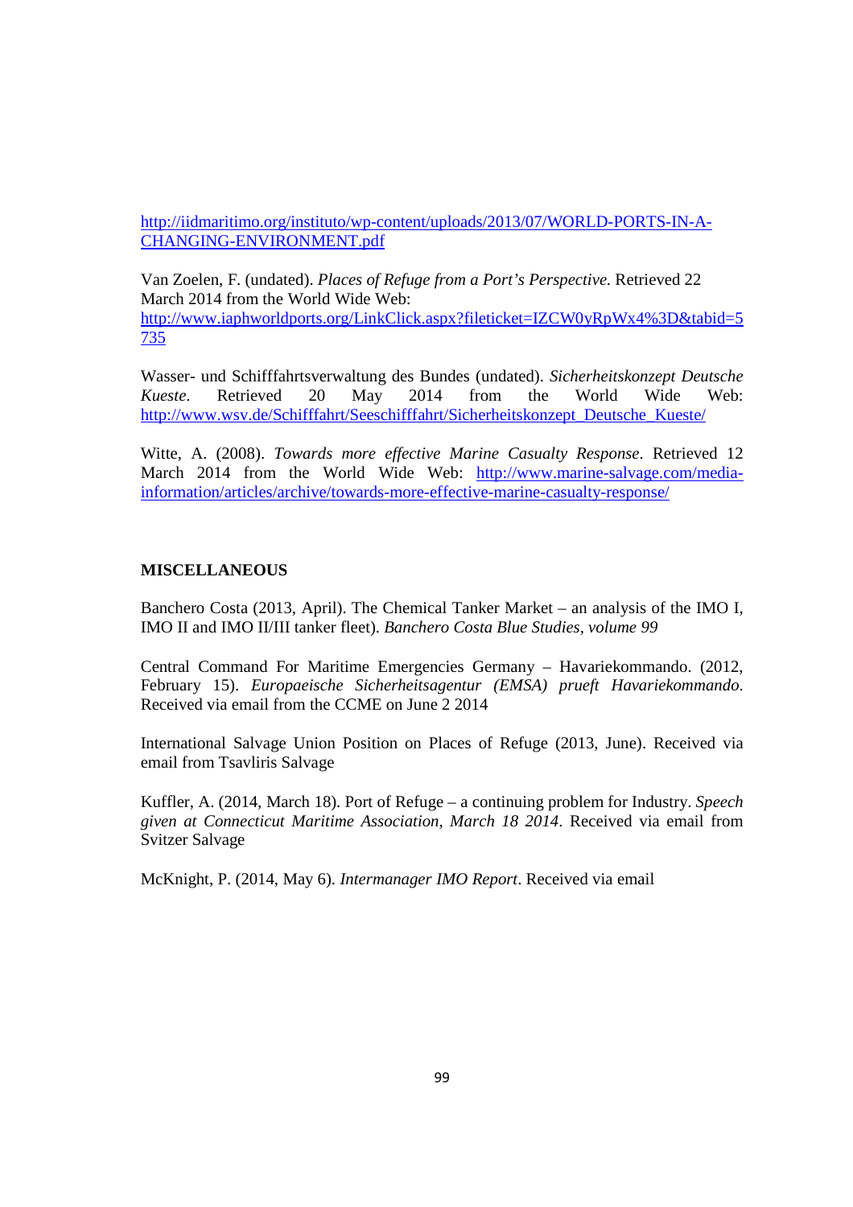http://iidmaritimo.org/instituto/wp-content/uploads/2013/07/WORLD-PORTS-IN-A-CHANGING-ENVIRONMENT.pdf

Van Zoelen, F. (undated). *Places of Refuge from a Port's Perspective.* Retrieved 22 March 2014 from the World Wide Web: http://www.iaphworldports.org/LinkClick.aspx?fileticket=IZCW0yRpWx4%3D&tabid=5735

Wasser- und Schifffahrtsverwaltung des Bundes (undated). *Sicherheitskonzept Deutsche Kueste*. Retrieved 20 May 2014 from the World Wide Web: http://www.wsv.de/Schifffahrt/Seeschifffahrt/Sicherheitskonzept_Deutsche_Kueste/

Witte, A. (2008). *Towards more effective Marine Casualty Response*. Retrieved 12 March 2014 from the World Wide Web: http://www.marine-salvage.com/media-information/articles/archive/towards-more-effective-marine-casualty-response/

**MISCELLANEOUS**

Banchero Costa (2013, April). The Chemical Tanker Market – an analysis of the IMO I, IMO II and IMO II/III tanker fleet). *Banchero Costa Blue Studies, volume 99*

Central Command For Maritime Emergencies Germany – Havariekommando. (2012, February 15). *Europaeische Sicherheitsagentur (EMSA) prueft Havariekommando*. Received via email from the CCME on June 2 2014

International Salvage Union Position on Places of Refuge (2013, June). Received via email from Tsavliris Salvage

Kuffler, A. (2014, March 18). Port of Refuge – a continuing problem for Industry. *Speech given at Connecticut Maritime Association, March 18 2014*. Received via email from Svitzer Salvage

McKnight, P. (2014, May 6). *Intermanager IMO Report*. Received via email